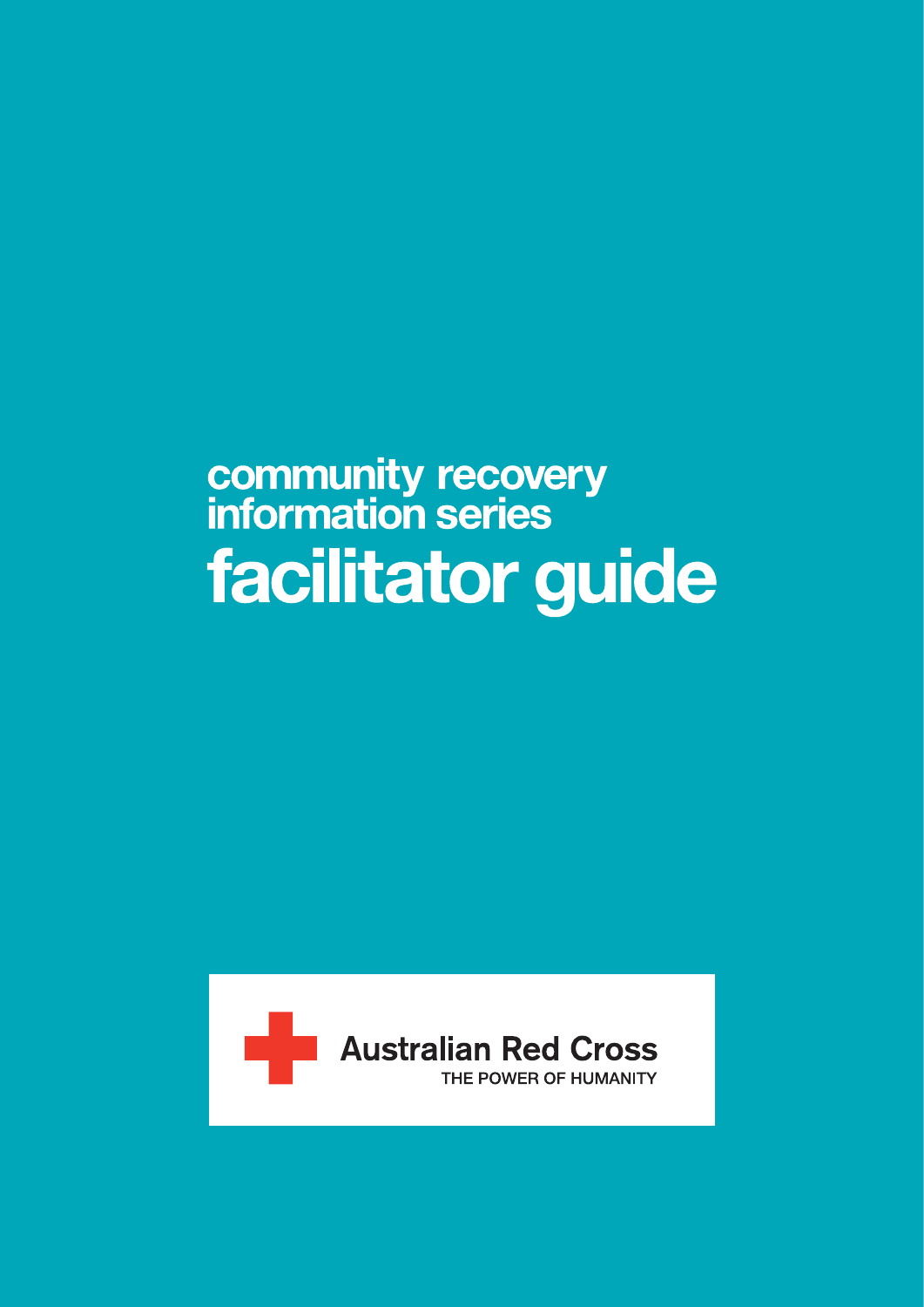# community recovery information series

# facilitator guide

Australian Red Cross

THE POWER OF HUMANITY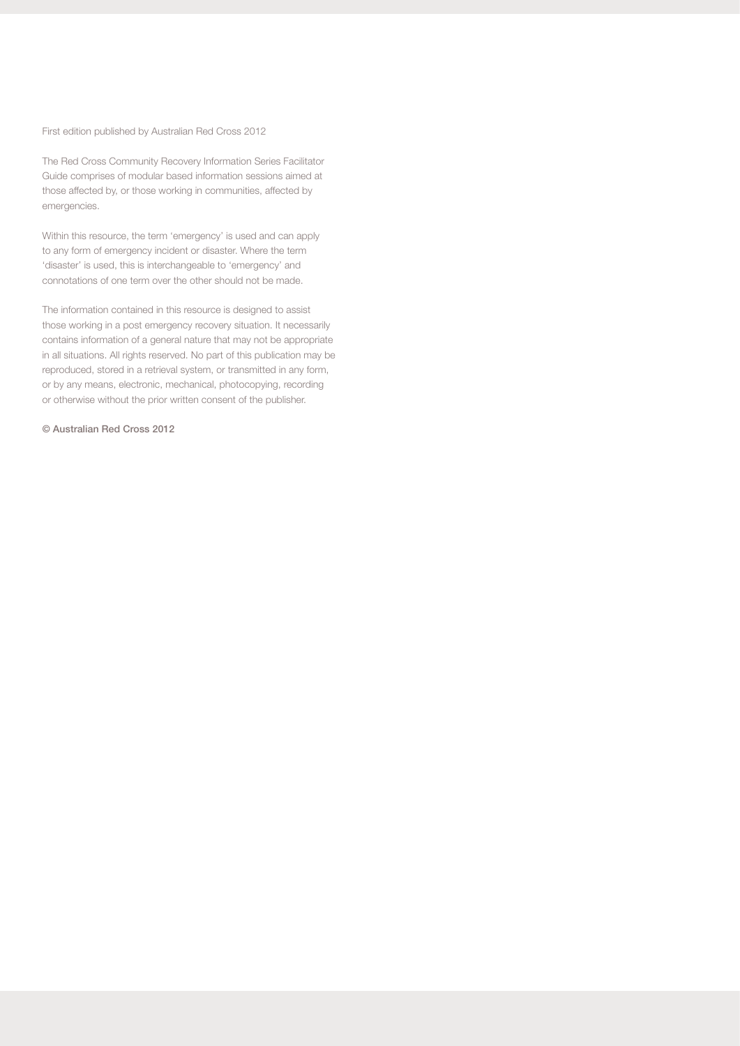First edition published by Australian Red Cross 2012

The Red Cross Community Recovery Information Series Facilitator Guide comprises of modular based information sessions aimed at those affected by, or those working in communities, affected by emergencies.

Within this resource, the term 'emergency' is used and can apply to any form of emergency incident or disaster. Where the term 'disaster' is used, this is interchangeable to 'emergency' and connotations of one term over the other should not be made.

The information contained in this resource is designed to assist those working in a post emergency recovery situation. It necessarily contains information of a general nature that may not be appropriate in all situations. All rights reserved. No part of this publication may be reproduced, stored in a retrieval system, or transmitted in any form, or by any means, electronic, mechanical, photocopying, recording or otherwise without the prior written consent of the publisher.

© Australian Red Cross 2012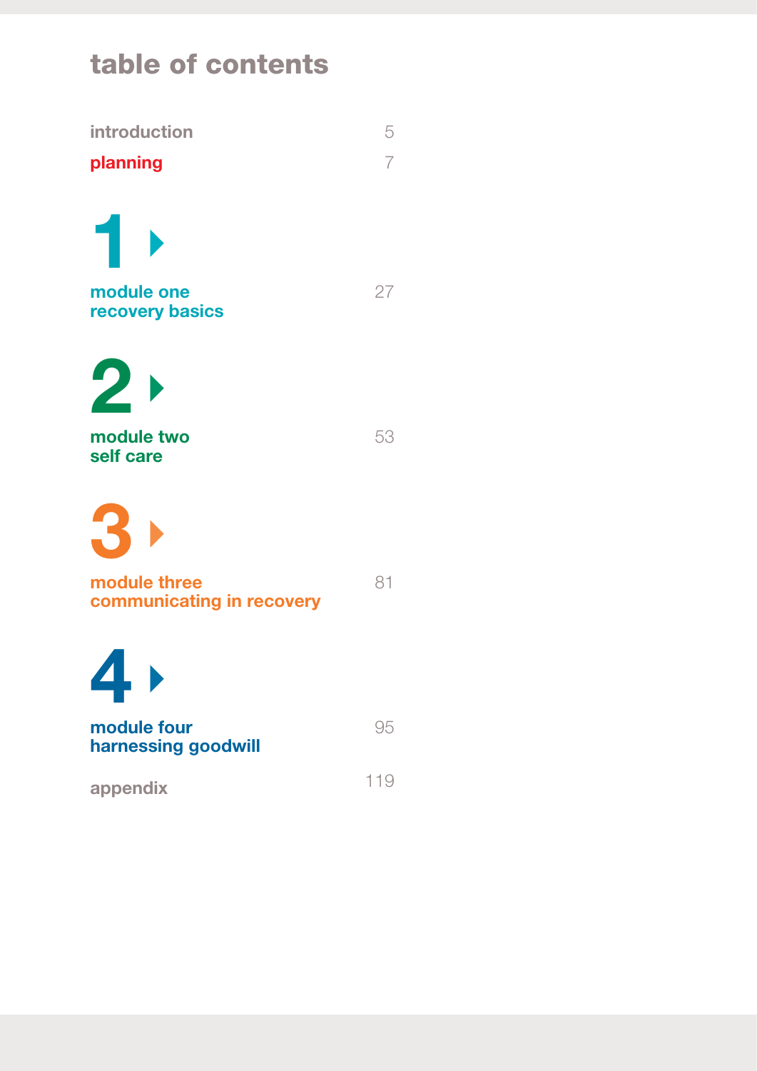# table of contents

| | |
|---|---|
| introduction | 5 |
| planning | 7 |
| **1** module one recovery basics | 27 |
| **2** module two self care | 53 |
| **3** module three communicating in recovery | 81 |
| **4** module four harnessing goodwill | 95 |
| appendix | 119 |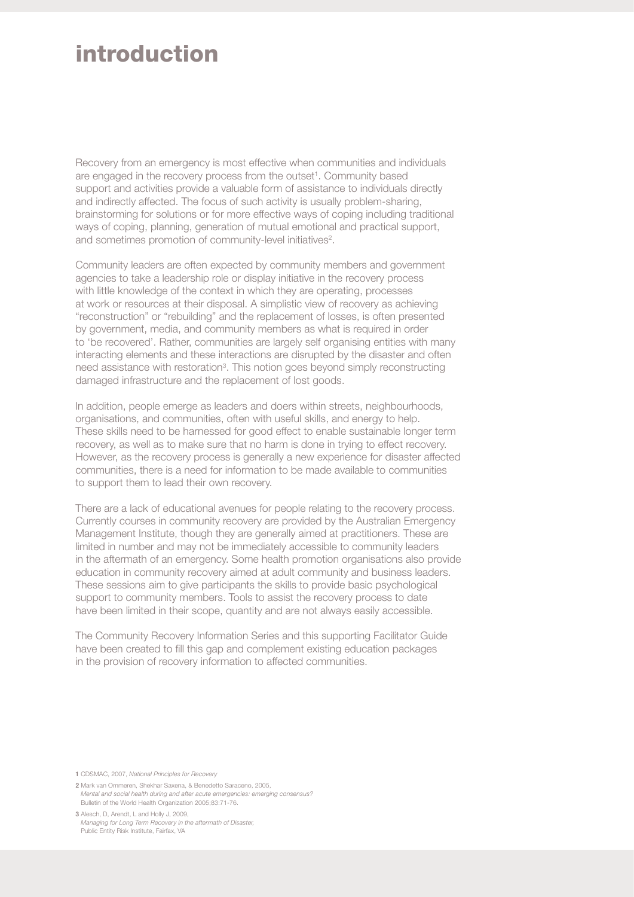# introduction

Recovery from an emergency is most effective when communities and individuals are engaged in the recovery process from the outset[1]. Community based support and activities provide a valuable form of assistance to individuals directly and indirectly affected. The focus of such activity is usually problem-sharing, brainstorming for solutions or for more effective ways of coping including traditional ways of coping, planning, generation of mutual emotional and practical support, and sometimes promotion of community-level initiatives[2].

Community leaders are often expected by community members and government agencies to take a leadership role or display initiative in the recovery process with little knowledge of the context in which they are operating, processes at work or resources at their disposal. A simplistic view of recovery as achieving "reconstruction" or "rebuilding" and the replacement of losses, is often presented by government, media, and community members as what is required in order to 'be recovered'. Rather, communities are largely self organising entities with many interacting elements and these interactions are disrupted by the disaster and often need assistance with restoration[3]. This notion goes beyond simply reconstructing damaged infrastructure and the replacement of lost goods.

In addition, people emerge as leaders and doers within streets, neighbourhoods, organisations, and communities, often with useful skills, and energy to help. These skills need to be harnessed for good effect to enable sustainable longer term recovery, as well as to make sure that no harm is done in trying to effect recovery. However, as the recovery process is generally a new experience for disaster affected communities, there is a need for information to be made available to communities to support them to lead their own recovery.

There are a lack of educational avenues for people relating to the recovery process. Currently courses in community recovery are provided by the Australian Emergency Management Institute, though they are generally aimed at practitioners. These are limited in number and may not be immediately accessible to community leaders in the aftermath of an emergency. Some health promotion organisations also provide education in community recovery aimed at adult community and business leaders. These sessions aim to give participants the skills to provide basic psychological support to community members. Tools to assist the recovery process to date have been limited in their scope, quantity and are not always easily accessible.

The Community Recovery Information Series and this supporting Facilitator Guide have been created to fill this gap and complement existing education packages in the provision of recovery information to affected communities.

1 CDSMAC, 2007, *National Principles for Recovery*

2 Mark van Ommeren, Shekhar Saxena, & Benedetto Saraceno, 2005, *Mental and social health during and after acute emergencies: emerging consensus?* Bulletin of the World Health Organization 2005;83:71-76.

3 Alesch, D, Arendt, L and Holly J, 2009, *Managing for Long Term Recovery in the aftermath of Disaster,* Public Entity Risk Institute, Fairfax, VA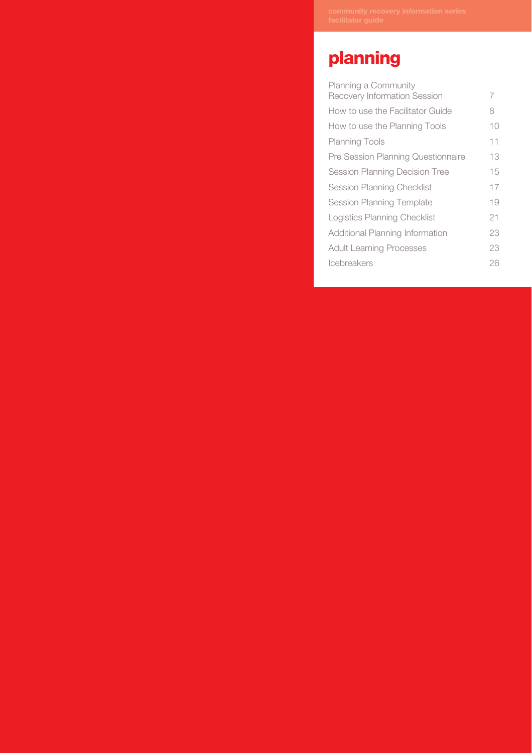# planning

| | |
|---|---|
| Planning a Community Recovery Information Session | 7 |
| How to use the Facilitator Guide | 8 |
| How to use the Planning Tools | 10 |
| Planning Tools | 11 |
| Pre Session Planning Questionnaire | 13 |
| Session Planning Decision Tree | 15 |
| Session Planning Checklist | 17 |
| Session Planning Template | 19 |
| Logistics Planning Checklist | 21 |
| Additional Planning Information | 23 |
| Adult Learning Processes | 23 |
| Icebreakers | 26 |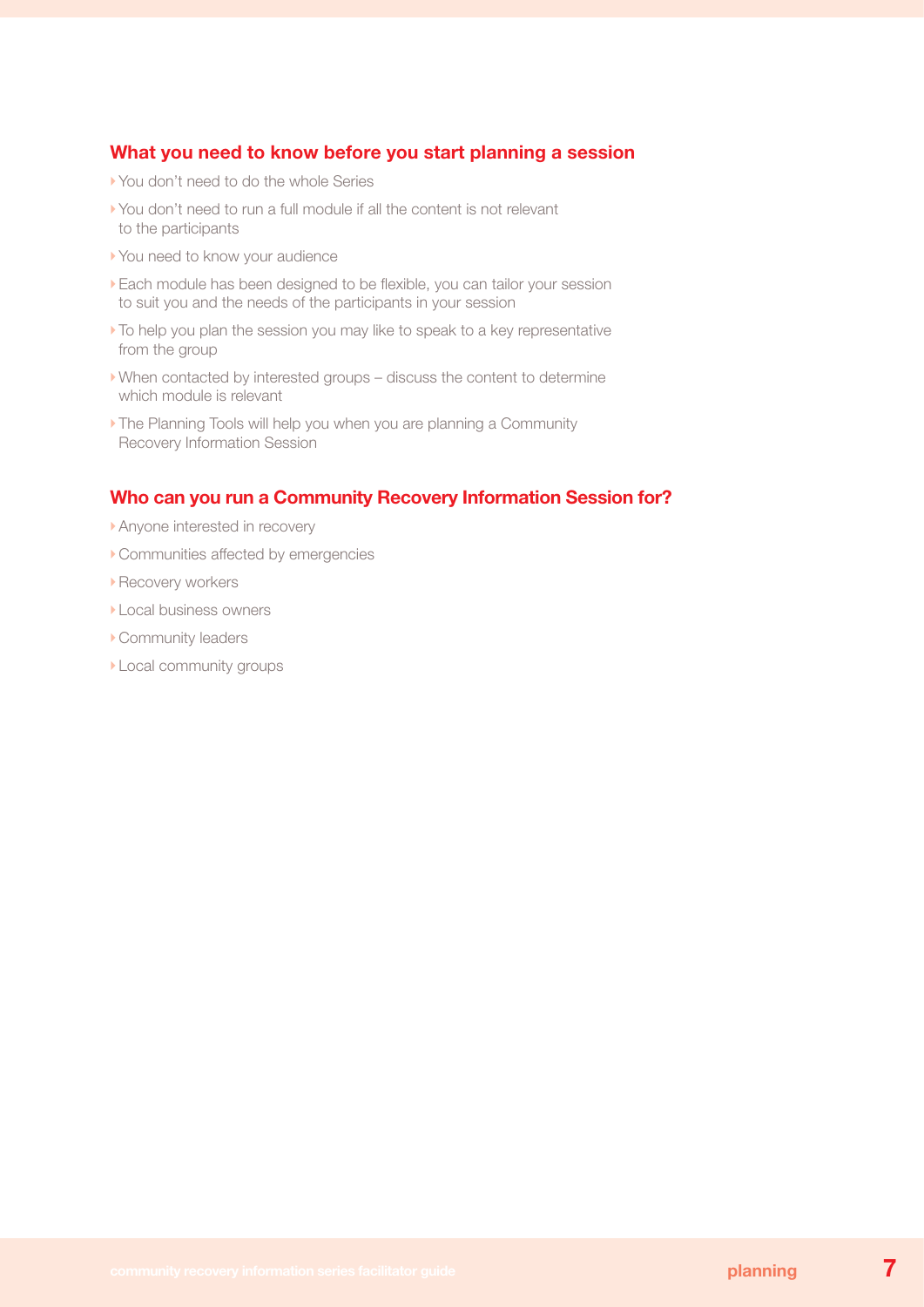## What you need to know before you start planning a session

- You don't need to do the whole Series
- You don't need to run a full module if all the content is not relevant to the participants
- You need to know your audience
- Each module has been designed to be flexible, you can tailor your session to suit you and the needs of the participants in your session
- To help you plan the session you may like to speak to a key representative from the group
- When contacted by interested groups – discuss the content to determine which module is relevant
- The Planning Tools will help you when you are planning a Community Recovery Information Session

## Who can you run a Community Recovery Information Session for?

- Anyone interested in recovery
- Communities affected by emergencies
- Recovery workers
- Local business owners
- Community leaders
- Local community groups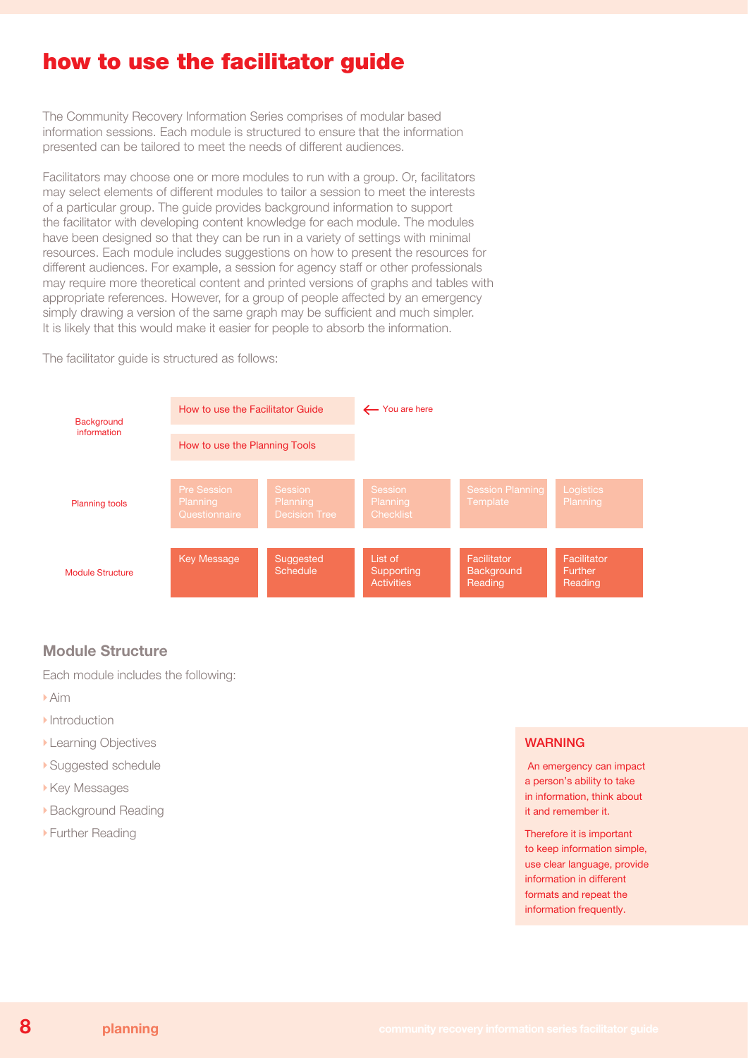# how to use the facilitator guide

The Community Recovery Information Series comprises of modular based information sessions. Each module is structured to ensure that the information presented can be tailored to meet the needs of different audiences.

Facilitators may choose one or more modules to run with a group. Or, facilitators may select elements of different modules to tailor a session to meet the interests of a particular group. The guide provides background information to support the facilitator with developing content knowledge for each module. The modules have been designed so that they can be run in a variety of settings with minimal resources. Each module includes suggestions on how to present the resources for different audiences. For example, a session for agency staff or other professionals may require more theoretical content and printed versions of graphs and tables with appropriate references. However, for a group of people affected by an emergency simply drawing a version of the same graph may be sufficient and much simpler. It is likely that this would make it easier for people to absorb the information.

The facilitator guide is structured as follows:

| | | | | | |
|---|---|---|---|---|---|
| Background information | How to use the Facilitator Guide ← You are here | | | | |
| | How to use the Planning Tools | | | | |
| Planning tools | Pre Session Planning Questionnaire | Session Planning Decision Tree | Session Planning Checklist | Session Planning Template | Logistics Planning |
| Module Structure | Key Message | Suggested Schedule | List of Supporting Activities | Facilitator Background Reading | Facilitator Further Reading |

## Module Structure

Each module includes the following:

- Aim
- Introduction
- Learning Objectives
- Suggested schedule
- Key Messages
- Background Reading
- Further Reading

**WARNING**

An emergency can impact a person's ability to take in information, think about it and remember it.

Therefore it is important to keep information simple, use clear language, provide information in different formats and repeat the information frequently.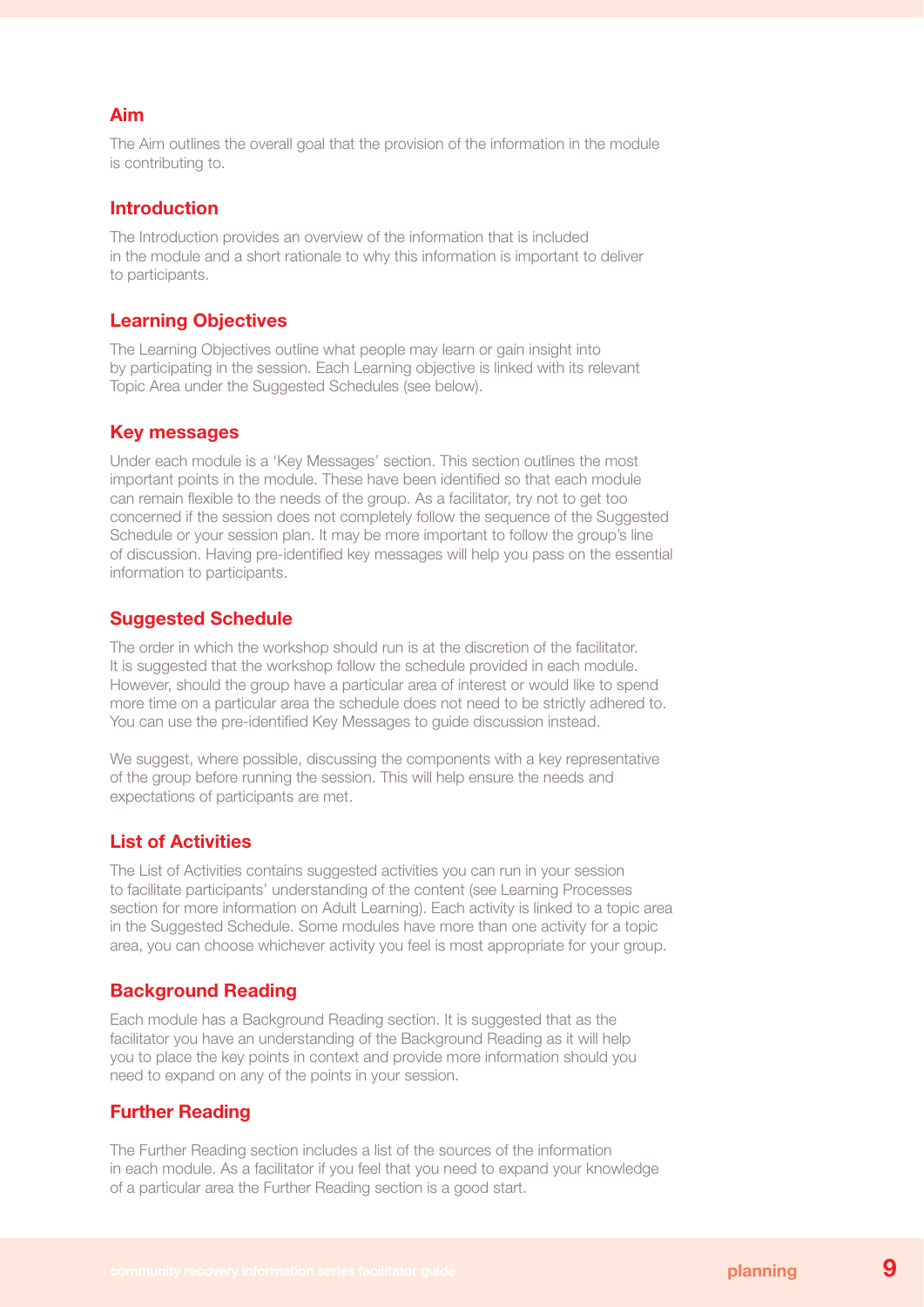## Aim

The Aim outlines the overall goal that the provision of the information in the module is contributing to.

## Introduction

The Introduction provides an overview of the information that is included in the module and a short rationale to why this information is important to deliver to participants.

## Learning Objectives

The Learning Objectives outline what people may learn or gain insight into by participating in the session. Each Learning objective is linked with its relevant Topic Area under the Suggested Schedules (see below).

## Key messages

Under each module is a 'Key Messages' section. This section outlines the most important points in the module. These have been identified so that each module can remain flexible to the needs of the group. As a facilitator, try not to get too concerned if the session does not completely follow the sequence of the Suggested Schedule or your session plan. It may be more important to follow the group's line of discussion. Having pre-identified key messages will help you pass on the essential information to participants.

## Suggested Schedule

The order in which the workshop should run is at the discretion of the facilitator. It is suggested that the workshop follow the schedule provided in each module. However, should the group have a particular area of interest or would like to spend more time on a particular area the schedule does not need to be strictly adhered to. You can use the pre-identified Key Messages to guide discussion instead.

We suggest, where possible, discussing the components with a key representative of the group before running the session. This will help ensure the needs and expectations of participants are met.

## List of Activities

The List of Activities contains suggested activities you can run in your session to facilitate participants' understanding of the content (see Learning Processes section for more information on Adult Learning). Each activity is linked to a topic area in the Suggested Schedule. Some modules have more than one activity for a topic area, you can choose whichever activity you feel is most appropriate for your group.

## Background Reading

Each module has a Background Reading section. It is suggested that as the facilitator you have an understanding of the Background Reading as it will help you to place the key points in context and provide more information should you need to expand on any of the points in your session.

## Further Reading

The Further Reading section includes a list of the sources of the information in each module. As a facilitator if you feel that you need to expand your knowledge of a particular area the Further Reading section is a good start.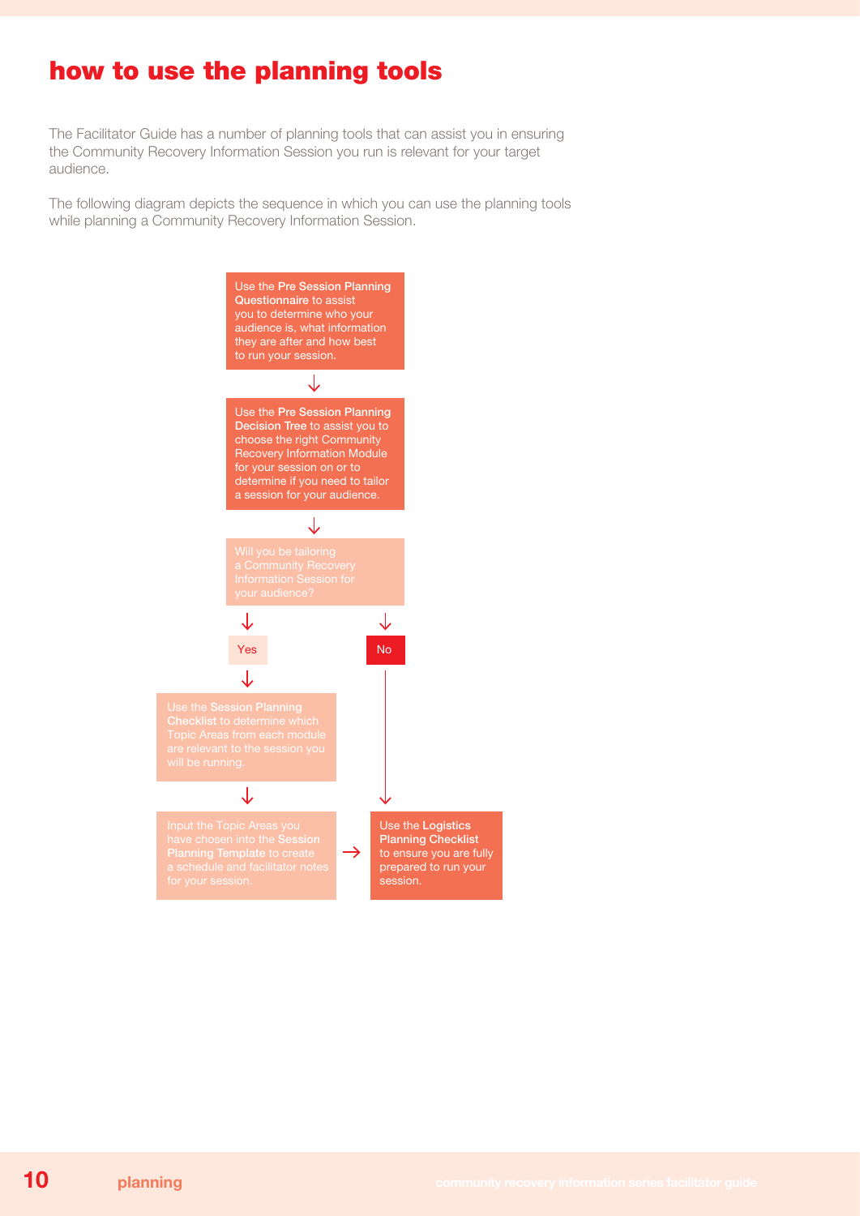# how to use the planning tools

The Facilitator Guide has a number of planning tools that can assist you in ensuring the Community Recovery Information Session you run is relevant for your target audience.

The following diagram depicts the sequence in which you can use the planning tools while planning a Community Recovery Information Session.

Use the **Pre Session Planning Questionnaire** to assist you to determine who your audience is, what information they are after and how best to run your session.

↓

Use the **Pre Session Planning Decision Tree** to assist you to choose the right Community Recovery Information Module for your session on or to determine if you need to tailor a session for your audience.

↓

Will you be tailoring a Community Recovery Information Session for your audience?

↓

**Yes**

↓

Use the **Session Planning Checklist** to determine which Topic Areas from each module are relevant to the session you will be running.

↓

Input the Topic Areas you have chosen into the **Session Planning Template** to create a schedule and facilitator notes for your session.

→

Use the **Logistics Planning Checklist** to ensure you are fully prepared to run your session.

**No**

↓

Use the **Logistics Planning Checklist** to ensure you are fully prepared to run your session.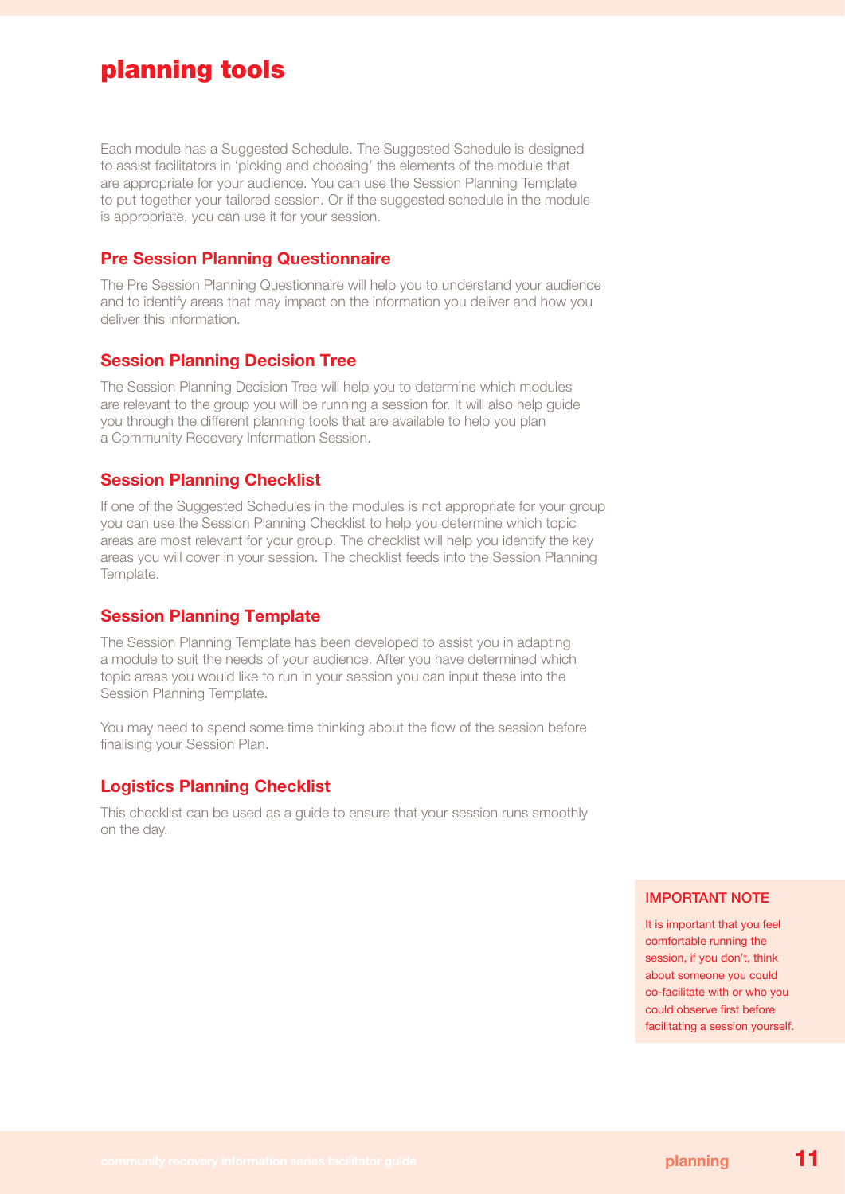# planning tools

Each module has a Suggested Schedule. The Suggested Schedule is designed to assist facilitators in 'picking and choosing' the elements of the module that are appropriate for your audience. You can use the Session Planning Template to put together your tailored session. Or if the suggested schedule in the module is appropriate, you can use it for your session.

## Pre Session Planning Questionnaire

The Pre Session Planning Questionnaire will help you to understand your audience and to identify areas that may impact on the information you deliver and how you deliver this information.

## Session Planning Decision Tree

The Session Planning Decision Tree will help you to determine which modules are relevant to the group you will be running a session for. It will also help guide you through the different planning tools that are available to help you plan a Community Recovery Information Session.

## Session Planning Checklist

If one of the Suggested Schedules in the modules is not appropriate for your group you can use the Session Planning Checklist to help you determine which topic areas are most relevant for your group. The checklist will help you identify the key areas you will cover in your session. The checklist feeds into the Session Planning Template.

## Session Planning Template

The Session Planning Template has been developed to assist you in adapting a module to suit the needs of your audience. After you have determined which topic areas you would like to run in your session you can input these into the Session Planning Template.

You may need to spend some time thinking about the flow of the session before finalising your Session Plan.

## Logistics Planning Checklist

This checklist can be used as a guide to ensure that your session runs smoothly on the day.

**IMPORTANT NOTE**

It is important that you feel comfortable running the session, if you don't, think about someone you could co-facilitate with or who you could observe first before facilitating a session yourself.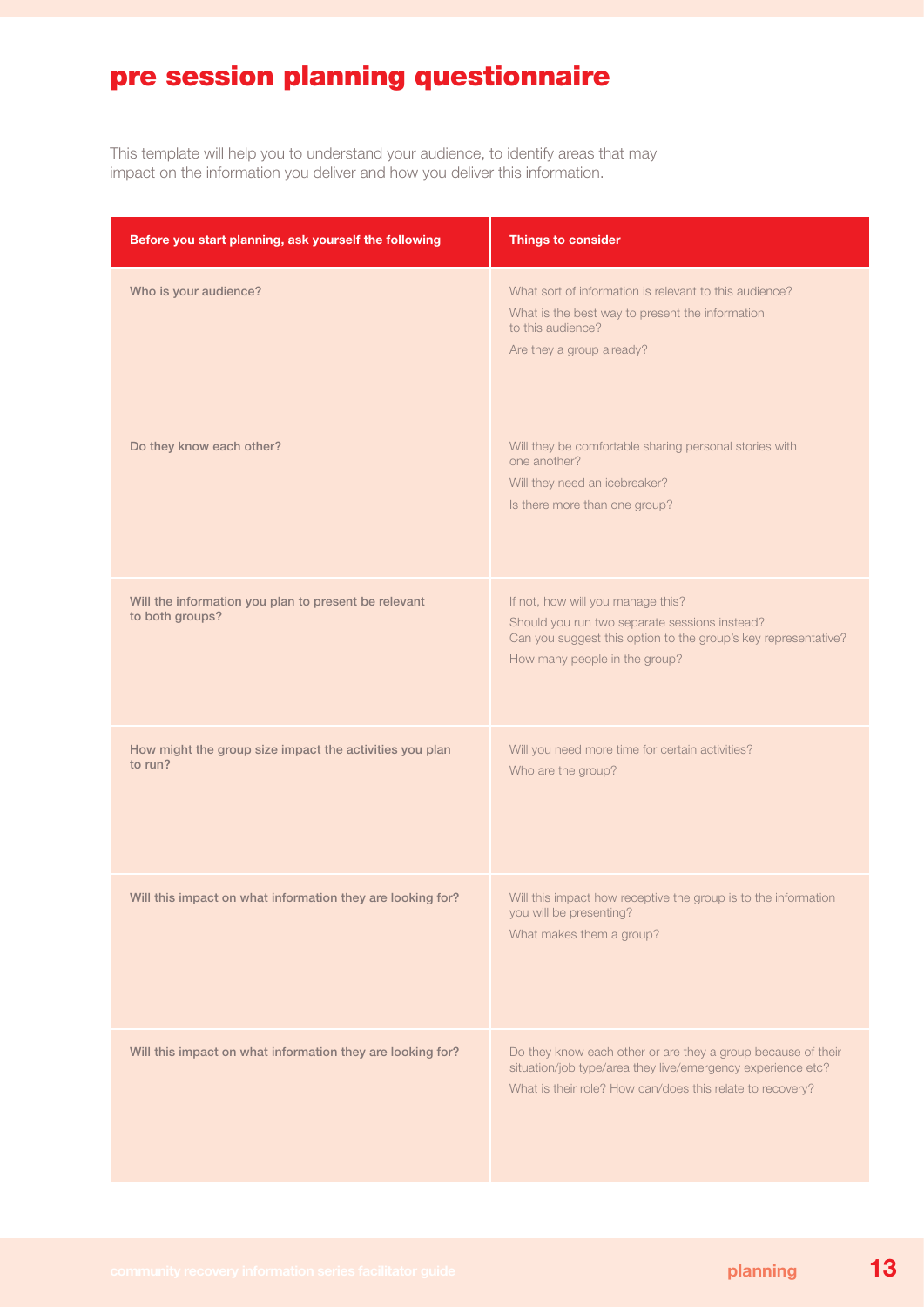# pre session planning questionnaire

This template will help you to understand your audience, to identify areas that may impact on the information you deliver and how you deliver this information.

| Before you start planning, ask yourself the following | Things to consider |
| --- | --- |
| **Who is your audience?** | What sort of information is relevant to this audience?<br>What is the best way to present the information to this audience?<br>Are they a group already? |
| **Do they know each other?** | Will they be comfortable sharing personal stories with one another?<br>Will they need an icebreaker?<br>Is there more than one group? |
| **Will the information you plan to present be relevant to both groups?** | If not, how will you manage this?<br>Should you run two separate sessions instead?<br>Can you suggest this option to the group's key representative?<br>How many people in the group? |
| **How might the group size impact the activities you plan to run?** | Will you need more time for certain activities?<br>Who are the group? |
| **Will this impact on what information they are looking for?** | Will this impact how receptive the group is to the information you will be presenting?<br>What makes them a group? |
| **Will this impact on what information they are looking for?** | Do they know each other or are they a group because of their situation/job type/area they live/emergency experience etc?<br>What is their role? How can/does this relate to recovery? |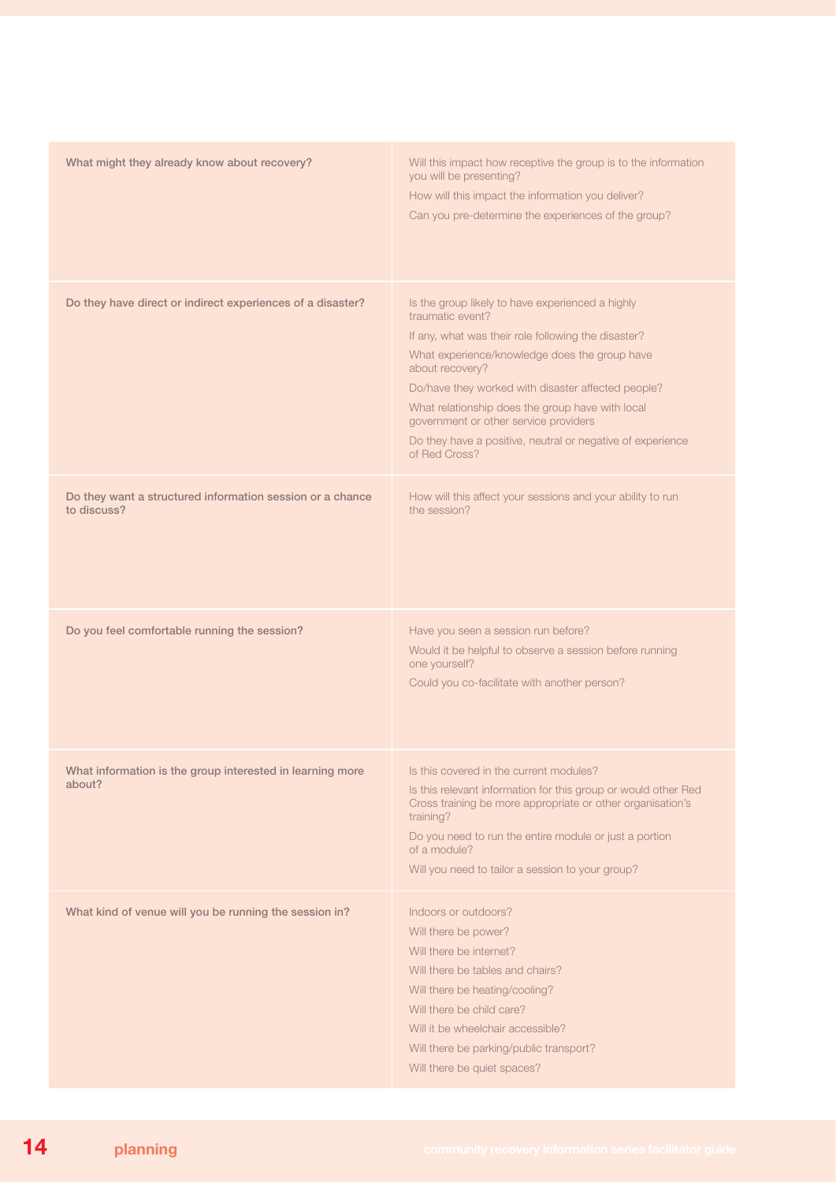| | |
|---|---|
| **What might they already know about recovery?** | Will this impact how receptive the group is to the information you will be presenting?<br>How will this impact the information you deliver?<br>Can you pre-determine the experiences of the group? |
| **Do they have direct or indirect experiences of a disaster?** | Is the group likely to have experienced a highly traumatic event?<br>If any, what was their role following the disaster?<br>What experience/knowledge does the group have about recovery?<br>Do/have they worked with disaster affected people?<br>What relationship does the group have with local government or other service providers<br>Do they have a positive, neutral or negative of experience of Red Cross? |
| **Do they want a structured information session or a chance to discuss?** | How will this affect your sessions and your ability to run the session? |
| **Do you feel comfortable running the session?** | Have you seen a session run before?<br>Would it be helpful to observe a session before running one yourself?<br>Could you co-facilitate with another person? |
| **What information is the group interested in learning more about?** | Is this covered in the current modules?<br>Is this relevant information for this group or would other Red Cross training be more appropriate or other organisation's training?<br>Do you need to run the entire module or just a portion of a module?<br>Will you need to tailor a session to your group? |
| **What kind of venue will you be running the session in?** | Indoors or outdoors?<br>Will there be power?<br>Will there be internet?<br>Will there be tables and chairs?<br>Will there be heating/cooling?<br>Will there be child care?<br>Will it be wheelchair accessible?<br>Will there be parking/public transport?<br>Will there be quiet spaces? |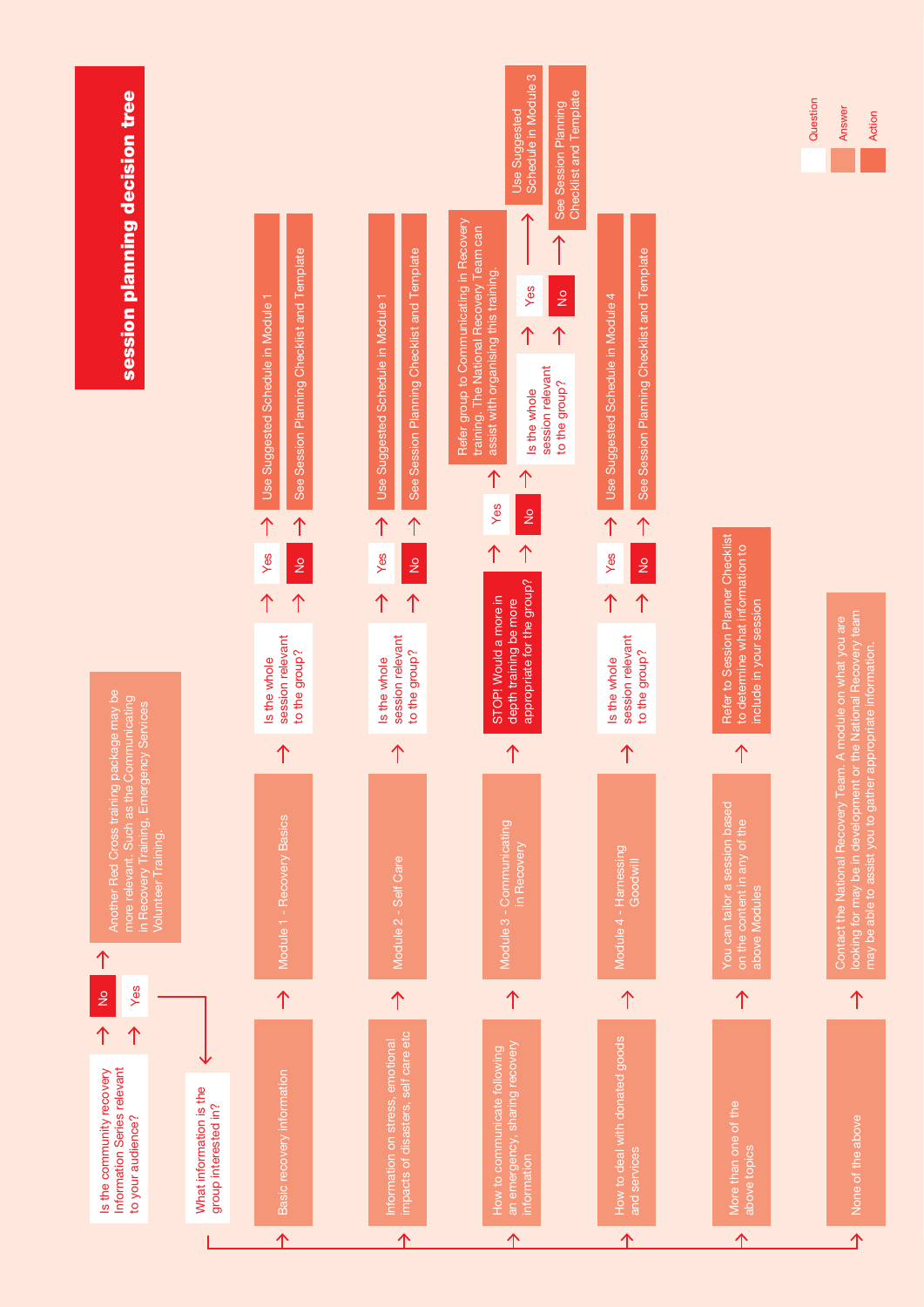# session planning decision tree

Legend: Question / Answer / Action

**Is the community recovery Information Series relevant to your audience?**

- **No** → Another Red Cross training package may be more relevant. Such as the Communicating in Recovery Training, Emergency Services Volunteer Training.
- **Yes** → **What information is the group interested in?**

**Basic recovery information** → Module 1 - Recovery Basics → **Is the whole session relevant to the group?**
- Yes → Use Suggested Schedule in Module 1
- No → See Session Planning Checklist and Template

**Information on stress, emotional impacts of disasters, self care etc** → Module 2 - Self Care → **Is the whole session relevant to the group?**
- Yes → Use Suggested Schedule in Module 1
- No → See Session Planning Checklist and Template

**How to communicate following an emergency, sharing recovery information** → Module 3 - Communicating in Recovery → **STOP! Would a more in depth training be more appropriate for the group?**
- Yes → Refer group to Communicating in Recovery training. The National Recovery Team can assist with organising this training.
- No → **Is the whole session relevant to the group?**
  - Yes → Use Suggested Schedule in Module 3
  - No → See Session Planning Checklist and Template

**How to deal with donated goods and services** → Module 4 - Harnessing Goodwill → **Is the whole session relevant to the group?**
- Yes → Use Suggested Schedule in Module 4
- No → See Session Planning Checklist and Template

**More than one of the above topics** → You can tailor a session based on the content in any of the above Modules → Refer to Session Planner Checklist to determine what information to include in your session

**None of the above** → Contact the National Recovery Team. A module on what you are looking for may be in development or the National Recovery team may be able to assist you to gather appropriate information.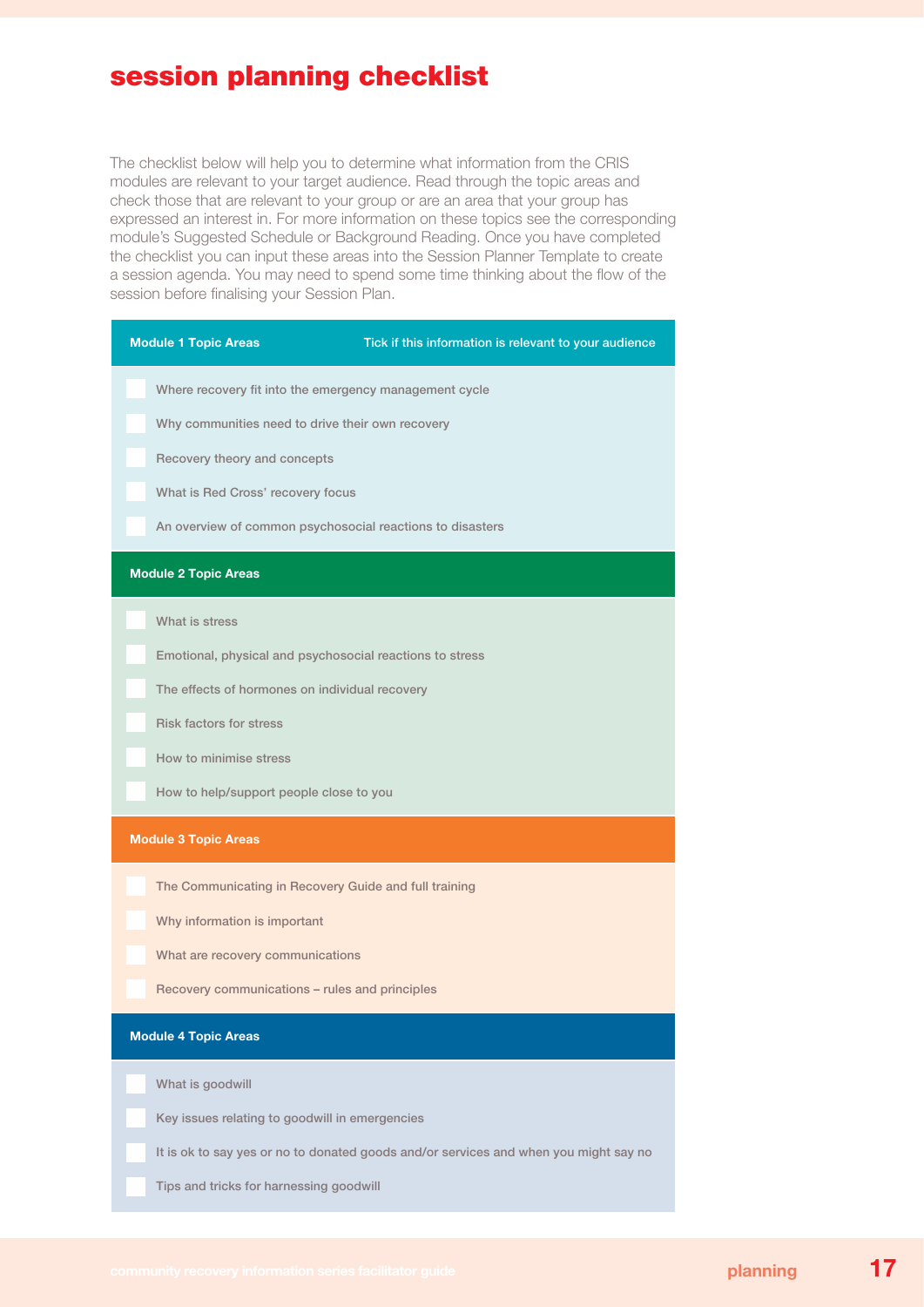# session planning checklist

The checklist below will help you to determine what information from the CRIS modules are relevant to your target audience. Read through the topic areas and check those that are relevant to your group or are an area that your group has expressed an interest in. For more information on these topics see the corresponding module's Suggested Schedule or Background Reading. Once you have completed the checklist you can input these areas into the Session Planner Template to create a session agenda. You may need to spend some time thinking about the flow of the session before finalising your Session Plan.

| Module 1 Topic Areas | Tick if this information is relevant to your audience |
|---|---|
| Where recovery fit into the emergency management cycle | ☐ |
| Why communities need to drive their own recovery | ☐ |
| Recovery theory and concepts | ☐ |
| What is Red Cross' recovery focus | ☐ |
| An overview of common psychosocial reactions to disasters | ☐ |
| **Module 2 Topic Areas** | |
| What is stress | ☐ |
| Emotional, physical and psychosocial reactions to stress | ☐ |
| The effects of hormones on individual recovery | ☐ |
| Risk factors for stress | ☐ |
| How to minimise stress | ☐ |
| How to help/support people close to you | ☐ |
| **Module 3 Topic Areas** | |
| The Communicating in Recovery Guide and full training | ☐ |
| Why information is important | ☐ |
| What are recovery communications | ☐ |
| Recovery communications – rules and principles | ☐ |
| **Module 4 Topic Areas** | |
| What is goodwill | ☐ |
| Key issues relating to goodwill in emergencies | ☐ |
| It is ok to say yes or no to donated goods and/or services and when you might say no | ☐ |
| Tips and tricks for harnessing goodwill | ☐ |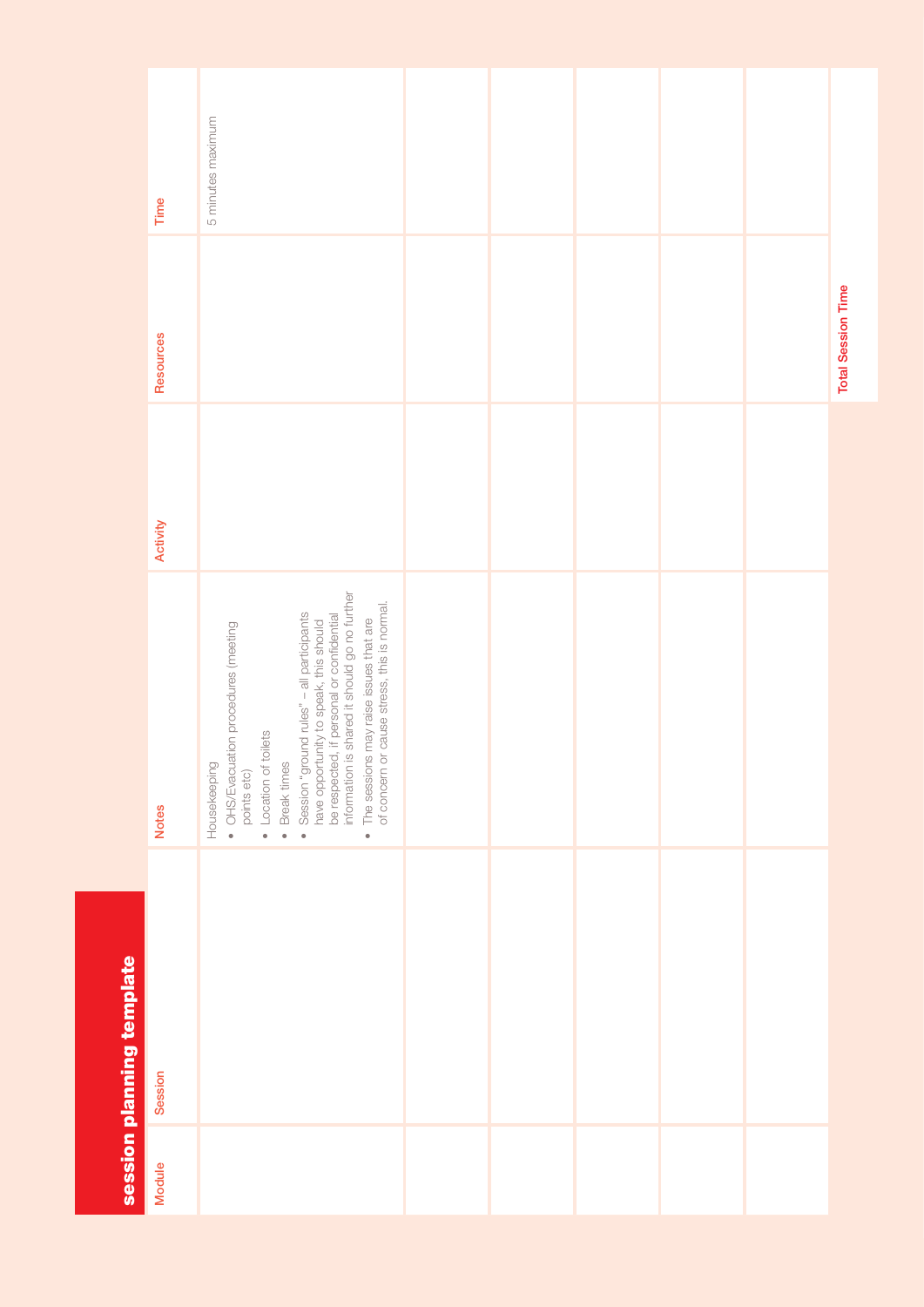# session planning template

| Module | Session | Notes | Activity | Resources | Time |
|---|---|---|---|---|---|
| | | Housekeeping<br>• OHS/Evacuation procedures (meeting points etc)<br>• Location of toilets<br>• Break times<br>• Session "ground rules" – all participants have opportunity to speak, this should be respected, if personal or confidential information is shared it should go no further<br>• The sessions may raise issues that are of concern or cause stress, this is normal. | | | 5 minutes maximum |
| | | | | | |
| | | | | | |
| | | | | | |
| | | | | | |
| | | | | | |
| | | | | **Total Session Time** | |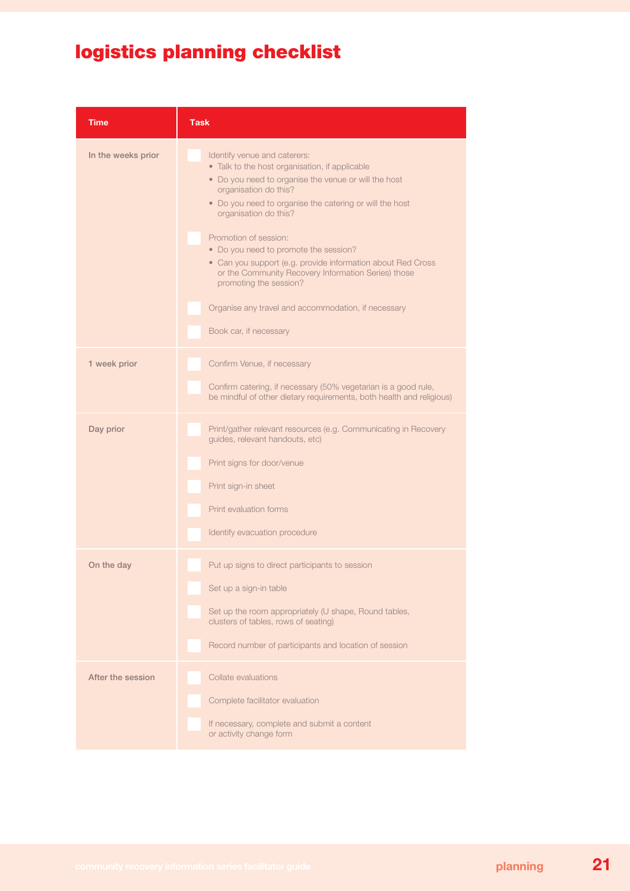# logistics planning checklist

| Time | Task |
|---|---|
| In the weeks prior | ☐ Identify venue and caterers:<br>• Talk to the host organisation, if applicable<br>• Do you need to organise the venue or will the host organisation do this?<br>• Do you need to organise the catering or will the host organisation do this?<br><br>☐ Promotion of session:<br>• Do you need to promote the session?<br>• Can you support (e.g. provide information about Red Cross or the Community Recovery Information Series) those promoting the session?<br><br>☐ Organise any travel and accommodation, if necessary<br><br>☐ Book car, if necessary |
| 1 week prior | ☐ Confirm Venue, if necessary<br><br>☐ Confirm catering, if necessary (50% vegetarian is a good rule, be mindful of other dietary requirements, both health and religious) |
| Day prior | ☐ Print/gather relevant resources (e.g. Communicating in Recovery guides, relevant handouts, etc)<br><br>☐ Print signs for door/venue<br><br>☐ Print sign-in sheet<br><br>☐ Print evaluation forms<br><br>☐ Identify evacuation procedure |
| On the day | ☐ Put up signs to direct participants to session<br><br>☐ Set up a sign-in table<br><br>☐ Set up the room appropriately (U shape, Round tables, clusters of tables, rows of seating)<br><br>☐ Record number of participants and location of session |
| After the session | ☐ Collate evaluations<br><br>☐ Complete facilitator evaluation<br><br>☐ If necessary, complete and submit a content or activity change form |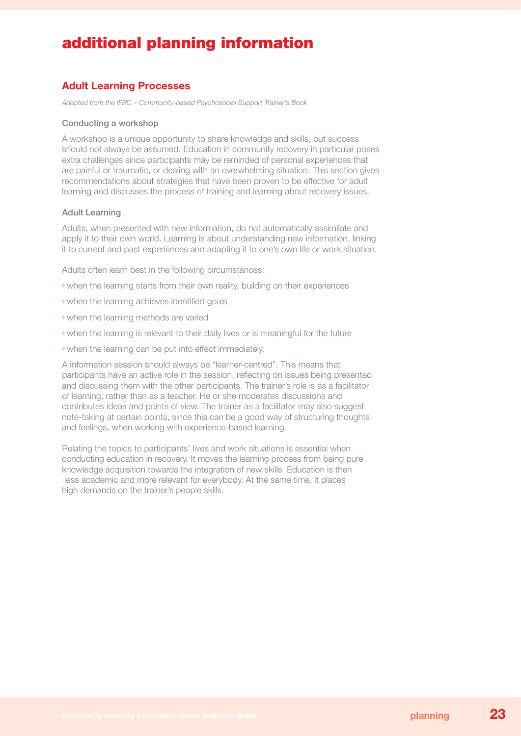# additional planning information

## Adult Learning Processes

*Adapted from the IFRC – Community-based Psychosocial Support Trainer's Book*

### Conducting a workshop

A workshop is a unique opportunity to share knowledge and skills, but success should not always be assumed. Education in community recovery in particular poses extra challenges since participants may be reminded of personal experiences that are painful or traumatic, or dealing with an overwhelming situation. This section gives recommendations about strategies that have been proven to be effective for adult learning and discusses the process of training and learning about recovery issues.

### Adult Learning

Adults, when presented with new information, do not automatically assimilate and apply it to their own world. Learning is about understanding new information, linking it to current and past experiences and adapting it to one's own life or work situation.

Adults often learn best in the following circumstances:

- when the learning starts from their own reality, building on their experiences
- when the learning achieves identified goals
- when the learning methods are varied
- when the learning is relevant to their daily lives or is meaningful for the future
- when the learning can be put into effect immediately.

A information session should always be "learner-centred". This means that participants have an active role in the session, reflecting on issues being presented and discussing them with the other participants. The trainer's role is as a facilitator of learning, rather than as a teacher. He or she moderates discussions and contributes ideas and points of view. The trainer as a facilitator may also suggest note-taking at certain points, since this can be a good way of structuring thoughts and feelings, when working with experience-based learning.

Relating the topics to participants' lives and work situations is essential when conducting education in recovery. It moves the learning process from being pure knowledge acquisition towards the integration of new skills. Education is then less academic and more relevant for everybody. At the same time, it places high demands on the trainer's people skills.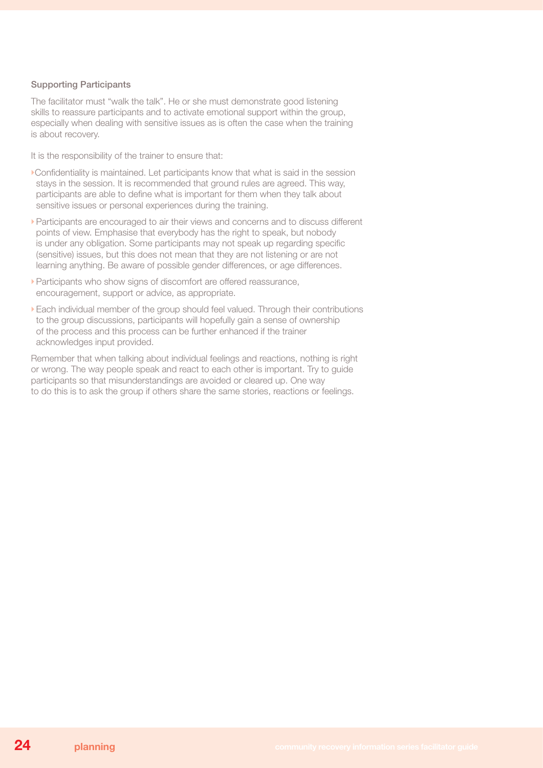### Supporting Participants

The facilitator must "walk the talk". He or she must demonstrate good listening skills to reassure participants and to activate emotional support within the group, especially when dealing with sensitive issues as is often the case when the training is about recovery.

It is the responsibility of the trainer to ensure that:

- Confidentiality is maintained. Let participants know that what is said in the session stays in the session. It is recommended that ground rules are agreed. This way, participants are able to define what is important for them when they talk about sensitive issues or personal experiences during the training.
- Participants are encouraged to air their views and concerns and to discuss different points of view. Emphasise that everybody has the right to speak, but nobody is under any obligation. Some participants may not speak up regarding specific (sensitive) issues, but this does not mean that they are not listening or are not learning anything. Be aware of possible gender differences, or age differences.
- Participants who show signs of discomfort are offered reassurance, encouragement, support or advice, as appropriate.
- Each individual member of the group should feel valued. Through their contributions to the group discussions, participants will hopefully gain a sense of ownership of the process and this process can be further enhanced if the trainer acknowledges input provided.

Remember that when talking about individual feelings and reactions, nothing is right or wrong. The way people speak and react to each other is important. Try to guide participants so that misunderstandings are avoided or cleared up. One way to do this is to ask the group if others share the same stories, reactions or feelings.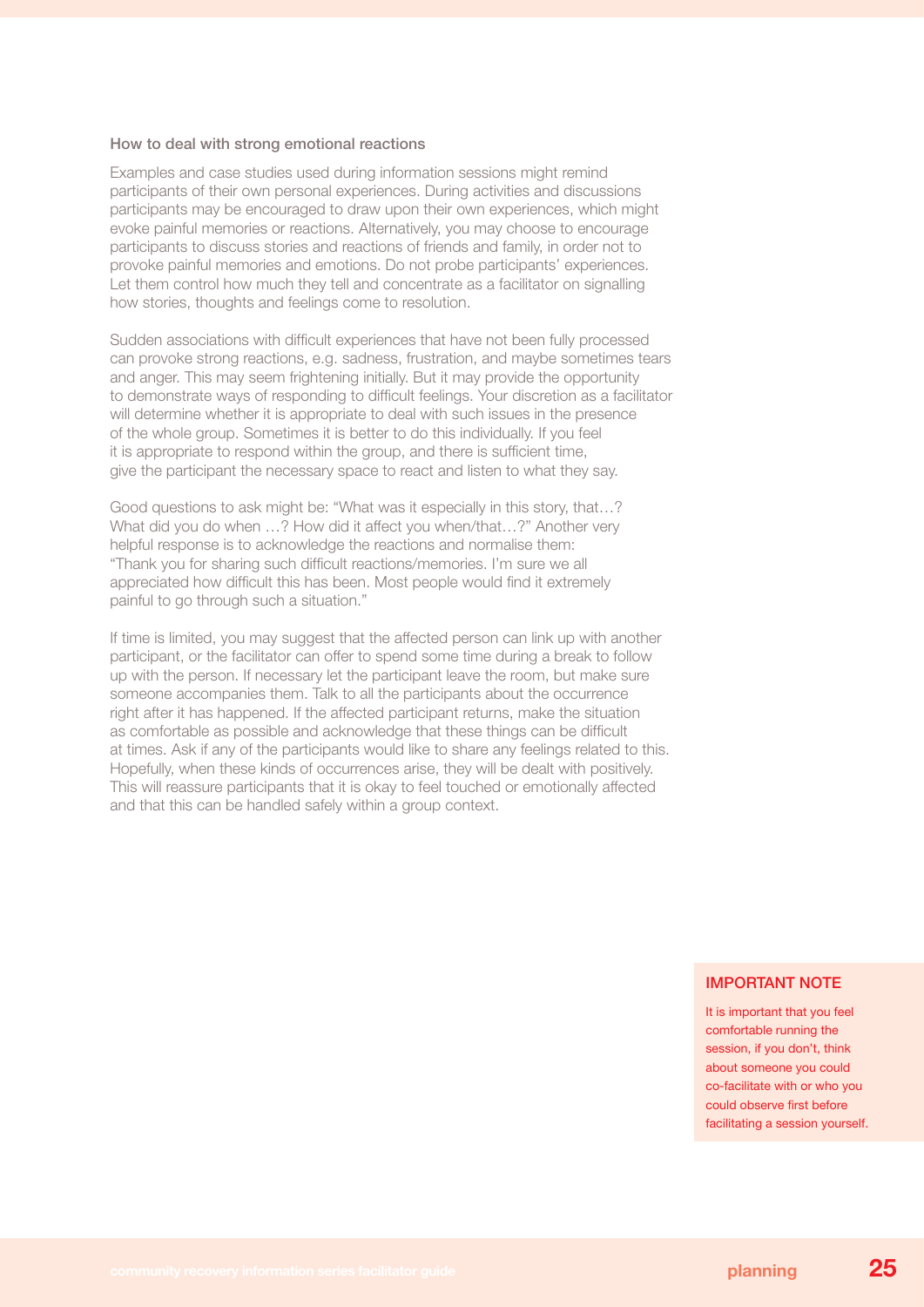### How to deal with strong emotional reactions

Examples and case studies used during information sessions might remind participants of their own personal experiences. During activities and discussions participants may be encouraged to draw upon their own experiences, which might evoke painful memories or reactions. Alternatively, you may choose to encourage participants to discuss stories and reactions of friends and family, in order not to provoke painful memories and emotions. Do not probe participants' experiences. Let them control how much they tell and concentrate as a facilitator on signalling how stories, thoughts and feelings come to resolution.

Sudden associations with difficult experiences that have not been fully processed can provoke strong reactions, e.g. sadness, frustration, and maybe sometimes tears and anger. This may seem frightening initially. But it may provide the opportunity to demonstrate ways of responding to difficult feelings. Your discretion as a facilitator will determine whether it is appropriate to deal with such issues in the presence of the whole group. Sometimes it is better to do this individually. If you feel it is appropriate to respond within the group, and there is sufficient time, give the participant the necessary space to react and listen to what they say.

Good questions to ask might be: "What was it especially in this story, that…? What did you do when …? How did it affect you when/that…?" Another very helpful response is to acknowledge the reactions and normalise them: "Thank you for sharing such difficult reactions/memories. I'm sure we all appreciated how difficult this has been. Most people would find it extremely painful to go through such a situation."

If time is limited, you may suggest that the affected person can link up with another participant, or the facilitator can offer to spend some time during a break to follow up with the person. If necessary let the participant leave the room, but make sure someone accompanies them. Talk to all the participants about the occurrence right after it has happened. If the affected participant returns, make the situation as comfortable as possible and acknowledge that these things can be difficult at times. Ask if any of the participants would like to share any feelings related to this. Hopefully, when these kinds of occurrences arise, they will be dealt with positively. This will reassure participants that it is okay to feel touched or emotionally affected and that this can be handled safely within a group context.

**IMPORTANT NOTE**

It is important that you feel comfortable running the session, if you don't, think about someone you could co-facilitate with or who you could observe first before facilitating a session yourself.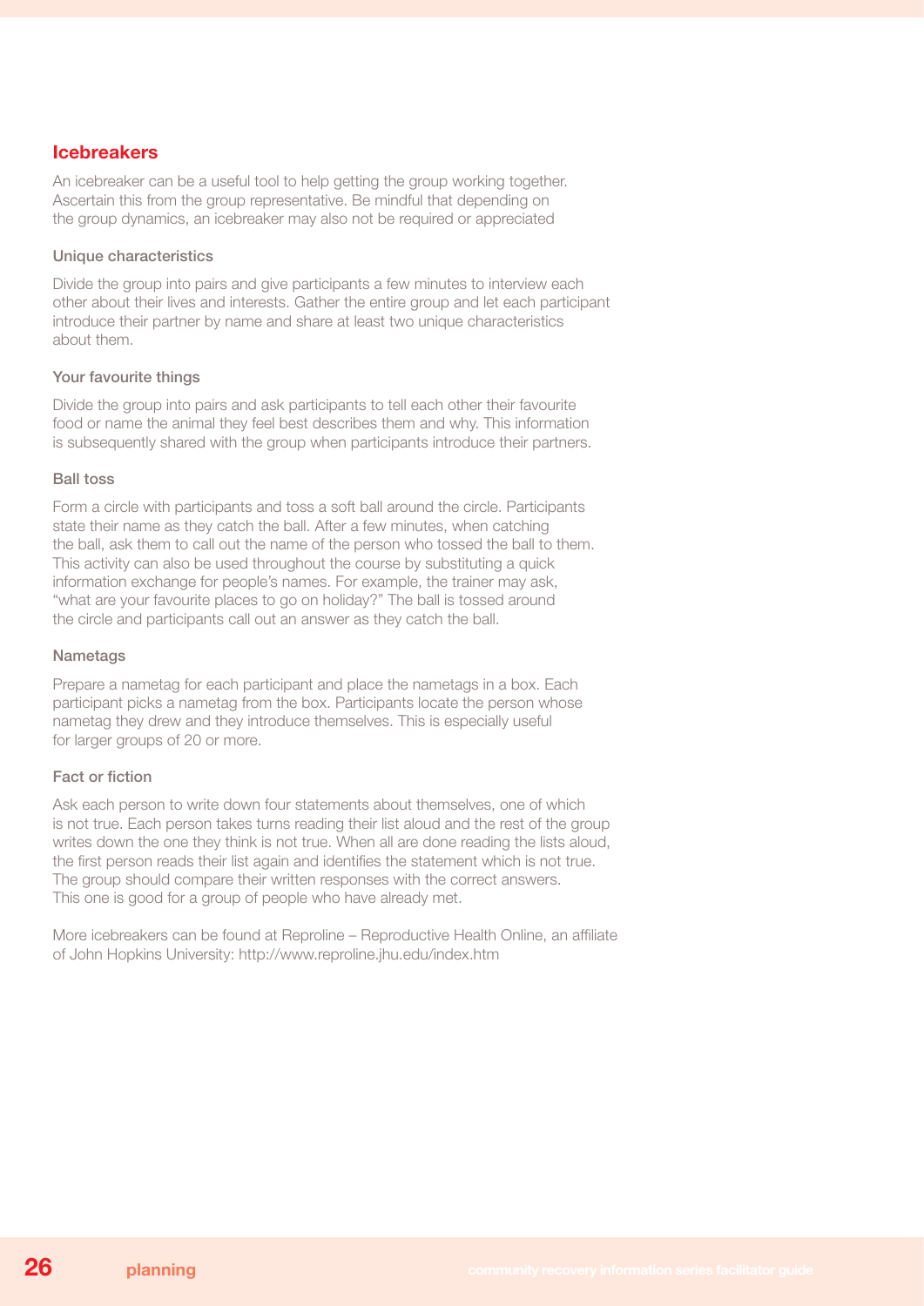## Icebreakers

An icebreaker can be a useful tool to help getting the group working together. Ascertain this from the group representative. Be mindful that depending on the group dynamics, an icebreaker may also not be required or appreciated

### Unique characteristics

Divide the group into pairs and give participants a few minutes to interview each other about their lives and interests. Gather the entire group and let each participant introduce their partner by name and share at least two unique characteristics about them.

### Your favourite things

Divide the group into pairs and ask participants to tell each other their favourite food or name the animal they feel best describes them and why. This information is subsequently shared with the group when participants introduce their partners.

### Ball toss

Form a circle with participants and toss a soft ball around the circle. Participants state their name as they catch the ball. After a few minutes, when catching the ball, ask them to call out the name of the person who tossed the ball to them. This activity can also be used throughout the course by substituting a quick information exchange for people's names. For example, the trainer may ask, "what are your favourite places to go on holiday?" The ball is tossed around the circle and participants call out an answer as they catch the ball.

### Nametags

Prepare a nametag for each participant and place the nametags in a box. Each participant picks a nametag from the box. Participants locate the person whose nametag they drew and they introduce themselves. This is especially useful for larger groups of 20 or more.

### Fact or fiction

Ask each person to write down four statements about themselves, one of which is not true. Each person takes turns reading their list aloud and the rest of the group writes down the one they think is not true. When all are done reading the lists aloud, the first person reads their list again and identifies the statement which is not true. The group should compare their written responses with the correct answers. This one is good for a group of people who have already met.

More icebreakers can be found at Reproline – Reproductive Health Online, an affiliate of John Hopkins University: http://www.reproline.jhu.edu/index.htm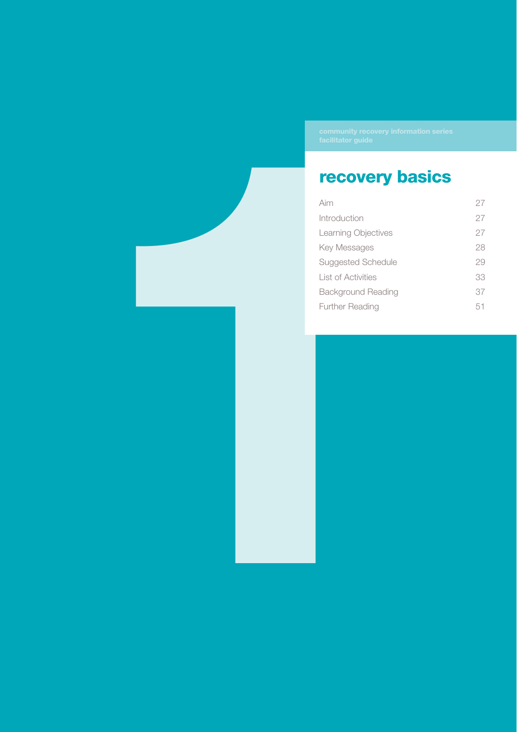community recovery information series
facilitator guide

# recovery basics

| | |
|---|---|
| Aim | 27 |
| Introduction | 27 |
| Learning Objectives | 27 |
| Key Messages | 28 |
| Suggested Schedule | 29 |
| List of Activities | 33 |
| Background Reading | 37 |
| Further Reading | 51 |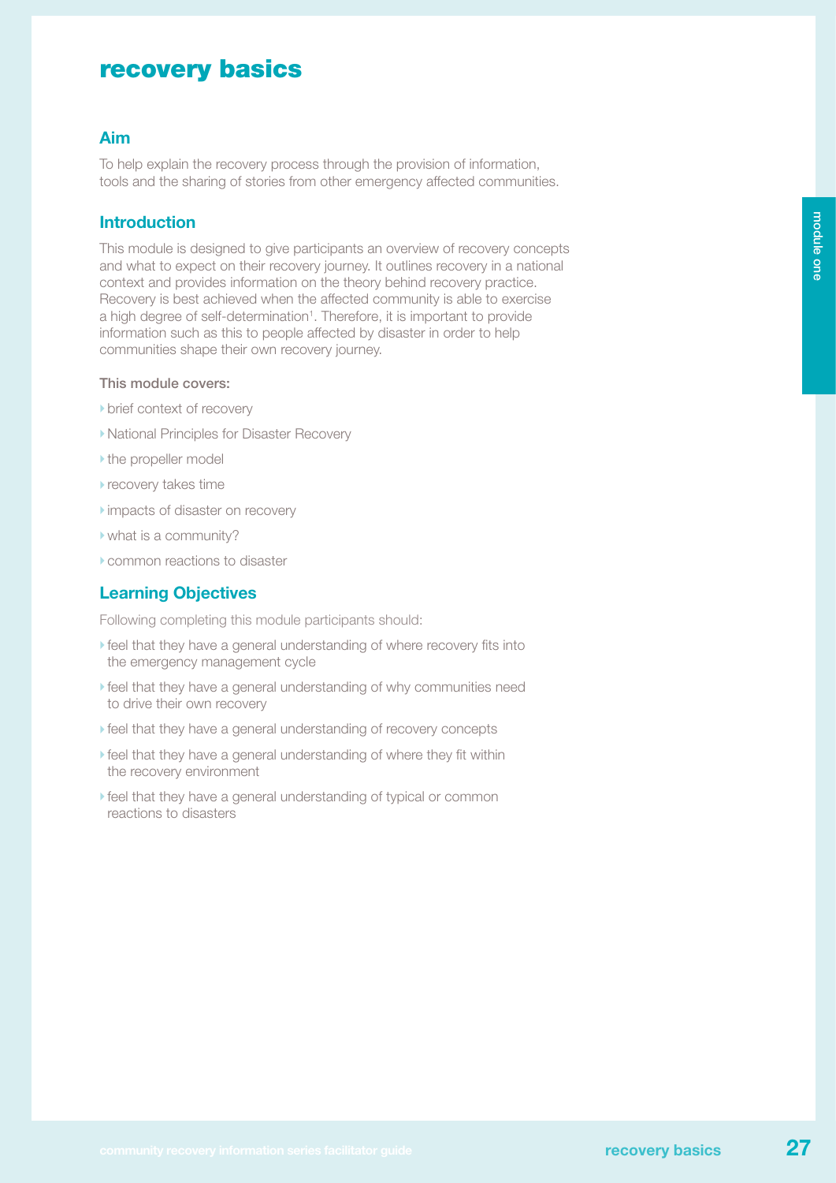# recovery basics

## Aim

To help explain the recovery process through the provision of information, tools and the sharing of stories from other emergency affected communities.

## Introduction

This module is designed to give participants an overview of recovery concepts and what to expect on their recovery journey. It outlines recovery in a national context and provides information on the theory behind recovery practice. Recovery is best achieved when the affected community is able to exercise a high degree of self-determination[1]. Therefore, it is important to provide information such as this to people affected by disaster in order to help communities shape their own recovery journey.

This module covers:

- brief context of recovery
- National Principles for Disaster Recovery
- the propeller model
- recovery takes time
- impacts of disaster on recovery
- what is a community?
- common reactions to disaster

## Learning Objectives

Following completing this module participants should:

- feel that they have a general understanding of where recovery fits into the emergency management cycle
- feel that they have a general understanding of why communities need to drive their own recovery
- feel that they have a general understanding of recovery concepts
- feel that they have a general understanding of where they fit within the recovery environment
- feel that they have a general understanding of typical or common reactions to disasters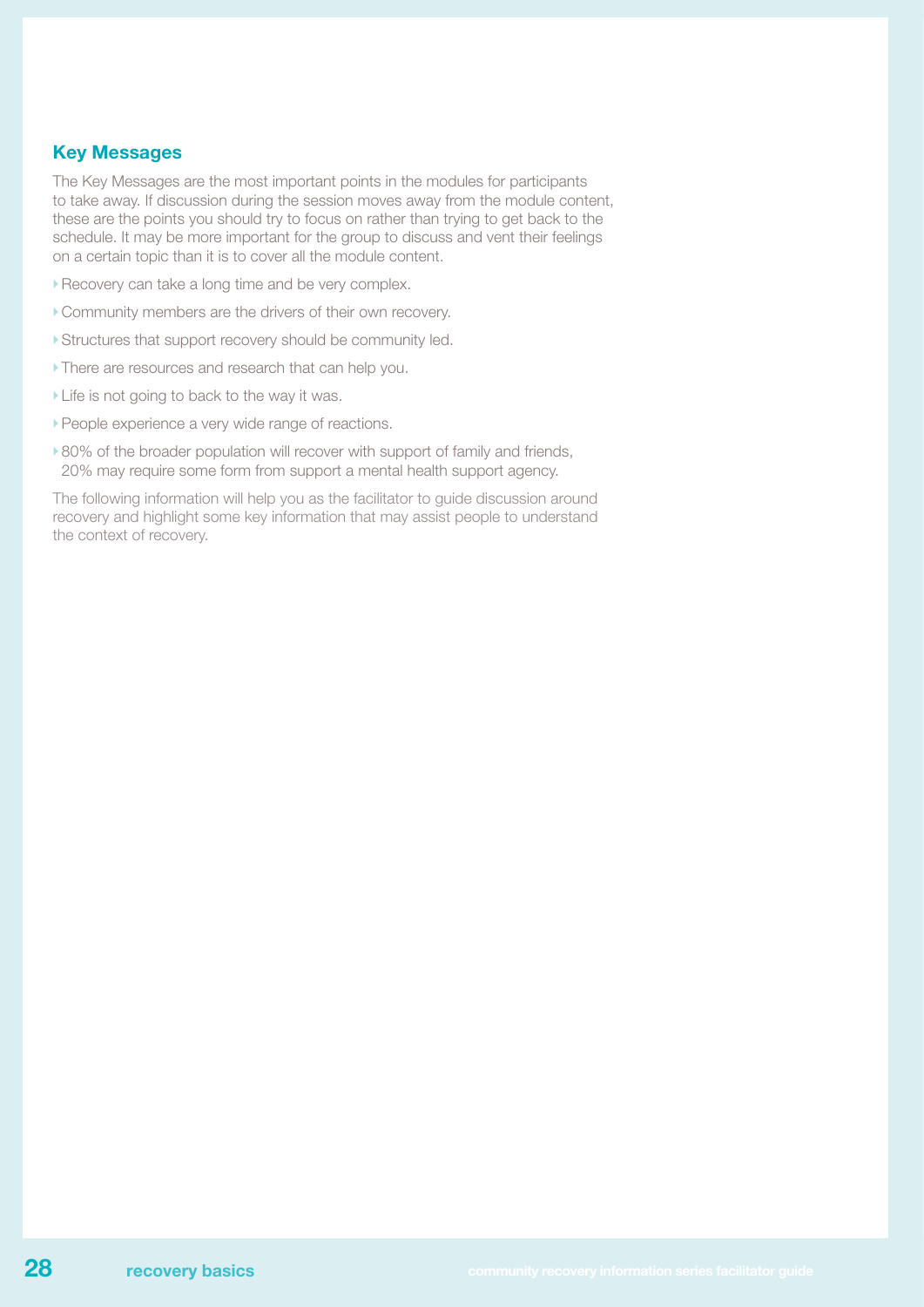## Key Messages

The Key Messages are the most important points in the modules for participants to take away. If discussion during the session moves away from the module content, these are the points you should try to focus on rather than trying to get back to the schedule. It may be more important for the group to discuss and vent their feelings on a certain topic than it is to cover all the module content.

- Recovery can take a long time and be very complex.
- Community members are the drivers of their own recovery.
- Structures that support recovery should be community led.
- There are resources and research that can help you.
- Life is not going to back to the way it was.
- People experience a very wide range of reactions.
- 80% of the broader population will recover with support of family and friends, 20% may require some form from support a mental health support agency.

The following information will help you as the facilitator to guide discussion around recovery and highlight some key information that may assist people to understand the context of recovery.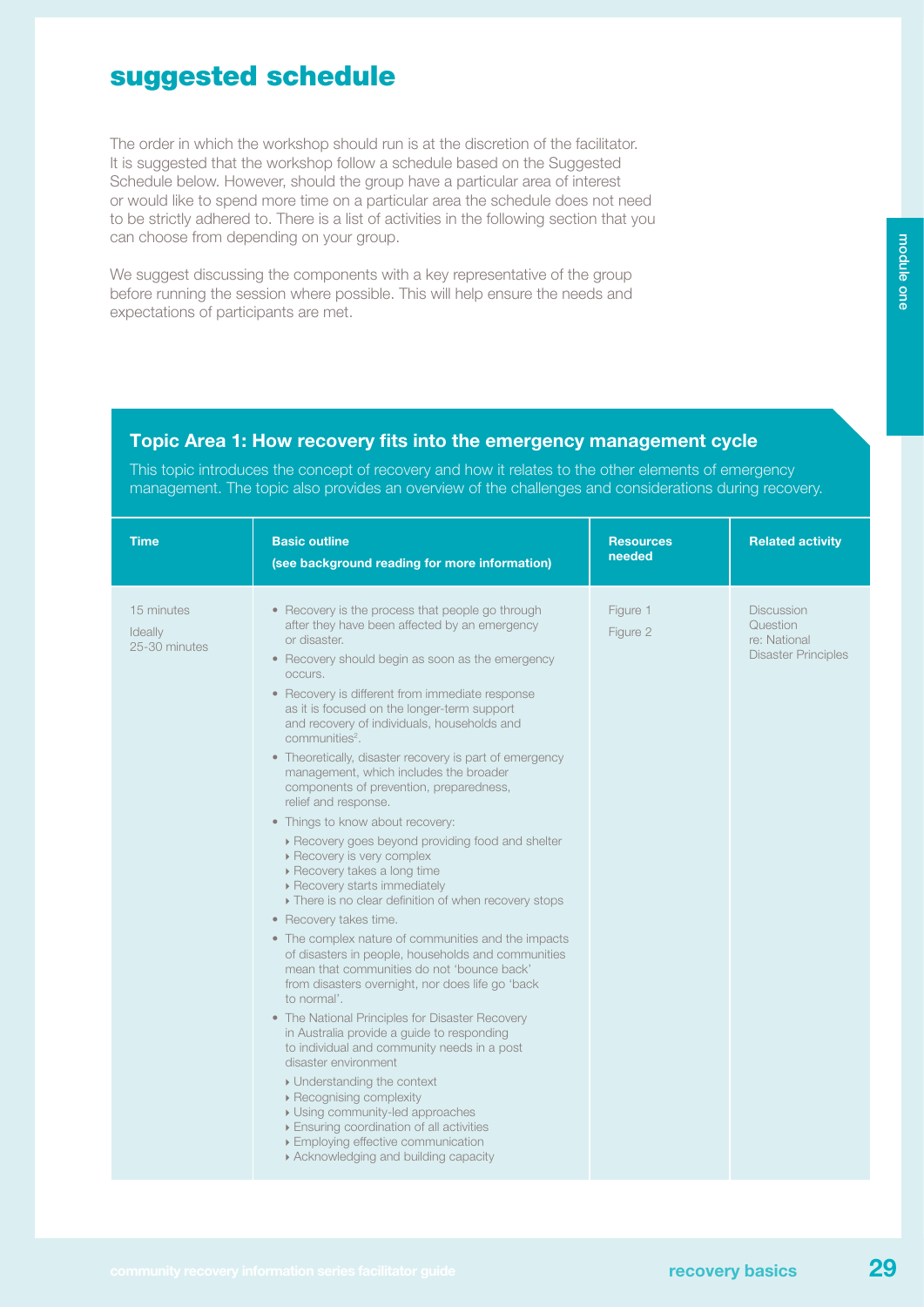## suggested schedule

The order in which the workshop should run is at the discretion of the facilitator. It is suggested that the workshop follow a schedule based on the Suggested Schedule below. However, should the group have a particular area of interest or would like to spend more time on a particular area the schedule does not need to be strictly adhered to. There is a list of activities in the following section that you can choose from depending on your group.

We suggest discussing the components with a key representative of the group before running the session where possible. This will help ensure the needs and expectations of participants are met.

### Topic Area 1: How recovery fits into the emergency management cycle

This topic introduces the concept of recovery and how it relates to the other elements of emergency management. The topic also provides an overview of the challenges and considerations during recovery.

| Time | Basic outline (see background reading for more information) | Resources needed | Related activity |
|---|---|---|---|
| 15 minutes<br>Ideally 25-30 minutes | • Recovery is the process that people go through after they have been affected by an emergency or disaster.<br>• Recovery should begin as soon as the emergency occurs.<br>• Recovery is different from immediate response as it is focused on the longer-term support and recovery of individuals, households and communities[2].<br>• Theoretically, disaster recovery is part of emergency management, which includes the broader components of prevention, preparedness, relief and response.<br>• Things to know about recovery:<br>▸ Recovery goes beyond providing food and shelter<br>▸ Recovery is very complex<br>▸ Recovery takes a long time<br>▸ Recovery starts immediately<br>▸ There is no clear definition of when recovery stops<br>• Recovery takes time.<br>• The complex nature of communities and the impacts of disasters in people, households and communities mean that communities do not 'bounce back' from disasters overnight, nor does life go 'back to normal'.<br>• The National Principles for Disaster Recovery in Australia provide a guide to responding to individual and community needs in a post disaster environment<br>▸ Understanding the context<br>▸ Recognising complexity<br>▸ Using community-led approaches<br>▸ Ensuring coordination of all activities<br>▸ Employing effective communication<br>▸ Acknowledging and building capacity | Figure 1<br>Figure 2 | Discussion Question re: National Disaster Principles |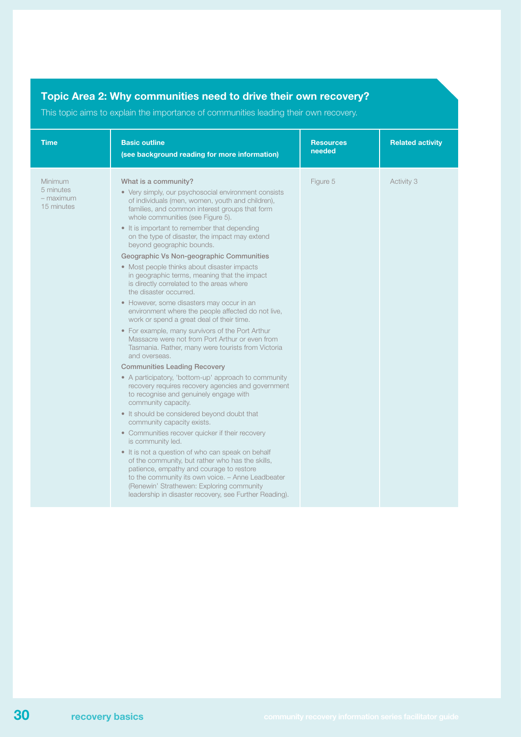## Topic Area 2: Why communities need to drive their own recovery?

This topic aims to explain the importance of communities leading their own recovery.

| Time | Basic outline (see background reading for more information) | Resources needed | Related activity |
|---|---|---|---|
| Minimum 5 minutes – maximum 15 minutes | **What is a community?**<br>• Very simply, our psychosocial environment consists of individuals (men, women, youth and children), families, and common interest groups that form whole communities (see Figure 5).<br>• It is important to remember that depending on the type of disaster, the impact may extend beyond geographic bounds.<br>**Geographic Vs Non-geographic Communities**<br>• Most people thinks about disaster impacts in geographic terms, meaning that the impact is directly correlated to the areas where the disaster occurred.<br>• However, some disasters may occur in an environment where the people affected do not live, work or spend a great deal of their time.<br>• For example, many survivors of the Port Arthur Massacre were not from Port Arthur or even from Tasmania. Rather, many were tourists from Victoria and overseas.<br>**Communities Leading Recovery**<br>• A participatory, 'bottom-up' approach to community recovery requires recovery agencies and government to recognise and genuinely engage with community capacity.<br>• It should be considered beyond doubt that community capacity exists.<br>• Communities recover quicker if their recovery is community led.<br>• It is not a question of who can speak on behalf of the community, but rather who has the skills, patience, empathy and courage to restore to the community its own voice. – Anne Leadbeater (Renewin' Strathewen: Exploring community leadership in disaster recovery, see Further Reading). | Figure 5 | Activity 3 |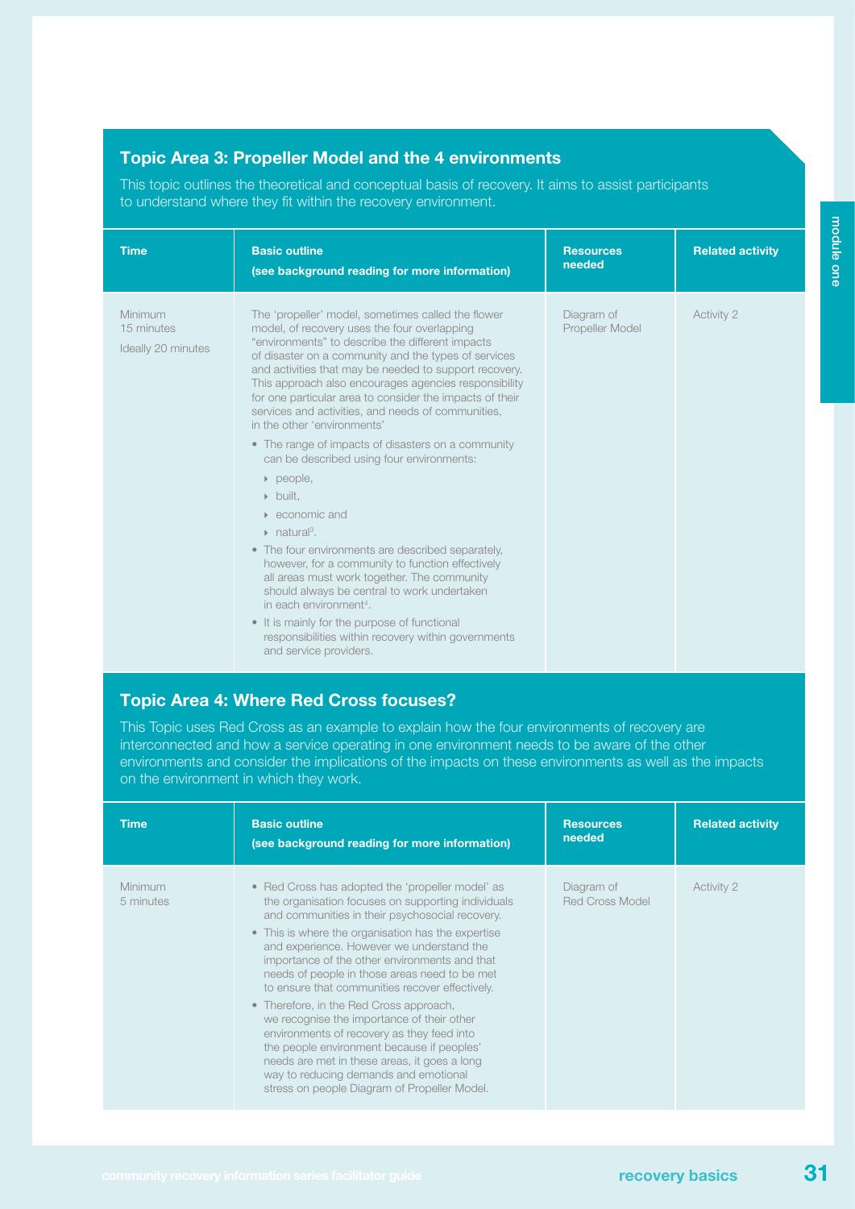## Topic Area 3: Propeller Model and the 4 environments

This topic outlines the theoretical and conceptual basis of recovery. It aims to assist participants to understand where they fit within the recovery environment.

| Time | Basic outline (see background reading for more information) | Resources needed | Related activity |
|---|---|---|---|
| Minimum 15 minutes<br><br>Ideally 20 minutes | The 'propeller' model, sometimes called the flower model, of recovery uses the four overlapping "environments" to describe the different impacts of disaster on a community and the types of services and activities that may be needed to support recovery. This approach also encourages agencies responsibility for one particular area to consider the impacts of their services and activities, and needs of communities, in the other 'environments'<br><br>• The range of impacts of disasters on a community can be described using four environments:<br>‣ people,<br>‣ built,<br>‣ economic and<br>‣ natural[3].<br><br>• The four environments are described separately, however, for a community to function effectively all areas must work together. The community should always be central to work undertaken in each environment[4].<br><br>• It is mainly for the purpose of functional responsibilities within recovery within governments and service providers. | Diagram of Propeller Model | Activity 2 |

## Topic Area 4: Where Red Cross focuses?

This Topic uses Red Cross as an example to explain how the four environments of recovery are interconnected and how a service operating in one environment needs to be aware of the other environments and consider the implications of the impacts on these environments as well as the impacts on the environment in which they work.

| Time | Basic outline (see background reading for more information) | Resources needed | Related activity |
|---|---|---|---|
| Minimum 5 minutes | • Red Cross has adopted the 'propeller model' as the organisation focuses on supporting individuals and communities in their psychosocial recovery.<br><br>• This is where the organisation has the expertise and experience. However we understand the importance of the other environments and that needs of people in those areas need to be met to ensure that communities recover effectively.<br><br>• Therefore, in the Red Cross approach, we recognise the importance of their other environments of recovery as they feed into the people environment because if peoples' needs are met in these areas, it goes a long way to reducing demands and emotional stress on people Diagram of Propeller Model. | Diagram of Red Cross Model | Activity 2 |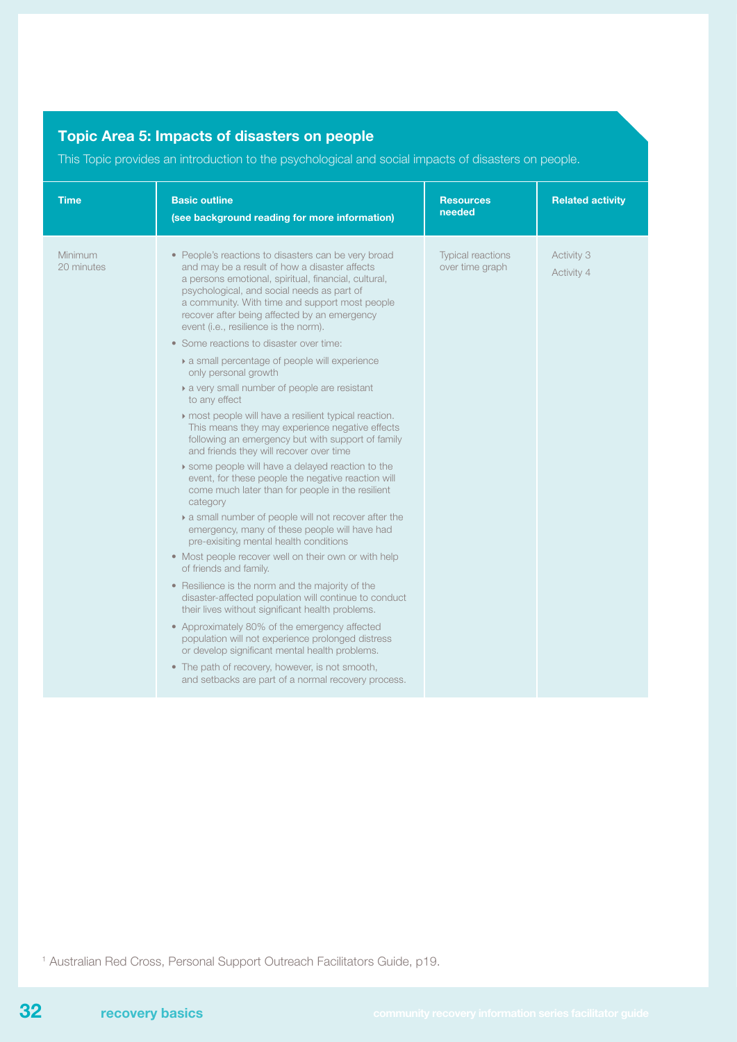## Topic Area 5: Impacts of disasters on people

This Topic provides an introduction to the psychological and social impacts of disasters on people.

| Time | Basic outline (see background reading for more information) | Resources needed | Related activity |
|---|---|---|---|
| Minimum 20 minutes | • People's reactions to disasters can be very broad and may be a result of how a disaster affects a persons emotional, spiritual, financial, cultural, psychological, and social needs as part of a community. With time and support most people recover after being affected by an emergency event (i.e., resilience is the norm).<br>• Some reactions to disaster over time:<br>‣ a small percentage of people will experience only personal growth<br>‣ a very small number of people are resistant to any effect<br>‣ most people will have a resilient typical reaction. This means they may experience negative effects following an emergency but with support of family and friends they will recover over time<br>‣ some people will have a delayed reaction to the event, for these people the negative reaction will come much later than for people in the resilient category<br>‣ a small number of people will not recover after the emergency, many of these people will have had pre-exisiting mental health conditions<br>• Most people recover well on their own or with help of friends and family.<br>• Resilience is the norm and the majority of the disaster-affected population will continue to conduct their lives without significant health problems.<br>• Approximately 80% of the emergency affected population will not experience prolonged distress or develop significant mental health problems.<br>• The path of recovery, however, is not smooth, and setbacks are part of a normal recovery process. | Typical reactions over time graph | Activity 3<br>Activity 4 |

[1] Australian Red Cross, Personal Support Outreach Facilitators Guide, p19.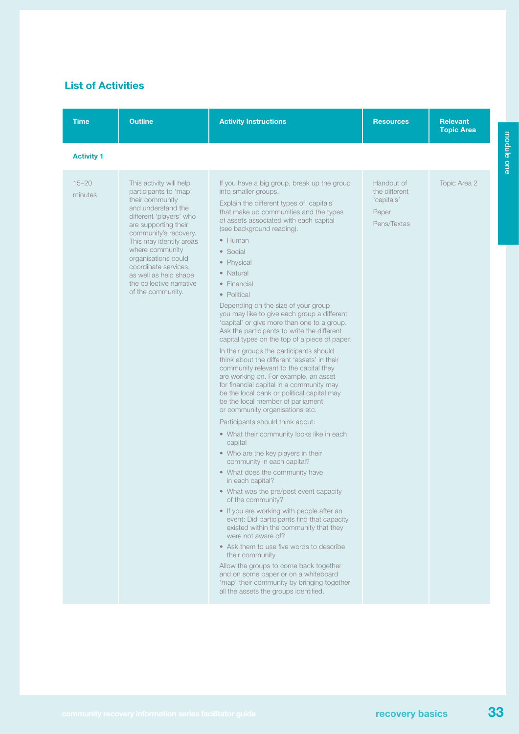## List of Activities

| Time | Outline | Activity Instructions | Resources | Relevant Topic Area |
|---|---|---|---|---|
| **Activity 1** | | | | |
| 15–20 minutes | This activity will help participants to 'map' their community and understand the different 'players' who are supporting their community's recovery. This may identify areas where community organisations could coordinate services, as well as help shape the collective narrative of the community. | If you have a big group, break up the group into smaller groups.<br><br>Explain the different types of 'capitals' that make up communities and the types of assets associated with each capital (see background reading).<br>• Human<br>• Social<br>• Physical<br>• Natural<br>• Financial<br>• Political<br><br>Depending on the size of your group you may like to give each group a different 'capital' or give more than one to a group. Ask the participants to write the different capital types on the top of a piece of paper.<br><br>In their groups the participants should think about the different 'assets' in their community relevant to the capital they are working on. For example, an asset for financial capital in a community may be the local bank or political capital may be the local member of parliament or community organisations etc.<br><br>Participants should think about:<br>• What their community looks like in each capital<br>• Who are the key players in their community in each capital?<br>• What does the community have in each capital?<br>• What was the pre/post event capacity of the community?<br>• If you are working with people after an event: Did participants find that capacity existed within the community that they were not aware of?<br>• Ask them to use five words to describe their community<br><br>Allow the groups to come back together and on some paper or on a whiteboard 'map' their community by bringing together all the assets the groups identified. | Handout of the different 'capitals'<br><br>Paper<br><br>Pens/Textas | Topic Area 2 |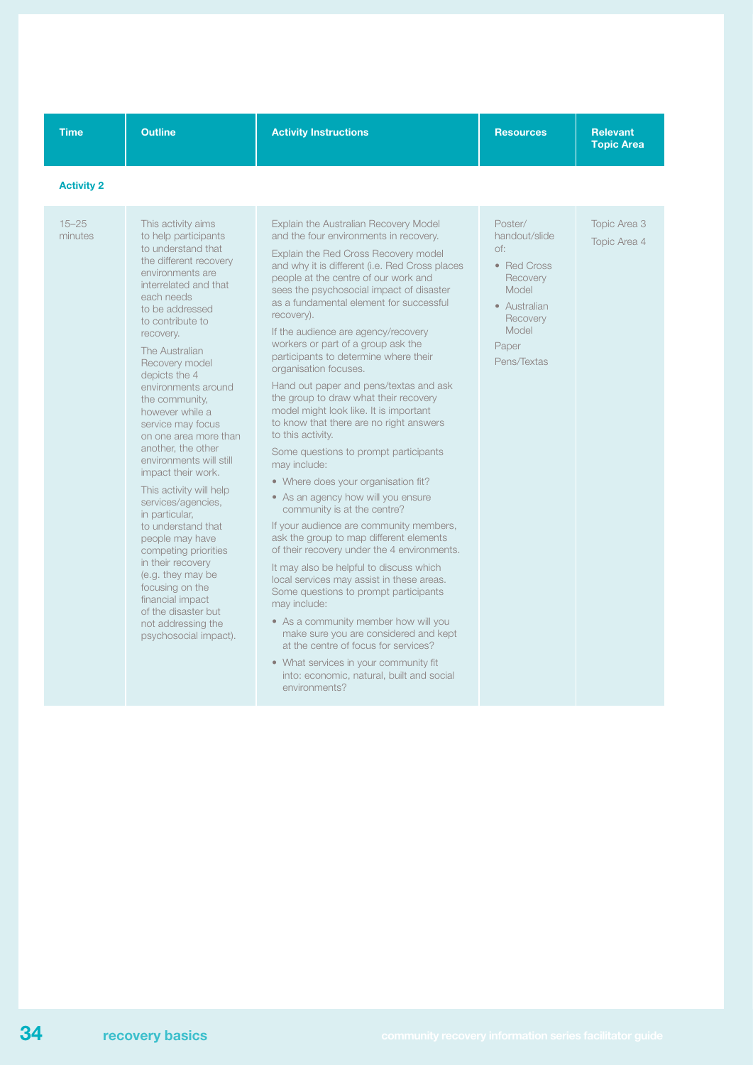| Time | Outline | Activity Instructions | Resources | Relevant Topic Area |
|---|---|---|---|---|
| **Activity 2** | | | | |
| 15–25 minutes | This activity aims to help participants to understand that the different recovery environments are interrelated and that each needs to be addressed to contribute to recovery.<br><br>The Australian Recovery model depicts the 4 environments around the community, however while a service may focus on one area more than another, the other environments will still impact their work.<br><br>This activity will help services/agencies, in particular, to understand that people may have competing priorities in their recovery (e.g. they may be focusing on the financial impact of the disaster but not addressing the psychosocial impact). | Explain the Australian Recovery Model and the four environments in recovery.<br><br>Explain the Red Cross Recovery model and why it is different (i.e. Red Cross places people at the centre of our work and sees the psychosocial impact of disaster as a fundamental element for successful recovery).<br><br>If the audience are agency/recovery workers or part of a group ask the participants to determine where their organisation focuses.<br><br>Hand out paper and pens/textas and ask the group to draw what their recovery model might look like. It is important to know that there are no right answers to this activity.<br><br>Some questions to prompt participants may include:<br>• Where does your organisation fit?<br>• As an agency how will you ensure community is at the centre?<br><br>If your audience are community members, ask the group to map different elements of their recovery under the 4 environments.<br><br>It may also be helpful to discuss which local services may assist in these areas. Some questions to prompt participants may include:<br>• As a community member how will you make sure you are considered and kept at the centre of focus for services?<br>• What services in your community fit into: economic, natural, built and social environments? | Poster/ handout/slide of:<br>• Red Cross Recovery Model<br>• Australian Recovery Model<br><br>Paper<br><br>Pens/Textas | Topic Area 3<br><br>Topic Area 4 |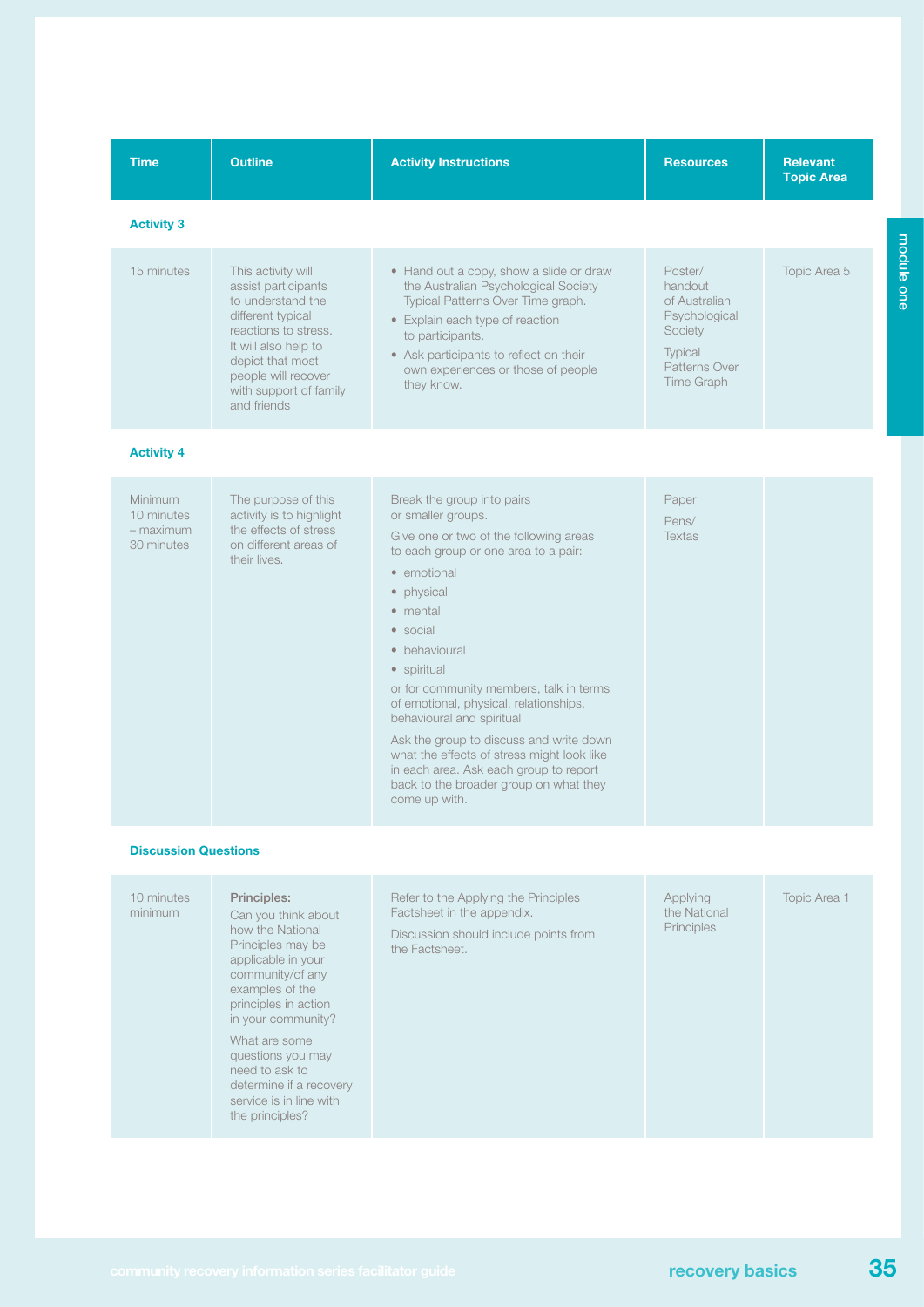| Time | Outline | Activity Instructions | Resources | Relevant Topic Area |
|---|---|---|---|---|
| **Activity 3** | | | | |
| 15 minutes | This activity will assist participants to understand the different typical reactions to stress. It will also help to depict that most people will recover with support of family and friends | • Hand out a copy, show a slide or draw the Australian Psychological Society Typical Patterns Over Time graph.<br>• Explain each type of reaction to participants.<br>• Ask participants to reflect on their own experiences or those of people they know. | Poster/handout of Australian Psychological Society<br>Typical Patterns Over Time Graph | Topic Area 5 |
| **Activity 4** | | | | |
| Minimum 10 minutes – maximum 30 minutes | The purpose of this activity is to highlight the effects of stress on different areas of their lives. | Break the group into pairs or smaller groups.<br>Give one or two of the following areas to each group or one area to a pair:<br>• emotional<br>• physical<br>• mental<br>• social<br>• behavioural<br>• spiritual<br>or for community members, talk in terms of emotional, physical, relationships, behavioural and spiritual<br>Ask the group to discuss and write down what the effects of stress might look like in each area. Ask each group to report back to the broader group on what they come up with. | Paper<br>Pens/Textas | |
| **Discussion Questions** | | | | |
| 10 minutes minimum | **Principles:**<br>Can you think about how the National Principles may be applicable in your community/of any examples of the principles in action in your community?<br>What are some questions you may need to ask to determine if a recovery service is in line with the principles? | Refer to the Applying the Principles Factsheet in the appendix.<br>Discussion should include points from the Factsheet. | Applying the National Principles | Topic Area 1 |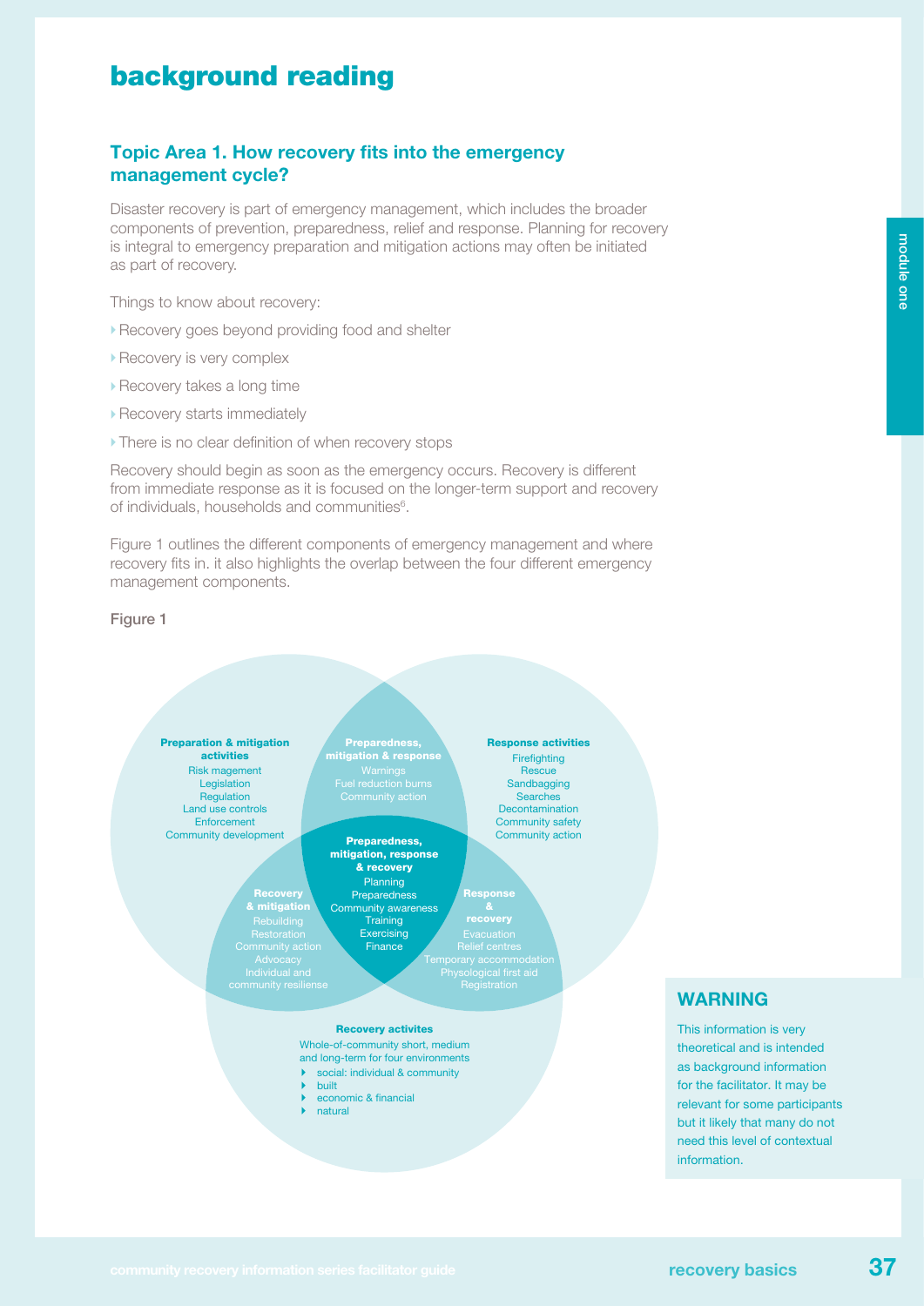# background reading

## Topic Area 1. How recovery fits into the emergency management cycle?

Disaster recovery is part of emergency management, which includes the broader components of prevention, preparedness, relief and response. Planning for recovery is integral to emergency preparation and mitigation actions may often be initiated as part of recovery.

Things to know about recovery:

- Recovery goes beyond providing food and shelter
- Recovery is very complex
- Recovery takes a long time
- Recovery starts immediately
- There is no clear definition of when recovery stops

Recovery should begin as soon as the emergency occurs. Recovery is different from immediate response as it is focused on the longer-term support and recovery of individuals, households and communities[6].

Figure 1 outlines the different components of emergency management and where recovery fits in. it also highlights the overlap between the four different emergency management components.

Figure 1

**Preparation & mitigation activities**
Risk magement
Legislation
Regulation
Land use controls
Enforcement
Community development

**Preparedness, mitigation & response**
Warnings
Fuel reduction burns
Community action

**Response activities**
Firefighting
Rescue
Sandbagging
Searches
Decontamination
Community safety
Community action

**Preparedness, mitigation, response & recovery**
Planning
Preparedness
Community awareness
Training
Exercising
Finance

**Recovery & mitigation**
Rebuilding
Restoration
Community action
Advocacy
Individual and community resilience

**Response & recovery**
Evacuation
Relief centres
Temporary accommodation
Physological first aid
Registration

**Recovery activites**
Whole-of-community short, medium and long-term for four environments
- social: individual & community
- built
- economic & financial
- natural

### WARNING

This information is very theoretical and is intended as background information for the facilitator. It may be relevant for some participants but it likely that many do not need this level of contextual information.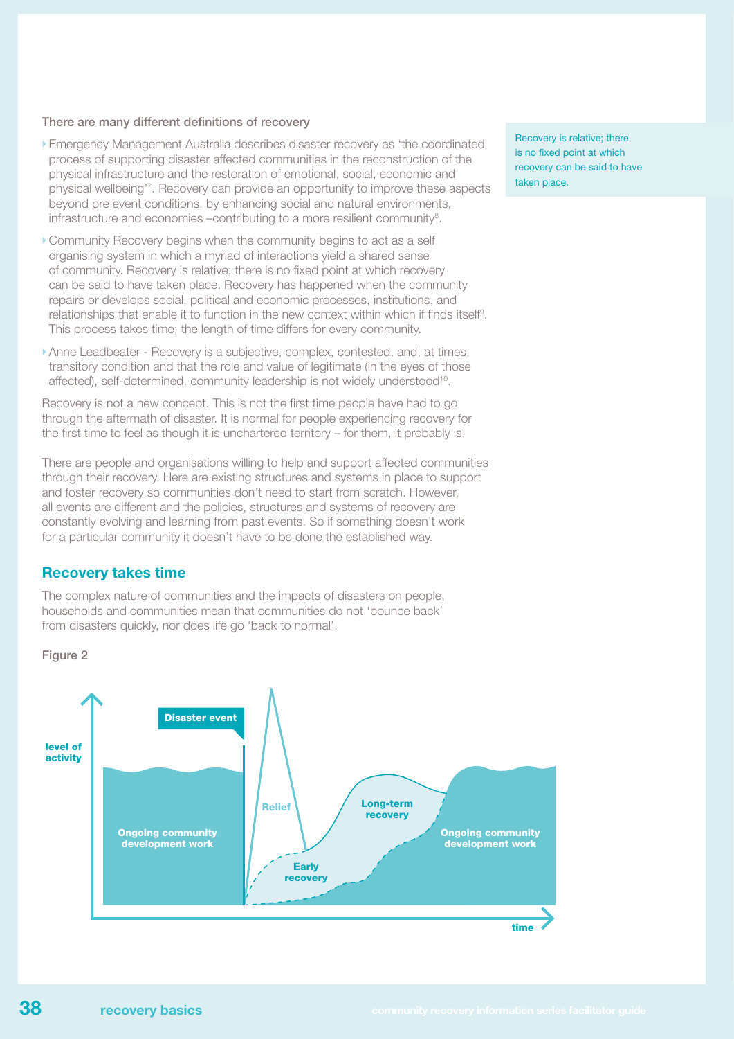There are many different definitions of recovery

- Emergency Management Australia describes disaster recovery as 'the coordinated process of supporting disaster affected communities in the reconstruction of the physical infrastructure and the restoration of emotional, social, economic and physical wellbeing'[7]. Recovery can provide an opportunity to improve these aspects beyond pre event conditions, by enhancing social and natural environments, infrastructure and economies –contributing to a more resilient community[8].
- Community Recovery begins when the community begins to act as a self organising system in which a myriad of interactions yield a shared sense of community. Recovery is relative; there is no fixed point at which recovery can be said to have taken place. Recovery has happened when the community repairs or develops social, political and economic processes, institutions, and relationships that enable it to function in the new context within which if finds itself[9]. This process takes time; the length of time differs for every community.
- Anne Leadbeater - Recovery is a subjective, complex, contested, and, at times, transitory condition and that the role and value of legitimate (in the eyes of those affected), self-determined, community leadership is not widely understood[10].

Recovery is relative; there is no fixed point at which recovery can be said to have taken place.

Recovery is not a new concept. This is not the first time people have had to go through the aftermath of disaster. It is normal for people experiencing recovery for the first time to feel as though it is unchartered territory – for them, it probably is.

There are people and organisations willing to help and support affected communities through their recovery. Here are existing structures and systems in place to support and foster recovery so communities don't need to start from scratch. However, all events are different and the policies, structures and systems of recovery are constantly evolving and learning from past events. So if something doesn't work for a particular community it doesn't have to be done the established way.

## Recovery takes time

The complex nature of communities and the impacts of disasters on people, households and communities mean that communities do not 'bounce back' from disasters quickly, nor does life go 'back to normal'.

Figure 2

level of activity

Disaster event

Relief

Ongoing community development work

Long-term recovery

Early recovery

Ongoing community development work

time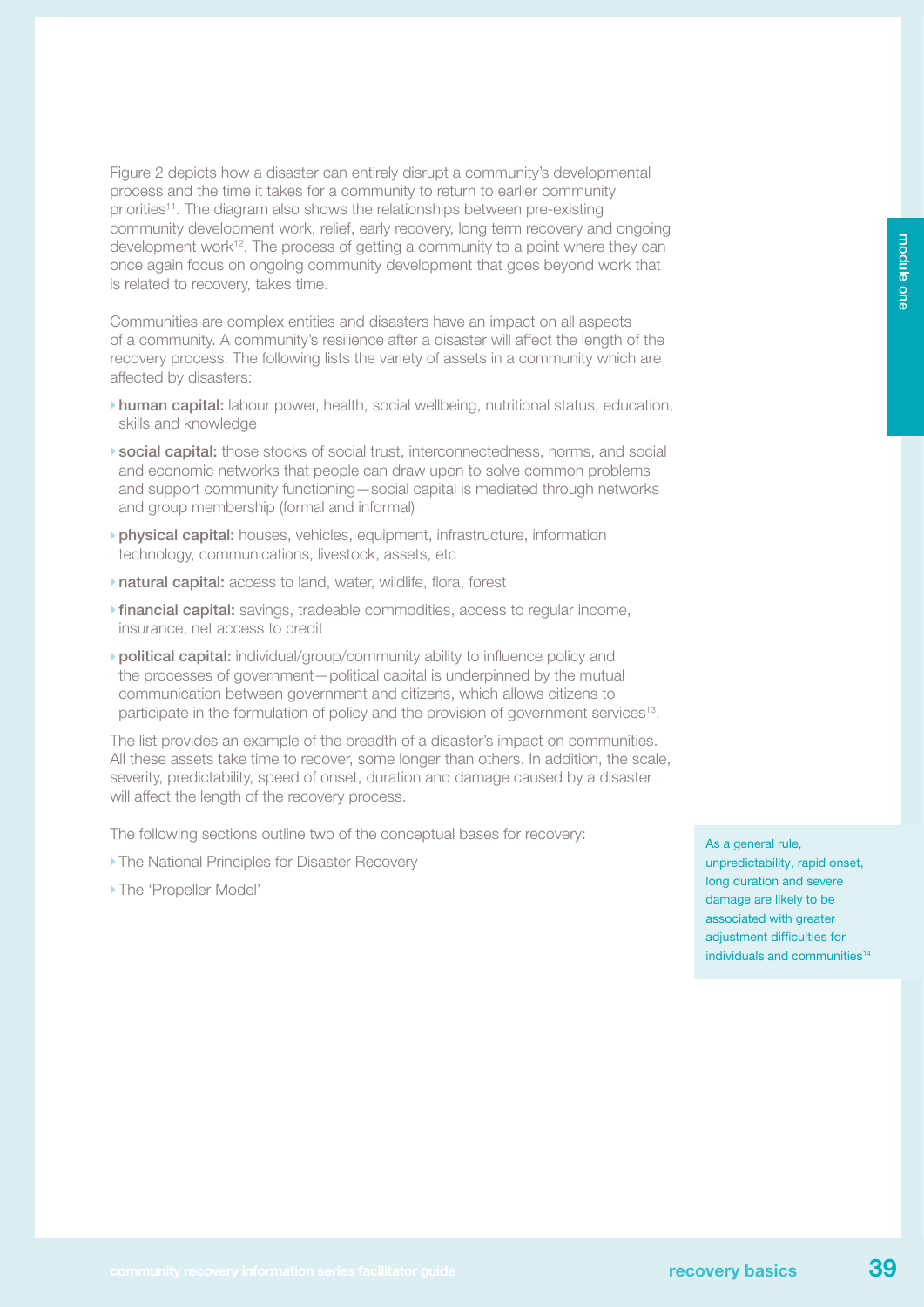Figure 2 depicts how a disaster can entirely disrupt a community's developmental process and the time it takes for a community to return to earlier community priorities[11]. The diagram also shows the relationships between pre-existing community development work, relief, early recovery, long term recovery and ongoing development work[12]. The process of getting a community to a point where they can once again focus on ongoing community development that goes beyond work that is related to recovery, takes time.

Communities are complex entities and disasters have an impact on all aspects of a community. A community's resilience after a disaster will affect the length of the recovery process. The following lists the variety of assets in a community which are affected by disasters:

- **human capital:** labour power, health, social wellbeing, nutritional status, education, skills and knowledge
- **social capital:** those stocks of social trust, interconnectedness, norms, and social and economic networks that people can draw upon to solve common problems and support community functioning—social capital is mediated through networks and group membership (formal and informal)
- **physical capital:** houses, vehicles, equipment, infrastructure, information technology, communications, livestock, assets, etc
- **natural capital:** access to land, water, wildlife, flora, forest
- **financial capital:** savings, tradeable commodities, access to regular income, insurance, net access to credit
- **political capital:** individual/group/community ability to influence policy and the processes of government—political capital is underpinned by the mutual communication between government and citizens, which allows citizens to participate in the formulation of policy and the provision of government services[13].

The list provides an example of the breadth of a disaster's impact on communities. All these assets take time to recover, some longer than others. In addition, the scale, severity, predictability, speed of onset, duration and damage caused by a disaster will affect the length of the recovery process.

The following sections outline two of the conceptual bases for recovery:

- The National Principles for Disaster Recovery
- The 'Propeller Model'

As a general rule, unpredictability, rapid onset, long duration and severe damage are likely to be associated with greater adjustment difficulties for individuals and communities[14]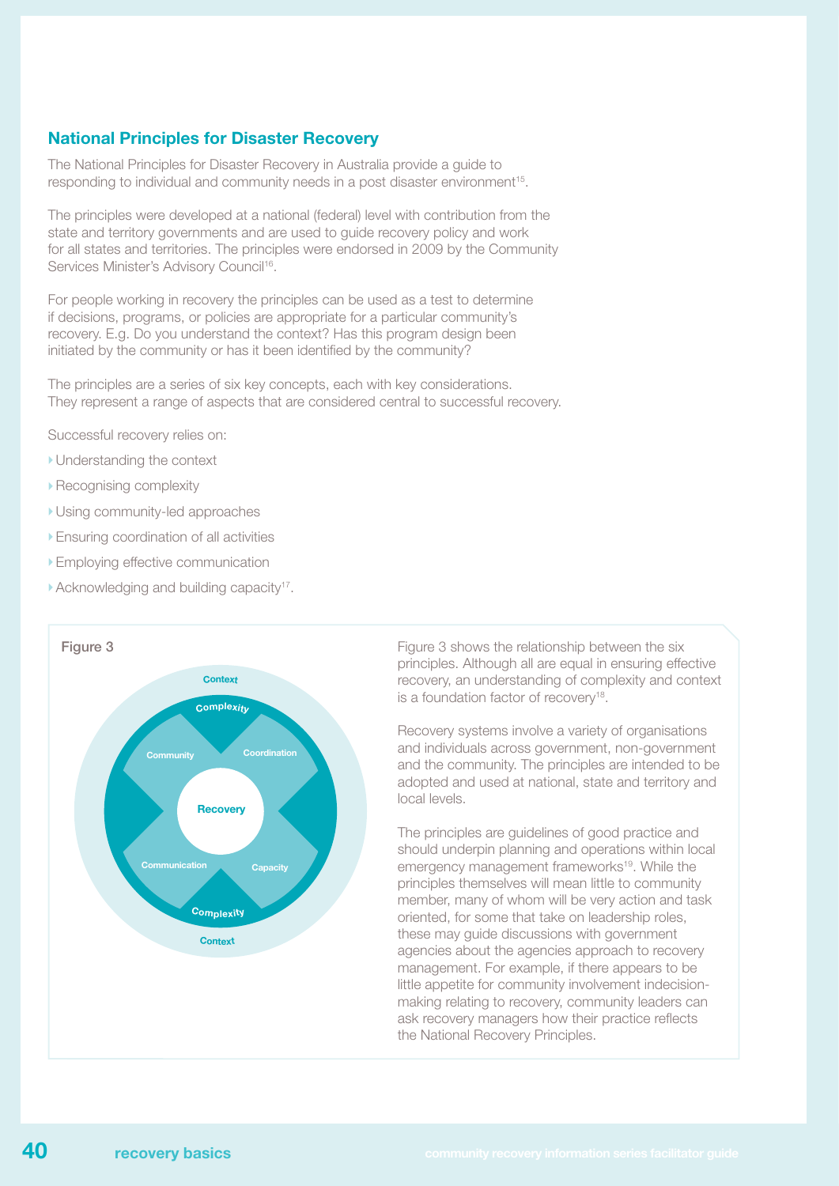## National Principles for Disaster Recovery

The National Principles for Disaster Recovery in Australia provide a guide to responding to individual and community needs in a post disaster environment[15].

The principles were developed at a national (federal) level with contribution from the state and territory governments and are used to guide recovery policy and work for all states and territories. The principles were endorsed in 2009 by the Community Services Minister's Advisory Council[16].

For people working in recovery the principles can be used as a test to determine if decisions, programs, or policies are appropriate for a particular community's recovery. E.g. Do you understand the context? Has this program design been initiated by the community or has it been identified by the community?

The principles are a series of six key concepts, each with key considerations. They represent a range of aspects that are considered central to successful recovery.

Successful recovery relies on:

- Understanding the context
- Recognising complexity
- Using community-led approaches
- Ensuring coordination of all activities
- Employing effective communication
- Acknowledging and building capacity[17].

Figure 3

Context — Complexity — Community — Coordination — Recovery — Communication — Capacity — Complexity — Context

Figure 3 shows the relationship between the six principles. Although all are equal in ensuring effective recovery, an understanding of complexity and context is a foundation factor of recovery[18].

Recovery systems involve a variety of organisations and individuals across government, non-government and the community. The principles are intended to be adopted and used at national, state and territory and local levels.

The principles are guidelines of good practice and should underpin planning and operations within local emergency management frameworks[19]. While the principles themselves will mean little to community member, many of whom will be very action and task oriented, for some that take on leadership roles, these may guide discussions with government agencies about the agencies approach to recovery management. For example, if there appears to be little appetite for community involvement indecision-making relating to recovery, community leaders can ask recovery managers how their practice reflects the National Recovery Principles.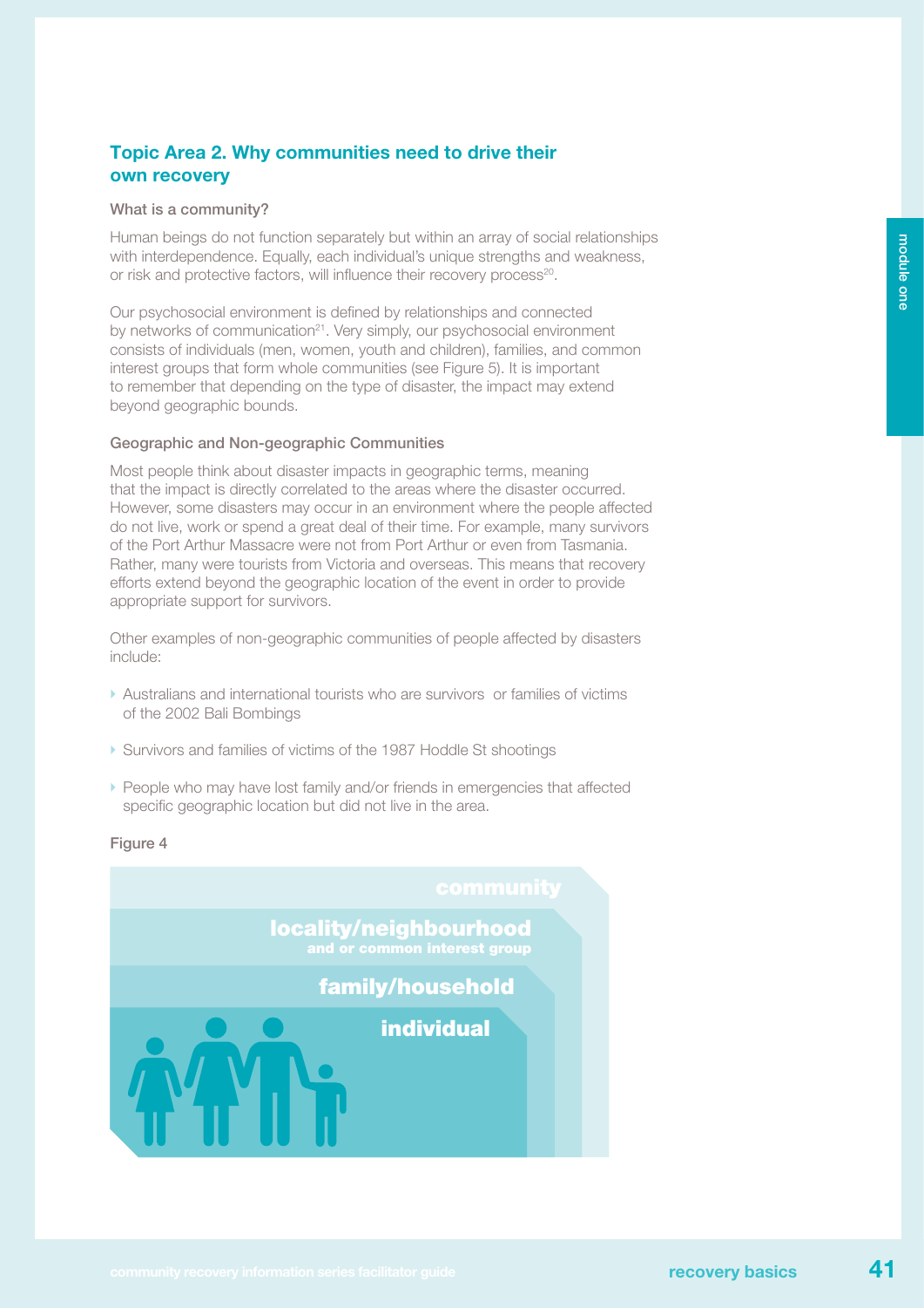## Topic Area 2. Why communities need to drive their own recovery

### What is a community?

Human beings do not function separately but within an array of social relationships with interdependence. Equally, each individual's unique strengths and weakness, or risk and protective factors, will influence their recovery process[20].

Our psychosocial environment is defined by relationships and connected by networks of communication[21]. Very simply, our psychosocial environment consists of individuals (men, women, youth and children), families, and common interest groups that form whole communities (see Figure 5). It is important to remember that depending on the type of disaster, the impact may extend beyond geographic bounds.

### Geographic and Non-geographic Communities

Most people think about disaster impacts in geographic terms, meaning that the impact is directly correlated to the areas where the disaster occurred. However, some disasters may occur in an environment where the people affected do not live, work or spend a great deal of their time. For example, many survivors of the Port Arthur Massacre were not from Port Arthur or even from Tasmania. Rather, many were tourists from Victoria and overseas. This means that recovery efforts extend beyond the geographic location of the event in order to provide appropriate support for survivors.

Other examples of non-geographic communities of people affected by disasters include:

- Australians and international tourists who are survivors or families of victims of the 2002 Bali Bombings
- Survivors and families of victims of the 1987 Hoddle St shootings
- People who may have lost family and/or friends in emergencies that affected specific geographic location but did not live in the area.

Figure 4

community

locality/neighbourhood
and or common interest group

family/household

individual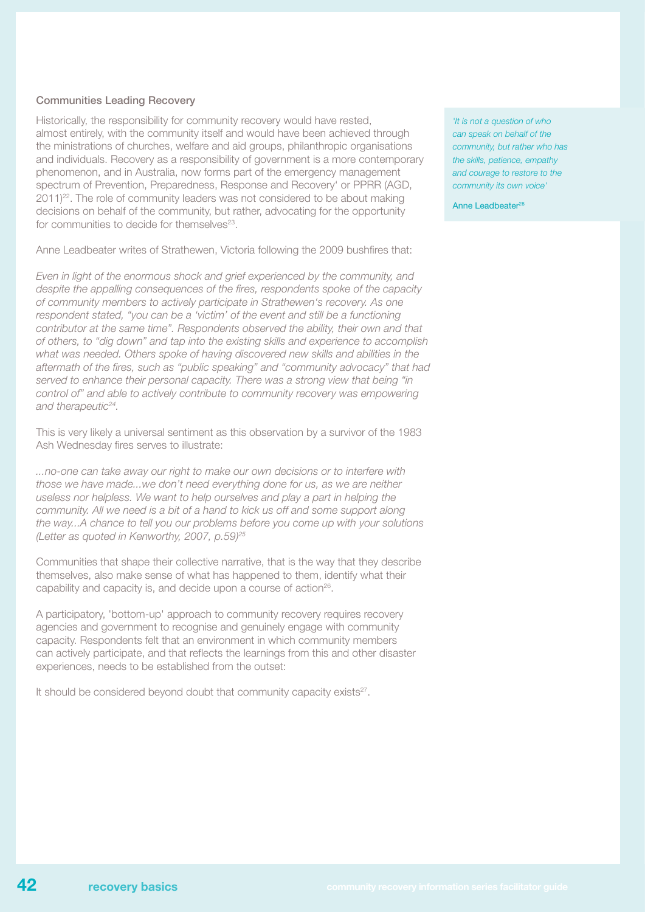### Communities Leading Recovery

Historically, the responsibility for community recovery would have rested, almost entirely, with the community itself and would have been achieved through the ministrations of churches, welfare and aid groups, philanthropic organisations and individuals. Recovery as a responsibility of government is a more contemporary phenomenon, and in Australia, now forms part of the emergency management spectrum of Prevention, Preparedness, Response and Recovery' or PPRR (AGD, 2011)[22]. The role of community leaders was not considered to be about making decisions on behalf of the community, but rather, advocating for the opportunity for communities to decide for themselves[23].

Anne Leadbeater writes of Strathewen, Victoria following the 2009 bushfires that:

*Even in light of the enormous shock and grief experienced by the community, and despite the appalling consequences of the fires, respondents spoke of the capacity of community members to actively participate in Strathewen's recovery. As one respondent stated, "you can be a 'victim' of the event and still be a functioning contributor at the same time". Respondents observed the ability, their own and that of others, to "dig down" and tap into the existing skills and experience to accomplish what was needed. Others spoke of having discovered new skills and abilities in the aftermath of the fires, such as "public speaking" and "community advocacy" that had served to enhance their personal capacity. There was a strong view that being "in control of" and able to actively contribute to community recovery was empowering and therapeutic[24].*

This is very likely a universal sentiment as this observation by a survivor of the 1983 Ash Wednesday fires serves to illustrate:

*...no-one can take away our right to make our own decisions or to interfere with those we have made...we don't need everything done for us, as we are neither useless nor helpless. We want to help ourselves and play a part in helping the community. All we need is a bit of a hand to kick us off and some support along the way...A chance to tell you our problems before you come up with your solutions (Letter as quoted in Kenworthy, 2007, p.59)[25]*

Communities that shape their collective narrative, that is the way that they describe themselves, also make sense of what has happened to them, identify what their capability and capacity is, and decide upon a course of action[26].

A participatory, 'bottom-up' approach to community recovery requires recovery agencies and government to recognise and genuinely engage with community capacity. Respondents felt that an environment in which community members can actively participate, and that reflects the learnings from this and other disaster experiences, needs to be established from the outset:

It should be considered beyond doubt that community capacity exists[27].

> *'It is not a question of who can speak on behalf of the community, but rather who has the skills, patience, empathy and courage to restore to the community its own voice'*
>
> Anne Leadbeater[28]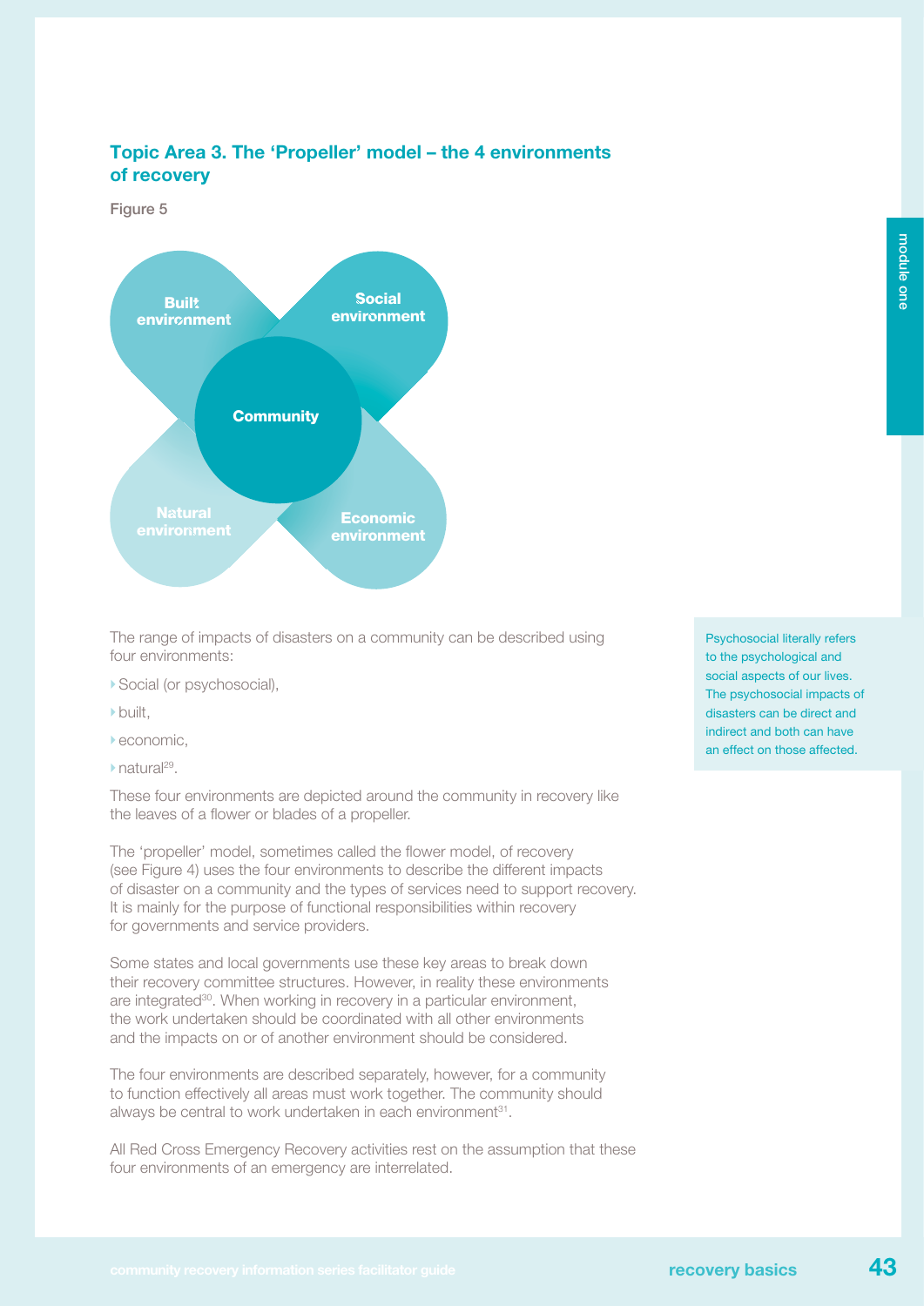## Topic Area 3. The 'Propeller' model – the 4 environments of recovery

Figure 5

Built environment

Social environment

Community

Natural environment

Economic environment

The range of impacts of disasters on a community can be described using four environments:

- Social (or psychosocial),
- built,
- economic,
- natural[29].

These four environments are depicted around the community in recovery like the leaves of a flower or blades of a propeller.

The 'propeller' model, sometimes called the flower model, of recovery (see Figure 4) uses the four environments to describe the different impacts of disaster on a community and the types of services need to support recovery. It is mainly for the purpose of functional responsibilities within recovery for governments and service providers.

Some states and local governments use these key areas to break down their recovery committee structures. However, in reality these environments are integrated[30]. When working in recovery in a particular environment, the work undertaken should be coordinated with all other environments and the impacts on or of another environment should be considered.

The four environments are described separately, however, for a community to function effectively all areas must work together. The community should always be central to work undertaken in each environment[31].

All Red Cross Emergency Recovery activities rest on the assumption that these four environments of an emergency are interrelated.

Psychosocial literally refers to the psychological and social aspects of our lives. The psychosocial impacts of disasters can be direct and indirect and both can have an effect on those affected.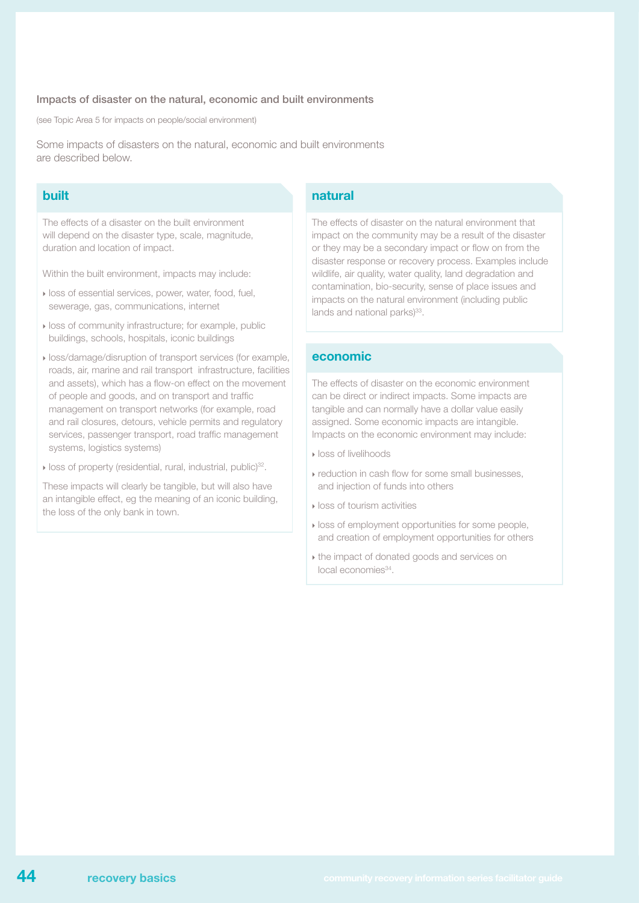## Impacts of disaster on the natural, economic and built environments

(see Topic Area 5 for impacts on people/social environment)

Some impacts of disasters on the natural, economic and built environments are described below.

### built

The effects of a disaster on the built environment will depend on the disaster type, scale, magnitude, duration and location of impact.

Within the built environment, impacts may include:

- loss of essential services, power, water, food, fuel, sewerage, gas, communications, internet
- loss of community infrastructure; for example, public buildings, schools, hospitals, iconic buildings
- loss/damage/disruption of transport services (for example, roads, air, marine and rail transport infrastructure, facilities and assets), which has a flow-on effect on the movement of people and goods, and on transport and traffic management on transport networks (for example, road and rail closures, detours, vehicle permits and regulatory services, passenger transport, road traffic management systems, logistics systems)
- loss of property (residential, rural, industrial, public)[32].

These impacts will clearly be tangible, but will also have an intangible effect, eg the meaning of an iconic building, the loss of the only bank in town.

### natural

The effects of disaster on the natural environment that impact on the community may be a result of the disaster or they may be a secondary impact or flow on from the disaster response or recovery process. Examples include wildlife, air quality, water quality, land degradation and contamination, bio-security, sense of place issues and impacts on the natural environment (including public lands and national parks)[33].

### economic

The effects of disaster on the economic environment can be direct or indirect impacts. Some impacts are tangible and can normally have a dollar value easily assigned. Some economic impacts are intangible. Impacts on the economic environment may include:

- loss of livelihoods
- reduction in cash flow for some small businesses, and injection of funds into others
- loss of tourism activities
- loss of employment opportunities for some people, and creation of employment opportunities for others
- the impact of donated goods and services on local economies[34].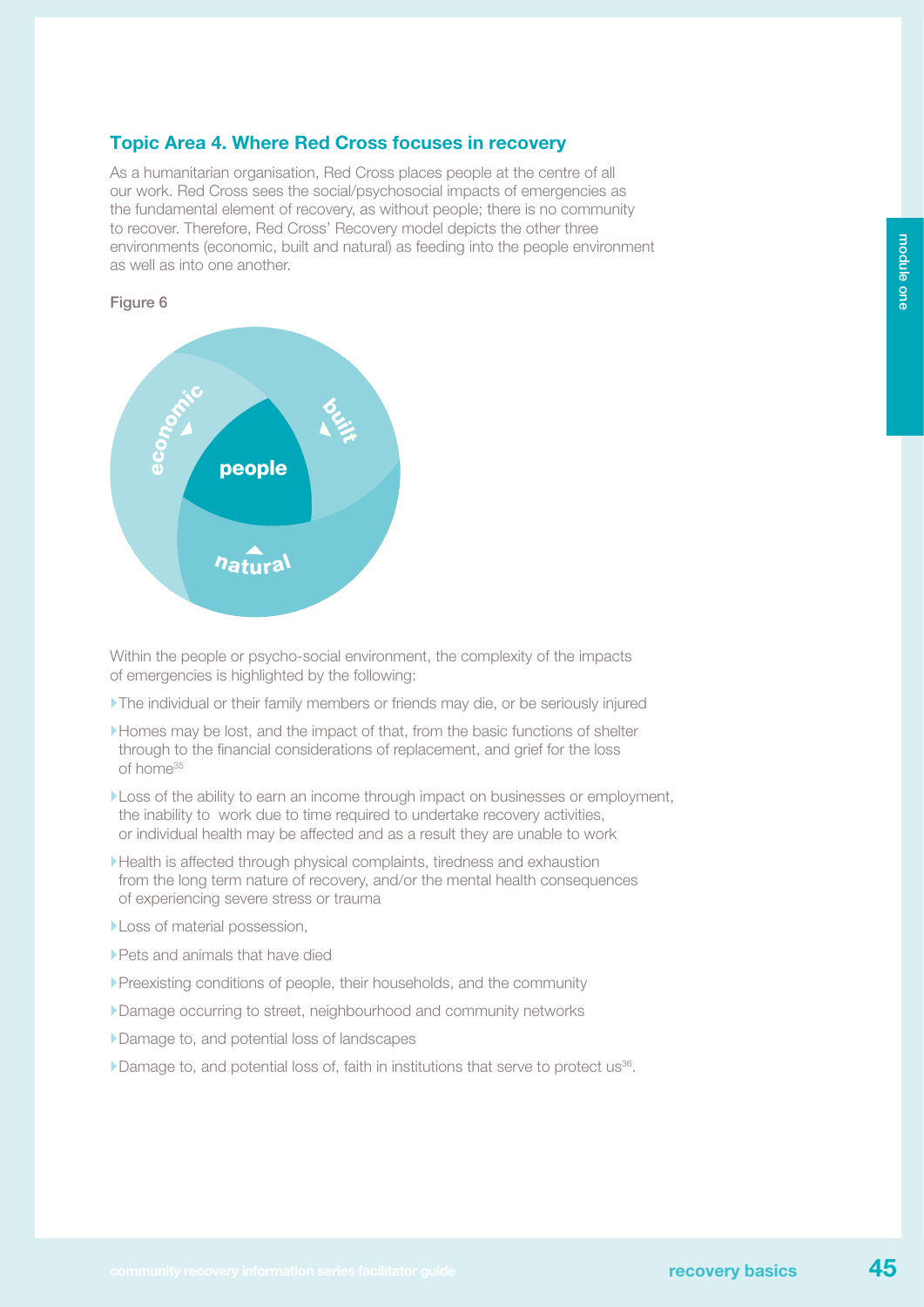## Topic Area 4. Where Red Cross focuses in recovery

As a humanitarian organisation, Red Cross places people at the centre of all our work. Red Cross sees the social/psychosocial impacts of emergencies as the fundamental element of recovery, as without people; there is no community to recover. Therefore, Red Cross' Recovery model depicts the other three environments (economic, built and natural) as feeding into the people environment as well as into one another.

Figure 6

economic
built
people
natural

Within the people or psycho-social environment, the complexity of the impacts of emergencies is highlighted by the following:

- The individual or their family members or friends may die, or be seriously injured
- Homes may be lost, and the impact of that, from the basic functions of shelter through to the financial considerations of replacement, and grief for the loss of home[35]
- Loss of the ability to earn an income through impact on businesses or employment, the inability to work due to time required to undertake recovery activities, or individual health may be affected and as a result they are unable to work
- Health is affected through physical complaints, tiredness and exhaustion from the long term nature of recovery, and/or the mental health consequences of experiencing severe stress or trauma
- Loss of material possession,
- Pets and animals that have died
- Preexisting conditions of people, their households, and the community
- Damage occurring to street, neighbourhood and community networks
- Damage to, and potential loss of landscapes
- Damage to, and potential loss of, faith in institutions that serve to protect us[36].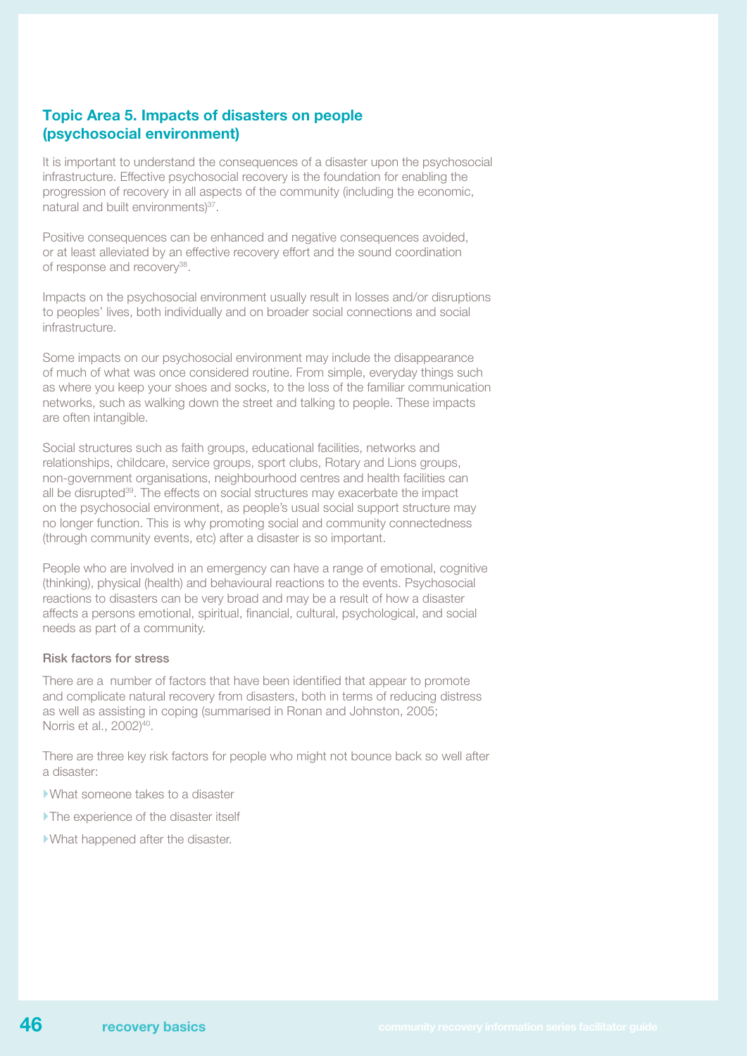## Topic Area 5. Impacts of disasters on people (psychosocial environment)

It is important to understand the consequences of a disaster upon the psychosocial infrastructure. Effective psychosocial recovery is the foundation for enabling the progression of recovery in all aspects of the community (including the economic, natural and built environments)[37].

Positive consequences can be enhanced and negative consequences avoided, or at least alleviated by an effective recovery effort and the sound coordination of response and recovery[38].

Impacts on the psychosocial environment usually result in losses and/or disruptions to peoples' lives, both individually and on broader social connections and social infrastructure.

Some impacts on our psychosocial environment may include the disappearance of much of what was once considered routine. From simple, everyday things such as where you keep your shoes and socks, to the loss of the familiar communication networks, such as walking down the street and talking to people. These impacts are often intangible.

Social structures such as faith groups, educational facilities, networks and relationships, childcare, service groups, sport clubs, Rotary and Lions groups, non-government organisations, neighbourhood centres and health facilities can all be disrupted[39]. The effects on social structures may exacerbate the impact on the psychosocial environment, as people's usual social support structure may no longer function. This is why promoting social and community connectedness (through community events, etc) after a disaster is so important.

People who are involved in an emergency can have a range of emotional, cognitive (thinking), physical (health) and behavioural reactions to the events. Psychosocial reactions to disasters can be very broad and may be a result of how a disaster affects a persons emotional, spiritual, financial, cultural, psychological, and social needs as part of a community.

### Risk factors for stress

There are a number of factors that have been identified that appear to promote and complicate natural recovery from disasters, both in terms of reducing distress as well as assisting in coping (summarised in Ronan and Johnston, 2005; Norris et al., 2002)[40].

There are three key risk factors for people who might not bounce back so well after a disaster:

- What someone takes to a disaster
- The experience of the disaster itself
- What happened after the disaster.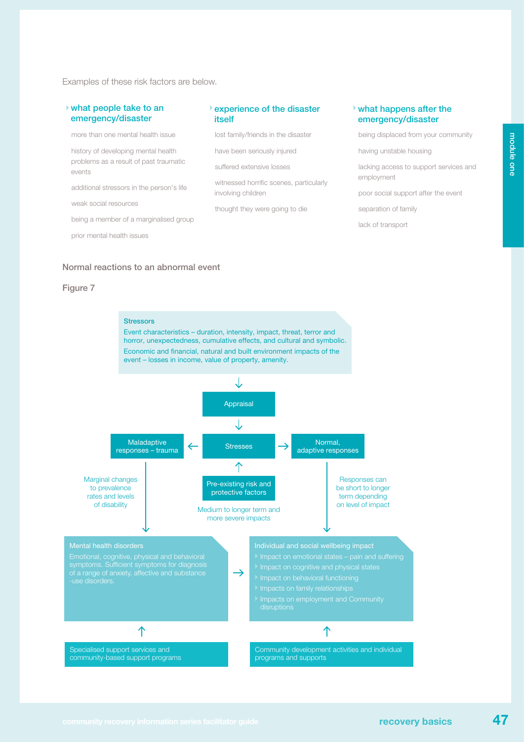Examples of these risk factors are below.

### what people take to an emergency/disaster

- more than one mental health issue
- history of developing mental health problems as a result of past traumatic events
- additional stressors in the person's life
- weak social resources
- being a member of a marginalised group
- prior mental health issues

### experience of the disaster itself

- lost family/friends in the disaster
- have been seriously injured
- suffered extensive losses
- witnessed horrific scenes, particularly involving children
- thought they were going to die

### what happens after the emergency/disaster

- being displaced from your community
- having unstable housing
- lacking access to support services and employment
- poor social support after the event
- separation of family
- lack of transport

## Normal reactions to an abnormal event

Figure 7

**Stressors**

Event characteristics – duration, intensity, impact, threat, terror and horror, unexpectedness, cumulative effects, and cultural and symbolic.

Economic and financial, natural and built environment impacts of the event – losses in income, value of property, amenity.

↓

Appraisal

↓

Maladaptive responses – trauma ← Stresses → Normal, adaptive responses

↑

Pre-existing risk and protective factors

Medium to longer term and more severe impacts

Marginal changes to prevalence rates and levels of disability

Responses can be short to longer term depending on level of impact

**Mental health disorders**

Emotional, cognitive, physical and behavioral symptoms. Sufficient symptoms for diagnosis of a range of anxiety, affective and substance -use disorders.

→

**Individual and social wellbeing impact**

- Impact on emotional states – pain and suffering
- Impact on cognitive and physical states
- Impact on behavioral functioning
- Impacts on family relationships
- Impacts on employment and Community disruptions

↑ Specialised support services and community-based support programs

↑ Community development activities and individual programs and supports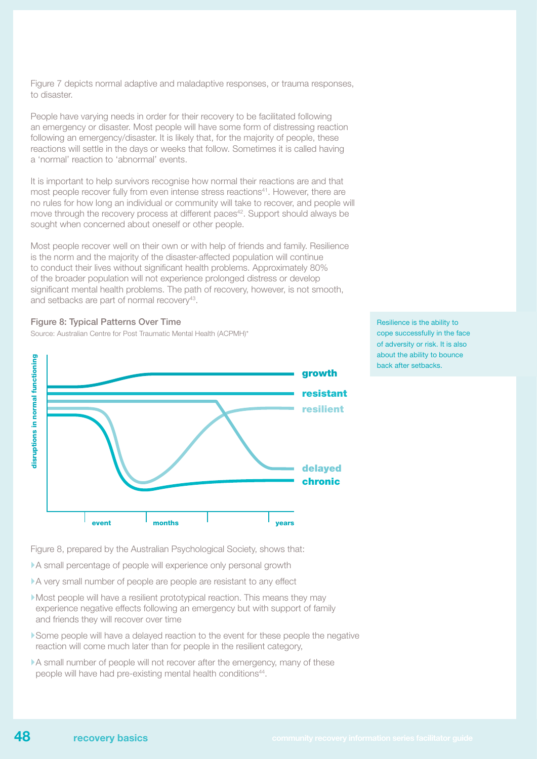Figure 7 depicts normal adaptive and maladaptive responses, or trauma responses, to disaster.

People have varying needs in order for their recovery to be facilitated following an emergency or disaster. Most people will have some form of distressing reaction following an emergency/disaster. It is likely that, for the majority of people, these reactions will settle in the days or weeks that follow. Sometimes it is called having a 'normal' reaction to 'abnormal' events.

It is important to help survivors recognise how normal their reactions are and that most people recover fully from even intense stress reactions[41]. However, there are no rules for how long an individual or community will take to recover, and people will move through the recovery process at different paces[42]. Support should always be sought when concerned about oneself or other people.

Most people recover well on their own or with help of friends and family. Resilience is the norm and the majority of the disaster-affected population will continue to conduct their lives without significant health problems. Approximately 80% of the broader population will not experience prolonged distress or develop significant mental health problems. The path of recovery, however, is not smooth, and setbacks are part of normal recovery[43].

Resilience is the ability to cope successfully in the face of adversity or risk. It is also about the ability to bounce back after setbacks.

**Figure 8: Typical Patterns Over Time**

Source: Australian Centre for Post Traumatic Mental Health (ACPMH)*

Figure 8, prepared by the Australian Psychological Society, shows that:

- A small percentage of people will experience only personal growth
- A very small number of people are people are resistant to any effect
- Most people will have a resilient prototypical reaction. This means they may experience negative effects following an emergency but with support of family and friends they will recover over time
- Some people will have a delayed reaction to the event for these people the negative reaction will come much later than for people in the resilient category,
- A small number of people will not recover after the emergency, many of these people will have had pre-existing mental health conditions[44].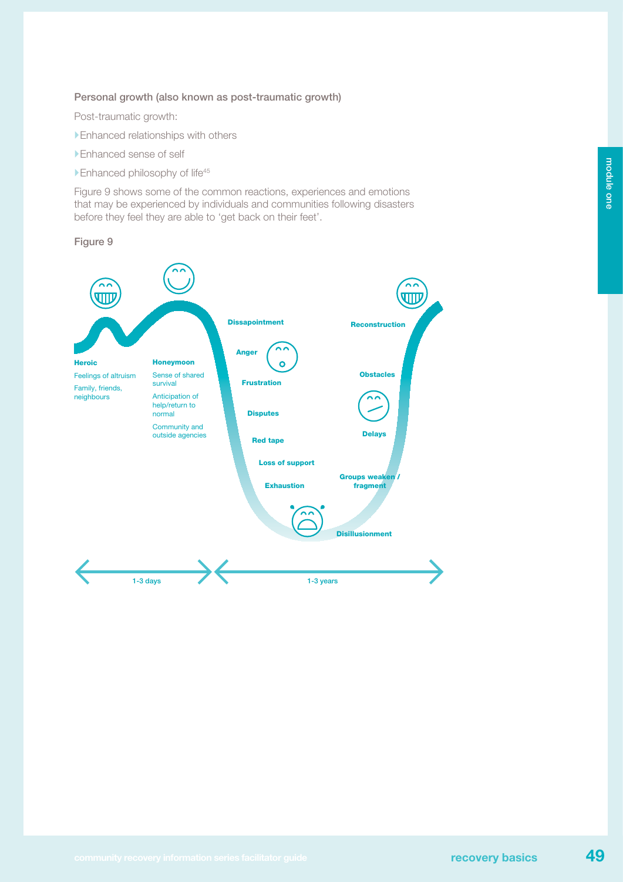### Personal growth (also known as post-traumatic growth)

Post-traumatic growth:

- Enhanced relationships with others
- Enhanced sense of self
- Enhanced philosophy of life[45]

Figure 9 shows some of the common reactions, experiences and emotions that may be experienced by individuals and communities following disasters before they feel they are able to 'get back on their feet'.

Figure 9

**Heroic**

Feelings of altruism

Family, friends, neighbours

**Honeymoon**

Sense of shared survival

Anticipation of help/return to normal

Community and outside agencies

**Dissapointment**

**Anger**

**Frustration**

**Disputes**

**Red tape**

**Loss of support**

**Exhaustion**

**Disillusionment**

**Groups weaken / fragment**

**Delays**

**Obstacles**

**Reconstruction**

1-3 days

1-3 years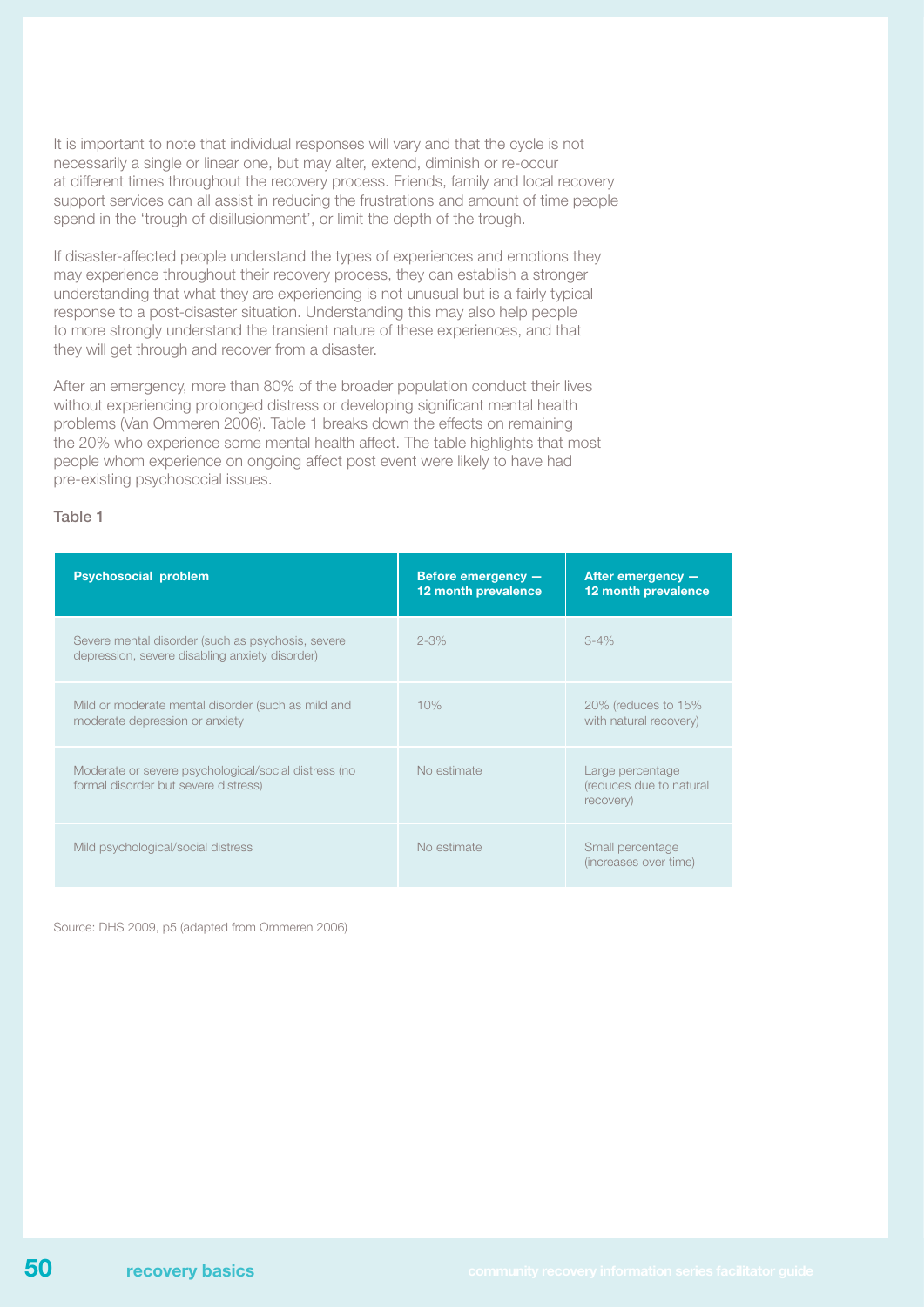It is important to note that individual responses will vary and that the cycle is not necessarily a single or linear one, but may alter, extend, diminish or re-occur at different times throughout the recovery process. Friends, family and local recovery support services can all assist in reducing the frustrations and amount of time people spend in the 'trough of disillusionment', or limit the depth of the trough.

If disaster-affected people understand the types of experiences and emotions they may experience throughout their recovery process, they can establish a stronger understanding that what they are experiencing is not unusual but is a fairly typical response to a post-disaster situation. Understanding this may also help people to more strongly understand the transient nature of these experiences, and that they will get through and recover from a disaster.

After an emergency, more than 80% of the broader population conduct their lives without experiencing prolonged distress or developing significant mental health problems (Van Ommeren 2006). Table 1 breaks down the effects on remaining the 20% who experience some mental health affect. The table highlights that most people whom experience on ongoing affect post event were likely to have had pre-existing psychosocial issues.

Table 1

| Psychosocial problem | Before emergency — 12 month prevalence | After emergency — 12 month prevalence |
|---|---|---|
| Severe mental disorder (such as psychosis, severe depression, severe disabling anxiety disorder) | 2-3% | 3-4% |
| Mild or moderate mental disorder (such as mild and moderate depression or anxiety | 10% | 20% (reduces to 15% with natural recovery) |
| Moderate or severe psychological/social distress (no formal disorder but severe distress) | No estimate | Large percentage (reduces due to natural recovery) |
| Mild psychological/social distress | No estimate | Small percentage (increases over time) |

Source: DHS 2009, p5 (adapted from Ommeren 2006)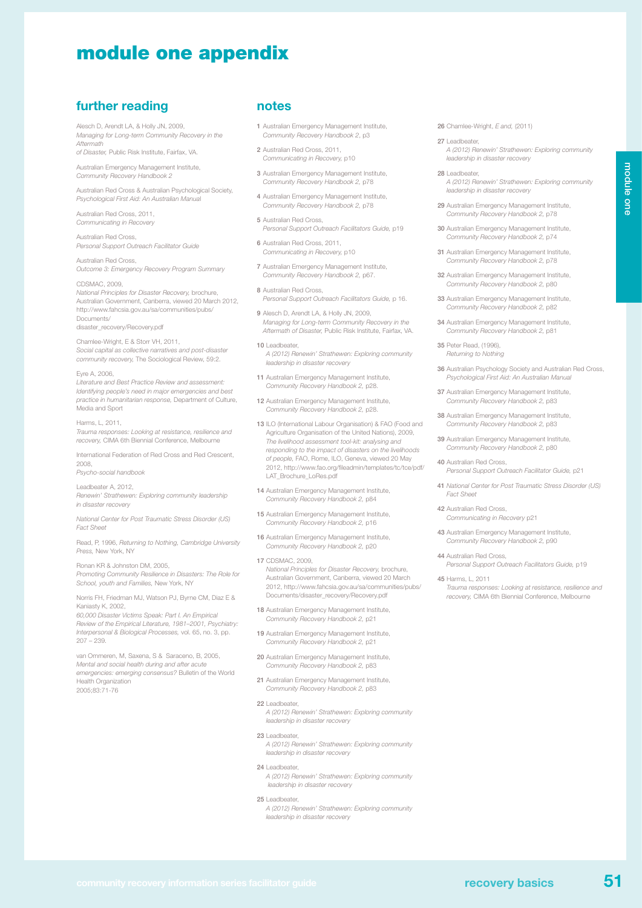# module one appendix

## further reading

Alesch D, Arendt LA, & Holly JN, 2009, *Managing for Long-term Community Recovery in the Aftermath of Disaster,* Public Risk Institute, Fairfax, VA.

Australian Emergency Management Institute, *Community Recovery Handbook 2*

Australian Red Cross & Australian Psychological Society, *Psychological First Aid: An Australian Manual*

Australian Red Cross, 2011, *Communicating in Recovery*

Australian Red Cross, *Personal Support Outreach Facilitator Guide*

Australian Red Cross, *Outcome 3: Emergency Recovery Program Summary*

CDSMAC, 2009, *National Principles for Disaster Recovery,* brochure, Australian Government, Canberra, viewed 20 March 2012, http://www.fahcsia.gov.au/sa/communities/pubs/Documents/disaster_recovery/Recovery.pdf

Chamlee-Wright, E & Storr VH, 2011, *Social capital as collective narratives and post-disaster community recovery,* The Sociological Review, 59:2.

Eyre A, 2006, *Literature and Best Practice Review and assessment: Identifying people's need in major emergencies and best practice in humanitarian response,* Department of Culture, Media and Sport

Harms, L, 2011, *Trauma responses: Looking at resistance, resilience and recovery,* CIMA 6th Biennial Conference, Melbourne

International Federation of Red Cross and Red Crescent, 2008, *Psycho-social handbook*

Leadbeater A, 2012, *Renewin' Strathewen: Exploring community leadership in disaster recovery*

*National Center for Post Traumatic Stress Disorder (US) Fact Sheet*

Read, P, 1996, *Returning to Nothing, Cambridge University Press,* New York, NY

Ronan KR & Johnston DM, 2005, *Promoting Community Resilience in Disasters: The Role for School, youth and Families,* New York, NY

Norris FH, Friedman MJ, Watson PJ, Byrne CM, Diaz E & Kaniasty K, 2002, *60,000 Disaster Victims Speak: Part I. An Empirical Review of the Empirical Literature, 1981–2001, Psychiatry: Interpersonal & Biological Processes,* vol. 65, no. 3, pp. 207 – 239.

van Ommeren, M, Saxena, S & Saraceno, B, 2005, *Mental and social health during and after acute emergencies: emerging consensus?* Bulletin of the World Health Organization 2005;83:71-76

## notes

1 Australian Emergency Management Institute, *Community Recovery Handbook 2*, p3

2 Australian Red Cross, 2011, *Communicating in Recovery,* p10

3 Australian Emergency Management Institute, *Community Recovery Handbook 2,* p78

4 Australian Emergency Management Institute, *Community Recovery Handbook 2,* p78

5 Australian Red Cross, *Personal Support Outreach Facilitators Guide,* p19

6 Australian Red Cross, 2011, *Communicating in Recovery,* p10

7 Australian Emergency Management Institute, *Community Recovery Handbook 2,* p67.

8 Australian Red Cross, *Personal Support Outreach Facilitators Guide,* p 16.

9 Alesch D, Arendt LA, & Holly JN, 2009, *Managing for Long-term Community Recovery in the Aftermath of Disaster,* Public Risk Institute, Fairfax, VA.

10 Leadbeater, *A (2012) Renewin' Strathewen: Exploring community leadership in disaster recovery*

11 Australian Emergency Management Institute, *Community Recovery Handbook 2,* p28.

12 Australian Emergency Management Institute, *Community Recovery Handbook 2,* p28.

13 ILO (International Labour Organisation) & FAO (Food and Agriculture Organisation of the United Nations), 2009, *The livelihood assessment tool-kit: analysing and responding to the impact of disasters on the livelihoods of people,* FAO, Rome, ILO, Geneva, viewed 20 May 2012, http://www.fao.org/fileadmin/templates/tc/tce/pdf/LAT_Brochure_LoRes.pdf

14 Australian Emergency Management Institute, *Community Recovery Handbook 2,* p84

15 Australian Emergency Management Institute, *Community Recovery Handbook 2,* p16

16 Australian Emergency Management Institute, *Community Recovery Handbook 2,* p20

17 CDSMAC, 2009, *National Principles for Disaster Recovery,* brochure, Australian Government, Canberra, viewed 20 March 2012, http://www.fahcsia.gov.au/sa/communities/pubs/Documents/disaster_recovery/Recovery.pdf

18 Australian Emergency Management Institute, *Community Recovery Handbook 2,* p21

19 Australian Emergency Management Institute, *Community Recovery Handbook 2,* p21

20 Australian Emergency Management Institute, *Community Recovery Handbook 2,* p83

21 Australian Emergency Management Institute, *Community Recovery Handbook 2,* p83

22 Leadbeater, *A (2012) Renewin' Strathewen: Exploring community leadership in disaster recovery*

23 Leadbeater, *A (2012) Renewin' Strathewen: Exploring community leadership in disaster recovery*

24 Leadbeater, *A (2012) Renewin' Strathewen: Exploring community leadership in disaster recovery*

25 Leadbeater, *A (2012) Renewin' Strathewen: Exploring community leadership in disaster recovery*

26 Chamlee-Wright, *E and,* (2011)

27 Leadbeater, *A (2012) Renewin' Strathewen: Exploring community leadership in disaster recovery*

28 Leadbeater, *A (2012) Renewin' Strathewen: Exploring community leadership in disaster recovery*

29 Australian Emergency Management Institute, *Community Recovery Handbook 2,* p78

30 Australian Emergency Management Institute, *Community Recovery Handbook 2,* p74

31 Australian Emergency Management Institute, *Community Recovery Handbook 2,* p78

32 Australian Emergency Management Institute, *Community Recovery Handbook 2,* p80

33 Australian Emergency Management Institute, *Community Recovery Handbook 2,* p82

34 Australian Emergency Management Institute, *Community Recovery Handbook 2,* p81

35 Peter Read, (1996), *Returning to Nothing*

36 Australian Psychology Society and Australian Red Cross, *Psychological First Aid: An Australian Manual*

37 Australian Emergency Management Institute, *Community Recovery Handbook 2,* p83

38 Australian Emergency Management Institute, *Community Recovery Handbook 2,* p83

39 Australian Emergency Management Institute, *Community Recovery Handbook 2,* p80

40 Australian Red Cross, *Personal Support Outreach Facilitator Guide,* p21

41 *National Center for Post Traumatic Stress Disorder (US) Fact Sheet*

42 Australian Red Cross, *Communicating in Recovery* p21

43 Australian Emergency Management Institute, *Community Recovery Handbook 2,* p90

44 Australian Red Cross, *Personal Support Outreach Facilitators Guide,* p19

45 Harms, L, 2011 *Trauma responses: Looking at resistance, resilience and recovery,* CIMA 6th Biennial Conference, Melbourne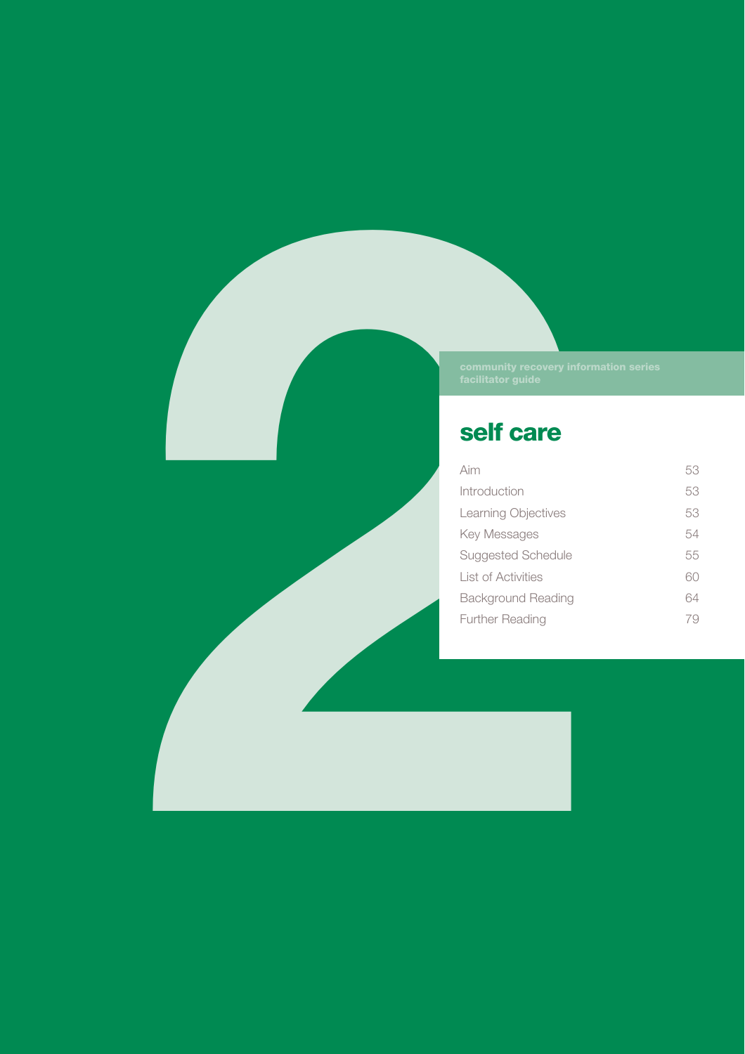community recovery information series
facilitator guide

# self care

| | |
|---|---|
| Aim | 53 |
| Introduction | 53 |
| Learning Objectives | 53 |
| Key Messages | 54 |
| Suggested Schedule | 55 |
| List of Activities | 60 |
| Background Reading | 64 |
| Further Reading | 79 |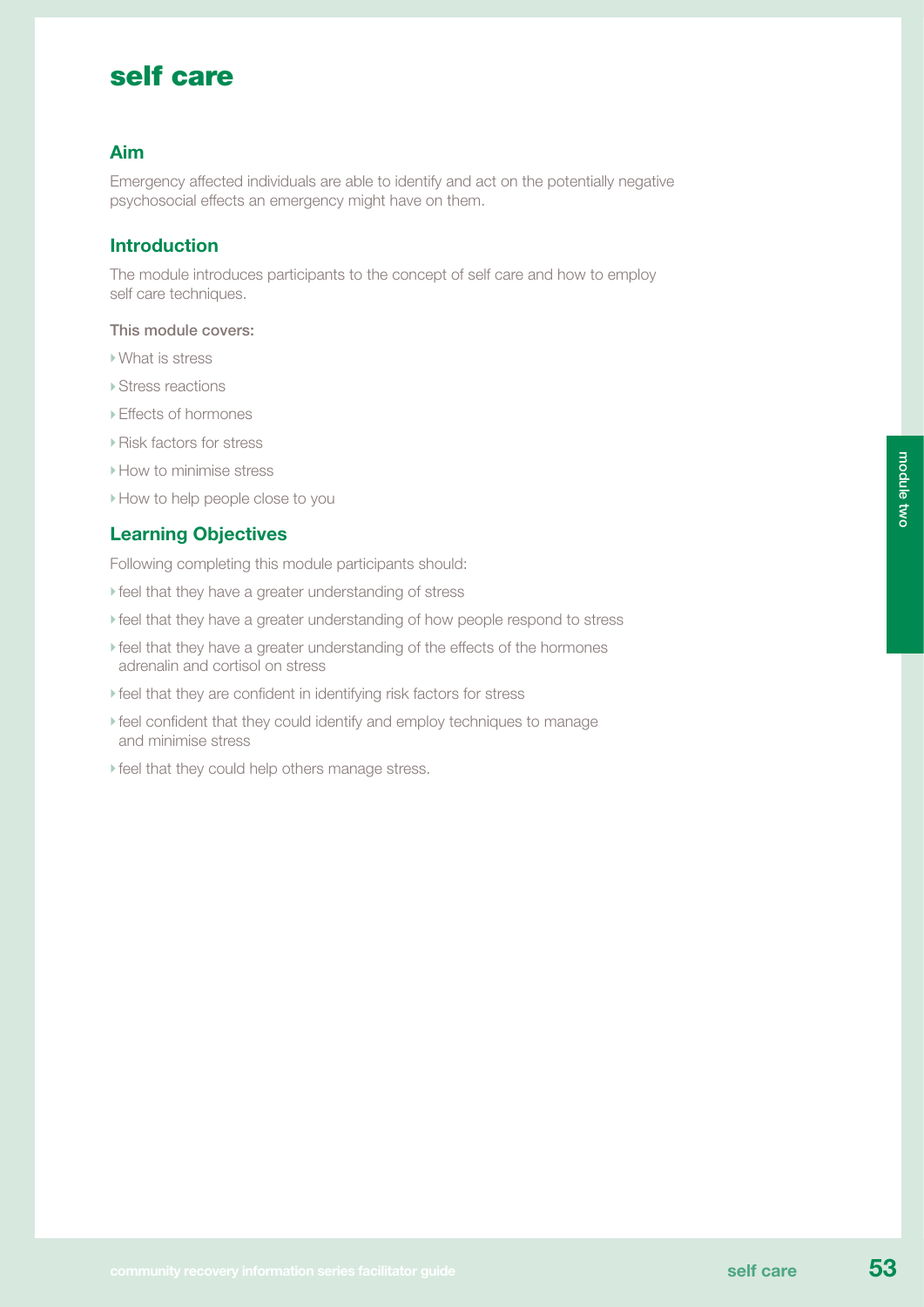# self care

## Aim

Emergency affected individuals are able to identify and act on the potentially negative psychosocial effects an emergency might have on them.

## Introduction

The module introduces participants to the concept of self care and how to employ self care techniques.

This module covers:

- What is stress
- Stress reactions
- Effects of hormones
- Risk factors for stress
- How to minimise stress
- How to help people close to you

## Learning Objectives

Following completing this module participants should:

- feel that they have a greater understanding of stress
- feel that they have a greater understanding of how people respond to stress
- feel that they have a greater understanding of the effects of the hormones adrenalin and cortisol on stress
- feel that they are confident in identifying risk factors for stress
- feel confident that they could identify and employ techniques to manage and minimise stress
- feel that they could help others manage stress.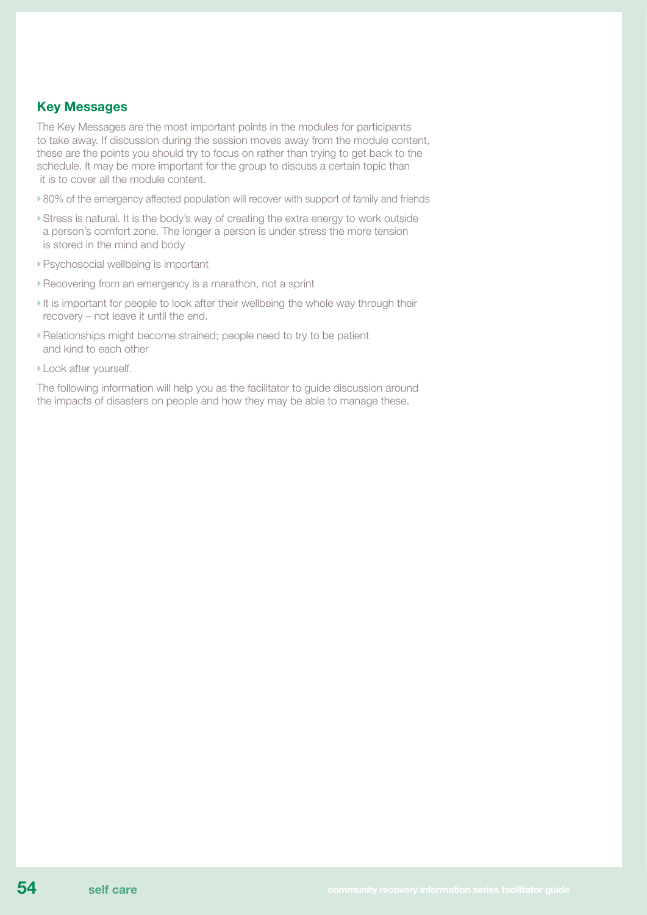## Key Messages

The Key Messages are the most important points in the modules for participants to take away. If discussion during the session moves away from the module content, these are the points you should try to focus on rather than trying to get back to the schedule. It may be more important for the group to discuss a certain topic than it is to cover all the module content.

- 80% of the emergency affected population will recover with support of family and friends
- Stress is natural. It is the body's way of creating the extra energy to work outside a person's comfort zone. The longer a person is under stress the more tension is stored in the mind and body
- Psychosocial wellbeing is important
- Recovering from an emergency is a marathon, not a sprint
- It is important for people to look after their wellbeing the whole way through their recovery – not leave it until the end.
- Relationships might become strained; people need to try to be patient and kind to each other
- Look after yourself.

The following information will help you as the facilitator to guide discussion around the impacts of disasters on people and how they may be able to manage these.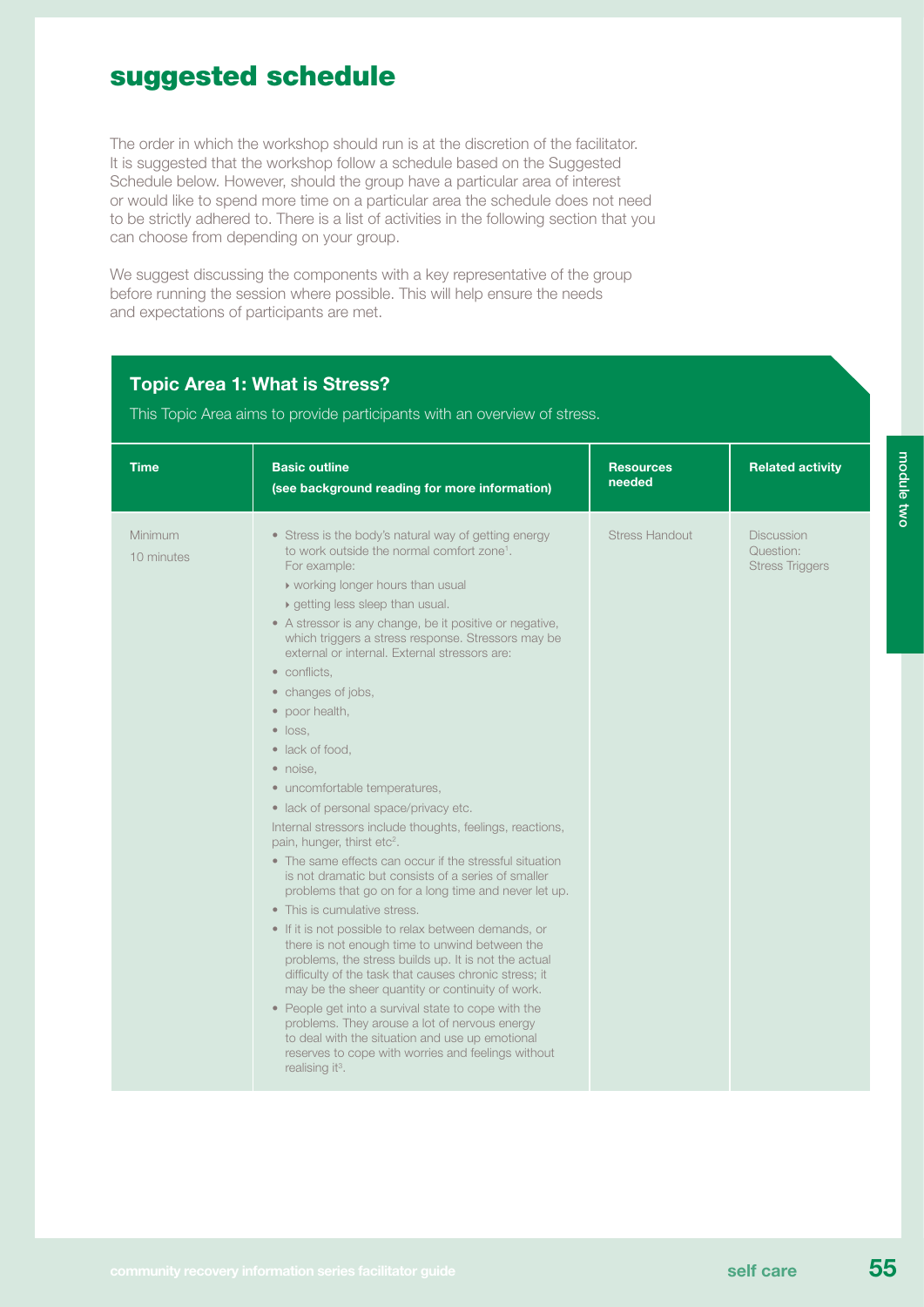# suggested schedule

The order in which the workshop should run is at the discretion of the facilitator. It is suggested that the workshop follow a schedule based on the Suggested Schedule below. However, should the group have a particular area of interest or would like to spend more time on a particular area the schedule does not need to be strictly adhered to. There is a list of activities in the following section that you can choose from depending on your group.

We suggest discussing the components with a key representative of the group before running the session where possible. This will help ensure the needs and expectations of participants are met.

## Topic Area 1: What is Stress?

This Topic Area aims to provide participants with an overview of stress.

| Time | Basic outline (see background reading for more information) | Resources needed | Related activity |
|---|---|---|---|
| Minimum 10 minutes | • Stress is the body's natural way of getting energy to work outside the normal comfort zone[1]. For example: <br> ‣ working longer hours than usual <br> ‣ getting less sleep than usual. <br> • A stressor is any change, be it positive or negative, which triggers a stress response. Stressors may be external or internal. External stressors are: <br> • conflicts, <br> • changes of jobs, <br> • poor health, <br> • loss, <br> • lack of food, <br> • noise, <br> • uncomfortable temperatures, <br> • lack of personal space/privacy etc. <br> Internal stressors include thoughts, feelings, reactions, pain, hunger, thirst etc[2]. <br> • The same effects can occur if the stressful situation is not dramatic but consists of a series of smaller problems that go on for a long time and never let up. <br> • This is cumulative stress. <br> • If it is not possible to relax between demands, or there is not enough time to unwind between the problems, the stress builds up. It is not the actual difficulty of the task that causes chronic stress; it may be the sheer quantity or continuity of work. <br> • People get into a survival state to cope with the problems. They arouse a lot of nervous energy to deal with the situation and use up emotional reserves to cope with worries and feelings without realising it[3]. | Stress Handout | Discussion Question: Stress Triggers |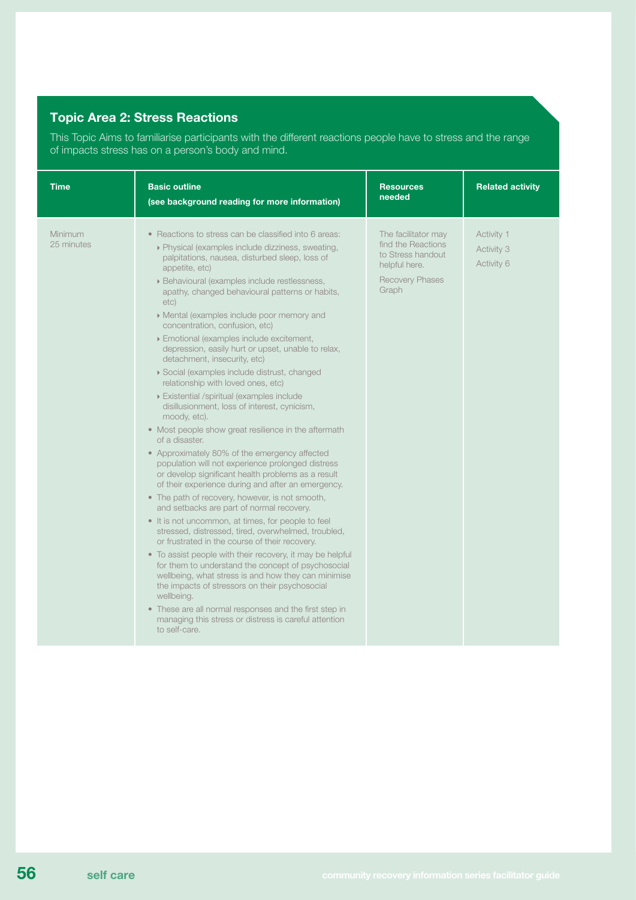## Topic Area 2: Stress Reactions

This Topic Aims to familiarise participants with the different reactions people have to stress and the range of impacts stress has on a person's body and mind.

| Time | Basic outline (see background reading for more information) | Resources needed | Related activity |
|---|---|---|---|
| Minimum 25 minutes | • Reactions to stress can be classified into 6 areas:<br>▸ Physical (examples include dizziness, sweating, palpitations, nausea, disturbed sleep, loss of appetite, etc)<br>▸ Behavioural (examples include restlessness, apathy, changed behavioural patterns or habits, etc)<br>▸ Mental (examples include poor memory and concentration, confusion, etc)<br>▸ Emotional (examples include excitement, depression, easily hurt or upset, unable to relax, detachment, insecurity, etc)<br>▸ Social (examples include distrust, changed relationship with loved ones, etc)<br>▸ Existential /spiritual (examples include disillusionment, loss of interest, cynicism, moody, etc).<br>• Most people show great resilience in the aftermath of a disaster.<br>• Approximately 80% of the emergency affected population will not experience prolonged distress or develop significant health problems as a result of their experience during and after an emergency.<br>• The path of recovery, however, is not smooth, and setbacks are part of normal recovery.<br>• It is not uncommon, at times, for people to feel stressed, distressed, tired, overwhelmed, troubled, or frustrated in the course of their recovery.<br>• To assist people with their recovery, it may be helpful for them to understand the concept of psychosocial wellbeing, what stress is and how they can minimise the impacts of stressors on their psychosocial wellbeing.<br>• These are all normal responses and the first step in managing this stress or distress is careful attention to self-care. | The facilitator may find the Reactions to Stress handout helpful here.<br><br>Recovery Phases Graph | Activity 1<br>Activity 3<br>Activity 6 |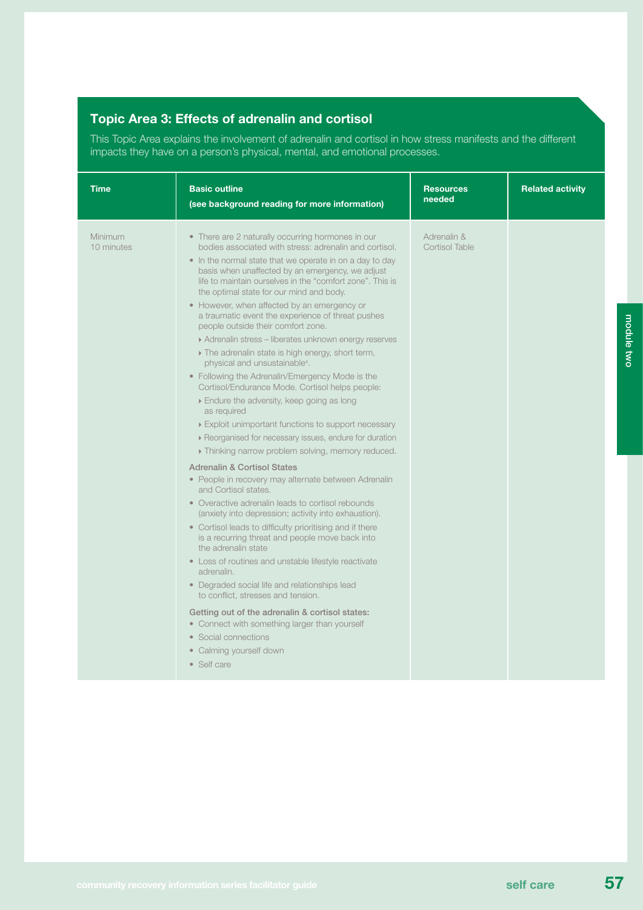## Topic Area 3: Effects of adrenalin and cortisol

This Topic Area explains the involvement of adrenalin and cortisol in how stress manifests and the different impacts they have on a person's physical, mental, and emotional processes.

| Time | Basic outline (see background reading for more information) | Resources needed | Related activity |
| --- | --- | --- | --- |
| Minimum 10 minutes | • There are 2 naturally occurring hormones in our bodies associated with stress: adrenalin and cortisol.<br>• In the normal state that we operate in on a day to day basis when unaffected by an emergency, we adjust life to maintain ourselves in the "comfort zone". This is the optimal state for our mind and body.<br>• However, when affected by an emergency or a traumatic event the experience of threat pushes people outside their comfort zone.<br>  ‣ Adrenalin stress – liberates unknown energy reserves<br>  ‣ The adrenalin state is high energy, short term, physical and unsustainable[4].<br>• Following the Adrenalin/Emergency Mode is the Cortisol/Endurance Mode. Cortisol helps people:<br>  ‣ Endure the adversity, keep going as long as required<br>  ‣ Exploit unimportant functions to support necessary<br>  ‣ Reorganised for necessary issues, endure for duration<br>  ‣ Thinking narrow problem solving, memory reduced.<br><br>**Adrenalin & Cortisol States**<br>• People in recovery may alternate between Adrenalin and Cortisol states.<br>• Overactive adrenalin leads to cortisol rebounds (anxiety into depression; activity into exhaustion).<br>• Cortisol leads to difficulty prioritising and if there is a recurring threat and people move back into the adrenalin state<br>• Loss of routines and unstable lifestyle reactivate adrenalin.<br>• Degraded social life and relationships lead to conflict, stresses and tension.<br><br>**Getting out of the adrenalin & cortisol states:**<br>• Connect with something larger than yourself<br>• Social connections<br>• Calming yourself down<br>• Self care | Adrenalin & Cortisol Table | |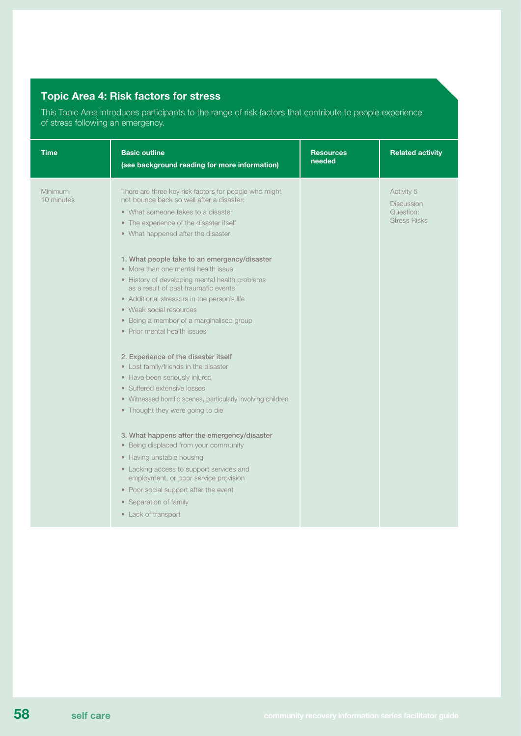## Topic Area 4: Risk factors for stress

This Topic Area introduces participants to the range of risk factors that contribute to people experience of stress following an emergency.

| Time | Basic outline (see background reading for more information) | Resources needed | Related activity |
|---|---|---|---|
| Minimum 10 minutes | There are three key risk factors for people who might not bounce back so well after a disaster:<br>• What someone takes to a disaster<br>• The experience of the disaster itself<br>• What happened after the disaster<br><br>**1. What people take to an emergency/disaster**<br>• More than one mental health issue<br>• History of developing mental health problems as a result of past traumatic events<br>• Additional stressors in the person's life<br>• Weak social resources<br>• Being a member of a marginalised group<br>• Prior mental health issues<br><br>**2. Experience of the disaster itself**<br>• Lost family/friends in the disaster<br>• Have been seriously injured<br>• Suffered extensive losses<br>• Witnessed horrific scenes, particularly involving children<br>• Thought they were going to die<br><br>**3. What happens after the emergency/disaster**<br>• Being displaced from your community<br>• Having unstable housing<br>• Lacking access to support services and employment, or poor service provision<br>• Poor social support after the event<br>• Separation of family<br>• Lack of transport | | Activity 5<br>Discussion Question: Stress Risks |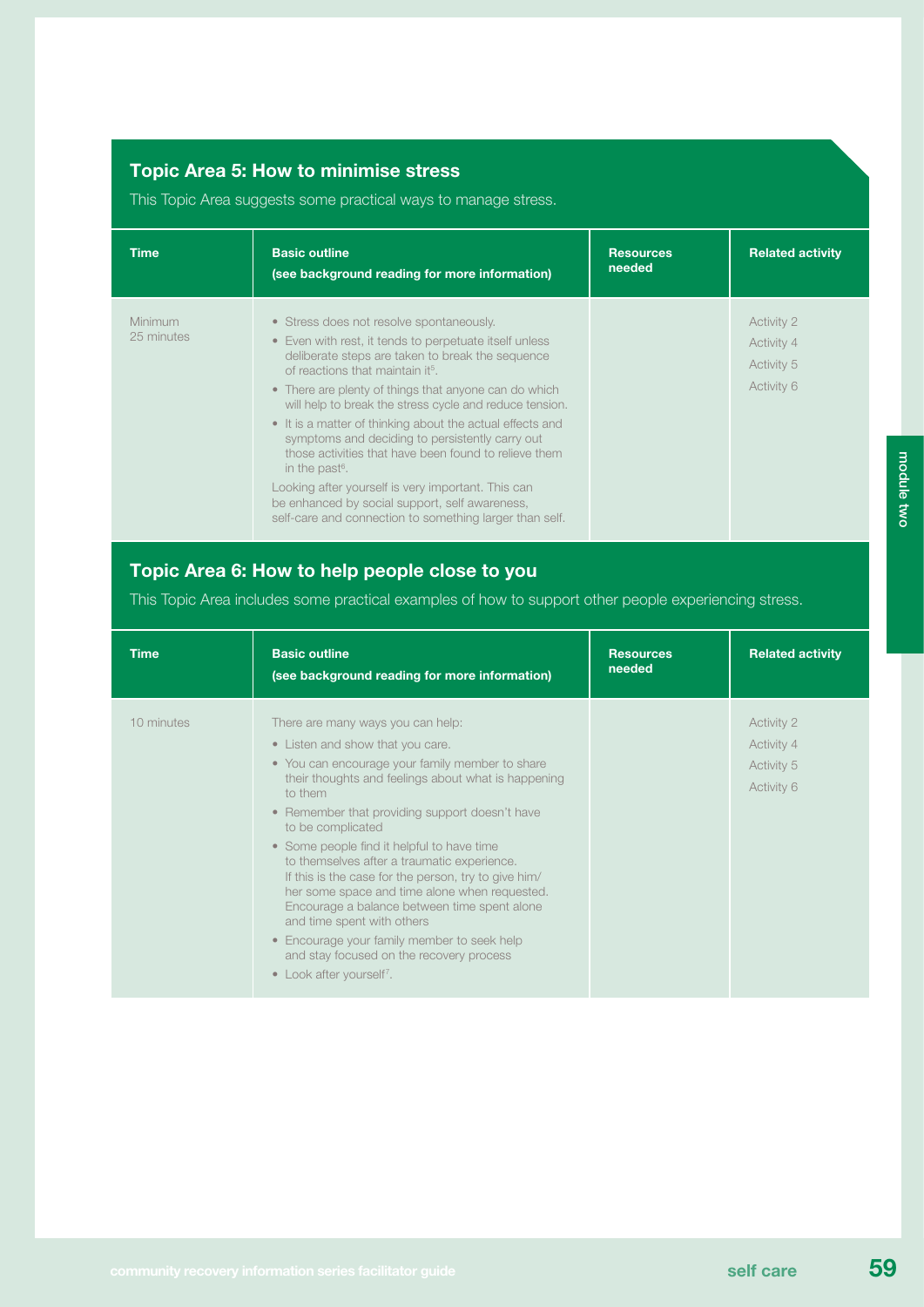## Topic Area 5: How to minimise stress

This Topic Area suggests some practical ways to manage stress.

| Time | Basic outline (see background reading for more information) | Resources needed | Related activity |
|---|---|---|---|
| Minimum 25 minutes | • Stress does not resolve spontaneously.<br>• Even with rest, it tends to perpetuate itself unless deliberate steps are taken to break the sequence of reactions that maintain it[5].<br>• There are plenty of things that anyone can do which will help to break the stress cycle and reduce tension.<br>• It is a matter of thinking about the actual effects and symptoms and deciding to persistently carry out those activities that have been found to relieve them in the past[6].<br>Looking after yourself is very important. This can be enhanced by social support, self awareness, self-care and connection to something larger than self. | | Activity 2<br>Activity 4<br>Activity 5<br>Activity 6 |

## Topic Area 6: How to help people close to you

This Topic Area includes some practical examples of how to support other people experiencing stress.

| Time | Basic outline (see background reading for more information) | Resources needed | Related activity |
|---|---|---|---|
| 10 minutes | There are many ways you can help:<br>• Listen and show that you care.<br>• You can encourage your family member to share their thoughts and feelings about what is happening to them<br>• Remember that providing support doesn't have to be complicated<br>• Some people find it helpful to have time to themselves after a traumatic experience. If this is the case for the person, try to give him/her some space and time alone when requested. Encourage a balance between time spent alone and time spent with others<br>• Encourage your family member to seek help and stay focused on the recovery process<br>• Look after yourself[7]. | | Activity 2<br>Activity 4<br>Activity 5<br>Activity 6 |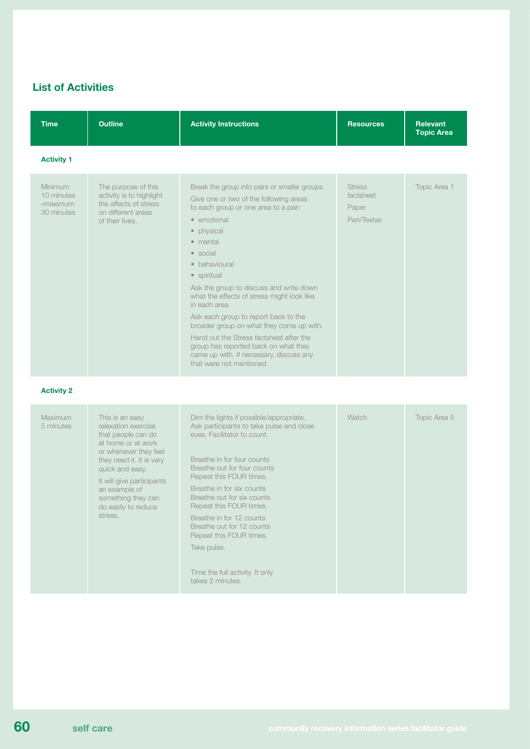## List of Activities

| Time | Outline | Activity Instructions | Resources | Relevant Topic Area |
|---|---|---|---|---|
| **Activity 1** | | | | |
| Minimum 10 minutes -maximum 30 minutes | The purpose of this activity is to highlight the affects of stress on different areas of their lives. | Break the group into pairs or smaller groups.<br>Give one or two of the following areas to each group or one area to a pair:<br>• emotional<br>• physical<br>• mental<br>• social<br>• behavioural<br>• spiritual<br>Ask the group to discuss and write down what the effects of stress might look like in each area.<br>Ask each group to report back to the broader group on what they come up with.<br>Hand out the Stress factsheet after the group has reported back on what they came up with. If necessary, discuss any that were not mentioned. | Stress factsheet<br>Paper<br>Pen/Textas | Topic Area 1 |
| **Activity 2** | | | | |
| Maximum 5 minutes | This is an easy relaxation exercise that people can do at home or at work or whenever they feel they need it. It is very quick and easy.<br>It will give participants an example of something they can do easily to reduce stress. | Dim the lights if possible/appropriate. Ask participants to take pulse and close eyes. Facilitator to count.<br>Breathe in for four counts<br>Breathe out for four counts<br>Repeat this FOUR times.<br>Breathe in for six counts<br>Breathe out for six counts<br>Repeat this FOUR times.<br>Breathe in for 12 counts<br>Breathe out for 12 counts<br>Repeat this FOUR times.<br>Take pulse.<br>Time the full activity. It only takes 2 minutes. | Watch | Topic Area 5 |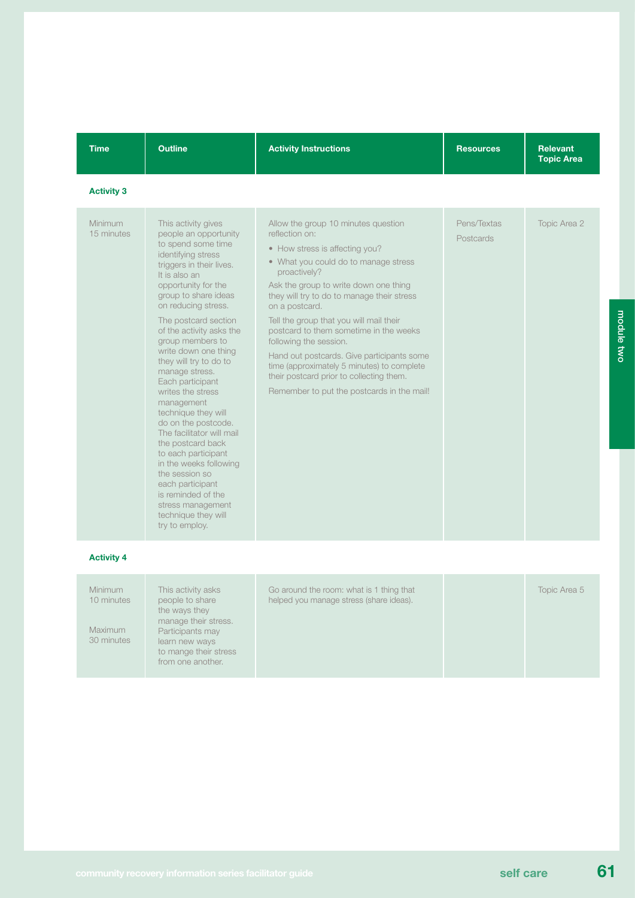| Time | Outline | Activity Instructions | Resources | Relevant Topic Area |
|---|---|---|---|---|
| **Activity 3** | | | | |
| Minimum 15 minutes | This activity gives people an opportunity to spend some time identifying stress triggers in their lives. It is also an opportunity for the group to share ideas on reducing stress.<br><br>The postcard section of the activity asks the group members to write down one thing they will try to do to manage stress. Each participant writes the stress management technique they will do on the postcode. The facilitator will mail the postcard back to each participant in the weeks following the session so each participant is reminded of the stress management technique they will try to employ. | Allow the group 10 minutes question reflection on:<br>• How stress is affecting you?<br>• What you could do to manage stress proactively?<br><br>Ask the group to write down one thing they will try to do to manage their stress on a postcard.<br><br>Tell the group that you will mail their postcard to them sometime in the weeks following the session.<br><br>Hand out postcards. Give participants some time (approximately 5 minutes) to complete their postcard prior to collecting them.<br><br>Remember to put the postcards in the mail! | Pens/Textas<br>Postcards | Topic Area 2 |
| **Activity 4** | | | | |
| Minimum 10 minutes<br><br>Maximum 30 minutes | This activity asks people to share the ways they manage their stress. Participants may learn new ways to mange their stress from one another. | Go around the room: what is 1 thing that helped you manage stress (share ideas). | | Topic Area 5 |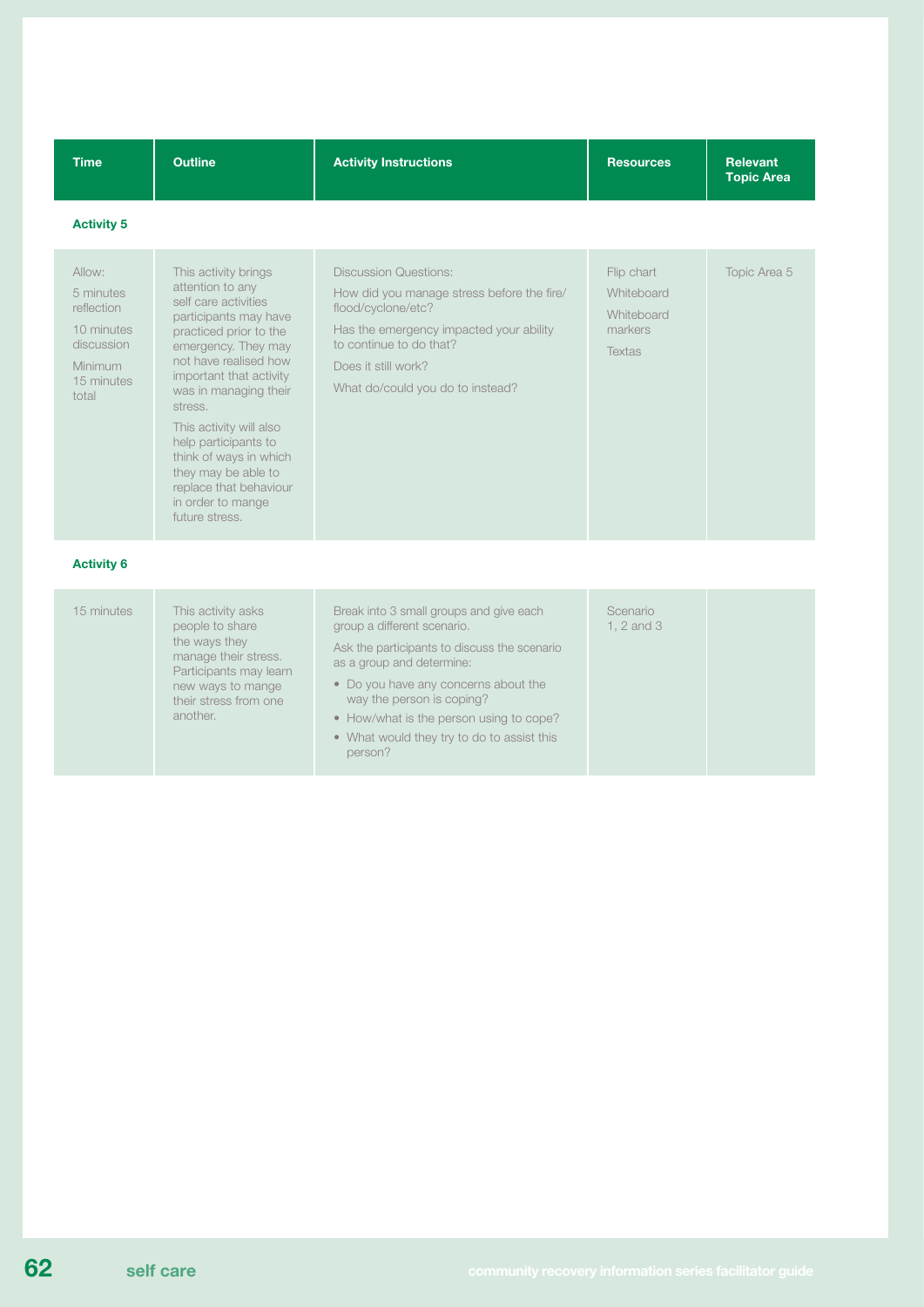| Time | Outline | Activity Instructions | Resources | Relevant Topic Area |
|---|---|---|---|---|
| **Activity 5** | | | | |
| Allow:<br>5 minutes reflection<br>10 minutes discussion<br>Minimum 15 minutes total | This activity brings attention to any self care activities participants may have practiced prior to the emergency. They may not have realised how important that activity was in managing their stress.<br>This activity will also help participants to think of ways in which they may be able to replace that behaviour in order to mange future stress. | Discussion Questions:<br>How did you manage stress before the fire/flood/cyclone/etc?<br>Has the emergency impacted your ability to continue to do that?<br>Does it still work?<br>What do/could you do to instead? | Flip chart<br>Whiteboard<br>Whiteboard markers<br>Textas | Topic Area 5 |
| **Activity 6** | | | | |
| 15 minutes | This activity asks people to share the ways they manage their stress. Participants may learn new ways to mange their stress from one another. | Break into 3 small groups and give each group a different scenario.<br>Ask the participants to discuss the scenario as a group and determine:<br>• Do you have any concerns about the way the person is coping?<br>• How/what is the person using to cope?<br>• What would they try to do to assist this person? | Scenario 1, 2 and 3 | |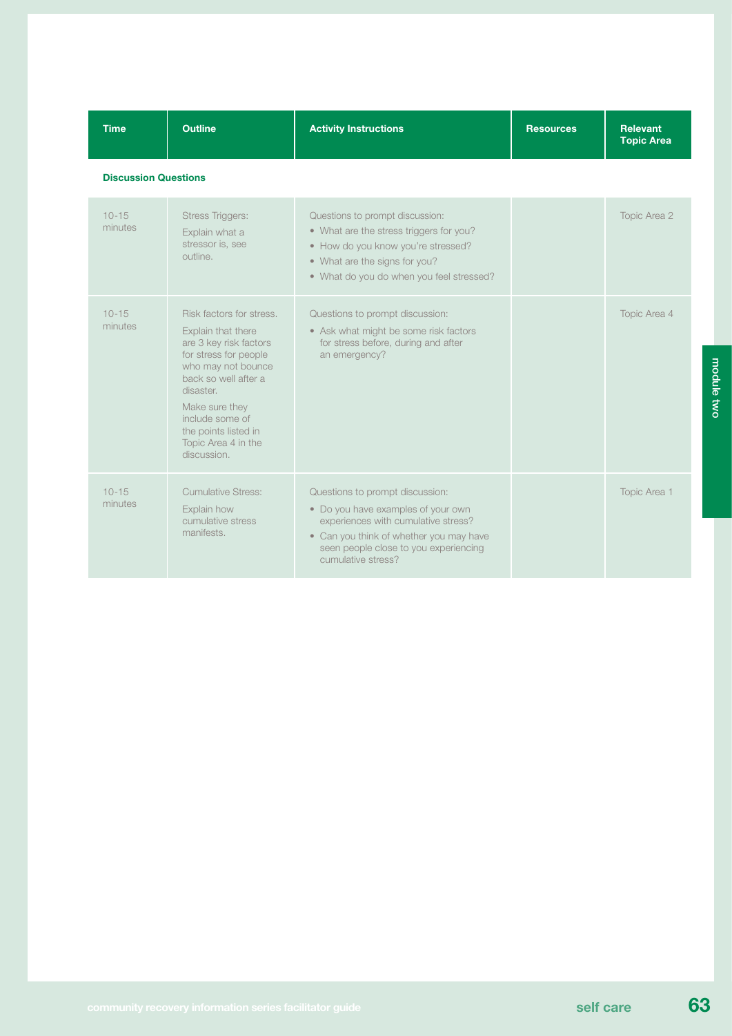| Time | Outline | Activity Instructions | Resources | Relevant Topic Area |
|---|---|---|---|---|
| **Discussion Questions** | | | | |
| 10-15 minutes | Stress Triggers: Explain what a stressor is, see outline. | Questions to prompt discussion: • What are the stress triggers for you? • How do you know you're stressed? • What are the signs for you? • What do you do when you feel stressed? | | Topic Area 2 |
| 10-15 minutes | Risk factors for stress. Explain that there are 3 key risk factors for stress for people who may not bounce back so well after a disaster. Make sure they include some of the points listed in Topic Area 4 in the discussion. | Questions to prompt discussion: • Ask what might be some risk factors for stress before, during and after an emergency? | | Topic Area 4 |
| 10-15 minutes | Cumulative Stress: Explain how cumulative stress manifests. | Questions to prompt discussion: • Do you have examples of your own experiences with cumulative stress? • Can you think of whether you may have seen people close to you experiencing cumulative stress? | | Topic Area 1 |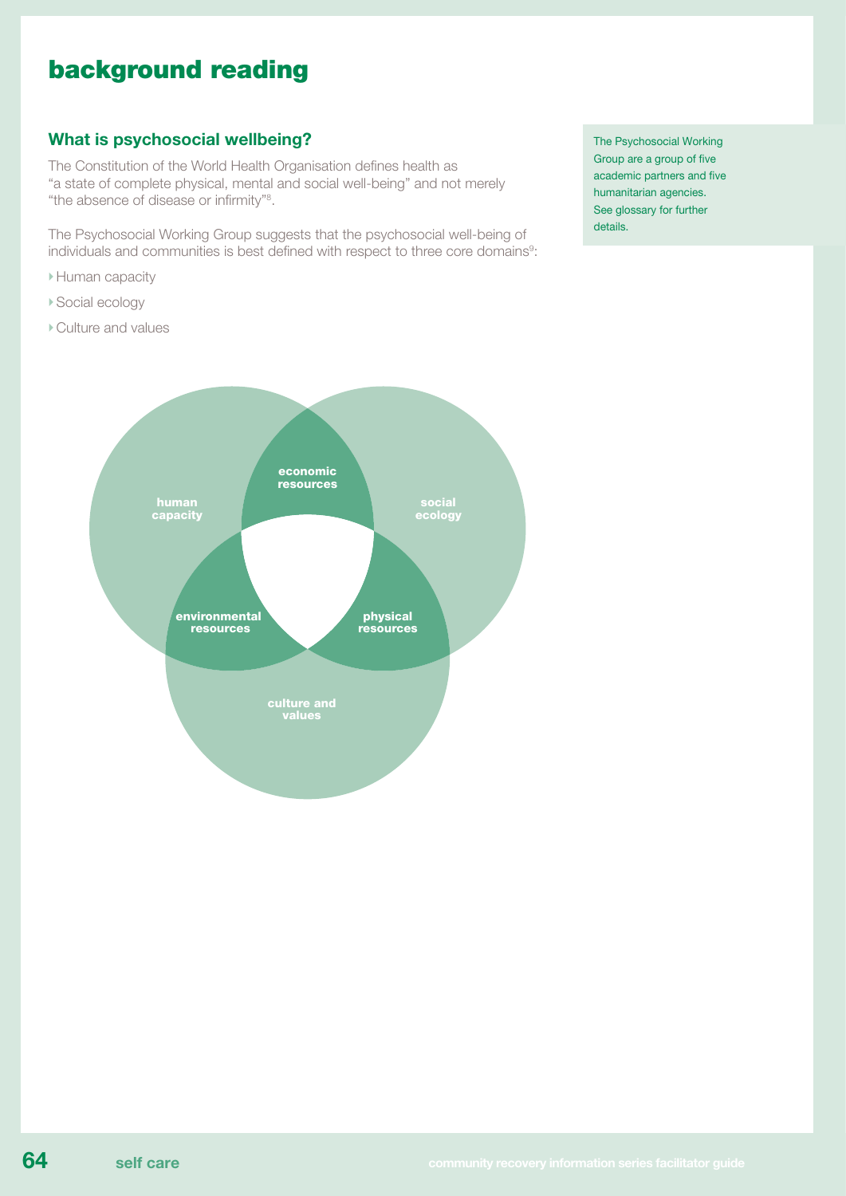# background reading

## What is psychosocial wellbeing?

The Constitution of the World Health Organisation defines health as "a state of complete physical, mental and social well-being" and not merely "the absence of disease or infirmity"[8].

The Psychosocial Working Group suggests that the psychosocial well-being of individuals and communities is best defined with respect to three core domains[9]:

- Human capacity
- Social ecology
- Culture and values

The Psychosocial Working Group are a group of five academic partners and five humanitarian agencies. See glossary for further details.

human capacity

economic resources

social ecology

environmental resources

physical resources

culture and values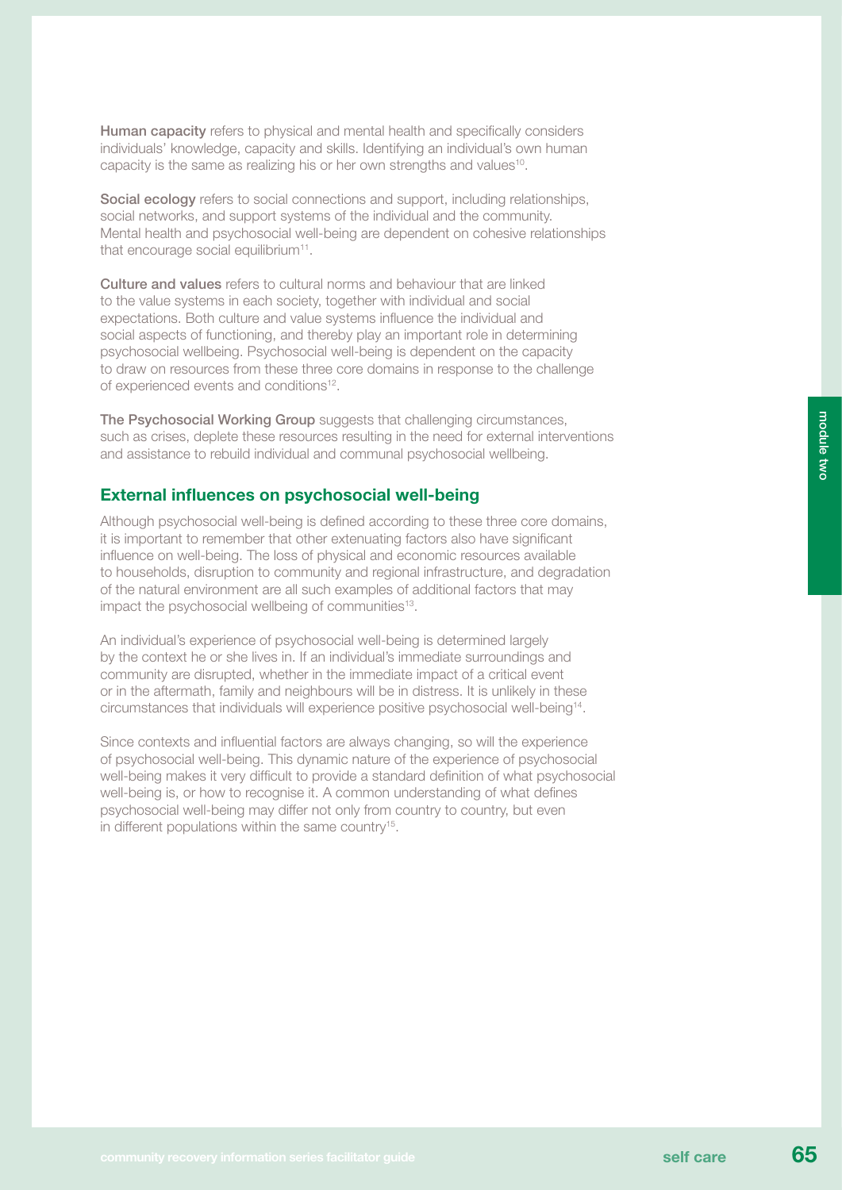**Human capacity** refers to physical and mental health and specifically considers individuals' knowledge, capacity and skills. Identifying an individual's own human capacity is the same as realizing his or her own strengths and values[10].

**Social ecology** refers to social connections and support, including relationships, social networks, and support systems of the individual and the community. Mental health and psychosocial well-being are dependent on cohesive relationships that encourage social equilibrium[11].

**Culture and values** refers to cultural norms and behaviour that are linked to the value systems in each society, together with individual and social expectations. Both culture and value systems influence the individual and social aspects of functioning, and thereby play an important role in determining psychosocial wellbeing. Psychosocial well-being is dependent on the capacity to draw on resources from these three core domains in response to the challenge of experienced events and conditions[12].

**The Psychosocial Working Group** suggests that challenging circumstances, such as crises, deplete these resources resulting in the need for external interventions and assistance to rebuild individual and communal psychosocial wellbeing.

## External influences on psychosocial well-being

Although psychosocial well-being is defined according to these three core domains, it is important to remember that other extenuating factors also have significant influence on well-being. The loss of physical and economic resources available to households, disruption to community and regional infrastructure, and degradation of the natural environment are all such examples of additional factors that may impact the psychosocial wellbeing of communities[13].

An individual's experience of psychosocial well-being is determined largely by the context he or she lives in. If an individual's immediate surroundings and community are disrupted, whether in the immediate impact of a critical event or in the aftermath, family and neighbours will be in distress. It is unlikely in these circumstances that individuals will experience positive psychosocial well-being[14].

Since contexts and influential factors are always changing, so will the experience of psychosocial well-being. This dynamic nature of the experience of psychosocial well-being makes it very difficult to provide a standard definition of what psychosocial well-being is, or how to recognise it. A common understanding of what defines psychosocial well-being may differ not only from country to country, but even in different populations within the same country[15].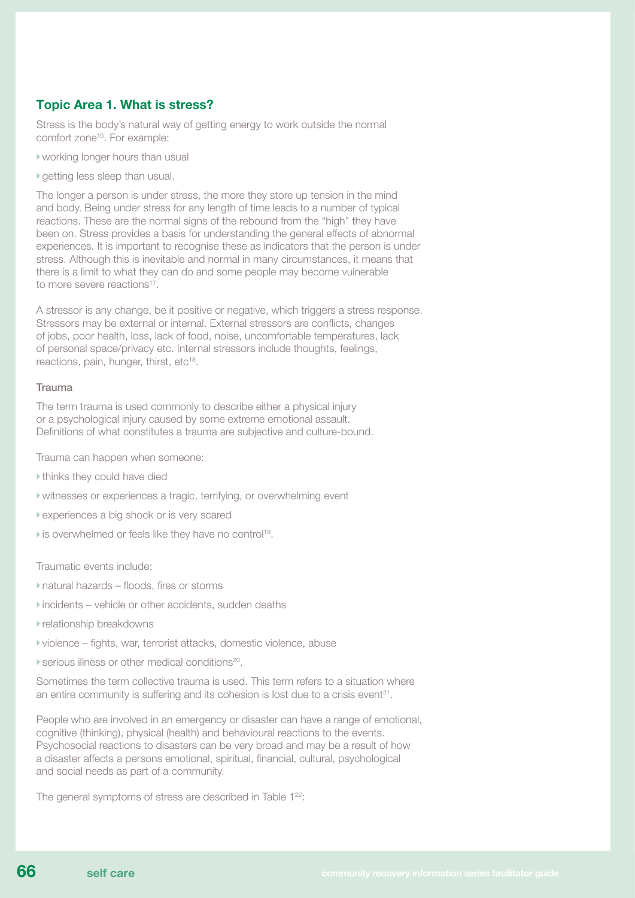## Topic Area 1. What is stress?

Stress is the body's natural way of getting energy to work outside the normal comfort zone[16]. For example:

- working longer hours than usual
- getting less sleep than usual.

The longer a person is under stress, the more they store up tension in the mind and body. Being under stress for any length of time leads to a number of typical reactions. These are the normal signs of the rebound from the "high" they have been on. Stress provides a basis for understanding the general effects of abnormal experiences. It is important to recognise these as indicators that the person is under stress. Although this is inevitable and normal in many circumstances, it means that there is a limit to what they can do and some people may become vulnerable to more severe reactions[17].

A stressor is any change, be it positive or negative, which triggers a stress response. Stressors may be external or internal. External stressors are conflicts, changes of jobs, poor health, loss, lack of food, noise, uncomfortable temperatures, lack of personal space/privacy etc. Internal stressors include thoughts, feelings, reactions, pain, hunger, thirst, etc[18].

### Trauma

The term trauma is used commonly to describe either a physical injury or a psychological injury caused by some extreme emotional assault. Definitions of what constitutes a trauma are subjective and culture-bound.

Trauma can happen when someone:

- thinks they could have died
- witnesses or experiences a tragic, terrifying, or overwhelming event
- experiences a big shock or is very scared
- is overwhelmed or feels like they have no control[19].

Traumatic events include:

- natural hazards – floods, fires or storms
- incidents – vehicle or other accidents, sudden deaths
- relationship breakdowns
- violence – fights, war, terrorist attacks, domestic violence, abuse
- serious illness or other medical conditions[20].

Sometimes the term collective trauma is used. This term refers to a situation where an entire community is suffering and its cohesion is lost due to a crisis event[21].

People who are involved in an emergency or disaster can have a range of emotional, cognitive (thinking), physical (health) and behavioural reactions to the events. Psychosocial reactions to disasters can be very broad and may be a result of how a disaster affects a persons emotional, spiritual, financial, cultural, psychological and social needs as part of a community.

The general symptoms of stress are described in Table 1[22]: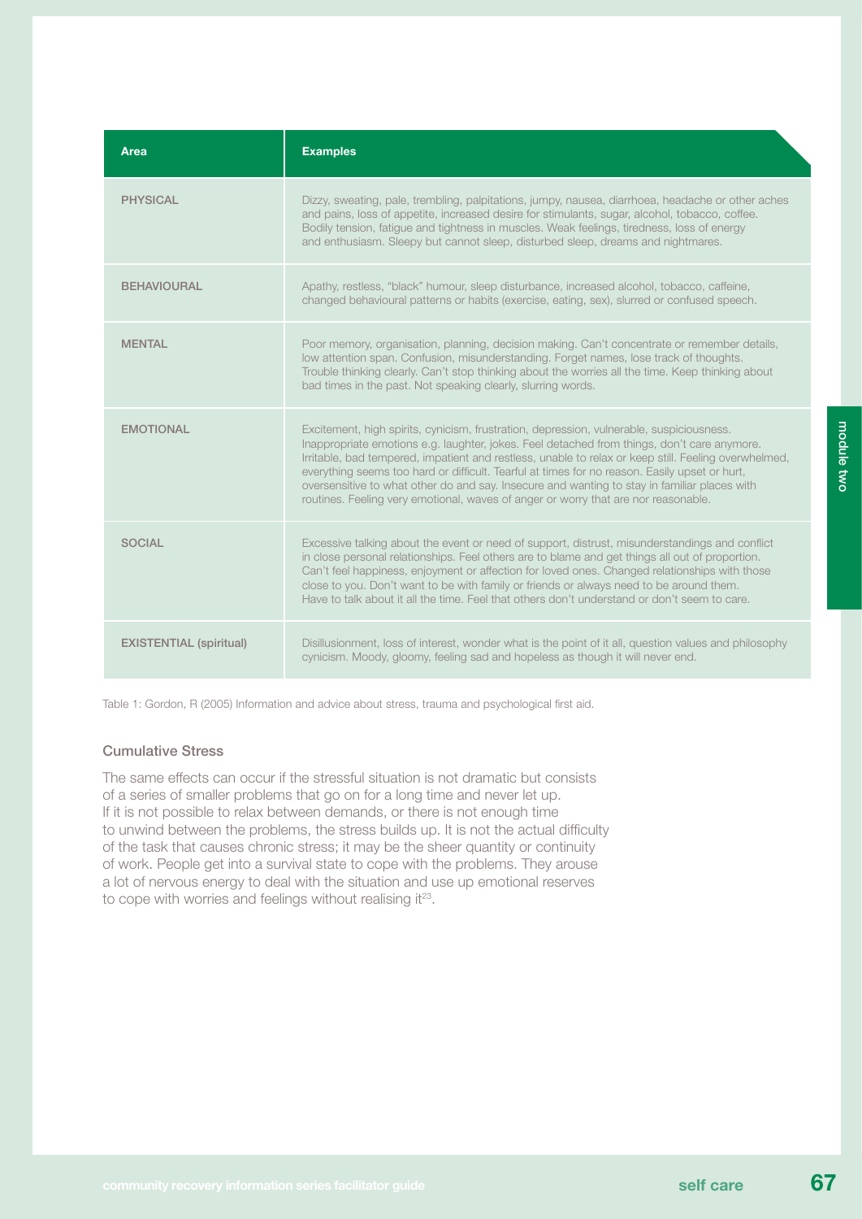| Area | Examples |
| --- | --- |
| PHYSICAL | Dizzy, sweating, pale, trembling, palpitations, jumpy, nausea, diarrhoea, headache or other aches and pains, loss of appetite, increased desire for stimulants, sugar, alcohol, tobacco, coffee. Bodily tension, fatigue and tightness in muscles. Weak feelings, tiredness, loss of energy and enthusiasm. Sleepy but cannot sleep, disturbed sleep, dreams and nightmares. |
| BEHAVIOURAL | Apathy, restless, "black" humour, sleep disturbance, increased alcohol, tobacco, caffeine, changed behavioural patterns or habits (exercise, eating, sex), slurred or confused speech. |
| MENTAL | Poor memory, organisation, planning, decision making. Can't concentrate or remember details, low attention span. Confusion, misunderstanding. Forget names, lose track of thoughts. Trouble thinking clearly. Can't stop thinking about the worries all the time. Keep thinking about bad times in the past. Not speaking clearly, slurring words. |
| EMOTIONAL | Excitement, high spirits, cynicism, frustration, depression, vulnerable, suspiciousness. Inappropriate emotions e.g. laughter, jokes. Feel detached from things, don't care anymore. Irritable, bad tempered, impatient and restless, unable to relax or keep still. Feeling overwhelmed, everything seems too hard or difficult. Tearful at times for no reason. Easily upset or hurt, oversensitive to what other do and say. Insecure and wanting to stay in familiar places with routines. Feeling very emotional, waves of anger or worry that are nor reasonable. |
| SOCIAL | Excessive talking about the event or need of support, distrust, misunderstandings and conflict in close personal relationships. Feel others are to blame and get things all out of proportion. Can't feel happiness, enjoyment or affection for loved ones. Changed relationships with those close to you. Don't want to be with family or friends or always need to be around them. Have to talk about it all the time. Feel that others don't understand or don't seem to care. |
| EXISTENTIAL (spiritual) | Disillusionment, loss of interest, wonder what is the point of it all, question values and philosophy cynicism. Moody, gloomy, feeling sad and hopeless as though it will never end. |

Table 1: Gordon, R (2005) Information and advice about stress, trauma and psychological first aid.

### Cumulative Stress

The same effects can occur if the stressful situation is not dramatic but consists of a series of smaller problems that go on for a long time and never let up. If it is not possible to relax between demands, or there is not enough time to unwind between the problems, the stress builds up. It is not the actual difficulty of the task that causes chronic stress; it may be the sheer quantity or continuity of work. People get into a survival state to cope with the problems. They arouse a lot of nervous energy to deal with the situation and use up emotional reserves to cope with worries and feelings without realising it[23].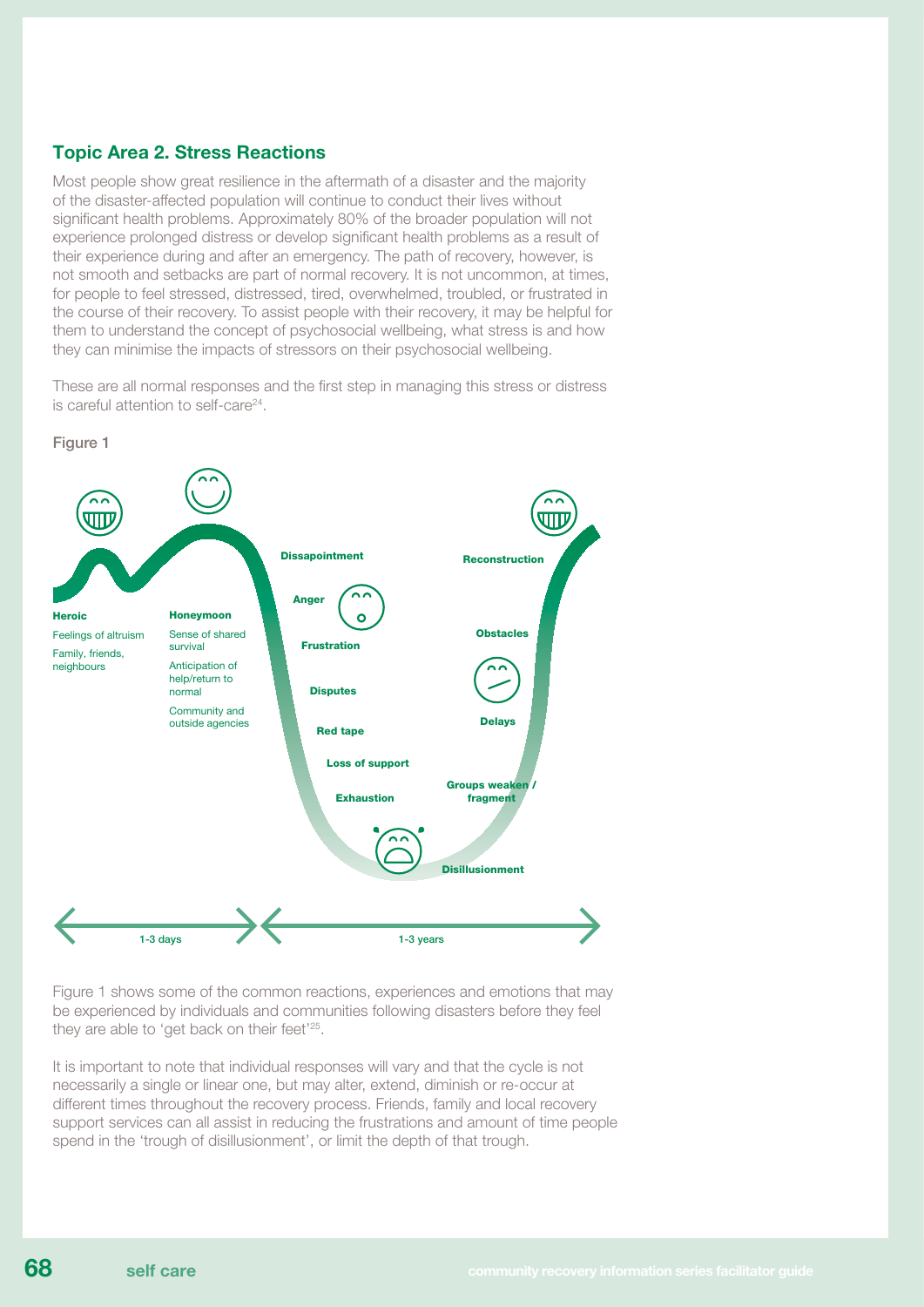## Topic Area 2. Stress Reactions

Most people show great resilience in the aftermath of a disaster and the majority of the disaster-affected population will continue to conduct their lives without significant health problems. Approximately 80% of the broader population will not experience prolonged distress or develop significant health problems as a result of their experience during and after an emergency. The path of recovery, however, is not smooth and setbacks are part of normal recovery. It is not uncommon, at times, for people to feel stressed, distressed, tired, overwhelmed, troubled, or frustrated in the course of their recovery. To assist people with their recovery, it may be helpful for them to understand the concept of psychosocial wellbeing, what stress is and how they can minimise the impacts of stressors on their psychosocial wellbeing.

These are all normal responses and the first step in managing this stress or distress is careful attention to self-care[24].

Figure 1

**Heroic**

Feelings of altruism

Family, friends, neighbours

**Honeymoon**

Sense of shared survival

Anticipation of help/return to normal

Community and outside agencies

**Dissapointment**

**Anger**

**Frustration**

**Disputes**

**Red tape**

**Loss of support**

**Exhaustion**

**Disillusionment**

**Groups weaken / fragment**

**Delays**

**Obstacles**

**Reconstruction**

1-3 days

1-3 years

Figure 1 shows some of the common reactions, experiences and emotions that may be experienced by individuals and communities following disasters before they feel they are able to 'get back on their feet'[25].

It is important to note that individual responses will vary and that the cycle is not necessarily a single or linear one, but may alter, extend, diminish or re-occur at different times throughout the recovery process. Friends, family and local recovery support services can all assist in reducing the frustrations and amount of time people spend in the 'trough of disillusionment', or limit the depth of that trough.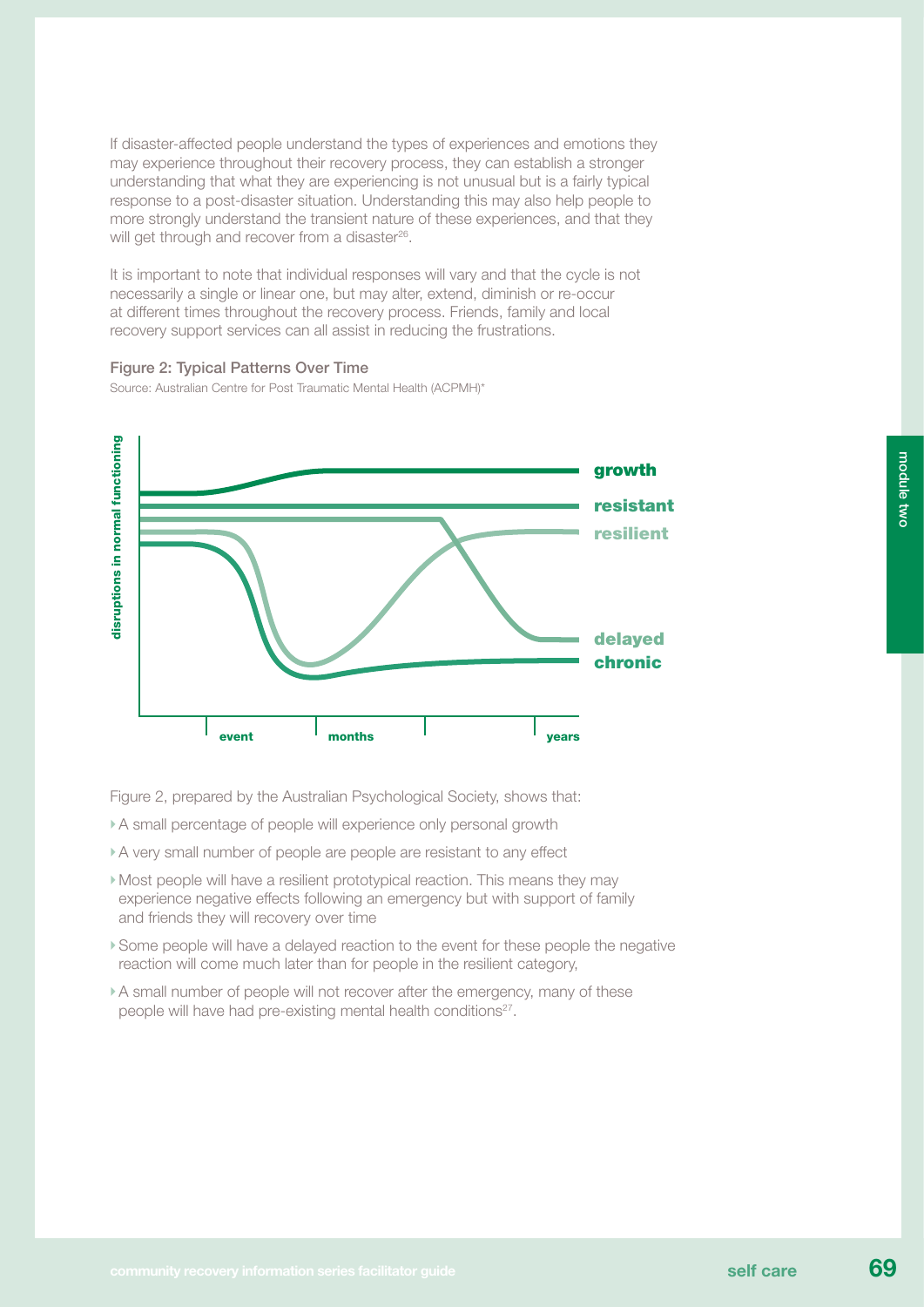If disaster-affected people understand the types of experiences and emotions they may experience throughout their recovery process, they can establish a stronger understanding that what they are experiencing is not unusual but is a fairly typical response to a post-disaster situation. Understanding this may also help people to more strongly understand the transient nature of these experiences, and that they will get through and recover from a disaster[26].

It is important to note that individual responses will vary and that the cycle is not necessarily a single or linear one, but may alter, extend, diminish or re-occur at different times throughout the recovery process. Friends, family and local recovery support services can all assist in reducing the frustrations.

**Figure 2: Typical Patterns Over Time**

Source: Australian Centre for Post Traumatic Mental Health (ACPMH)*

Figure 2, prepared by the Australian Psychological Society, shows that:

- A small percentage of people will experience only personal growth
- A very small number of people are people are resistant to any effect
- Most people will have a resilient prototypical reaction. This means they may experience negative effects following an emergency but with support of family and friends they will recovery over time
- Some people will have a delayed reaction to the event for these people the negative reaction will come much later than for people in the resilient category,
- A small number of people will not recover after the emergency, many of these people will have had pre-existing mental health conditions[27].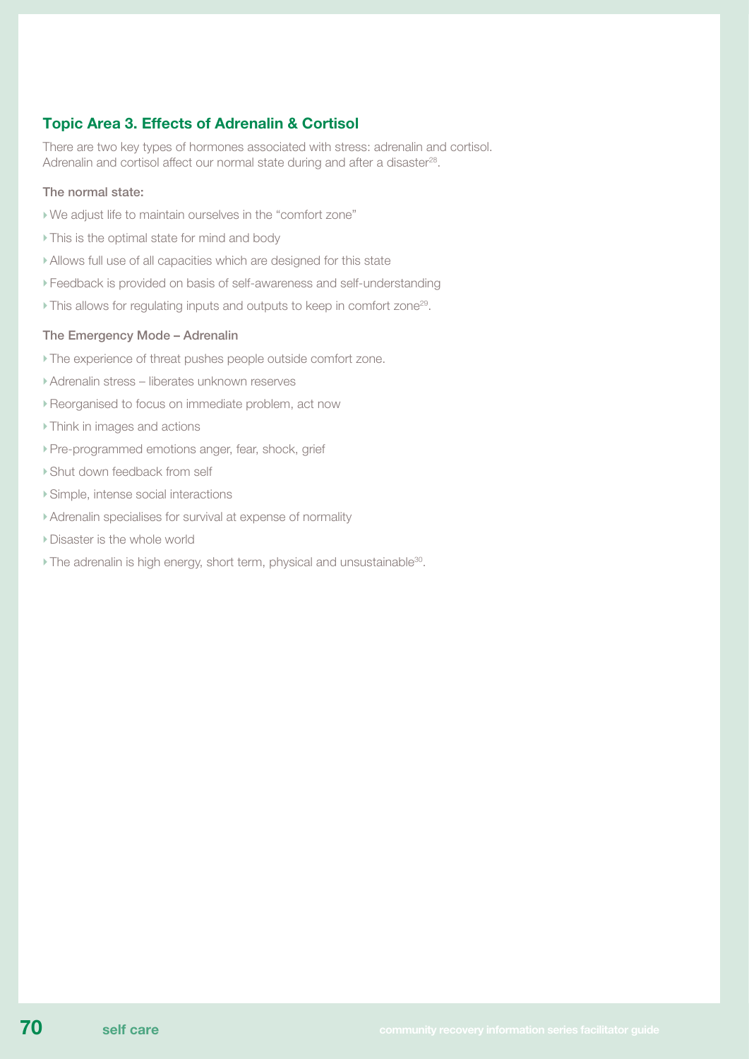## Topic Area 3. Effects of Adrenalin & Cortisol

There are two key types of hormones associated with stress: adrenalin and cortisol. Adrenalin and cortisol affect our normal state during and after a disaster[28].

**The normal state:**

- We adjust life to maintain ourselves in the "comfort zone"
- This is the optimal state for mind and body
- Allows full use of all capacities which are designed for this state
- Feedback is provided on basis of self-awareness and self-understanding
- This allows for regulating inputs and outputs to keep in comfort zone[29].

**The Emergency Mode – Adrenalin**

- The experience of threat pushes people outside comfort zone.
- Adrenalin stress – liberates unknown reserves
- Reorganised to focus on immediate problem, act now
- Think in images and actions
- Pre-programmed emotions anger, fear, shock, grief
- Shut down feedback from self
- Simple, intense social interactions
- Adrenalin specialises for survival at expense of normality
- Disaster is the whole world
- The adrenalin is high energy, short term, physical and unsustainable[30].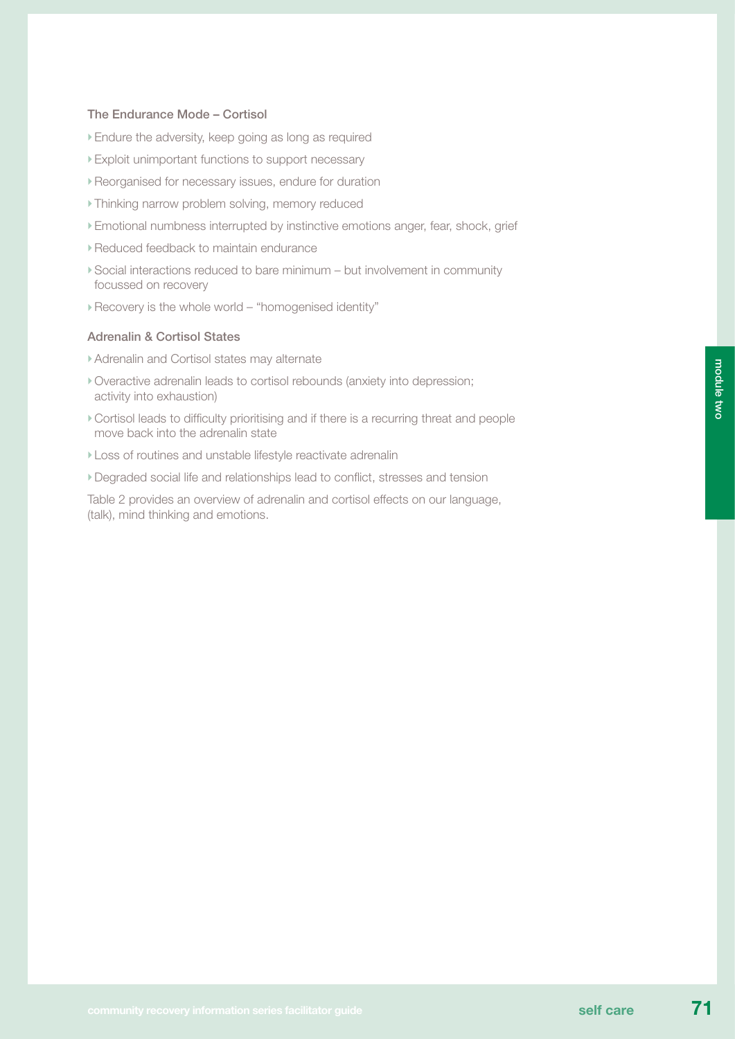### The Endurance Mode – Cortisol

- Endure the adversity, keep going as long as required
- Exploit unimportant functions to support necessary
- Reorganised for necessary issues, endure for duration
- Thinking narrow problem solving, memory reduced
- Emotional numbness interrupted by instinctive emotions anger, fear, shock, grief
- Reduced feedback to maintain endurance
- Social interactions reduced to bare minimum – but involvement in community focussed on recovery
- Recovery is the whole world – "homogenised identity"

### Adrenalin & Cortisol States

- Adrenalin and Cortisol states may alternate
- Overactive adrenalin leads to cortisol rebounds (anxiety into depression; activity into exhaustion)
- Cortisol leads to difficulty prioritising and if there is a recurring threat and people move back into the adrenalin state
- Loss of routines and unstable lifestyle reactivate adrenalin
- Degraded social life and relationships lead to conflict, stresses and tension

Table 2 provides an overview of adrenalin and cortisol effects on our language, (talk), mind thinking and emotions.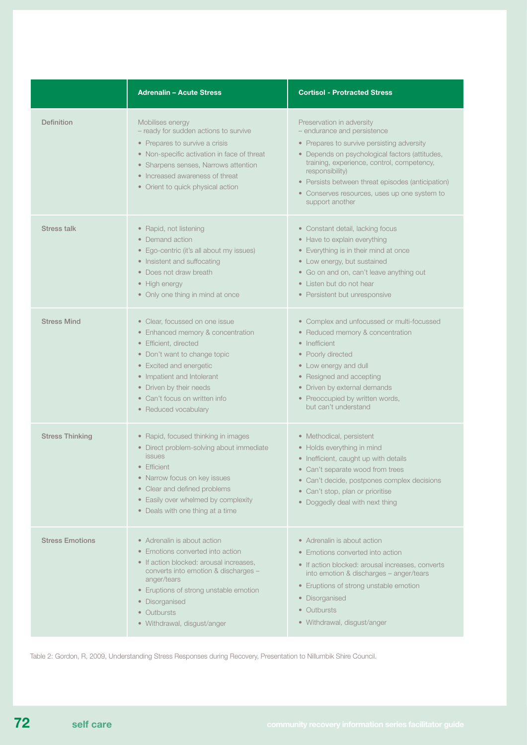| | Adrenalin – Acute Stress | Cortisol - Protracted Stress |
|---|---|---|
| Definition | Mobilises energy<br>– ready for sudden actions to survive<br>• Prepares to survive a crisis<br>• Non-specific activation in face of threat<br>• Sharpens senses, Narrows attention<br>• Increased awareness of threat<br>• Orient to quick physical action | Preservation in adversity<br>– endurance and persistence<br>• Prepares to survive persisting adversity<br>• Depends on psychological factors (attitudes, training, experience, control, competency, responsibility)<br>• Persists between threat episodes (anticipation)<br>• Conserves resources, uses up one system to support another |
| Stress talk | • Rapid, not listening<br>• Demand action<br>• Ego-centric (it's all about my issues)<br>• Insistent and suffocating<br>• Does not draw breath<br>• High energy<br>• Only one thing in mind at once | • Constant detail, lacking focus<br>• Have to explain everything<br>• Everything is in their mind at once<br>• Low energy, but sustained<br>• Go on and on, can't leave anything out<br>• Listen but do not hear<br>• Persistent but unresponsive |
| Stress Mind | • Clear, focussed on one issue<br>• Enhanced memory & concentration<br>• Efficient, directed<br>• Don't want to change topic<br>• Excited and energetic<br>• Impatient and Intolerant<br>• Driven by their needs<br>• Can't focus on written info<br>• Reduced vocabulary | • Complex and unfocussed or multi-focussed<br>• Reduced memory & concentration<br>• Inefficient<br>• Poorly directed<br>• Low energy and dull<br>• Resigned and accepting<br>• Driven by external demands<br>• Preoccupied by written words, but can't understand |
| Stress Thinking | • Rapid, focused thinking in images<br>• Direct problem-solving about immediate issues<br>• Efficient<br>• Narrow focus on key issues<br>• Clear and defined problems<br>• Easily over whelmed by complexity<br>• Deals with one thing at a time | • Methodical, persistent<br>• Holds everything in mind<br>• Inefficient, caught up with details<br>• Can't separate wood from trees<br>• Can't decide, postpones complex decisions<br>• Can't stop, plan or prioritise<br>• Doggedly deal with next thing |
| Stress Emotions | • Adrenalin is about action<br>• Emotions converted into action<br>• If action blocked: arousal increases, converts into emotion & discharges – anger/tears<br>• Eruptions of strong unstable emotion<br>• Disorganised<br>• Outbursts<br>• Withdrawal, disgust/anger | • Adrenalin is about action<br>• Emotions converted into action<br>• If action blocked: arousal increases, converts into emotion & discharges – anger/tears<br>• Eruptions of strong unstable emotion<br>• Disorganised<br>• Outbursts<br>• Withdrawal, disgust/anger |

Table 2: Gordon, R, 2009, Understanding Stress Responses during Recovery, Presentation to Nillumbik Shire Council.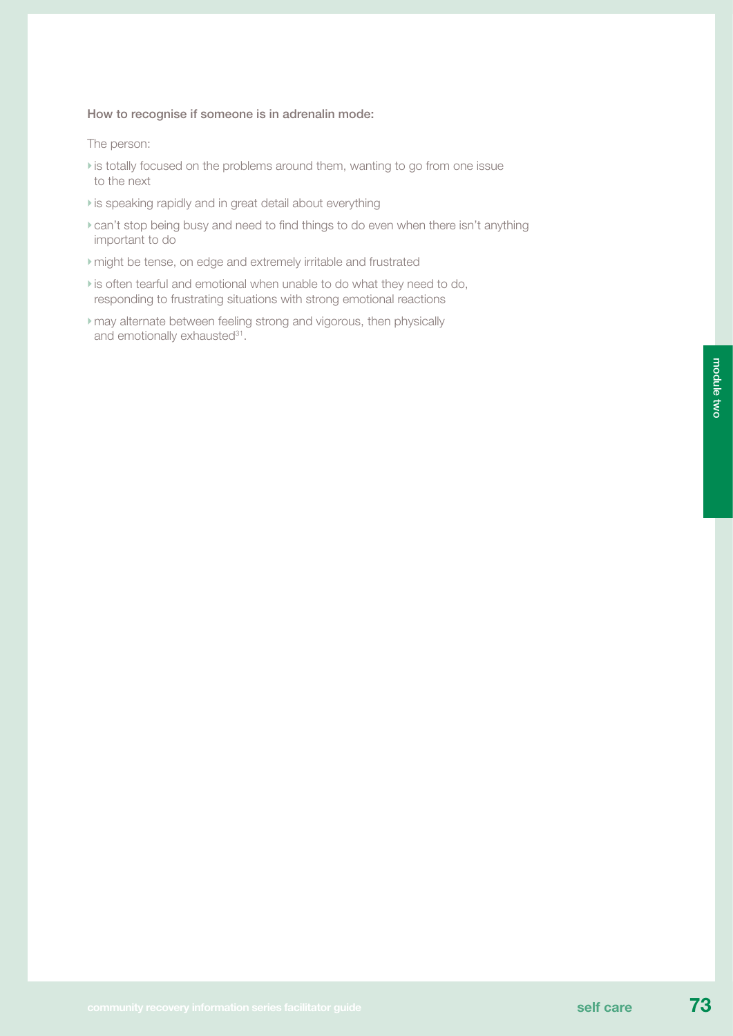**How to recognise if someone is in adrenalin mode:**

The person:

- is totally focused on the problems around them, wanting to go from one issue to the next
- is speaking rapidly and in great detail about everything
- can't stop being busy and need to find things to do even when there isn't anything important to do
- might be tense, on edge and extremely irritable and frustrated
- is often tearful and emotional when unable to do what they need to do, responding to frustrating situations with strong emotional reactions
- may alternate between feeling strong and vigorous, then physically and emotionally exhausted[31].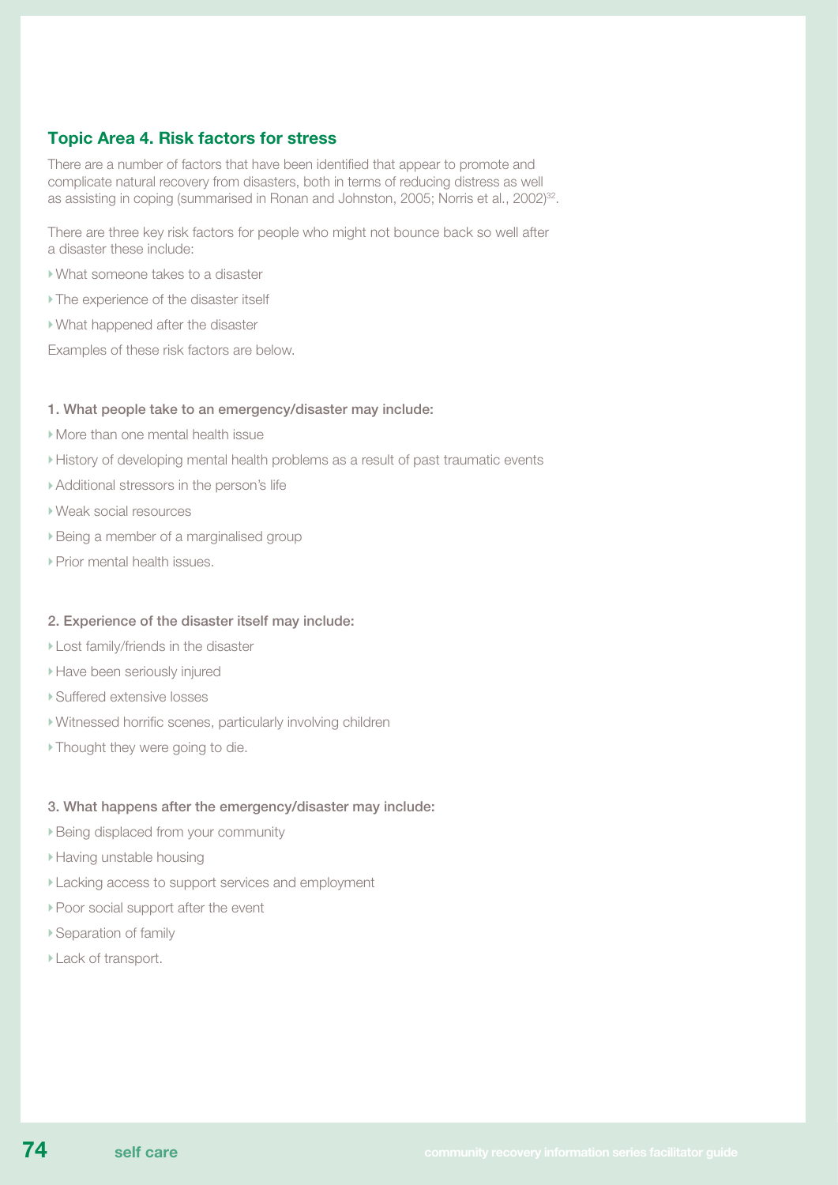## Topic Area 4. Risk factors for stress

There are a number of factors that have been identified that appear to promote and complicate natural recovery from disasters, both in terms of reducing distress as well as assisting in coping (summarised in Ronan and Johnston, 2005; Norris et al., 2002)[32].

There are three key risk factors for people who might not bounce back so well after a disaster these include:

- What someone takes to a disaster
- The experience of the disaster itself
- What happened after the disaster

Examples of these risk factors are below.

### 1. What people take to an emergency/disaster may include:

- More than one mental health issue
- History of developing mental health problems as a result of past traumatic events
- Additional stressors in the person's life
- Weak social resources
- Being a member of a marginalised group
- Prior mental health issues.

### 2. Experience of the disaster itself may include:

- Lost family/friends in the disaster
- Have been seriously injured
- Suffered extensive losses
- Witnessed horrific scenes, particularly involving children
- Thought they were going to die.

### 3. What happens after the emergency/disaster may include:

- Being displaced from your community
- Having unstable housing
- Lacking access to support services and employment
- Poor social support after the event
- Separation of family
- Lack of transport.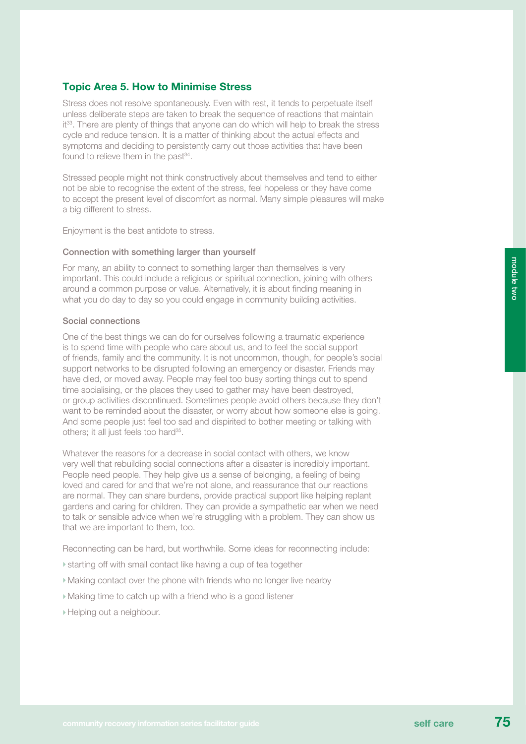## Topic Area 5. How to Minimise Stress

Stress does not resolve spontaneously. Even with rest, it tends to perpetuate itself unless deliberate steps are taken to break the sequence of reactions that maintain it[33]. There are plenty of things that anyone can do which will help to break the stress cycle and reduce tension. It is a matter of thinking about the actual effects and symptoms and deciding to persistently carry out those activities that have been found to relieve them in the past[34].

Stressed people might not think constructively about themselves and tend to either not be able to recognise the extent of the stress, feel hopeless or they have come to accept the present level of discomfort as normal. Many simple pleasures will make a big different to stress.

Enjoyment is the best antidote to stress.

### Connection with something larger than yourself

For many, an ability to connect to something larger than themselves is very important. This could include a religious or spiritual connection, joining with others around a common purpose or value. Alternatively, it is about finding meaning in what you do day to day so you could engage in community building activities.

### Social connections

One of the best things we can do for ourselves following a traumatic experience is to spend time with people who care about us, and to feel the social support of friends, family and the community. It is not uncommon, though, for people's social support networks to be disrupted following an emergency or disaster. Friends may have died, or moved away. People may feel too busy sorting things out to spend time socialising, or the places they used to gather may have been destroyed, or group activities discontinued. Sometimes people avoid others because they don't want to be reminded about the disaster, or worry about how someone else is going. And some people just feel too sad and dispirited to bother meeting or talking with others; it all just feels too hard[35].

Whatever the reasons for a decrease in social contact with others, we know very well that rebuilding social connections after a disaster is incredibly important. People need people. They help give us a sense of belonging, a feeling of being loved and cared for and that we're not alone, and reassurance that our reactions are normal. They can share burdens, provide practical support like helping replant gardens and caring for children. They can provide a sympathetic ear when we need to talk or sensible advice when we're struggling with a problem. They can show us that we are important to them, too.

Reconnecting can be hard, but worthwhile. Some ideas for reconnecting include:

- starting off with small contact like having a cup of tea together
- Making contact over the phone with friends who no longer live nearby
- Making time to catch up with a friend who is a good listener
- Helping out a neighbour.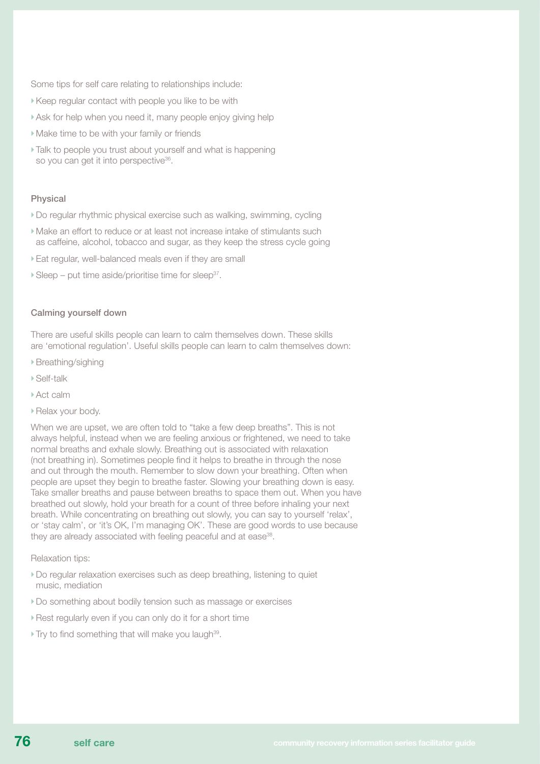Some tips for self care relating to relationships include:

- Keep regular contact with people you like to be with
- Ask for help when you need it, many people enjoy giving help
- Make time to be with your family or friends
- Talk to people you trust about yourself and what is happening so you can get it into perspective[36].

### Physical

- Do regular rhythmic physical exercise such as walking, swimming, cycling
- Make an effort to reduce or at least not increase intake of stimulants such as caffeine, alcohol, tobacco and sugar, as they keep the stress cycle going
- Eat regular, well-balanced meals even if they are small
- Sleep – put time aside/prioritise time for sleep[37].

### Calming yourself down

There are useful skills people can learn to calm themselves down. These skills are 'emotional regulation'. Useful skills people can learn to calm themselves down:

- Breathing/sighing
- Self-talk
- Act calm
- Relax your body.

When we are upset, we are often told to "take a few deep breaths". This is not always helpful, instead when we are feeling anxious or frightened, we need to take normal breaths and exhale slowly. Breathing out is associated with relaxation (not breathing in). Sometimes people find it helps to breathe in through the nose and out through the mouth. Remember to slow down your breathing. Often when people are upset they begin to breathe faster. Slowing your breathing down is easy. Take smaller breaths and pause between breaths to space them out. When you have breathed out slowly, hold your breath for a count of three before inhaling your next breath. While concentrating on breathing out slowly, you can say to yourself 'relax', or 'stay calm', or 'it's OK, I'm managing OK'. These are good words to use because they are already associated with feeling peaceful and at ease[38].

Relaxation tips:

- Do regular relaxation exercises such as deep breathing, listening to quiet music, mediation
- Do something about bodily tension such as massage or exercises
- Rest regularly even if you can only do it for a short time
- Try to find something that will make you laugh[39].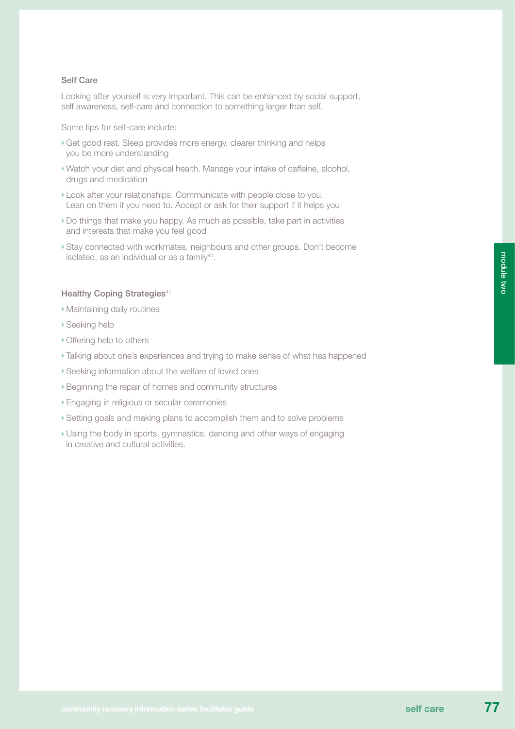## Self Care

Looking after yourself is very important. This can be enhanced by social support, self awareness, self-care and connection to something larger than self.

Some tips for self-care include:

- Get good rest. Sleep provides more energy, clearer thinking and helps you be more understanding
- Watch your diet and physical health. Manage your intake of caffeine, alcohol, drugs and medication
- Look after your relationships. Communicate with people close to you. Lean on them if you need to. Accept or ask for their support if it helps you
- Do things that make you happy. As much as possible, take part in activities and interests that make you feel good
- Stay connected with workmates, neighbours and other groups. Don't become isolated, as an individual or as a family[40].

## Healthy Coping Strategies[41]

- Maintaining daily routines
- Seeking help
- Offering help to others
- Talking about one's experiences and trying to make sense of what has happened
- Seeking information about the welfare of loved ones
- Beginning the repair of homes and community structures
- Engaging in religious or secular ceremonies
- Setting goals and making plans to accomplish them and to solve problems
- Using the body in sports, gymnastics, dancing and other ways of engaging in creative and cultural activities.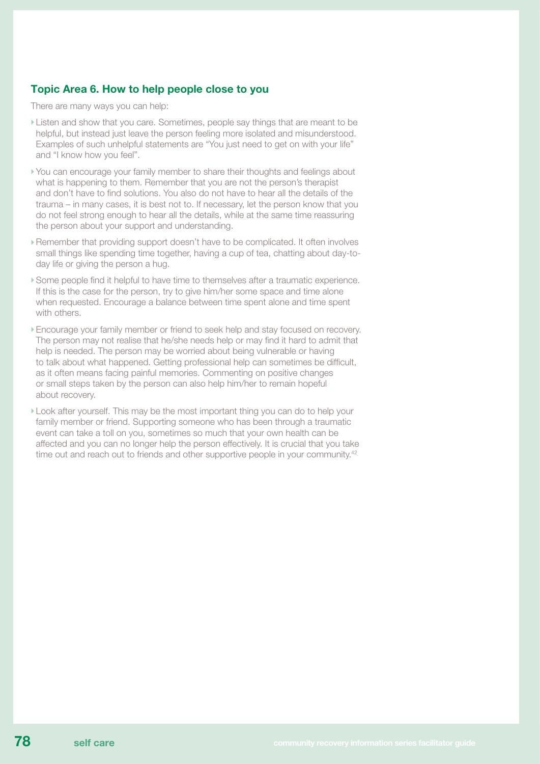### Topic Area 6. How to help people close to you

There are many ways you can help:

- Listen and show that you care. Sometimes, people say things that are meant to be helpful, but instead just leave the person feeling more isolated and misunderstood. Examples of such unhelpful statements are "You just need to get on with your life" and "I know how you feel".
- You can encourage your family member to share their thoughts and feelings about what is happening to them. Remember that you are not the person's therapist and don't have to find solutions. You also do not have to hear all the details of the trauma – in many cases, it is best not to. If necessary, let the person know that you do not feel strong enough to hear all the details, while at the same time reassuring the person about your support and understanding.
- Remember that providing support doesn't have to be complicated. It often involves small things like spending time together, having a cup of tea, chatting about day-to-day life or giving the person a hug.
- Some people find it helpful to have time to themselves after a traumatic experience. If this is the case for the person, try to give him/her some space and time alone when requested. Encourage a balance between time spent alone and time spent with others.
- Encourage your family member or friend to seek help and stay focused on recovery. The person may not realise that he/she needs help or may find it hard to admit that help is needed. The person may be worried about being vulnerable or having to talk about what happened. Getting professional help can sometimes be difficult, as it often means facing painful memories. Commenting on positive changes or small steps taken by the person can also help him/her to remain hopeful about recovery.
- Look after yourself. This may be the most important thing you can do to help your family member or friend. Supporting someone who has been through a traumatic event can take a toll on you, sometimes so much that your own health can be affected and you can no longer help the person effectively. It is crucial that you take time out and reach out to friends and other supportive people in your community.[42]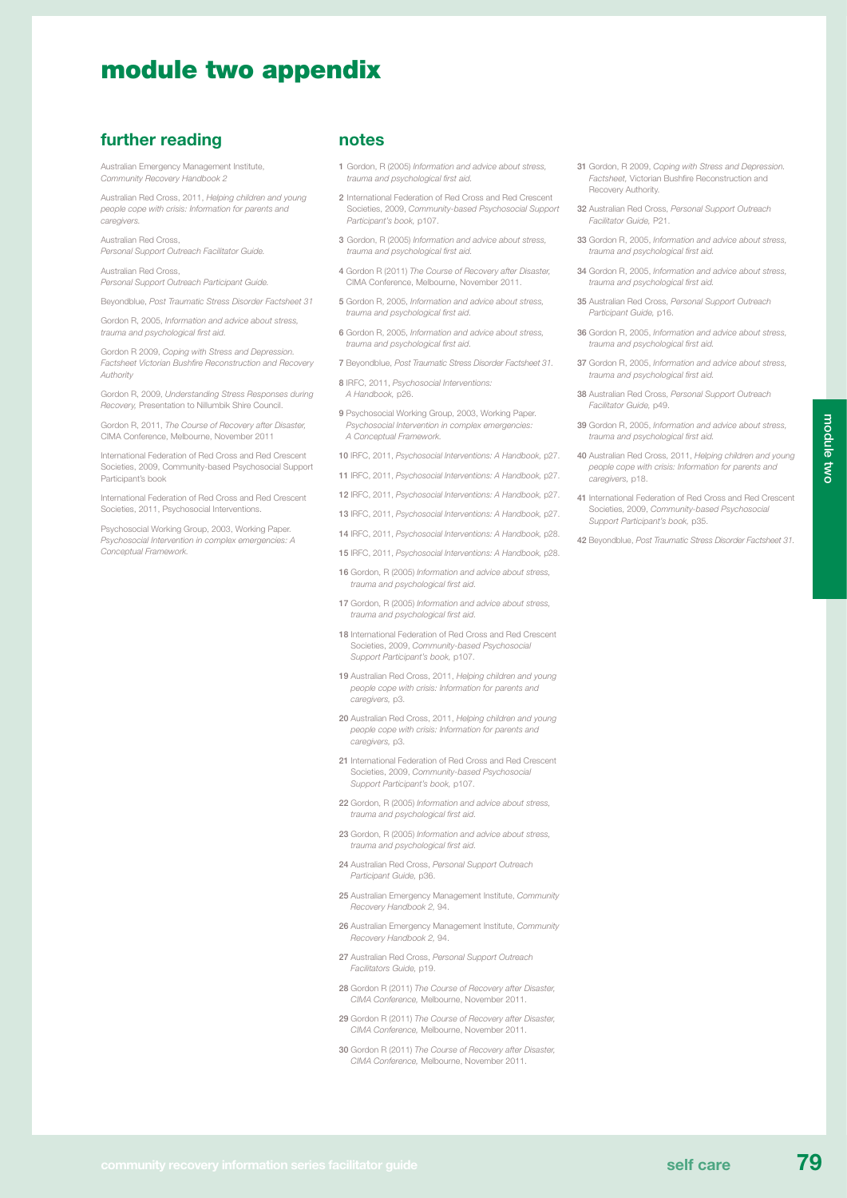# module two appendix

## further reading

Australian Emergency Management Institute, *Community Recovery Handbook 2*

Australian Red Cross, 2011, *Helping children and young people cope with crisis: Information for parents and caregivers.*

Australian Red Cross, *Personal Support Outreach Facilitator Guide.*

Australian Red Cross, *Personal Support Outreach Participant Guide.*

Beyondblue, *Post Traumatic Stress Disorder Factsheet 31*

Gordon R, 2005, *Information and advice about stress, trauma and psychological first aid.*

Gordon R 2009, *Coping with Stress and Depression. Factsheet Victorian Bushfire Reconstruction and Recovery Authority*

Gordon R, 2009, *Understanding Stress Responses during Recovery,* Presentation to Nillumbik Shire Council.

Gordon R, 2011, *The Course of Recovery after Disaster,* CIMA Conference, Melbourne, November 2011

International Federation of Red Cross and Red Crescent Societies, 2009, Community-based Psychosocial Support Participant's book

International Federation of Red Cross and Red Crescent Societies, 2011, Psychosocial Interventions.

Psychosocial Working Group, 2003, Working Paper. *Psychosocial Intervention in complex emergencies: A Conceptual Framework.*

## notes

**1** Gordon, R (2005) *Information and advice about stress, trauma and psychological first aid.*

**2** International Federation of Red Cross and Red Crescent Societies, 2009, *Community-based Psychosocial Support Participant's book,* p107.

**3** Gordon, R (2005) *Information and advice about stress, trauma and psychological first aid.*

**4** Gordon R (2011) *The Course of Recovery after Disaster,* CIMA Conference, Melbourne, November 2011.

**5** Gordon R, 2005, *Information and advice about stress, trauma and psychological first aid.*

**6** Gordon R, 2005, *Information and advice about stress, trauma and psychological first aid.*

**7** Beyondblue, *Post Traumatic Stress Disorder Factsheet 31.*

**8** IRFC, 2011, *Psychosocial Interventions: A Handbook,* p26.

**9** Psychosocial Working Group, 2003, Working Paper. *Psychosocial Intervention in complex emergencies: A Conceptual Framework.*

**10** IRFC, 2011, *Psychosocial Interventions: A Handbook,* p27.

**11** IRFC, 2011, *Psychosocial Interventions: A Handbook,* p27.

**12** IRFC, 2011, *Psychosocial Interventions: A Handbook,* p27.

**13** IRFC, 2011, *Psychosocial Interventions: A Handbook,* p27.

**14** IRFC, 2011, *Psychosocial Interventions: A Handbook,* p28.

**15** IRFC, 2011, *Psychosocial Interventions: A Handbook,* p28.

**16** Gordon, R (2005) *Information and advice about stress, trauma and psychological first aid.*

**17** Gordon, R (2005) *Information and advice about stress, trauma and psychological first aid.*

**18** International Federation of Red Cross and Red Crescent Societies, 2009, *Community-based Psychosocial Support Participant's book,* p107.

**19** Australian Red Cross, 2011, *Helping children and young people cope with crisis: Information for parents and caregivers,* p3.

**20** Australian Red Cross, 2011, *Helping children and young people cope with crisis: Information for parents and caregivers,* p3.

**21** International Federation of Red Cross and Red Crescent Societies, 2009, *Community-based Psychosocial Support Participant's book,* p107.

**22** Gordon, R (2005) *Information and advice about stress, trauma and psychological first aid.*

**23** Gordon, R (2005) *Information and advice about stress, trauma and psychological first aid.*

**24** Australian Red Cross, *Personal Support Outreach Participant Guide,* p36.

**25** Australian Emergency Management Institute, *Community Recovery Handbook 2,* 94.

**26** Australian Emergency Management Institute, *Community Recovery Handbook 2,* 94.

**27** Australian Red Cross, *Personal Support Outreach Facilitators Guide,* p19.

**28** Gordon R (2011) *The Course of Recovery after Disaster, CIMA Conference,* Melbourne, November 2011.

**29** Gordon R (2011) *The Course of Recovery after Disaster, CIMA Conference,* Melbourne, November 2011.

**30** Gordon R (2011) *The Course of Recovery after Disaster, CIMA Conference,* Melbourne, November 2011.

**31** Gordon, R 2009, *Coping with Stress and Depression. Factsheet,* Victorian Bushfire Reconstruction and Recovery Authority.

**32** Australian Red Cross, *Personal Support Outreach Facilitator Guide,* P21.

**33** Gordon R, 2005, *Information and advice about stress, trauma and psychological first aid.*

**34** Gordon R, 2005, *Information and advice about stress, trauma and psychological first aid.*

**35** Australian Red Cross, *Personal Support Outreach Participant Guide,* p16.

**36** Gordon R, 2005, *Information and advice about stress, trauma and psychological first aid.*

**37** Gordon R, 2005, *Information and advice about stress, trauma and psychological first aid.*

**38** Australian Red Cross, *Personal Support Outreach Facilitator Guide,* p49.

**39** Gordon R, 2005, *Information and advice about stress, trauma and psychological first aid.*

**40** Australian Red Cross, 2011, *Helping children and young people cope with crisis: Information for parents and caregivers,* p18.

**41** International Federation of Red Cross and Red Crescent Societies, 2009, *Community-based Psychosocial Support Participant's book,* p35.

**42** Beyondblue, *Post Traumatic Stress Disorder Factsheet 31.*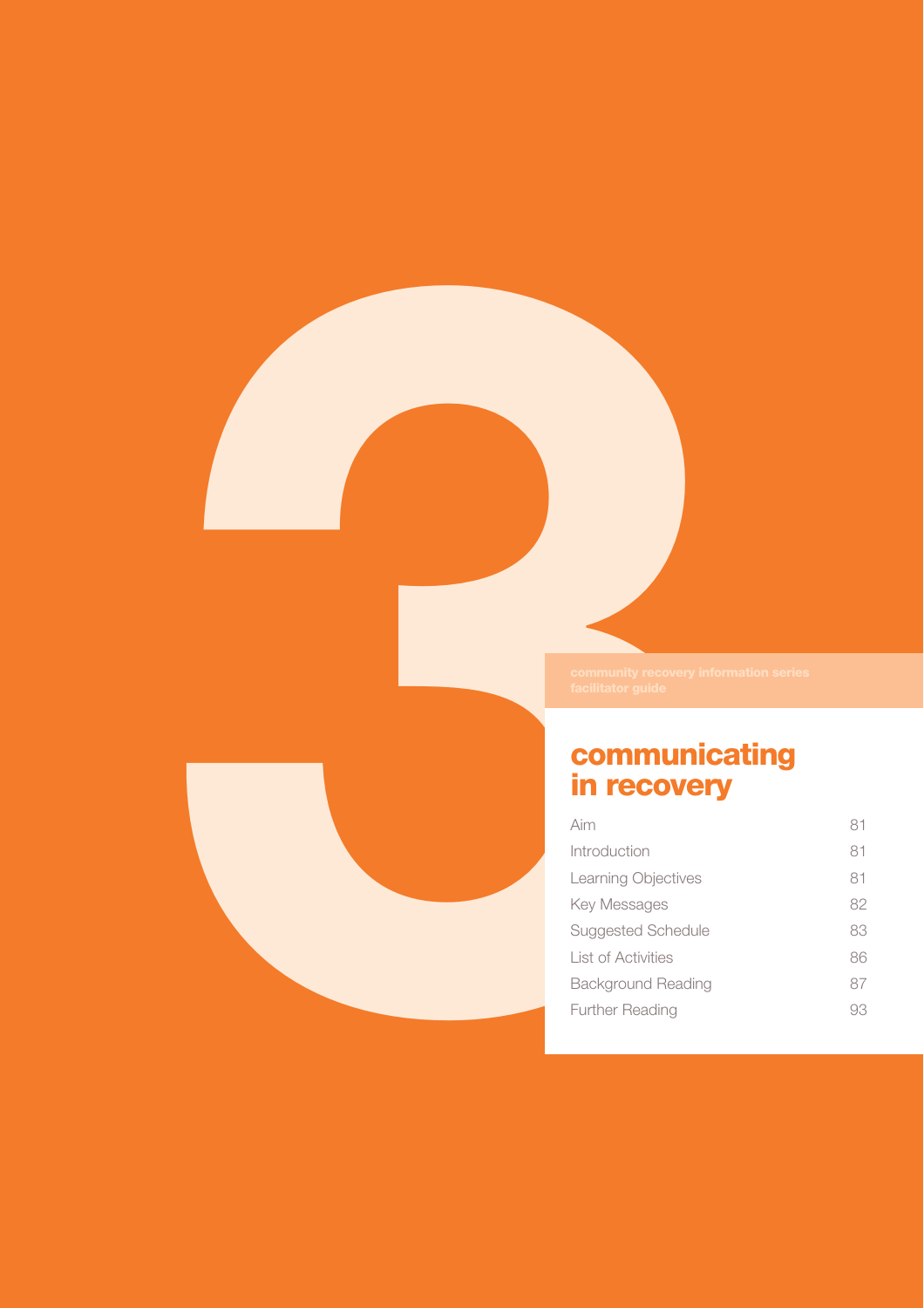community recovery information series
facilitator guide

# communicating in recovery

| | |
|---|---|
| Aim | 81 |
| Introduction | 81 |
| Learning Objectives | 81 |
| Key Messages | 82 |
| Suggested Schedule | 83 |
| List of Activities | 86 |
| Background Reading | 87 |
| Further Reading | 93 |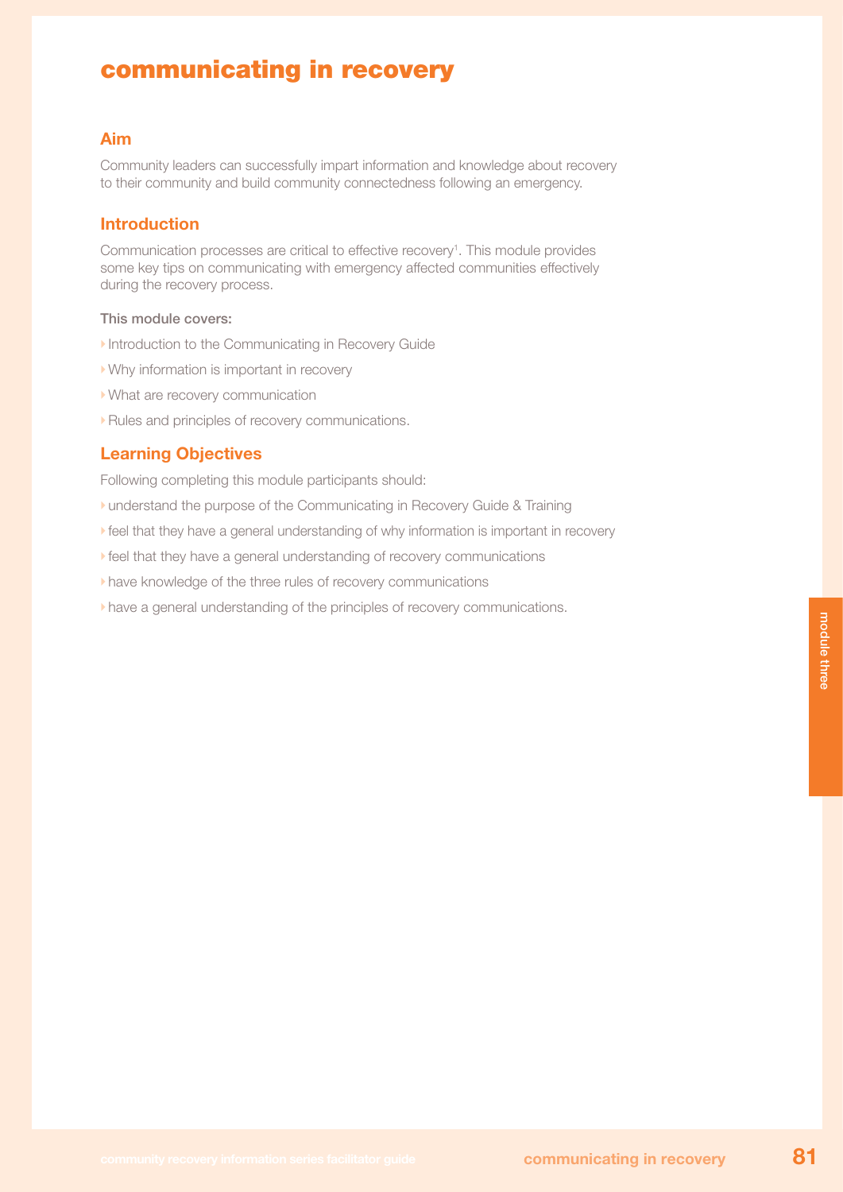# communicating in recovery

## Aim

Community leaders can successfully impart information and knowledge about recovery to their community and build community connectedness following an emergency.

## Introduction

Communication processes are critical to effective recovery[1]. This module provides some key tips on communicating with emergency affected communities effectively during the recovery process.

**This module covers:**

- Introduction to the Communicating in Recovery Guide
- Why information is important in recovery
- What are recovery communication
- Rules and principles of recovery communications.

## Learning Objectives

Following completing this module participants should:

- understand the purpose of the Communicating in Recovery Guide & Training
- feel that they have a general understanding of why information is important in recovery
- feel that they have a general understanding of recovery communications
- have knowledge of the three rules of recovery communications
- have a general understanding of the principles of recovery communications.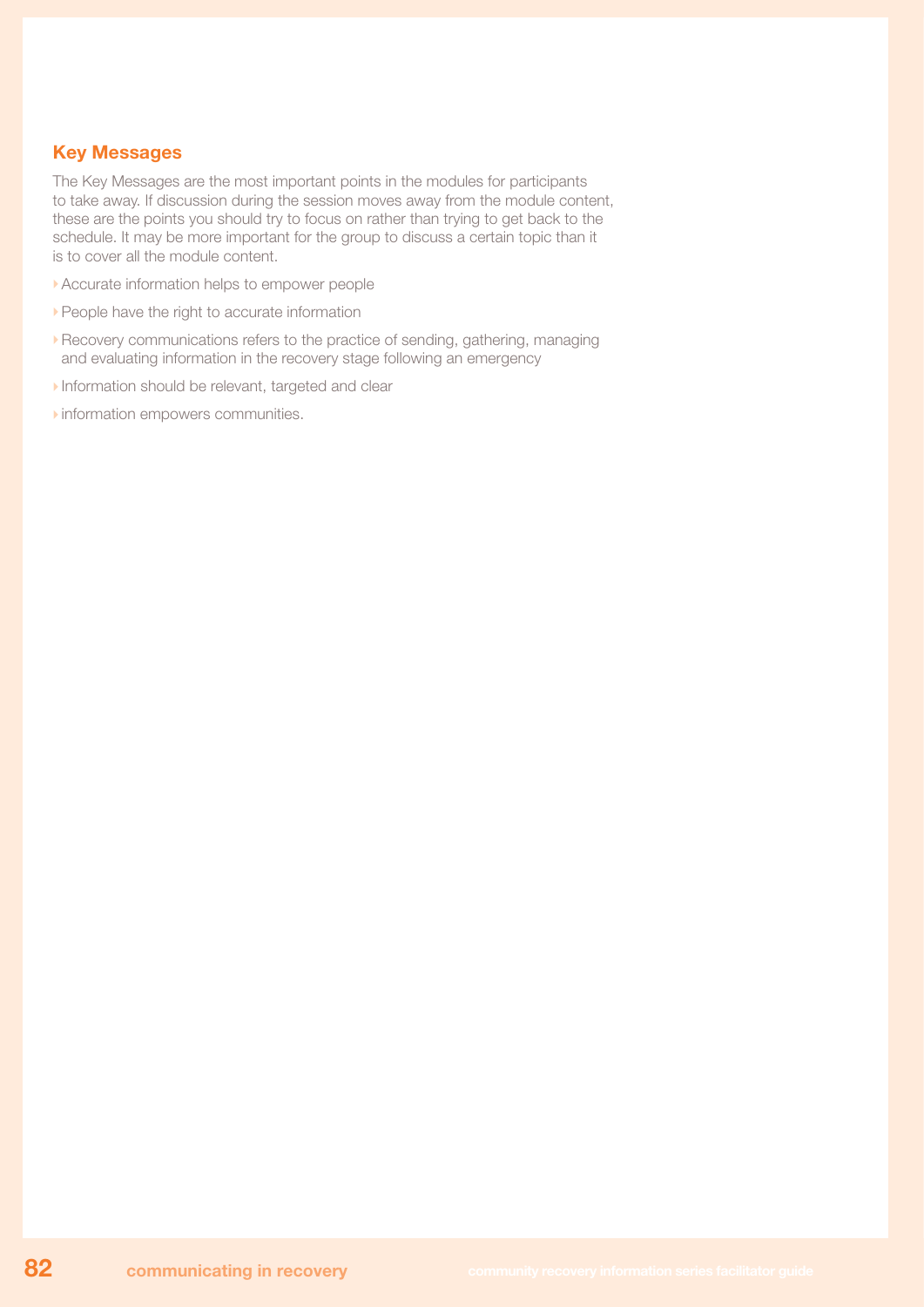## Key Messages

The Key Messages are the most important points in the modules for participants to take away. If discussion during the session moves away from the module content, these are the points you should try to focus on rather than trying to get back to the schedule. It may be more important for the group to discuss a certain topic than it is to cover all the module content.

- Accurate information helps to empower people
- People have the right to accurate information
- Recovery communications refers to the practice of sending, gathering, managing and evaluating information in the recovery stage following an emergency
- Information should be relevant, targeted and clear
- information empowers communities.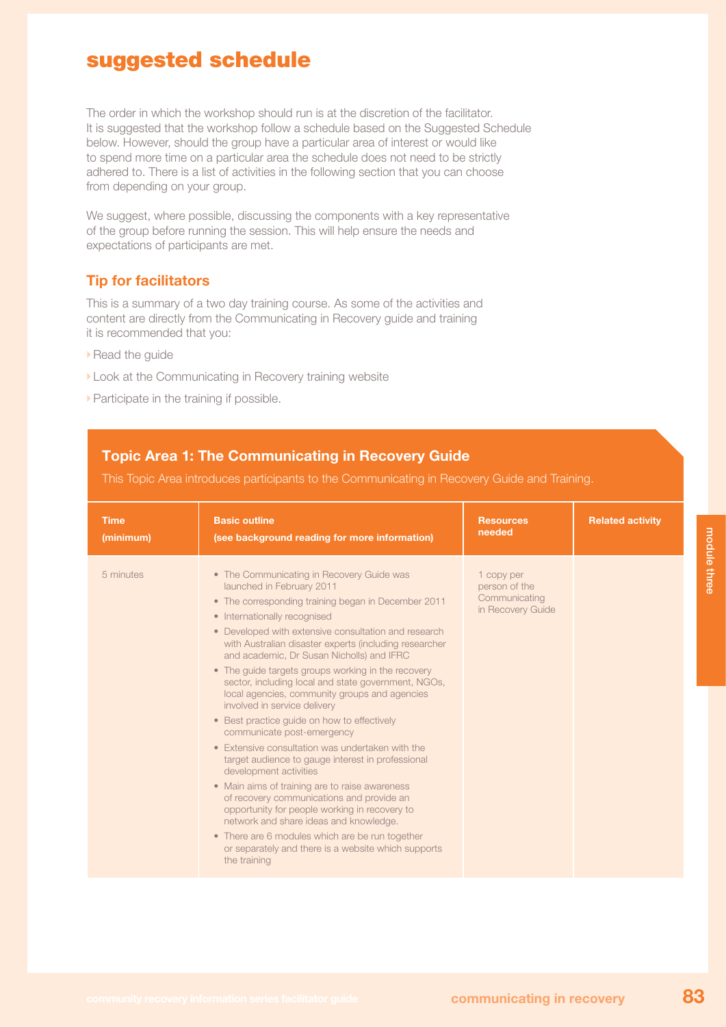## suggested schedule

The order in which the workshop should run is at the discretion of the facilitator. It is suggested that the workshop follow a schedule based on the Suggested Schedule below. However, should the group have a particular area of interest or would like to spend more time on a particular area the schedule does not need to be strictly adhered to. There is a list of activities in the following section that you can choose from depending on your group.

We suggest, where possible, discussing the components with a key representative of the group before running the session. This will help ensure the needs and expectations of participants are met.

### Tip for facilitators

This is a summary of a two day training course. As some of the activities and content are directly from the Communicating in Recovery guide and training it is recommended that you:

- Read the guide
- Look at the Communicating in Recovery training website
- Participate in the training if possible.

### Topic Area 1: The Communicating in Recovery Guide

This Topic Area introduces participants to the Communicating in Recovery Guide and Training.

| Time (minimum) | Basic outline (see background reading for more information) | Resources needed | Related activity |
|---|---|---|---|
| 5 minutes | • The Communicating in Recovery Guide was launched in February 2011<br>• The corresponding training began in December 2011<br>• Internationally recognised<br>• Developed with extensive consultation and research with Australian disaster experts (including researcher and academic, Dr Susan Nicholls) and IFRC<br>• The guide targets groups working in the recovery sector, including local and state government, NGOs, local agencies, community groups and agencies involved in service delivery<br>• Best practice guide on how to effectively communicate post-emergency<br>• Extensive consultation was undertaken with the target audience to gauge interest in professional development activities<br>• Main aims of training are to raise awareness of recovery communications and provide an opportunity for people working in recovery to network and share ideas and knowledge.<br>• There are 6 modules which are be run together or separately and there is a website which supports the training | 1 copy per person of the Communicating in Recovery Guide | |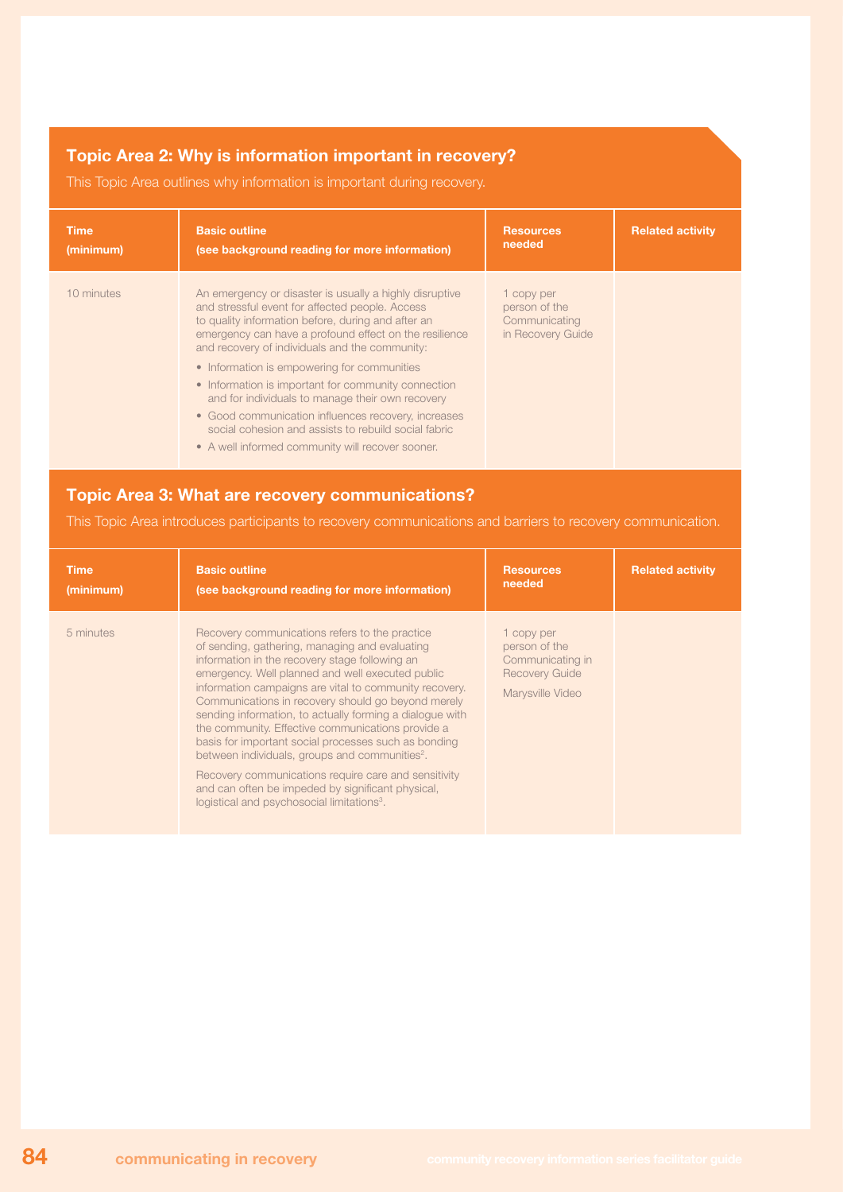## Topic Area 2: Why is information important in recovery?

This Topic Area outlines why information is important during recovery.

| Time (minimum) | Basic outline (see background reading for more information) | Resources needed | Related activity |
|---|---|---|---|
| 10 minutes | An emergency or disaster is usually a highly disruptive and stressful event for affected people. Access to quality information before, during and after an emergency can have a profound effect on the resilience and recovery of individuals and the community:<br>• Information is empowering for communities<br>• Information is important for community connection and for individuals to manage their own recovery<br>• Good communication influences recovery, increases social cohesion and assists to rebuild social fabric<br>• A well informed community will recover sooner. | 1 copy per person of the Communicating in Recovery Guide | |

## Topic Area 3: What are recovery communications?

This Topic Area introduces participants to recovery communications and barriers to recovery communication.

| Time (minimum) | Basic outline (see background reading for more information) | Resources needed | Related activity |
|---|---|---|---|
| 5 minutes | Recovery communications refers to the practice of sending, gathering, managing and evaluating information in the recovery stage following an emergency. Well planned and well executed public information campaigns are vital to community recovery. Communications in recovery should go beyond merely sending information, to actually forming a dialogue with the community. Effective communications provide a basis for important social processes such as bonding between individuals, groups and communities[2].<br><br>Recovery communications require care and sensitivity and can often be impeded by significant physical, logistical and psychosocial limitations[3]. | 1 copy per person of the Communicating in Recovery Guide<br><br>Marysville Video | |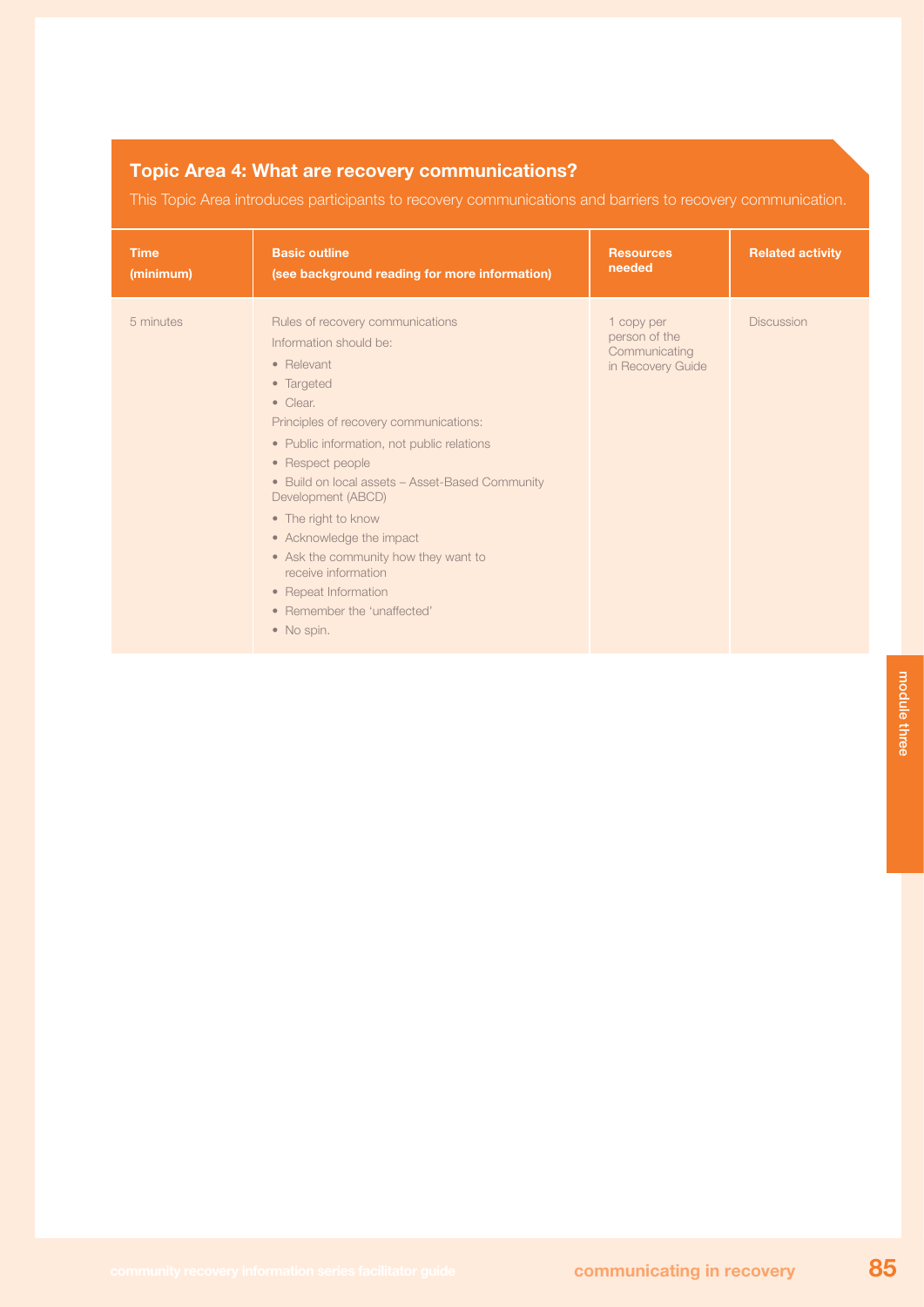## Topic Area 4: What are recovery communications?

This Topic Area introduces participants to recovery communications and barriers to recovery communication.

| Time (minimum) | Basic outline (see background reading for more information) | Resources needed | Related activity |
|---|---|---|---|
| 5 minutes | Rules of recovery communications<br>Information should be:<br>• Relevant<br>• Targeted<br>• Clear.<br>Principles of recovery communications:<br>• Public information, not public relations<br>• Respect people<br>• Build on local assets – Asset-Based Community Development (ABCD)<br>• The right to know<br>• Acknowledge the impact<br>• Ask the community how they want to receive information<br>• Repeat Information<br>• Remember the 'unaffected'<br>• No spin. | 1 copy per person of the Communicating in Recovery Guide | Discussion |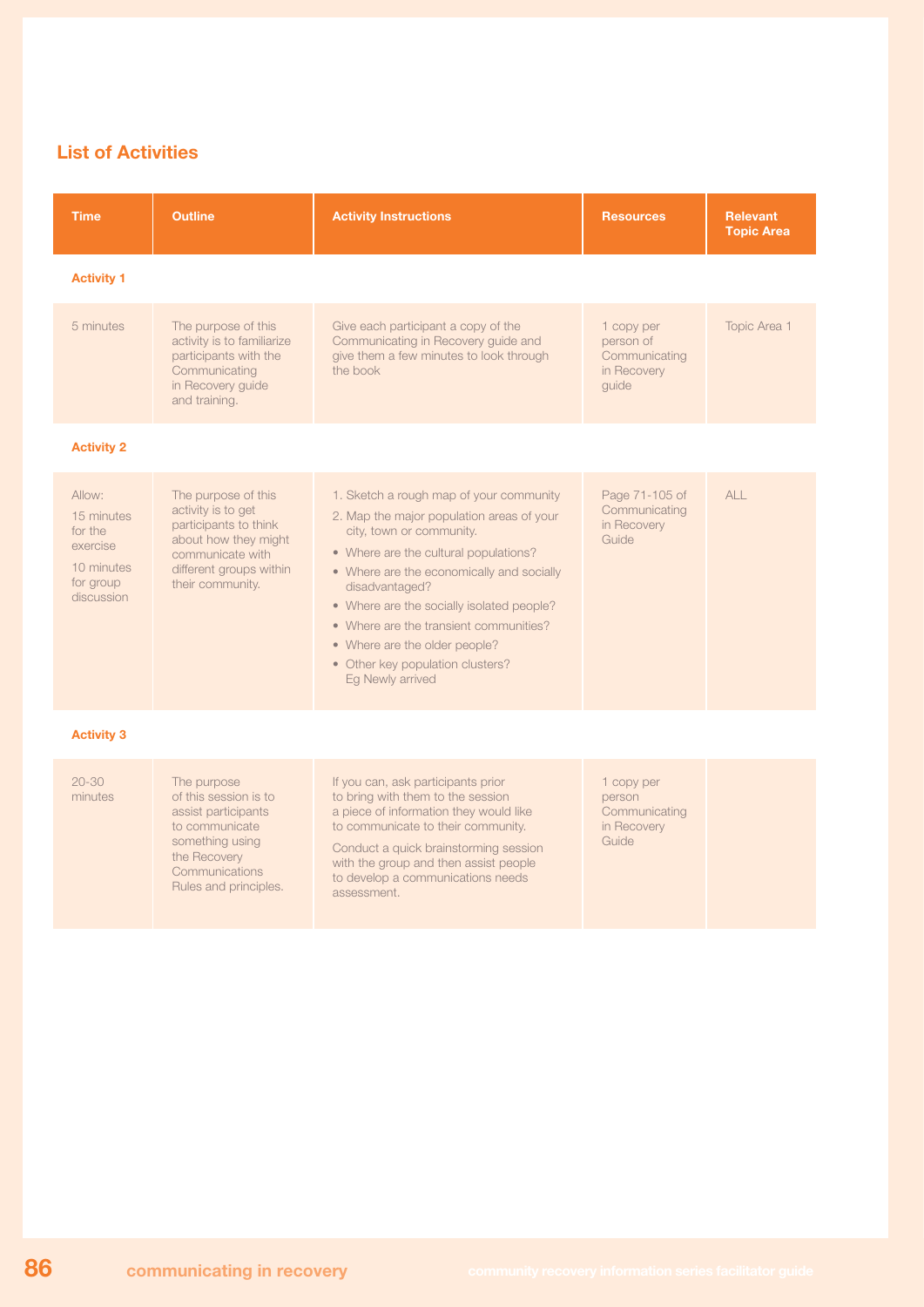## List of Activities

| Time | Outline | Activity Instructions | Resources | Relevant Topic Area |
|---|---|---|---|---|
| **Activity 1** | | | | |
| 5 minutes | The purpose of this activity is to familiarize participants with the Communicating in Recovery guide and training. | Give each participant a copy of the Communicating in Recovery guide and give them a few minutes to look through the book | 1 copy per person of Communicating in Recovery guide | Topic Area 1 |
| **Activity 2** | | | | |
| Allow: 15 minutes for the exercise; 10 minutes for group discussion | The purpose of this activity is to get participants to think about how they might communicate with different groups within their community. | 1. Sketch a rough map of your community<br>2. Map the major population areas of your city, town or community.<br>• Where are the cultural populations?<br>• Where are the economically and socially disadvantaged?<br>• Where are the socially isolated people?<br>• Where are the transient communities?<br>• Where are the older people?<br>• Other key population clusters? Eg Newly arrived | Page 71-105 of Communicating in Recovery Guide | ALL |
| **Activity 3** | | | | |
| 20-30 minutes | The purpose of this session is to assist participants to communicate something using the Recovery Communications Rules and principles. | If you can, ask participants prior to bring with them to the session a piece of information they would like to communicate to their community.<br>Conduct a quick brainstorming session with the group and then assist people to develop a communications needs assessment. | 1 copy per person Communicating in Recovery Guide | |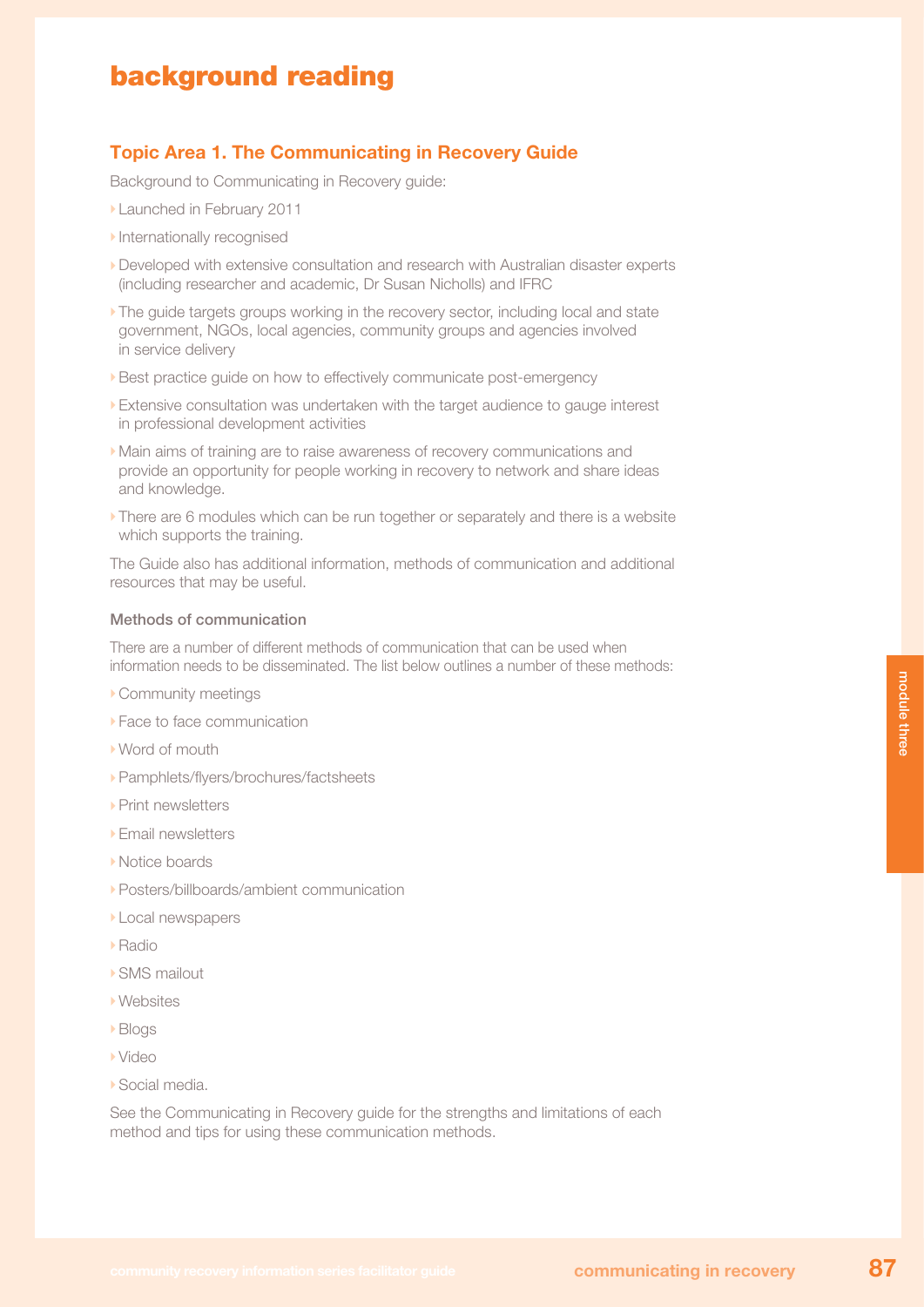# background reading

## Topic Area 1. The Communicating in Recovery Guide

Background to Communicating in Recovery guide:

- Launched in February 2011
- Internationally recognised
- Developed with extensive consultation and research with Australian disaster experts (including researcher and academic, Dr Susan Nicholls) and IFRC
- The guide targets groups working in the recovery sector, including local and state government, NGOs, local agencies, community groups and agencies involved in service delivery
- Best practice guide on how to effectively communicate post-emergency
- Extensive consultation was undertaken with the target audience to gauge interest in professional development activities
- Main aims of training are to raise awareness of recovery communications and provide an opportunity for people working in recovery to network and share ideas and knowledge.
- There are 6 modules which can be run together or separately and there is a website which supports the training.

The Guide also has additional information, methods of communication and additional resources that may be useful.

### Methods of communication

There are a number of different methods of communication that can be used when information needs to be disseminated. The list below outlines a number of these methods:

- Community meetings
- Face to face communication
- Word of mouth
- Pamphlets/flyers/brochures/factsheets
- Print newsletters
- Email newsletters
- Notice boards
- Posters/billboards/ambient communication
- Local newspapers
- Radio
- SMS mailout
- Websites
- Blogs
- Video
- Social media.

See the Communicating in Recovery guide for the strengths and limitations of each method and tips for using these communication methods.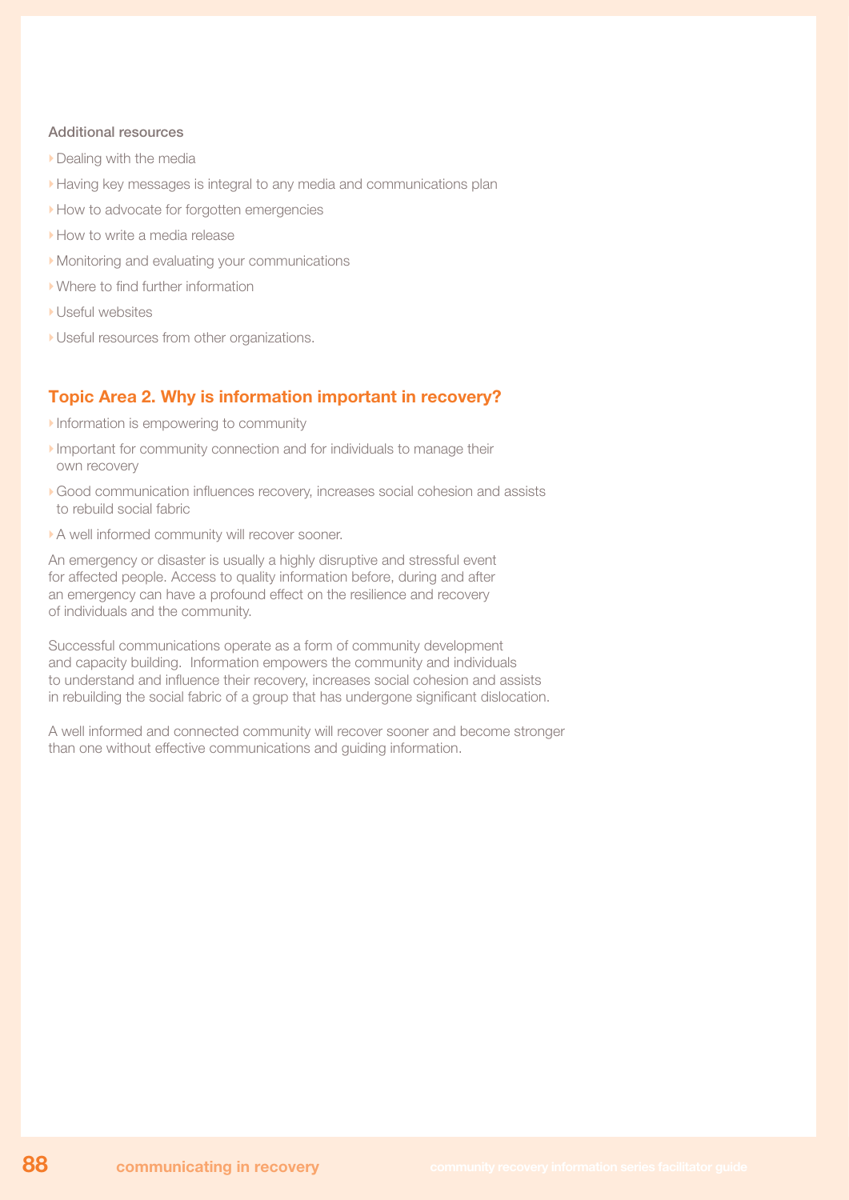**Additional resources**

- Dealing with the media
- Having key messages is integral to any media and communications plan
- How to advocate for forgotten emergencies
- How to write a media release
- Monitoring and evaluating your communications
- Where to find further information
- Useful websites
- Useful resources from other organizations.

## Topic Area 2. Why is information important in recovery?

- Information is empowering to community
- Important for community connection and for individuals to manage their own recovery
- Good communication influences recovery, increases social cohesion and assists to rebuild social fabric
- A well informed community will recover sooner.

An emergency or disaster is usually a highly disruptive and stressful event for affected people. Access to quality information before, during and after an emergency can have a profound effect on the resilience and recovery of individuals and the community.

Successful communications operate as a form of community development and capacity building. Information empowers the community and individuals to understand and influence their recovery, increases social cohesion and assists in rebuilding the social fabric of a group that has undergone significant dislocation.

A well informed and connected community will recover sooner and become stronger than one without effective communications and guiding information.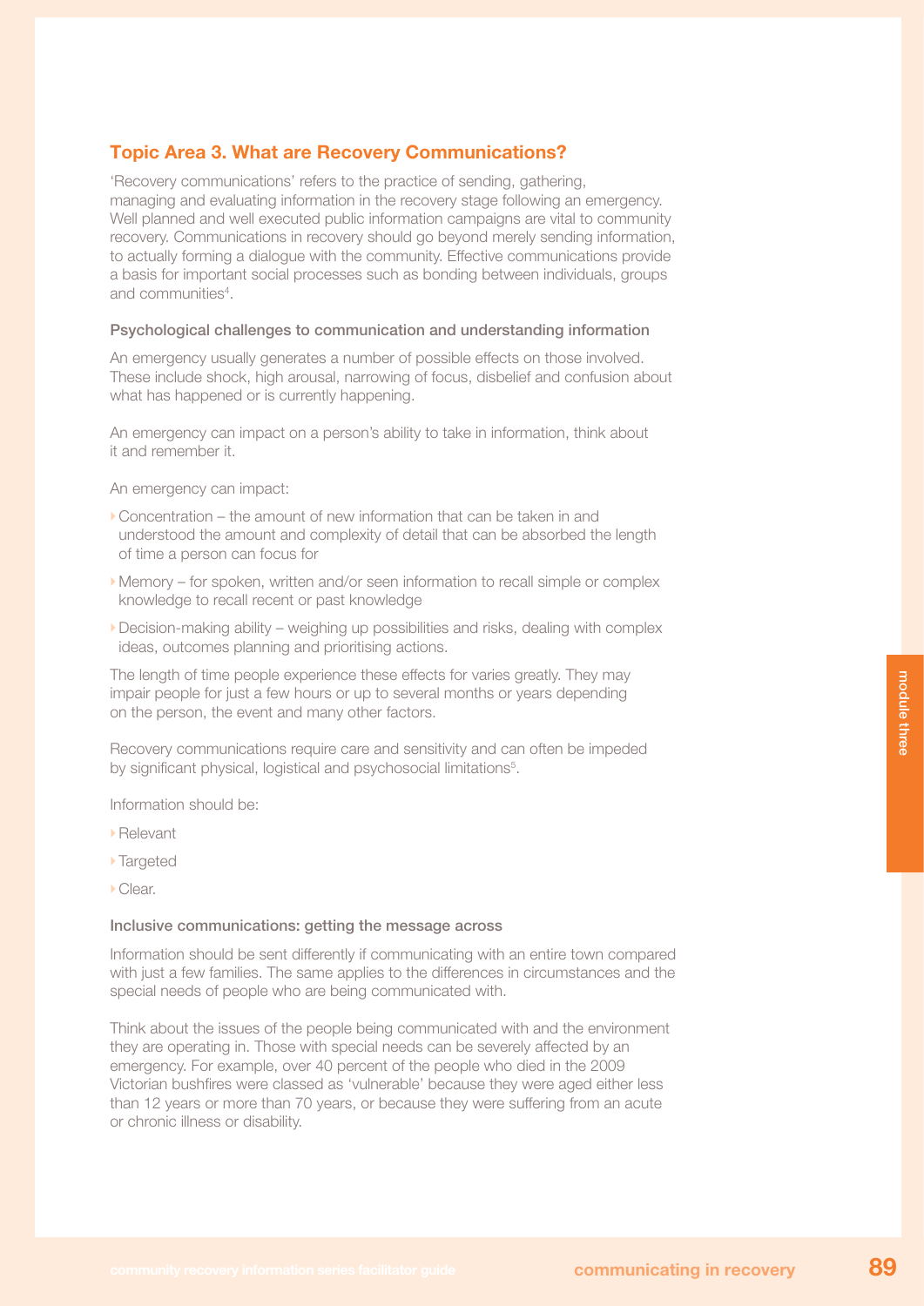## Topic Area 3. What are Recovery Communications?

'Recovery communications' refers to the practice of sending, gathering, managing and evaluating information in the recovery stage following an emergency. Well planned and well executed public information campaigns are vital to community recovery. Communications in recovery should go beyond merely sending information, to actually forming a dialogue with the community. Effective communications provide a basis for important social processes such as bonding between individuals, groups and communities[4].

### Psychological challenges to communication and understanding information

An emergency usually generates a number of possible effects on those involved. These include shock, high arousal, narrowing of focus, disbelief and confusion about what has happened or is currently happening.

An emergency can impact on a person's ability to take in information, think about it and remember it.

An emergency can impact:

- Concentration – the amount of new information that can be taken in and understood the amount and complexity of detail that can be absorbed the length of time a person can focus for
- Memory – for spoken, written and/or seen information to recall simple or complex knowledge to recall recent or past knowledge
- Decision-making ability – weighing up possibilities and risks, dealing with complex ideas, outcomes planning and prioritising actions.

The length of time people experience these effects for varies greatly. They may impair people for just a few hours or up to several months or years depending on the person, the event and many other factors.

Recovery communications require care and sensitivity and can often be impeded by significant physical, logistical and psychosocial limitations[5].

Information should be:

- Relevant
- Targeted
- Clear.

### Inclusive communications: getting the message across

Information should be sent differently if communicating with an entire town compared with just a few families. The same applies to the differences in circumstances and the special needs of people who are being communicated with.

Think about the issues of the people being communicated with and the environment they are operating in. Those with special needs can be severely affected by an emergency. For example, over 40 percent of the people who died in the 2009 Victorian bushfires were classed as 'vulnerable' because they were aged either less than 12 years or more than 70 years, or because they were suffering from an acute or chronic illness or disability.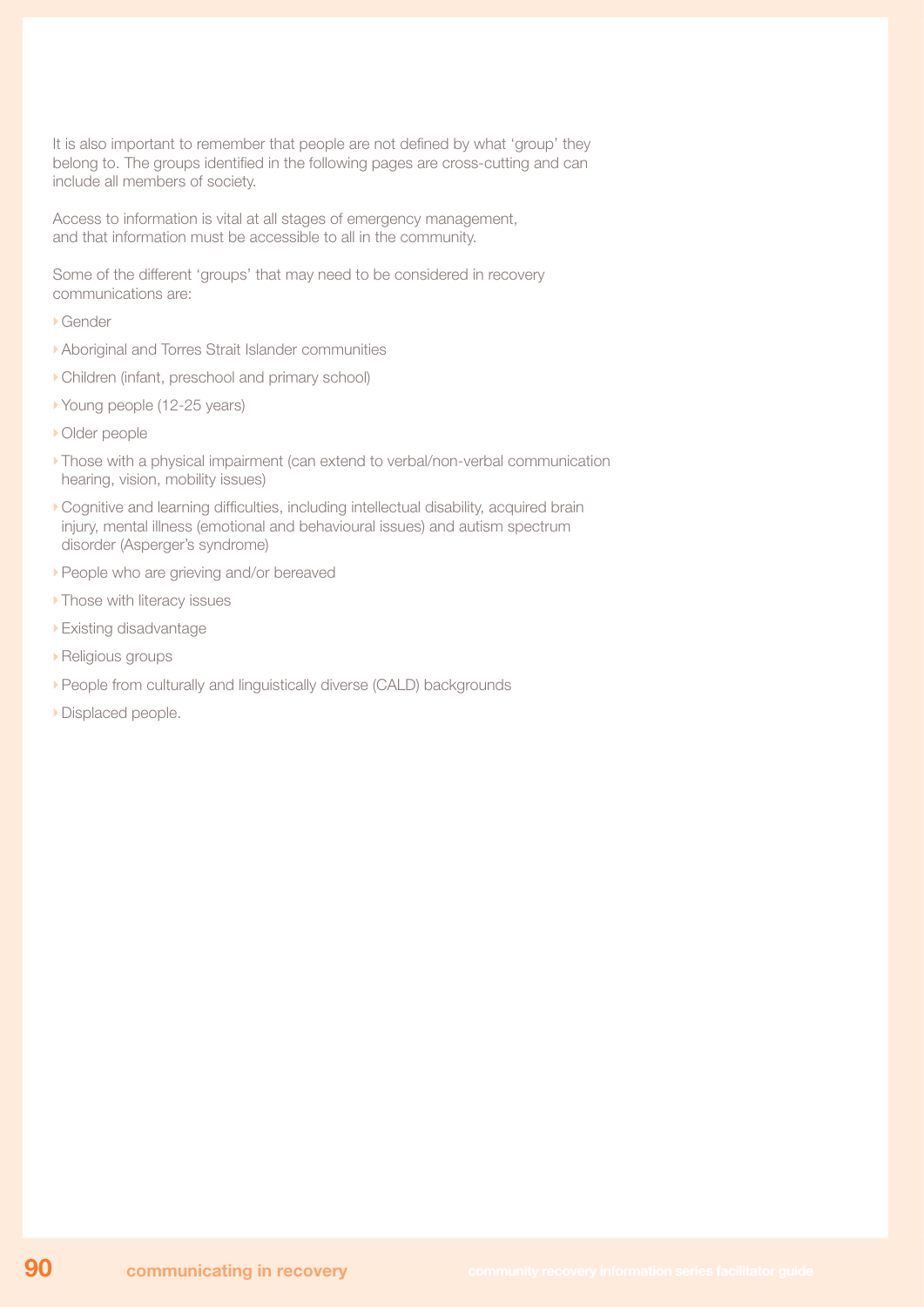It is also important to remember that people are not defined by what 'group' they belong to. The groups identified in the following pages are cross-cutting and can include all members of society.

Access to information is vital at all stages of emergency management, and that information must be accessible to all in the community.

Some of the different 'groups' that may need to be considered in recovery communications are:

- Gender
- Aboriginal and Torres Strait Islander communities
- Children (infant, preschool and primary school)
- Young people (12-25 years)
- Older people
- Those with a physical impairment (can extend to verbal/non-verbal communication hearing, vision, mobility issues)
- Cognitive and learning difficulties, including intellectual disability, acquired brain injury, mental illness (emotional and behavioural issues) and autism spectrum disorder (Asperger's syndrome)
- People who are grieving and/or bereaved
- Those with literacy issues
- Existing disadvantage
- Religious groups
- People from culturally and linguistically diverse (CALD) backgrounds
- Displaced people.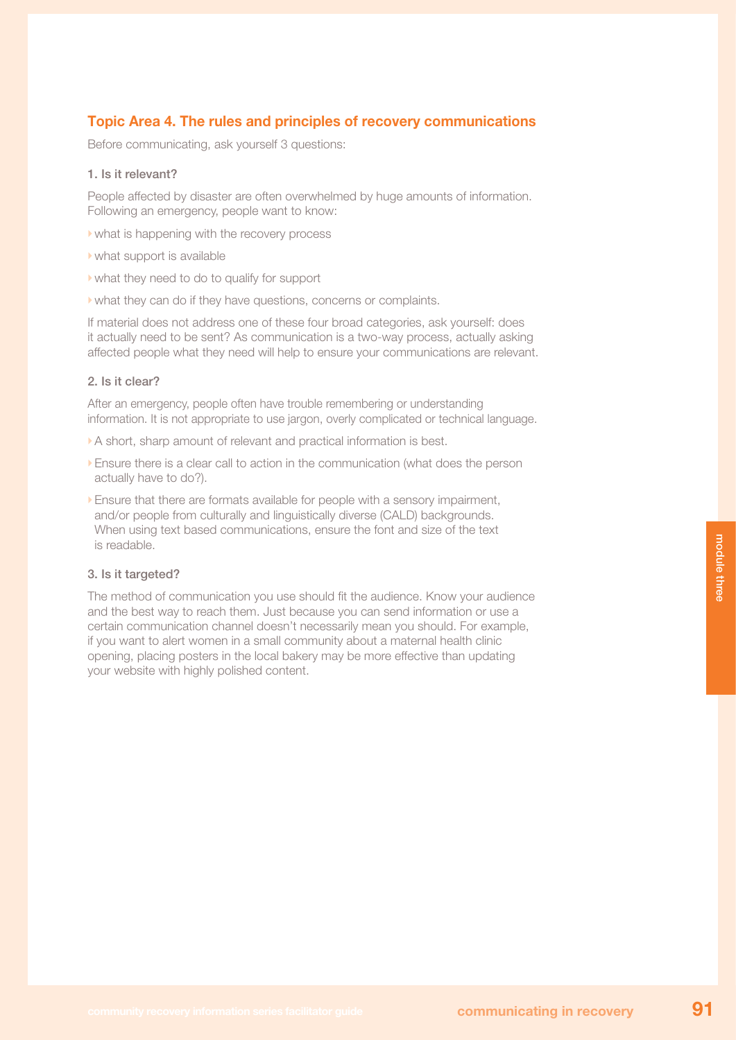## Topic Area 4. The rules and principles of recovery communications

Before communicating, ask yourself 3 questions:

### 1. Is it relevant?

People affected by disaster are often overwhelmed by huge amounts of information. Following an emergency, people want to know:

- what is happening with the recovery process
- what support is available
- what they need to do to qualify for support
- what they can do if they have questions, concerns or complaints.

If material does not address one of these four broad categories, ask yourself: does it actually need to be sent? As communication is a two-way process, actually asking affected people what they need will help to ensure your communications are relevant.

### 2. Is it clear?

After an emergency, people often have trouble remembering or understanding information. It is not appropriate to use jargon, overly complicated or technical language.

- A short, sharp amount of relevant and practical information is best.
- Ensure there is a clear call to action in the communication (what does the person actually have to do?).
- Ensure that there are formats available for people with a sensory impairment, and/or people from culturally and linguistically diverse (CALD) backgrounds. When using text based communications, ensure the font and size of the text is readable.

### 3. Is it targeted?

The method of communication you use should fit the audience. Know your audience and the best way to reach them. Just because you can send information or use a certain communication channel doesn't necessarily mean you should. For example, if you want to alert women in a small community about a maternal health clinic opening, placing posters in the local bakery may be more effective than updating your website with highly polished content.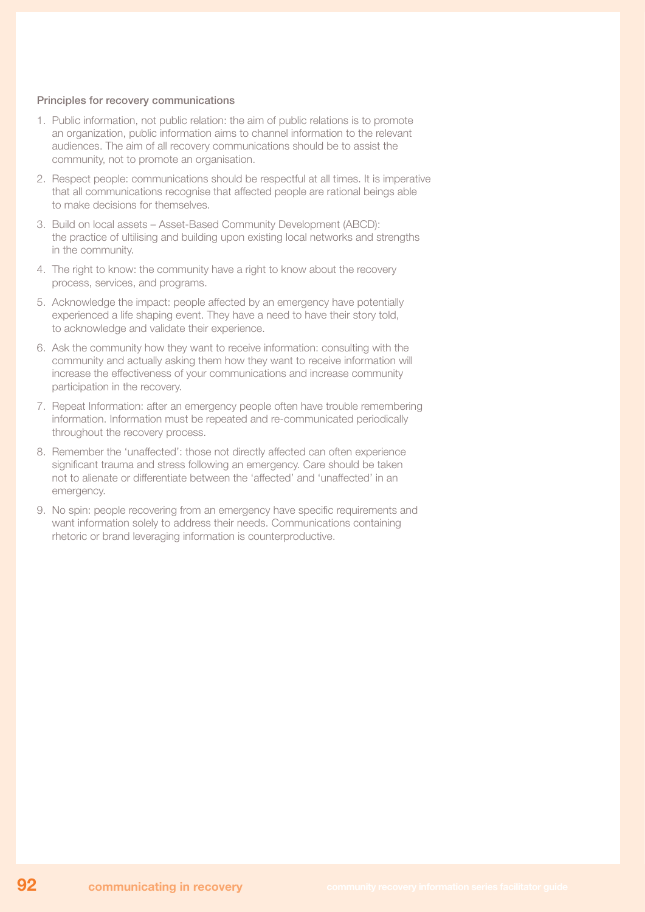### Principles for recovery communications

1. Public information, not public relation: the aim of public relations is to promote an organization, public information aims to channel information to the relevant audiences. The aim of all recovery communications should be to assist the community, not to promote an organisation.
2. Respect people: communications should be respectful at all times. It is imperative that all communications recognise that affected people are rational beings able to make decisions for themselves.
3. Build on local assets – Asset-Based Community Development (ABCD): the practice of ultilising and building upon existing local networks and strengths in the community.
4. The right to know: the community have a right to know about the recovery process, services, and programs.
5. Acknowledge the impact: people affected by an emergency have potentially experienced a life shaping event. They have a need to have their story told, to acknowledge and validate their experience.
6. Ask the community how they want to receive information: consulting with the community and actually asking them how they want to receive information will increase the effectiveness of your communications and increase community participation in the recovery.
7. Repeat Information: after an emergency people often have trouble remembering information. Information must be repeated and re-communicated periodically throughout the recovery process.
8. Remember the 'unaffected': those not directly affected can often experience significant trauma and stress following an emergency. Care should be taken not to alienate or differentiate between the 'affected' and 'unaffected' in an emergency.
9. No spin: people recovering from an emergency have specific requirements and want information solely to address their needs. Communications containing rhetoric or brand leveraging information is counterproductive.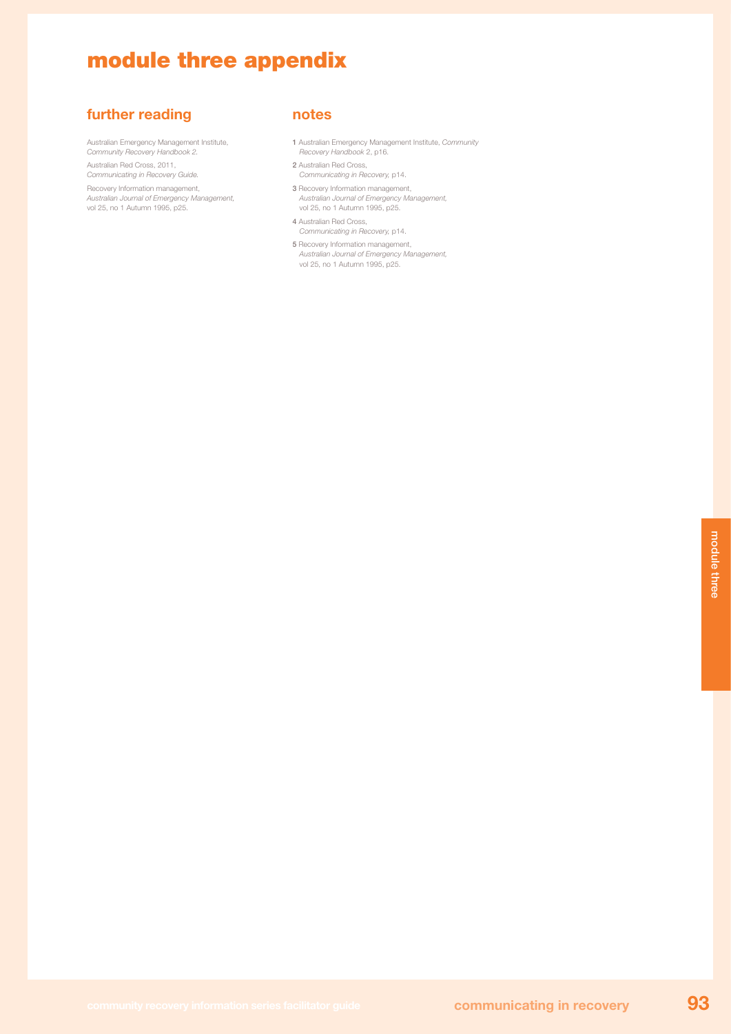# module three appendix

## further reading

Australian Emergency Management Institute, *Community Recovery Handbook 2.*

Australian Red Cross, 2011, *Communicating in Recovery Guide.*

Recovery Information management, *Australian Journal of Emergency Management,* vol 25, no 1 Autumn 1995, p25.

## notes

**1** Australian Emergency Management Institute, *Community Recovery Handbook* 2, p16.

**2** Australian Red Cross, *Communicating in Recovery,* p14.

**3** Recovery Information management, *Australian Journal of Emergency Management,* vol 25, no 1 Autumn 1995, p25.

**4** Australian Red Cross, *Communicating in Recovery,* p14.

**5** Recovery Information management, *Australian Journal of Emergency Management,* vol 25, no 1 Autumn 1995, p25.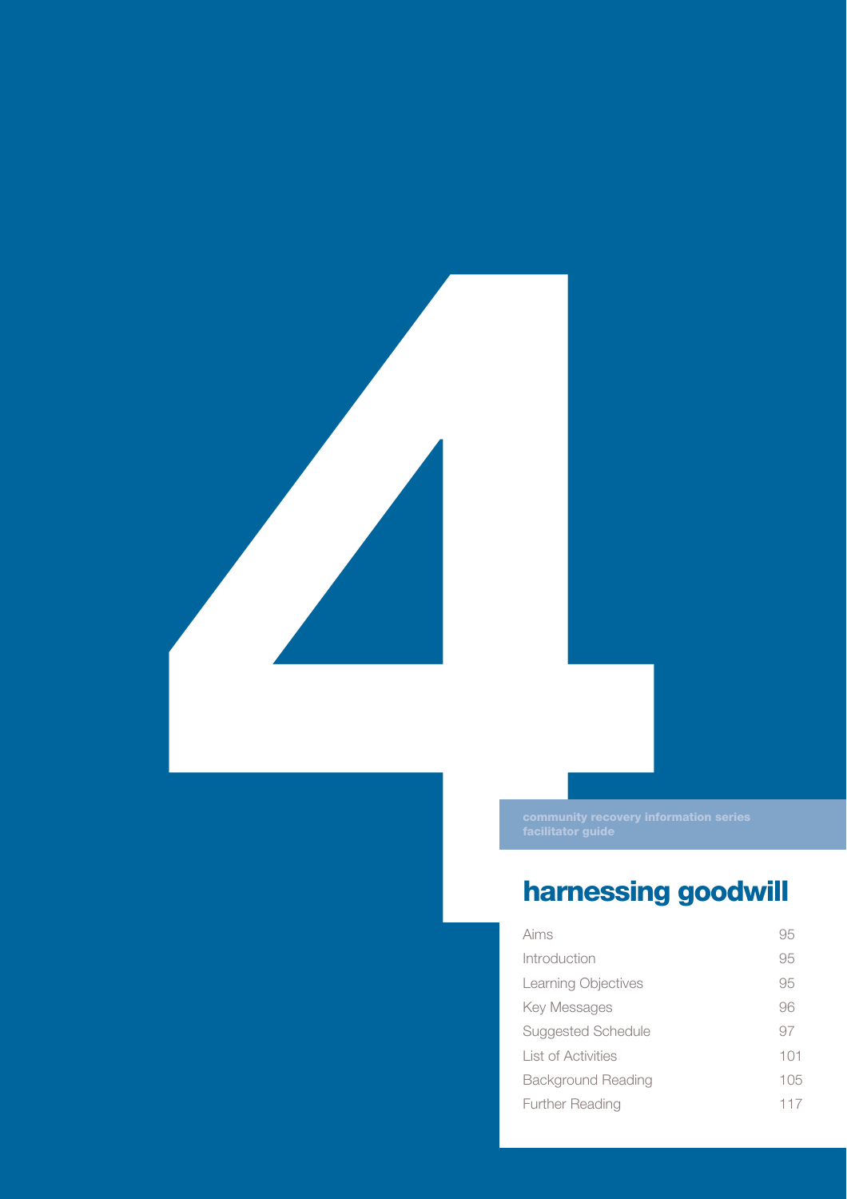# 4

community recovery information series
facilitator guide

## harnessing goodwill

| | |
|---|---|
| Aims | 95 |
| Introduction | 95 |
| Learning Objectives | 95 |
| Key Messages | 96 |
| Suggested Schedule | 97 |
| List of Activities | 101 |
| Background Reading | 105 |
| Further Reading | 117 |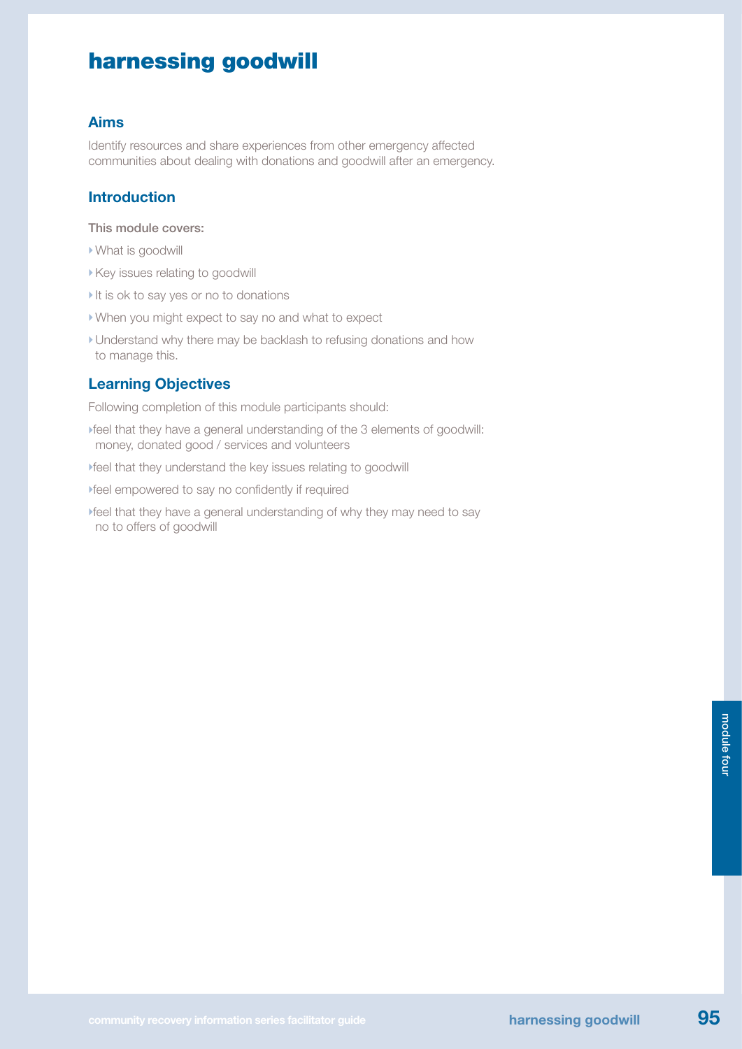# harnessing goodwill

## Aims

Identify resources and share experiences from other emergency affected communities about dealing with donations and goodwill after an emergency.

## Introduction

This module covers:

- What is goodwill
- Key issues relating to goodwill
- It is ok to say yes or no to donations
- When you might expect to say no and what to expect
- Understand why there may be backlash to refusing donations and how to manage this.

## Learning Objectives

Following completion of this module participants should:

- feel that they have a general understanding of the 3 elements of goodwill: money, donated good / services and volunteers
- feel that they understand the key issues relating to goodwill
- feel empowered to say no confidently if required
- feel that they have a general understanding of why they may need to say no to offers of goodwill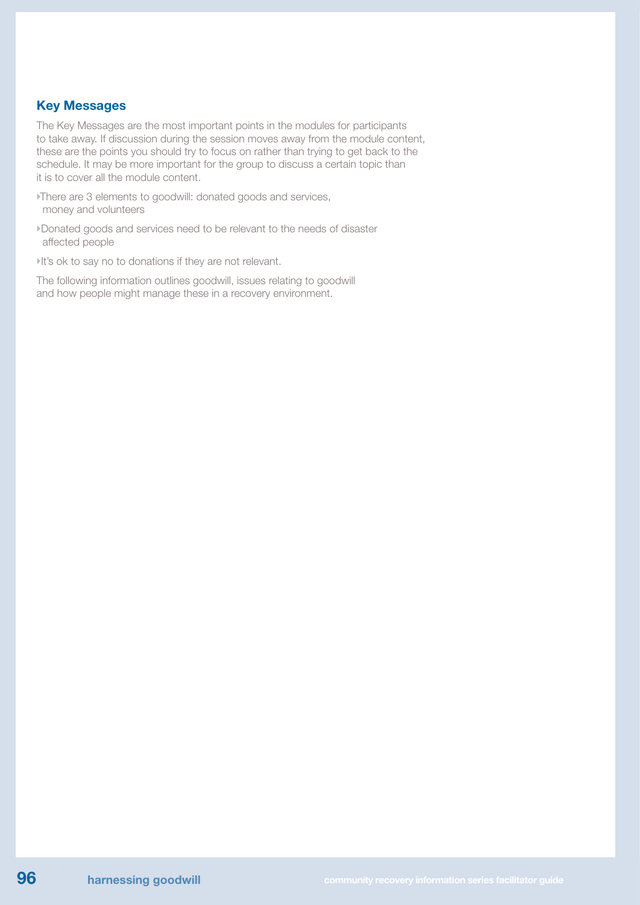## Key Messages

The Key Messages are the most important points in the modules for participants to take away. If discussion during the session moves away from the module content, these are the points you should try to focus on rather than trying to get back to the schedule. It may be more important for the group to discuss a certain topic than it is to cover all the module content.

- There are 3 elements to goodwill: donated goods and services, money and volunteers
- Donated goods and services need to be relevant to the needs of disaster affected people
- It's ok to say no to donations if they are not relevant.

The following information outlines goodwill, issues relating to goodwill and how people might manage these in a recovery environment.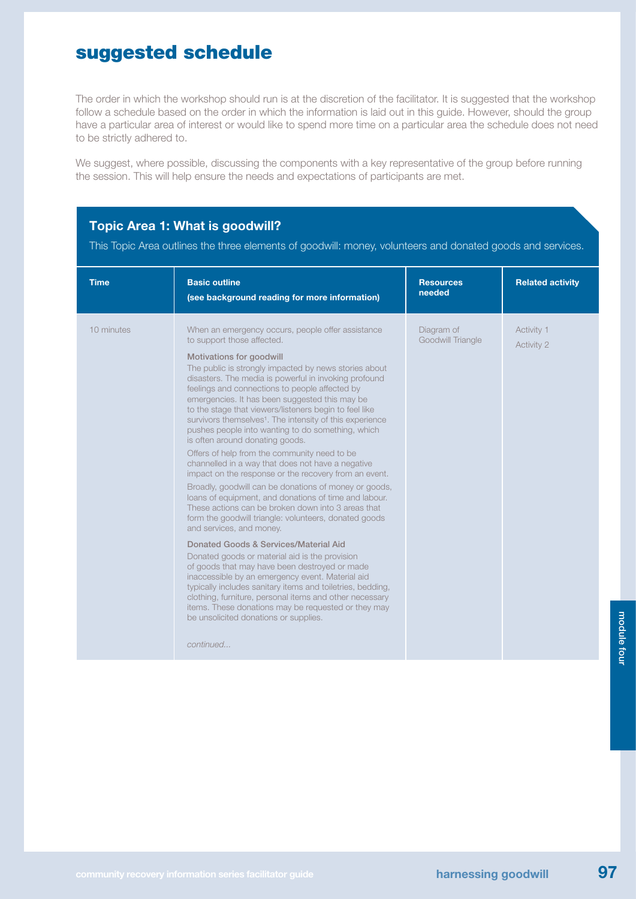# suggested schedule

The order in which the workshop should run is at the discretion of the facilitator. It is suggested that the workshop follow a schedule based on the order in which the information is laid out in this guide. However, should the group have a particular area of interest or would like to spend more time on a particular area the schedule does not need to be strictly adhered to.

We suggest, where possible, discussing the components with a key representative of the group before running the session. This will help ensure the needs and expectations of participants are met.

## Topic Area 1: What is goodwill?

This Topic Area outlines the three elements of goodwill: money, volunteers and donated goods and services.

| Time | Basic outline (see background reading for more information) | Resources needed | Related activity |
|---|---|---|---|
| 10 minutes | When an emergency occurs, people offer assistance to support those affected.<br><br>**Motivations for goodwill**<br>The public is strongly impacted by news stories about disasters. The media is powerful in invoking profound feelings and connections to people affected by emergencies. It has been suggested this may be to the stage that viewers/listeners begin to feel like survivors themselves[1]. The intensity of this experience pushes people into wanting to do something, which is often around donating goods.<br><br>Offers of help from the community need to be channelled in a way that does not have a negative impact on the response or the recovery from an event.<br><br>Broadly, goodwill can be donations of money or goods, loans of equipment, and donations of time and labour. These actions can be broken down into 3 areas that form the goodwill triangle: volunteers, donated goods and services, and money.<br><br>**Donated Goods & Services/Material Aid**<br>Donated goods or material aid is the provision of goods that may have been destroyed or made inaccessible by an emergency event. Material aid typically includes sanitary items and toiletries, bedding, clothing, furniture, personal items and other necessary items. These donations may be requested or they may be unsolicited donations or supplies.<br><br>*continued...* | Diagram of Goodwill Triangle | Activity 1<br>Activity 2 |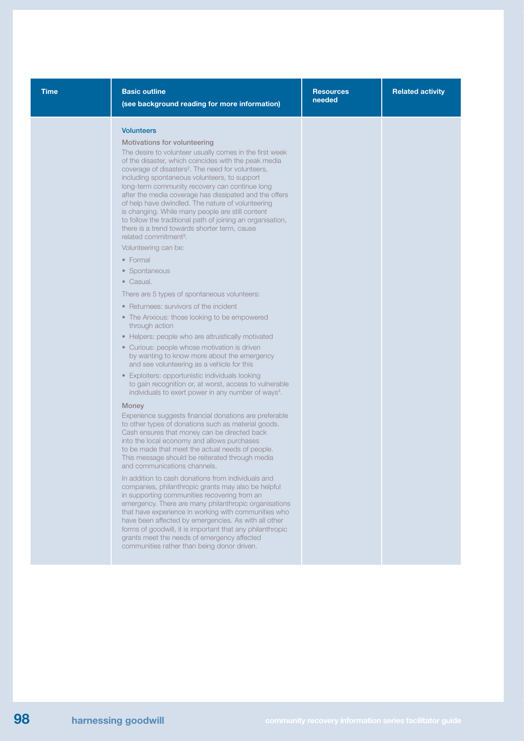| Time | Basic outline (see background reading for more information) | Resources needed | Related activity |
|---|---|---|---|
| | **Volunteers**<br><br>**Motivations for volunteering**<br><br>The desire to volunteer usually comes in the first week of the disaster, which coincides with the peak media coverage of disasters[2]. The need for volunteers, including spontaneous volunteers, to support long-term community recovery can continue long after the media coverage has dissipated and the offers of help have dwindled. The nature of volunteering is changing. While many people are still content to follow the traditional path of joining an organisation, there is a trend towards shorter term, cause related commitment[3].<br><br>Volunteering can be:<br>• Formal<br>• Spontaneous<br>• Casual.<br><br>There are 5 types of spontaneous volunteers:<br>• Returnees: survivors of the incident<br>• The Anxious: those looking to be empowered through action<br>• Helpers: people who are altruistically motivated<br>• Curious: people whose motivation is driven by wanting to know more about the emergency and see volunteering as a vehicle for this<br>• Exploiters: opportunistic individuals looking to gain recognition or, at worst, access to vulnerable individuals to exert power in any number of ways[4].<br><br>**Money**<br><br>Experience suggests financial donations are preferable to other types of donations such as material goods. Cash ensures that money can be directed back into the local economy and allows purchases to be made that meet the actual needs of people. This message should be reiterated through media and communications channels.<br><br>In addition to cash donations from individuals and companies, philanthropic grants may also be helpful in supporting communities recovering from an emergency. There are many philanthropic organisations that have experience in working with communities who have been affected by emergencies. As with all other forms of goodwill, it is important that any philanthropic grants meet the needs of emergency affected communities rather than being donor driven. | | |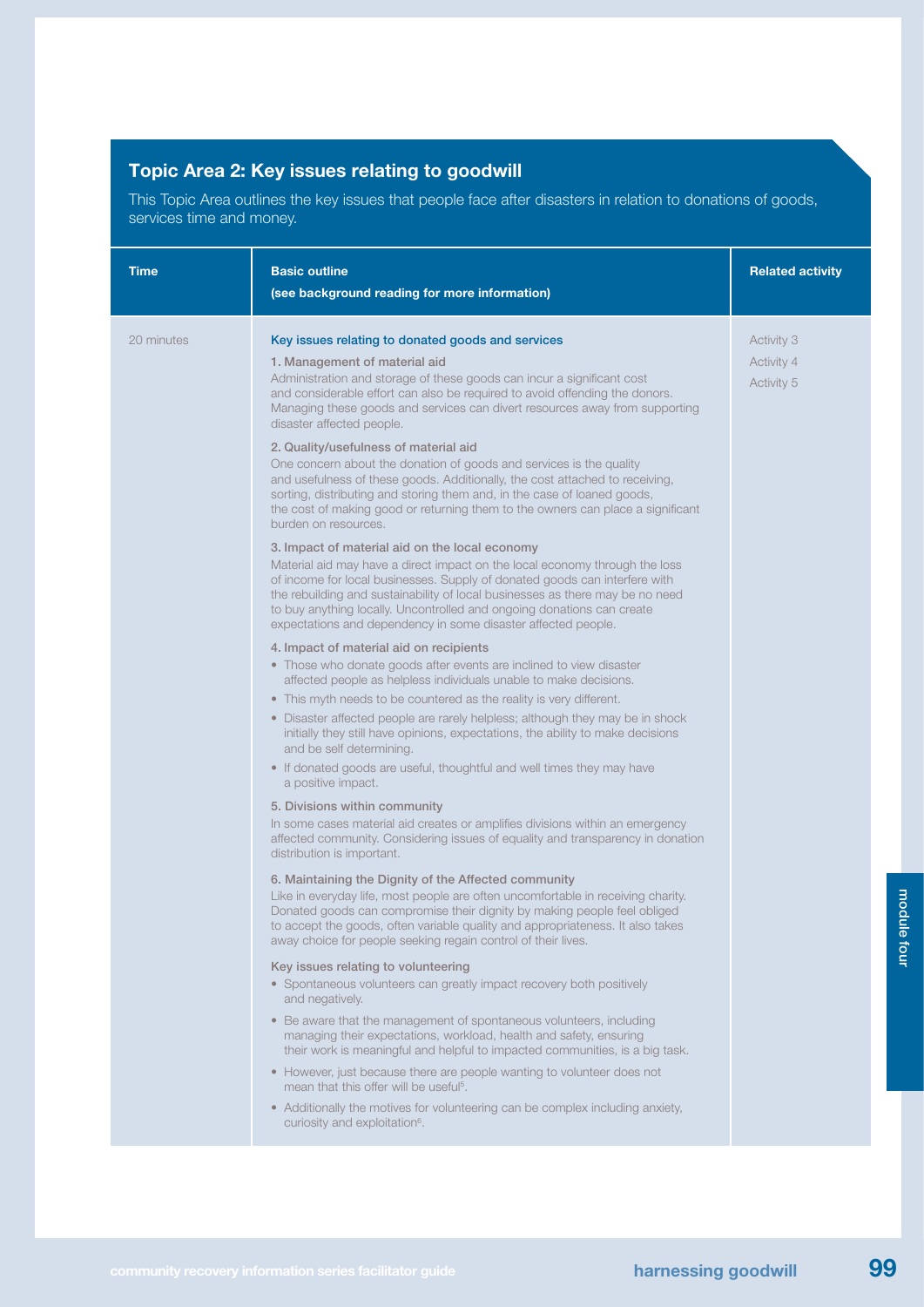## Topic Area 2: Key issues relating to goodwill

This Topic Area outlines the key issues that people face after disasters in relation to donations of goods, services time and money.

| Time | Basic outline (see background reading for more information) | Related activity |
|---|---|---|
| 20 minutes | **Key issues relating to donated goods and services**<br><br>**1. Management of material aid**<br>Administration and storage of these goods can incur a significant cost and considerable effort can also be required to avoid offending the donors. Managing these goods and services can divert resources away from supporting disaster affected people.<br><br>**2. Quality/usefulness of material aid**<br>One concern about the donation of goods and services is the quality and usefulness of these goods. Additionally, the cost attached to receiving, sorting, distributing and storing them and, in the case of loaned goods, the cost of making good or returning them to the owners can place a significant burden on resources.<br><br>**3. Impact of material aid on the local economy**<br>Material aid may have a direct impact on the local economy through the loss of income for local businesses. Supply of donated goods can interfere with the rebuilding and sustainability of local businesses as there may be no need to buy anything locally. Uncontrolled and ongoing donations can create expectations and dependency in some disaster affected people.<br><br>**4. Impact of material aid on recipients**<br>• Those who donate goods after events are inclined to view disaster affected people as helpless individuals unable to make decisions.<br>• This myth needs to be countered as the reality is very different.<br>• Disaster affected people are rarely helpless; although they may be in shock initially they still have opinions, expectations, the ability to make decisions and be self determining.<br>• If donated goods are useful, thoughtful and well times they may have a positive impact.<br><br>**5. Divisions within community**<br>In some cases material aid creates or amplifies divisions within an emergency affected community. Considering issues of equality and transparency in donation distribution is important.<br><br>**6. Maintaining the Dignity of the Affected community**<br>Like in everyday life, most people are often uncomfortable in receiving charity. Donated goods can compromise their dignity by making people feel obliged to accept the goods, often variable quality and appropriateness. It also takes away choice for people seeking regain control of their lives.<br><br>**Key issues relating to volunteering**<br>• Spontaneous volunteers can greatly impact recovery both positively and negatively.<br>• Be aware that the management of spontaneous volunteers, including managing their expectations, workload, health and safety, ensuring their work is meaningful and helpful to impacted communities, is a big task.<br>• However, just because there are people wanting to volunteer does not mean that this offer will be useful[5].<br>• Additionally the motives for volunteering can be complex including anxiety, curiosity and exploitation[6]. | Activity 3<br>Activity 4<br>Activity 5 |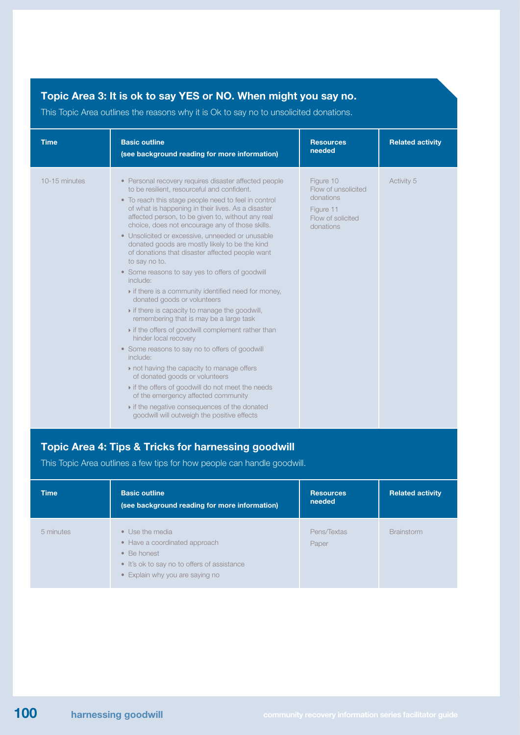## Topic Area 3: It is ok to say YES or NO. When might you say no.

This Topic Area outlines the reasons why it is Ok to say no to unsolicited donations.

| Time | Basic outline (see background reading for more information) | Resources needed | Related activity |
|---|---|---|---|
| 10-15 minutes | • Personal recovery requires disaster affected people to be resilient, resourceful and confident.<br>• To reach this stage people need to feel in control of what is happening in their lives. As a disaster affected person, to be given to, without any real choice, does not encourage any of those skills.<br>• Unsolicited or excessive, unneeded or unusable donated goods are mostly likely to be the kind of donations that disaster affected people want to say no to.<br>• Some reasons to say yes to offers of goodwill include:<br>‣ if there is a community identified need for money, donated goods or volunteers<br>‣ if there is capacity to manage the goodwill, remembering that is may be a large task<br>‣ if the offers of goodwill complement rather than hinder local recovery<br>• Some reasons to say no to offers of goodwill include:<br>‣ not having the capacity to manage offers of donated goods or volunteers<br>‣ if the offers of goodwill do not meet the needs of the emergency affected community<br>‣ if the negative consequences of the donated goodwill will outweigh the positive effects | Figure 10 Flow of unsolicited donations<br>Figure 11 Flow of solicited donations | Activity 5 |

## Topic Area 4: Tips & Tricks for harnessing goodwill

This Topic Area outlines a few tips for how people can handle goodwill.

| Time | Basic outline (see background reading for more information) | Resources needed | Related activity |
|---|---|---|---|
| 5 minutes | • Use the media<br>• Have a coordinated approach<br>• Be honest<br>• It's ok to say no to offers of assistance<br>• Explain why you are saying no | Pens/Textas<br>Paper | Brainstorm |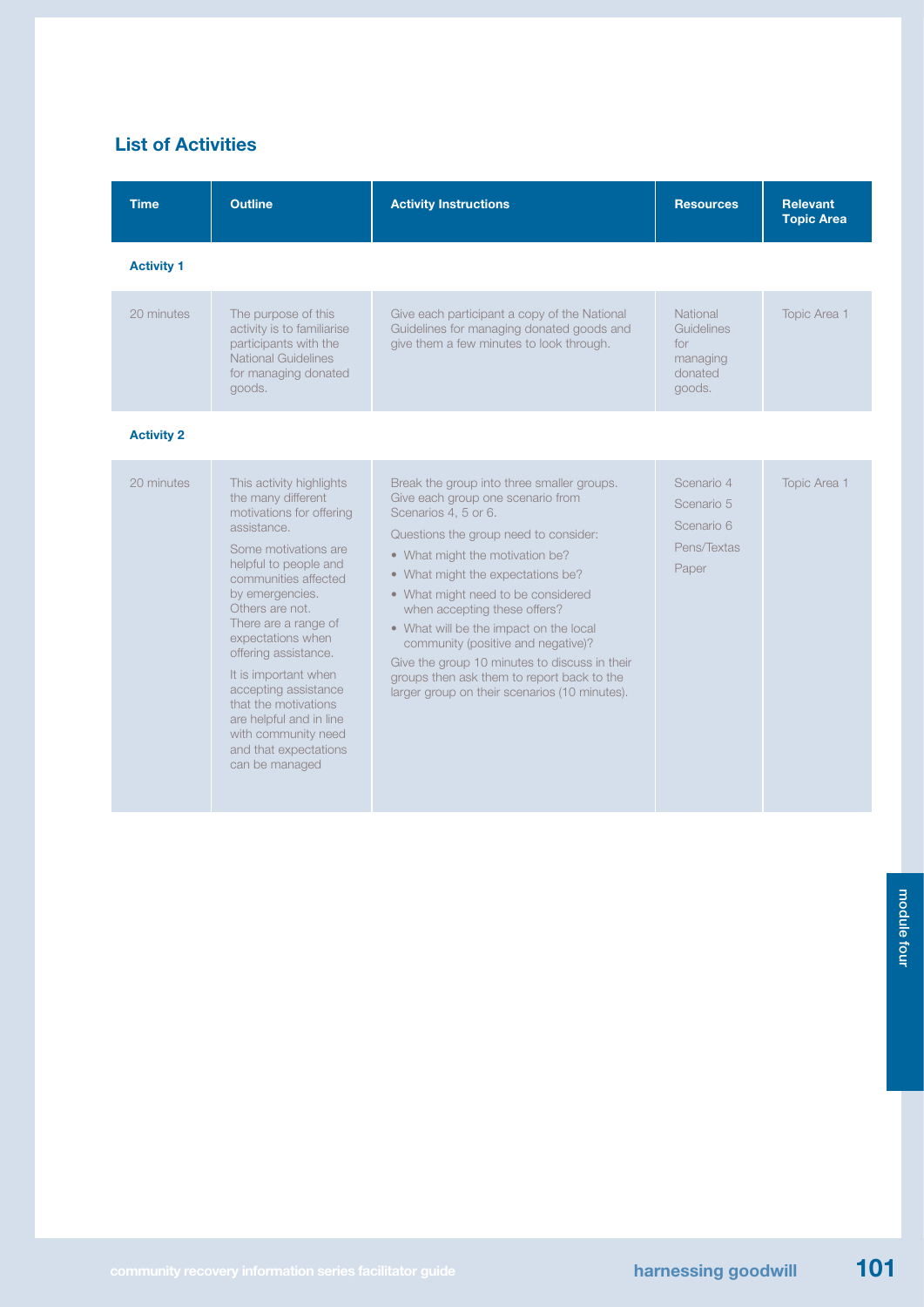## List of Activities

| Time | Outline | Activity Instructions | Resources | Relevant Topic Area |
|---|---|---|---|---|
| **Activity 1** | | | | |
| 20 minutes | The purpose of this activity is to familiarise participants with the National Guidelines for managing donated goods. | Give each participant a copy of the National Guidelines for managing donated goods and give them a few minutes to look through. | National Guidelines for managing donated goods. | Topic Area 1 |
| **Activity 2** | | | | |
| 20 minutes | This activity highlights the many different motivations for offering assistance.<br><br>Some motivations are helpful to people and communities affected by emergencies. Others are not. There are a range of expectations when offering assistance.<br><br>It is important when accepting assistance that the motivations are helpful and in line with community need and that expectations can be managed | Break the group into three smaller groups. Give each group one scenario from Scenarios 4, 5 or 6.<br><br>Questions the group need to consider:<br>• What might the motivation be?<br>• What might the expectations be?<br>• What might need to be considered when accepting these offers?<br>• What will be the impact on the local community (positive and negative)?<br><br>Give the group 10 minutes to discuss in their groups then ask them to report back to the larger group on their scenarios (10 minutes). | Scenario 4<br>Scenario 5<br>Scenario 6<br>Pens/Textas<br>Paper | Topic Area 1 |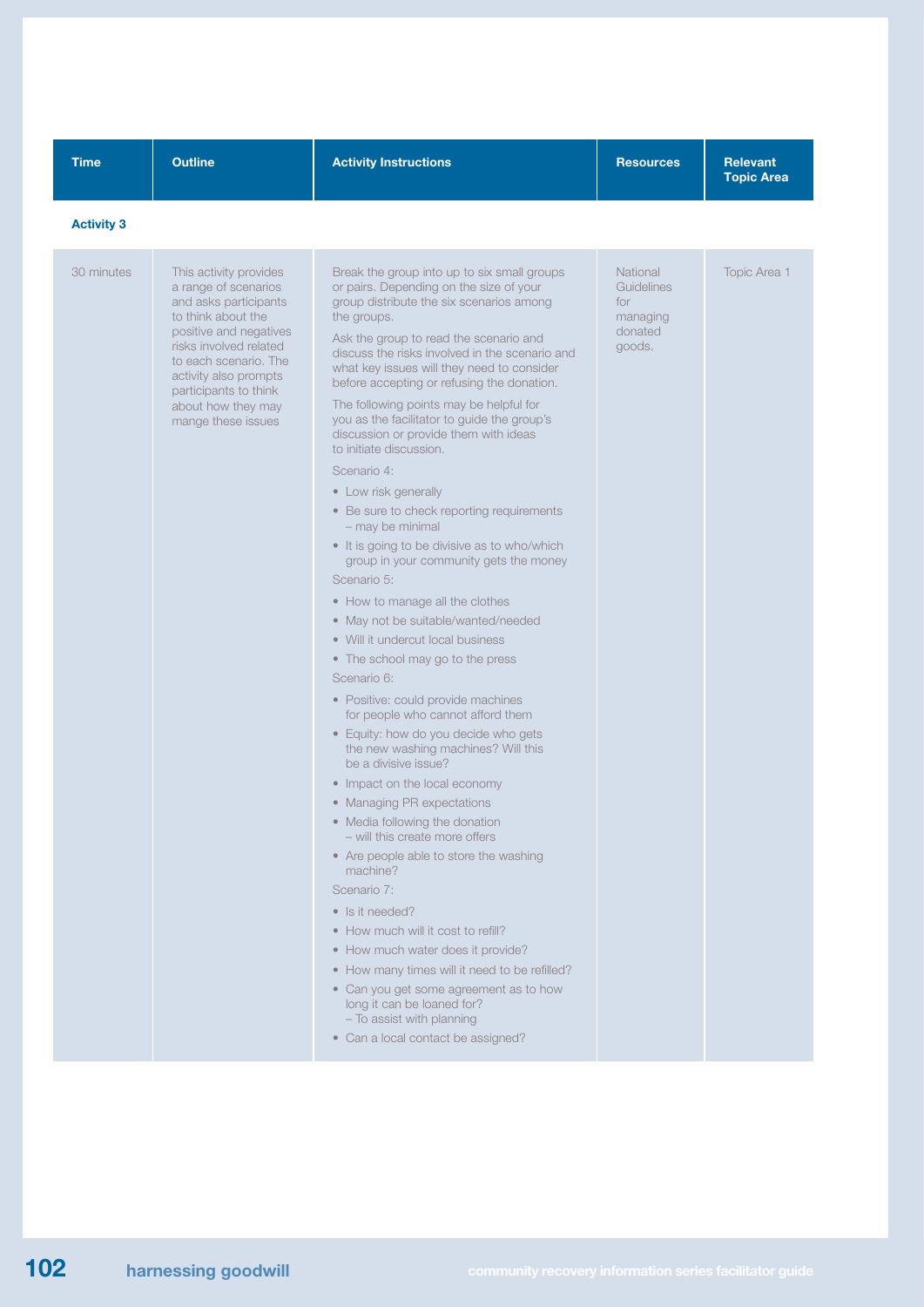| Time | Outline | Activity Instructions | Resources | Relevant Topic Area |
|---|---|---|---|---|
| **Activity 3** | | | | |
| 30 minutes | This activity provides a range of scenarios and asks participants to think about the positive and negatives risks involved related to each scenario. The activity also prompts participants to think about how they may mange these issues | Break the group into up to six small groups or pairs. Depending on the size of your group distribute the six scenarios among the groups.<br><br>Ask the group to read the scenario and discuss the risks involved in the scenario and what key issues will they need to consider before accepting or refusing the donation.<br><br>The following points may be helpful for you as the facilitator to guide the group's discussion or provide them with ideas to initiate discussion.<br><br>Scenario 4:<br>• Low risk generally<br>• Be sure to check reporting requirements – may be minimal<br>• It is going to be divisive as to who/which group in your community gets the money<br><br>Scenario 5:<br>• How to manage all the clothes<br>• May not be suitable/wanted/needed<br>• Will it undercut local business<br>• The school may go to the press<br><br>Scenario 6:<br>• Positive: could provide machines for people who cannot afford them<br>• Equity: how do you decide who gets the new washing machines? Will this be a divisive issue?<br>• Impact on the local economy<br>• Managing PR expectations<br>• Media following the donation – will this create more offers<br>• Are people able to store the washing machine?<br><br>Scenario 7:<br>• Is it needed?<br>• How much will it cost to refill?<br>• How much water does it provide?<br>• How many times will it need to be refilled?<br>• Can you get some agreement as to how long it can be loaned for? – To assist with planning<br>• Can a local contact be assigned? | National Guidelines for managing donated goods. | Topic Area 1 |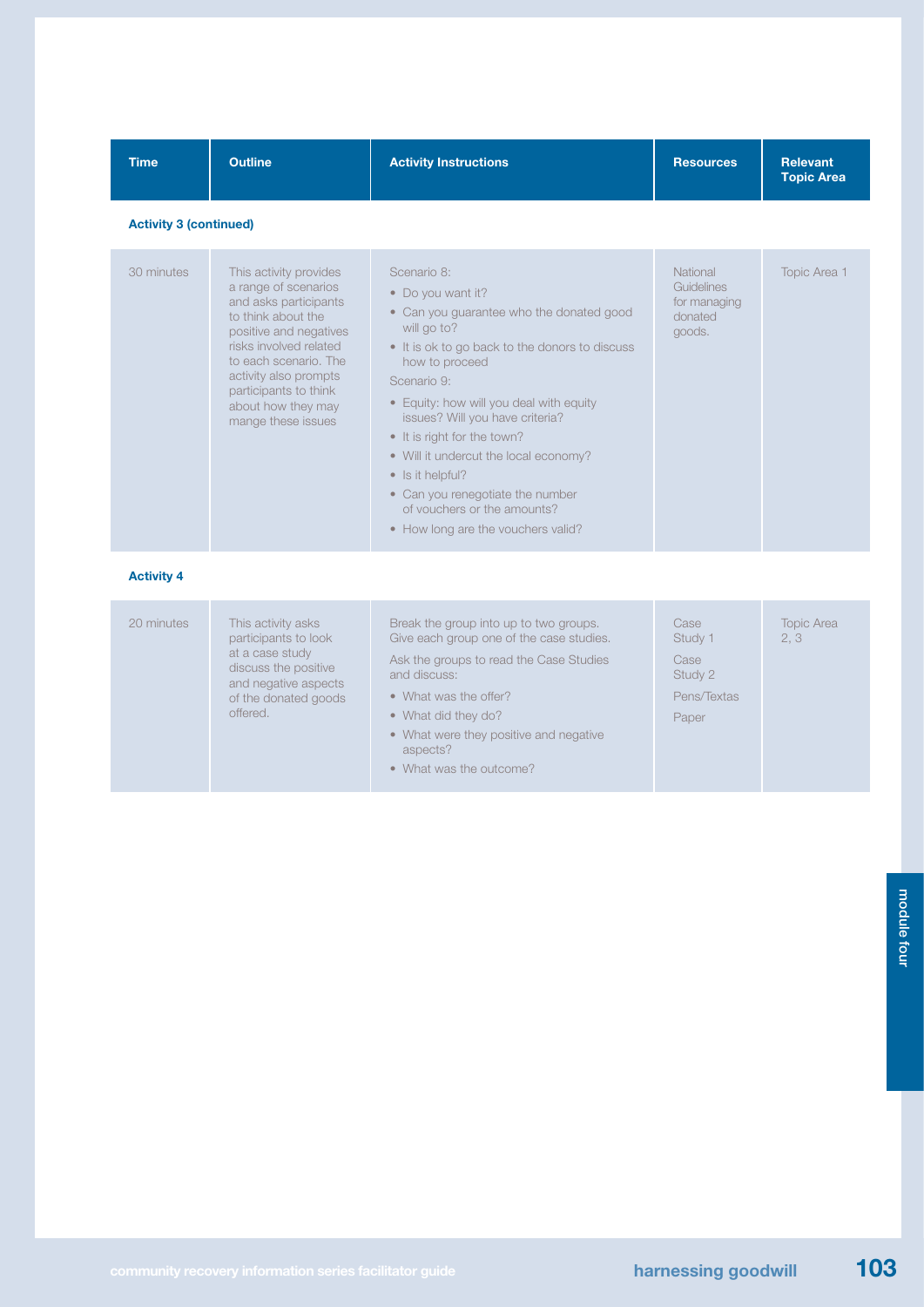| Time | Outline | Activity Instructions | Resources | Relevant Topic Area |
|---|---|---|---|---|
| **Activity 3 (continued)** | | | | |
| 30 minutes | This activity provides a range of scenarios and asks participants to think about the positive and negatives risks involved related to each scenario. The activity also prompts participants to think about how they may mange these issues | Scenario 8:<br>• Do you want it?<br>• Can you guarantee who the donated good will go to?<br>• It is ok to go back to the donors to discuss how to proceed<br>Scenario 9:<br>• Equity: how will you deal with equity issues? Will you have criteria?<br>• It is right for the town?<br>• Will it undercut the local economy?<br>• Is it helpful?<br>• Can you renegotiate the number of vouchers or the amounts?<br>• How long are the vouchers valid? | National Guidelines for managing donated goods. | Topic Area 1 |
| **Activity 4** | | | | |
| 20 minutes | This activity asks participants to look at a case study discuss the positive and negative aspects of the donated goods offered. | Break the group into up to two groups. Give each group one of the case studies.<br>Ask the groups to read the Case Studies and discuss:<br>• What was the offer?<br>• What did they do?<br>• What were they positive and negative aspects?<br>• What was the outcome? | Case Study 1<br>Case Study 2<br>Pens/Textas<br>Paper | Topic Area 2, 3 |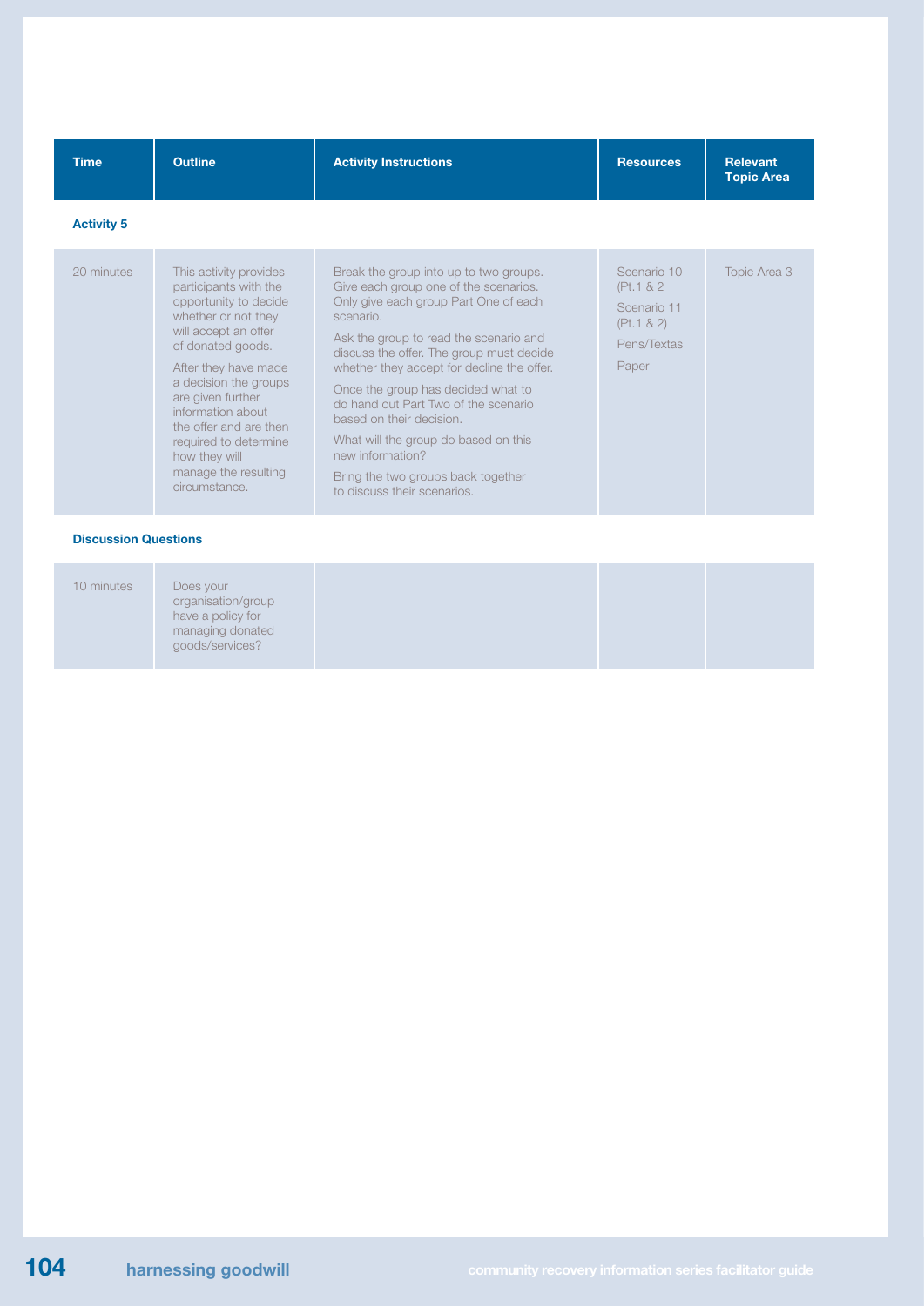| Time | Outline | Activity Instructions | Resources | Relevant Topic Area |
|---|---|---|---|---|
| **Activity 5** | | | | |
| 20 minutes | This activity provides participants with the opportunity to decide whether or not they will accept an offer of donated goods.<br><br>After they have made a decision the groups are given further information about the offer and are then required to determine how they will manage the resulting circumstance. | Break the group into up to two groups. Give each group one of the scenarios. Only give each group Part One of each scenario.<br><br>Ask the group to read the scenario and discuss the offer. The group must decide whether they accept for decline the offer.<br><br>Once the group has decided what to do hand out Part Two of the scenario based on their decision.<br><br>What will the group do based on this new information?<br><br>Bring the two groups back together to discuss their scenarios. | Scenario 10 (Pt.1 & 2<br><br>Scenario 11 (Pt.1 & 2)<br><br>Pens/Textas<br><br>Paper | Topic Area 3 |
| **Discussion Questions** | | | | |
| 10 minutes | Does your organisation/group have a policy for managing donated goods/services? | | | |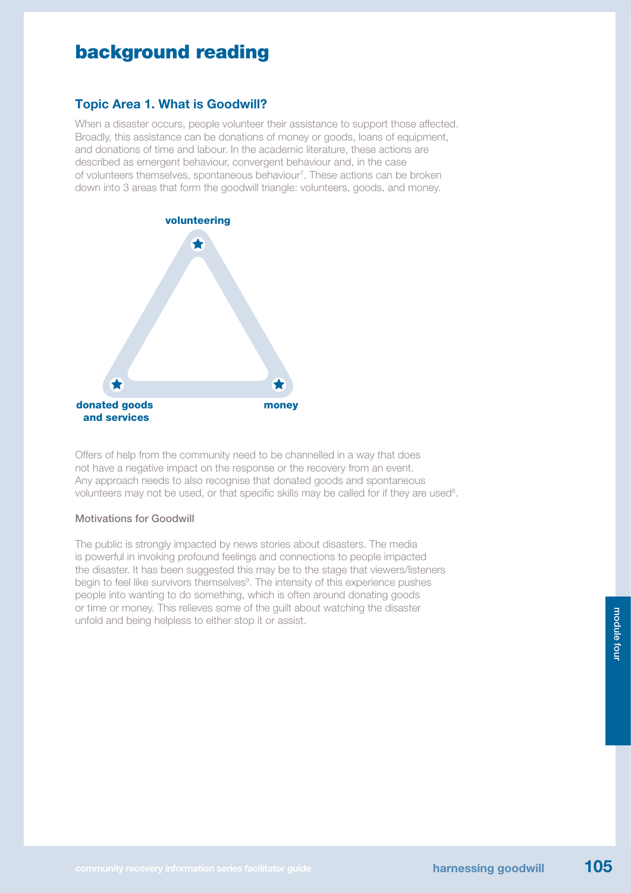# background reading

## Topic Area 1. What is Goodwill?

When a disaster occurs, people volunteer their assistance to support those affected. Broadly, this assistance can be donations of money or goods, loans of equipment, and donations of time and labour. In the academic literature, these actions are described as emergent behaviour, convergent behaviour and, in the case of volunteers themselves, spontaneous behaviour[7]. These actions can be broken down into 3 areas that form the goodwill triangle: volunteers, goods, and money.

**volunteering**

**donated goods and services**

**money**

Offers of help from the community need to be channelled in a way that does not have a negative impact on the response or the recovery from an event. Any approach needs to also recognise that donated goods and spontaneous volunteers may not be used, or that specific skills may be called for if they are used[8].

### Motivations for Goodwill

The public is strongly impacted by news stories about disasters. The media is powerful in invoking profound feelings and connections to people impacted the disaster. It has been suggested this may be to the stage that viewers/listeners begin to feel like survivors themselves[9]. The intensity of this experience pushes people into wanting to do something, which is often around donating goods or time or money. This relieves some of the guilt about watching the disaster unfold and being helpless to either stop it or assist.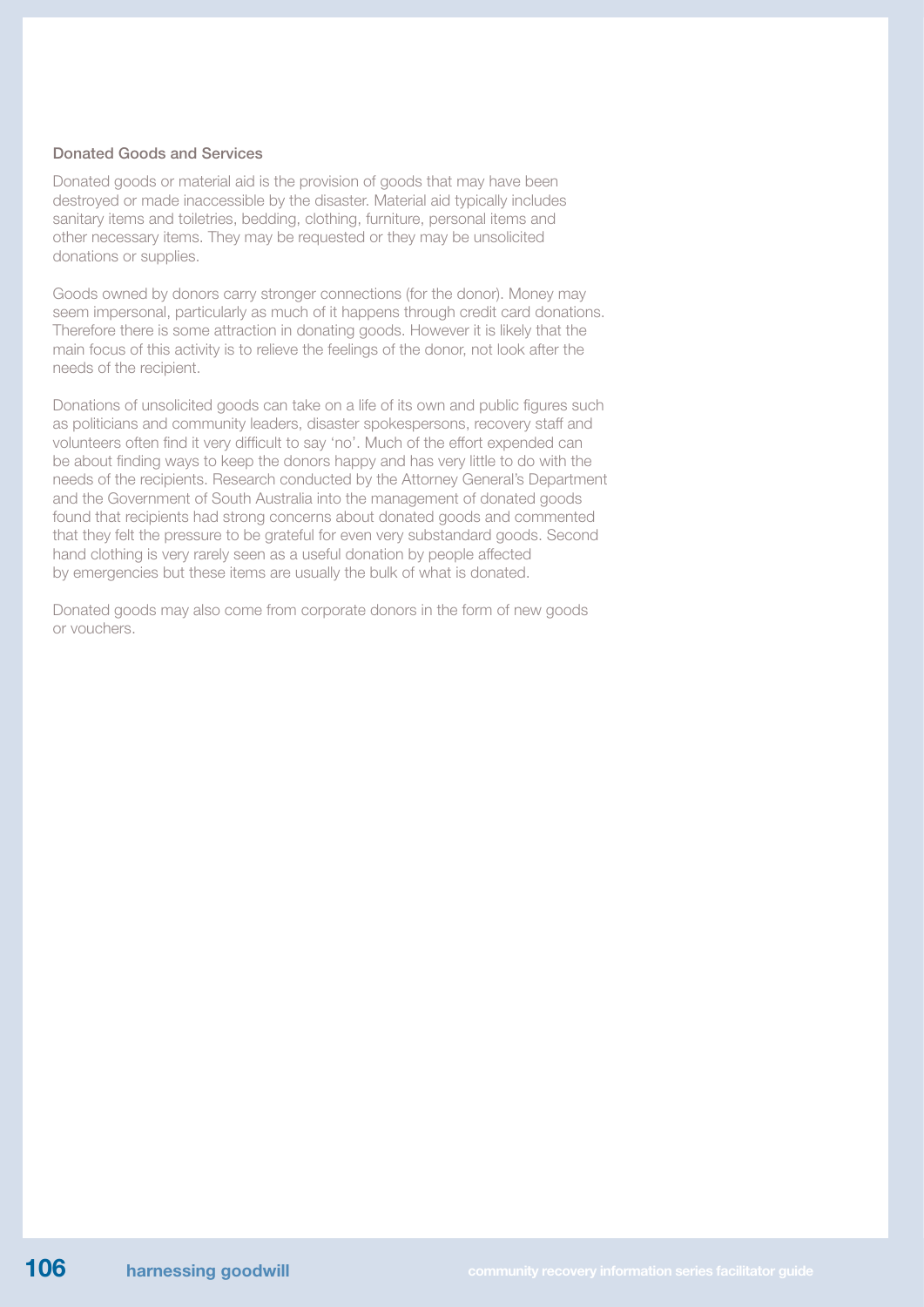### Donated Goods and Services

Donated goods or material aid is the provision of goods that may have been destroyed or made inaccessible by the disaster. Material aid typically includes sanitary items and toiletries, bedding, clothing, furniture, personal items and other necessary items. They may be requested or they may be unsolicited donations or supplies.

Goods owned by donors carry stronger connections (for the donor). Money may seem impersonal, particularly as much of it happens through credit card donations. Therefore there is some attraction in donating goods. However it is likely that the main focus of this activity is to relieve the feelings of the donor, not look after the needs of the recipient.

Donations of unsolicited goods can take on a life of its own and public figures such as politicians and community leaders, disaster spokespersons, recovery staff and volunteers often find it very difficult to say 'no'. Much of the effort expended can be about finding ways to keep the donors happy and has very little to do with the needs of the recipients. Research conducted by the Attorney General's Department and the Government of South Australia into the management of donated goods found that recipients had strong concerns about donated goods and commented that they felt the pressure to be grateful for even very substandard goods. Second hand clothing is very rarely seen as a useful donation by people affected by emergencies but these items are usually the bulk of what is donated.

Donated goods may also come from corporate donors in the form of new goods or vouchers.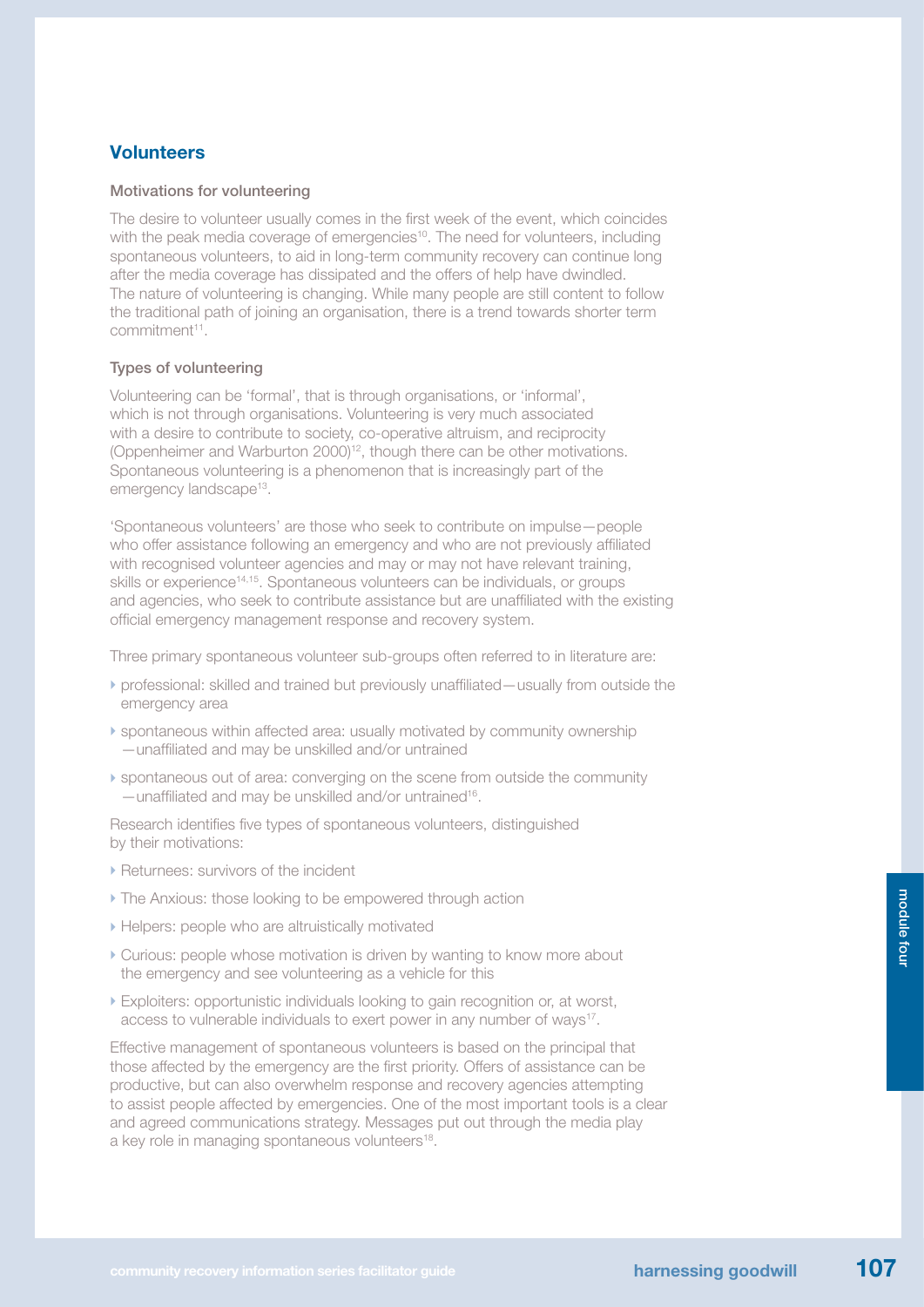## Volunteers

### Motivations for volunteering

The desire to volunteer usually comes in the first week of the event, which coincides with the peak media coverage of emergencies[10]. The need for volunteers, including spontaneous volunteers, to aid in long-term community recovery can continue long after the media coverage has dissipated and the offers of help have dwindled. The nature of volunteering is changing. While many people are still content to follow the traditional path of joining an organisation, there is a trend towards shorter term commitment[11].

### Types of volunteering

Volunteering can be 'formal', that is through organisations, or 'informal', which is not through organisations. Volunteering is very much associated with a desire to contribute to society, co-operative altruism, and reciprocity (Oppenheimer and Warburton 2000)[12], though there can be other motivations. Spontaneous volunteering is a phenomenon that is increasingly part of the emergency landscape[13].

'Spontaneous volunteers' are those who seek to contribute on impulse—people who offer assistance following an emergency and who are not previously affiliated with recognised volunteer agencies and may or may not have relevant training, skills or experience[14,15]. Spontaneous volunteers can be individuals, or groups and agencies, who seek to contribute assistance but are unaffiliated with the existing official emergency management response and recovery system.

Three primary spontaneous volunteer sub-groups often referred to in literature are:

- professional: skilled and trained but previously unaffiliated—usually from outside the emergency area
- spontaneous within affected area: usually motivated by community ownership —unaffiliated and may be unskilled and/or untrained
- spontaneous out of area: converging on the scene from outside the community —unaffiliated and may be unskilled and/or untrained[16].

Research identifies five types of spontaneous volunteers, distinguished by their motivations:

- Returnees: survivors of the incident
- The Anxious: those looking to be empowered through action
- Helpers: people who are altruistically motivated
- Curious: people whose motivation is driven by wanting to know more about the emergency and see volunteering as a vehicle for this
- Exploiters: opportunistic individuals looking to gain recognition or, at worst, access to vulnerable individuals to exert power in any number of ways[17].

Effective management of spontaneous volunteers is based on the principal that those affected by the emergency are the first priority. Offers of assistance can be productive, but can also overwhelm response and recovery agencies attempting to assist people affected by emergencies. One of the most important tools is a clear and agreed communications strategy. Messages put out through the media play a key role in managing spontaneous volunteers[18].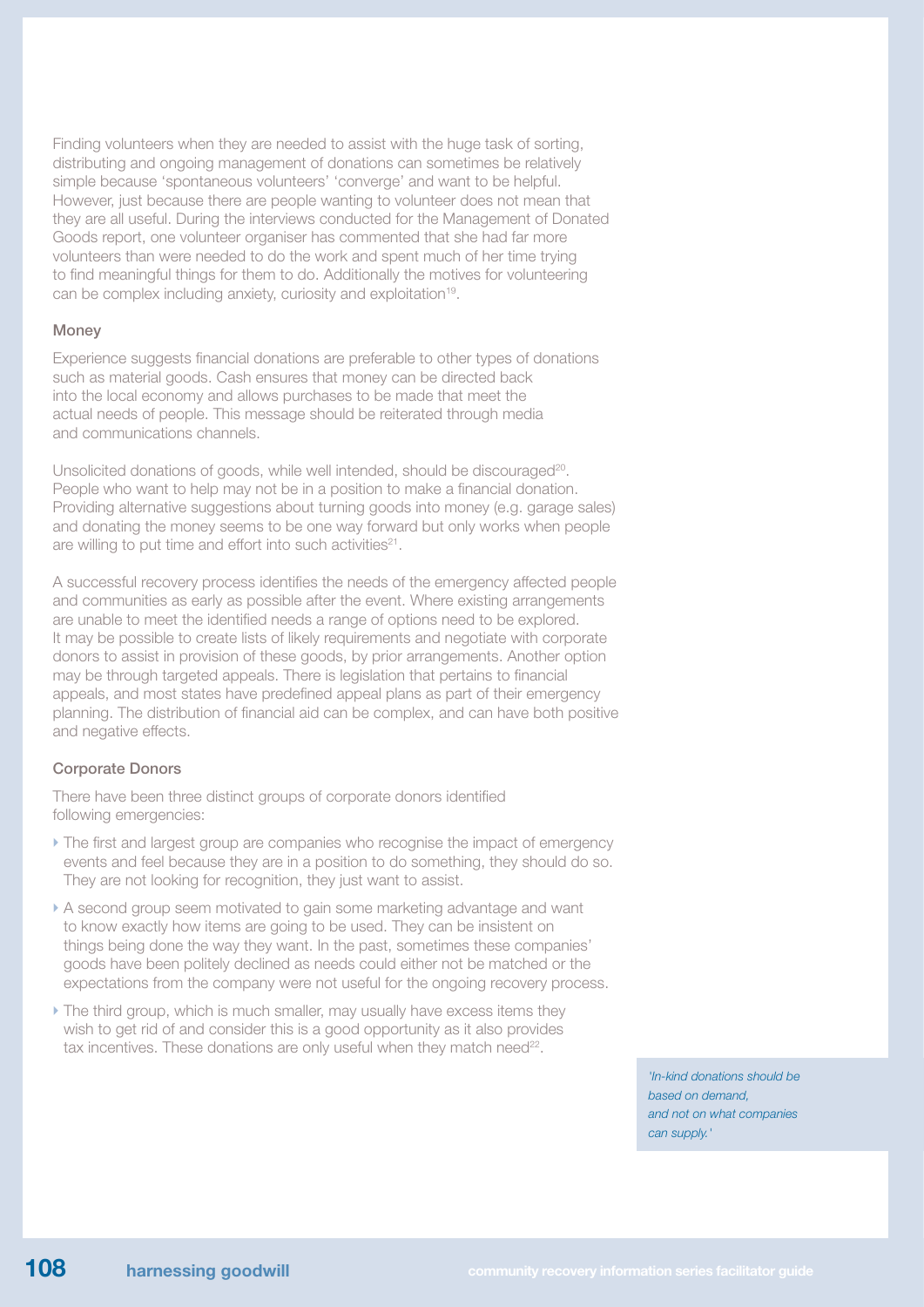Finding volunteers when they are needed to assist with the huge task of sorting, distributing and ongoing management of donations can sometimes be relatively simple because 'spontaneous volunteers' 'converge' and want to be helpful. However, just because there are people wanting to volunteer does not mean that they are all useful. During the interviews conducted for the Management of Donated Goods report, one volunteer organiser has commented that she had far more volunteers than were needed to do the work and spent much of her time trying to find meaningful things for them to do. Additionally the motives for volunteering can be complex including anxiety, curiosity and exploitation[19].

### Money

Experience suggests financial donations are preferable to other types of donations such as material goods. Cash ensures that money can be directed back into the local economy and allows purchases to be made that meet the actual needs of people. This message should be reiterated through media and communications channels.

Unsolicited donations of goods, while well intended, should be discouraged[20]. People who want to help may not be in a position to make a financial donation. Providing alternative suggestions about turning goods into money (e.g. garage sales) and donating the money seems to be one way forward but only works when people are willing to put time and effort into such activities[21].

A successful recovery process identifies the needs of the emergency affected people and communities as early as possible after the event. Where existing arrangements are unable to meet the identified needs a range of options need to be explored. It may be possible to create lists of likely requirements and negotiate with corporate donors to assist in provision of these goods, by prior arrangements. Another option may be through targeted appeals. There is legislation that pertains to financial appeals, and most states have predefined appeal plans as part of their emergency planning. The distribution of financial aid can be complex, and can have both positive and negative effects.

### Corporate Donors

There have been three distinct groups of corporate donors identified following emergencies:

- The first and largest group are companies who recognise the impact of emergency events and feel because they are in a position to do something, they should do so. They are not looking for recognition, they just want to assist.
- A second group seem motivated to gain some marketing advantage and want to know exactly how items are going to be used. They can be insistent on things being done the way they want. In the past, sometimes these companies' goods have been politely declined as needs could either not be matched or the expectations from the company were not useful for the ongoing recovery process.
- The third group, which is much smaller, may usually have excess items they wish to get rid of and consider this is a good opportunity as it also provides tax incentives. These donations are only useful when they match need[22].

*'In-kind donations should be based on demand, and not on what companies can supply.'*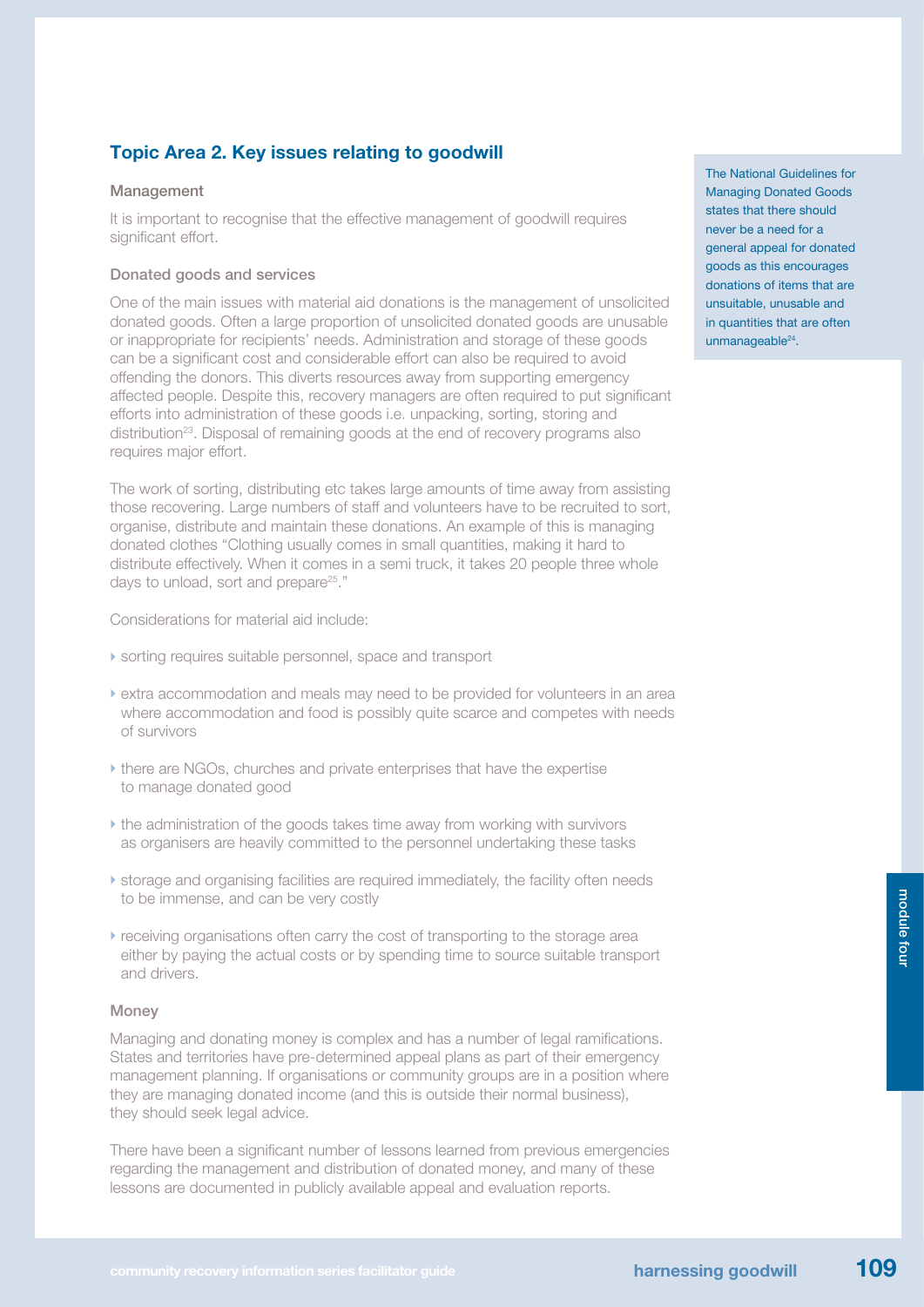## Topic Area 2. Key issues relating to goodwill

### Management

It is important to recognise that the effective management of goodwill requires significant effort.

### Donated goods and services

One of the main issues with material aid donations is the management of unsolicited donated goods. Often a large proportion of unsolicited donated goods are unusable or inappropriate for recipients' needs. Administration and storage of these goods can be a significant cost and considerable effort can also be required to avoid offending the donors. This diverts resources away from supporting emergency affected people. Despite this, recovery managers are often required to put significant efforts into administration of these goods i.e. unpacking, sorting, storing and distribution[23]. Disposal of remaining goods at the end of recovery programs also requires major effort.

The work of sorting, distributing etc takes large amounts of time away from assisting those recovering. Large numbers of staff and volunteers have to be recruited to sort, organise, distribute and maintain these donations. An example of this is managing donated clothes "Clothing usually comes in small quantities, making it hard to distribute effectively. When it comes in a semi truck, it takes 20 people three whole days to unload, sort and prepare[25]."

Considerations for material aid include:

- sorting requires suitable personnel, space and transport
- extra accommodation and meals may need to be provided for volunteers in an area where accommodation and food is possibly quite scarce and competes with needs of survivors
- there are NGOs, churches and private enterprises that have the expertise to manage donated good
- the administration of the goods takes time away from working with survivors as organisers are heavily committed to the personnel undertaking these tasks
- storage and organising facilities are required immediately, the facility often needs to be immense, and can be very costly
- receiving organisations often carry the cost of transporting to the storage area either by paying the actual costs or by spending time to source suitable transport and drivers.

> The National Guidelines for Managing Donated Goods states that there should never be a need for a general appeal for donated goods as this encourages donations of items that are unsuitable, unusable and in quantities that are often unmanageable[24].

### Money

Managing and donating money is complex and has a number of legal ramifications. States and territories have pre-determined appeal plans as part of their emergency management planning. If organisations or community groups are in a position where they are managing donated income (and this is outside their normal business), they should seek legal advice.

There have been a significant number of lessons learned from previous emergencies regarding the management and distribution of donated money, and many of these lessons are documented in publicly available appeal and evaluation reports.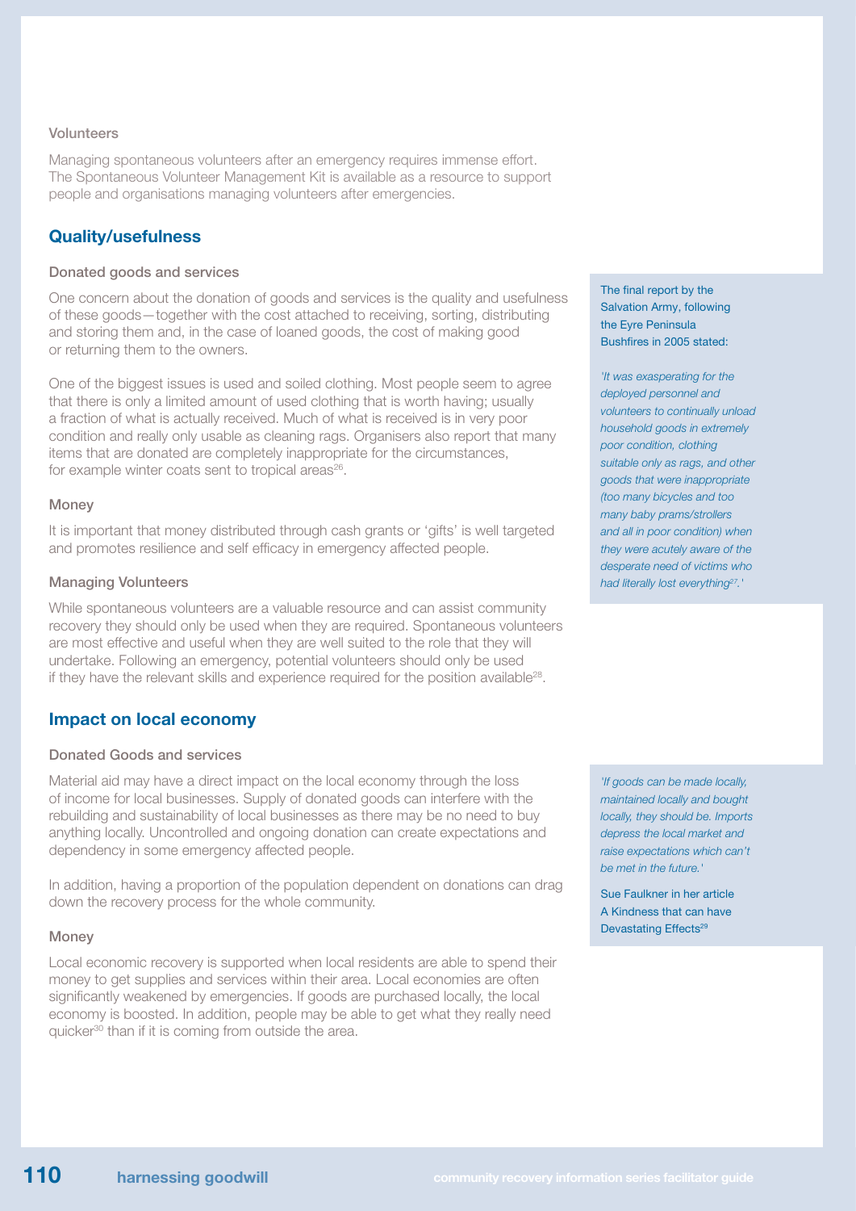#### Volunteers

Managing spontaneous volunteers after an emergency requires immense effort. The Spontaneous Volunteer Management Kit is available as a resource to support people and organisations managing volunteers after emergencies.

## Quality/usefulness

#### Donated goods and services

One concern about the donation of goods and services is the quality and usefulness of these goods—together with the cost attached to receiving, sorting, distributing and storing them and, in the case of loaned goods, the cost of making good or returning them to the owners.

One of the biggest issues is used and soiled clothing. Most people seem to agree that there is only a limited amount of used clothing that is worth having; usually a fraction of what is actually received. Much of what is received is in very poor condition and really only usable as cleaning rags. Organisers also report that many items that are donated are completely inappropriate for the circumstances, for example winter coats sent to tropical areas[26].

The final report by the Salvation Army, following the Eyre Peninsula Bushfires in 2005 stated:

*'It was exasperating for the deployed personnel and volunteers to continually unload household goods in extremely poor condition, clothing suitable only as rags, and other goods that were inappropriate (too many bicycles and too many baby prams/strollers and all in poor condition) when they were acutely aware of the desperate need of victims who had literally lost everything[27].'*

#### Money

It is important that money distributed through cash grants or 'gifts' is well targeted and promotes resilience and self efficacy in emergency affected people.

#### Managing Volunteers

While spontaneous volunteers are a valuable resource and can assist community recovery they should only be used when they are required. Spontaneous volunteers are most effective and useful when they are well suited to the role that they will undertake. Following an emergency, potential volunteers should only be used if they have the relevant skills and experience required for the position available[28].

## Impact on local economy

#### Donated Goods and services

Material aid may have a direct impact on the local economy through the loss of income for local businesses. Supply of donated goods can interfere with the rebuilding and sustainability of local businesses as there may be no need to buy anything locally. Uncontrolled and ongoing donation can create expectations and dependency in some emergency affected people.

In addition, having a proportion of the population dependent on donations can drag down the recovery process for the whole community.

*'If goods can be made locally, maintained locally and bought locally, they should be. Imports depress the local market and raise expectations which can't be met in the future.'*

Sue Faulkner in her article A Kindness that can have Devastating Effects[29]

#### Money

Local economic recovery is supported when local residents are able to spend their money to get supplies and services within their area. Local economies are often significantly weakened by emergencies. If goods are purchased locally, the local economy is boosted. In addition, people may be able to get what they really need quicker[30] than if it is coming from outside the area.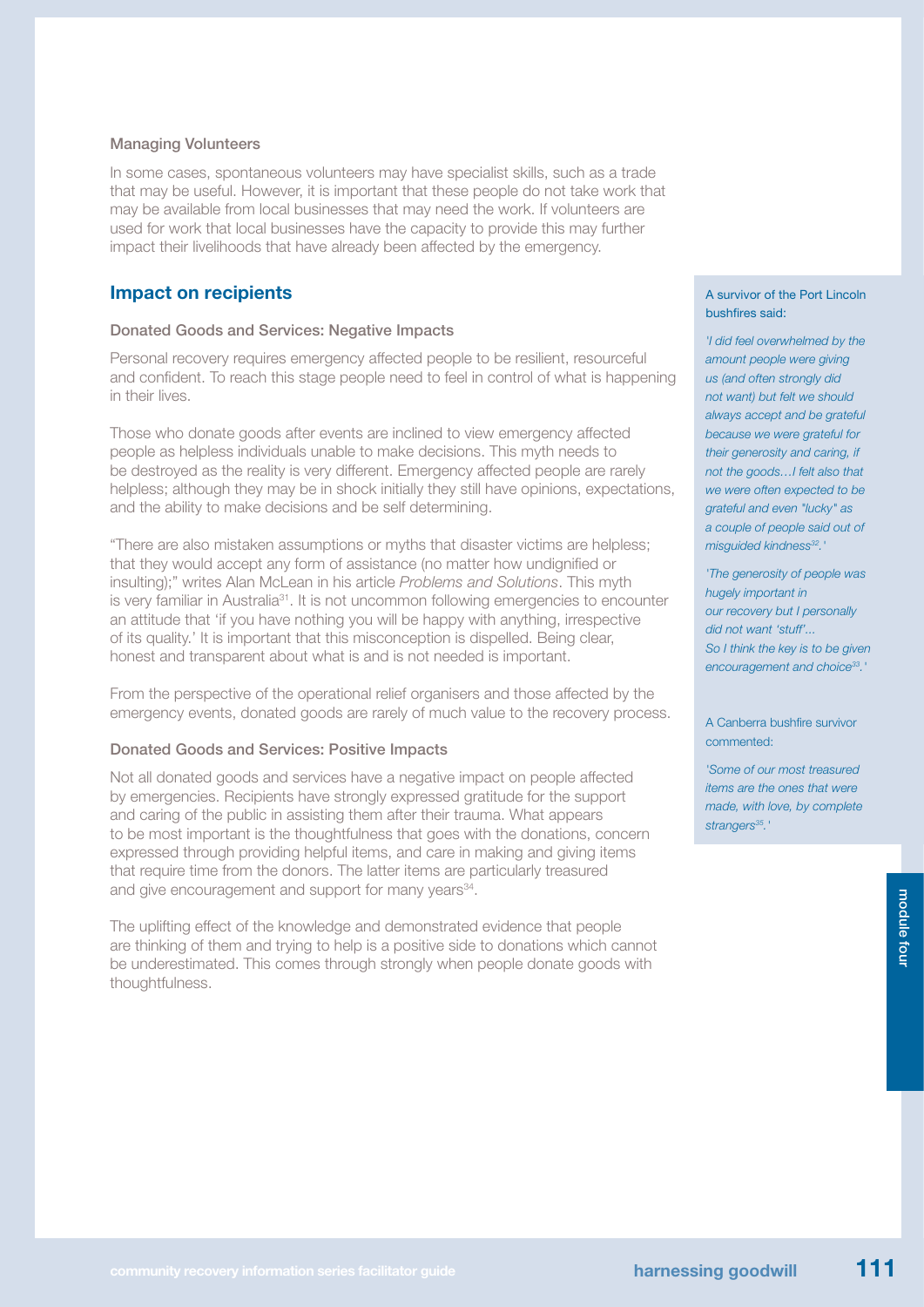### Managing Volunteers

In some cases, spontaneous volunteers may have specialist skills, such as a trade that may be useful. However, it is important that these people do not take work that may be available from local businesses that may need the work. If volunteers are used for work that local businesses have the capacity to provide this may further impact their livelihoods that have already been affected by the emergency.

## Impact on recipients

### Donated Goods and Services: Negative Impacts

Personal recovery requires emergency affected people to be resilient, resourceful and confident. To reach this stage people need to feel in control of what is happening in their lives.

Those who donate goods after events are inclined to view emergency affected people as helpless individuals unable to make decisions. This myth needs to be destroyed as the reality is very different. Emergency affected people are rarely helpless; although they may be in shock initially they still have opinions, expectations, and the ability to make decisions and be self determining.

"There are also mistaken assumptions or myths that disaster victims are helpless; that they would accept any form of assistance (no matter how undignified or insulting);" writes Alan McLean in his article *Problems and Solutions*. This myth is very familiar in Australia[31]. It is not uncommon following emergencies to encounter an attitude that 'if you have nothing you will be happy with anything, irrespective of its quality.' It is important that this misconception is dispelled. Being clear, honest and transparent about what is and is not needed is important.

From the perspective of the operational relief organisers and those affected by the emergency events, donated goods are rarely of much value to the recovery process.

### Donated Goods and Services: Positive Impacts

Not all donated goods and services have a negative impact on people affected by emergencies. Recipients have strongly expressed gratitude for the support and caring of the public in assisting them after their trauma. What appears to be most important is the thoughtfulness that goes with the donations, concern expressed through providing helpful items, and care in making and giving items that require time from the donors. The latter items are particularly treasured and give encouragement and support for many years[34].

The uplifting effect of the knowledge and demonstrated evidence that people are thinking of them and trying to help is a positive side to donations which cannot be underestimated. This comes through strongly when people donate goods with thoughtfulness.

A survivor of the Port Lincoln bushfires said:

*'I did feel overwhelmed by the amount people were giving us (and often strongly did not want) but felt we should always accept and be grateful because we were grateful for their generosity and caring, if not the goods…I felt also that we were often expected to be grateful and even "lucky" as a couple of people said out of misguided kindness[32].'*

*'The generosity of people was hugely important in our recovery but I personally did not want 'stuff'... So I think the key is to be given encouragement and choice[33].'*

A Canberra bushfire survivor commented:

*'Some of our most treasured items are the ones that were made, with love, by complete strangers[35].'*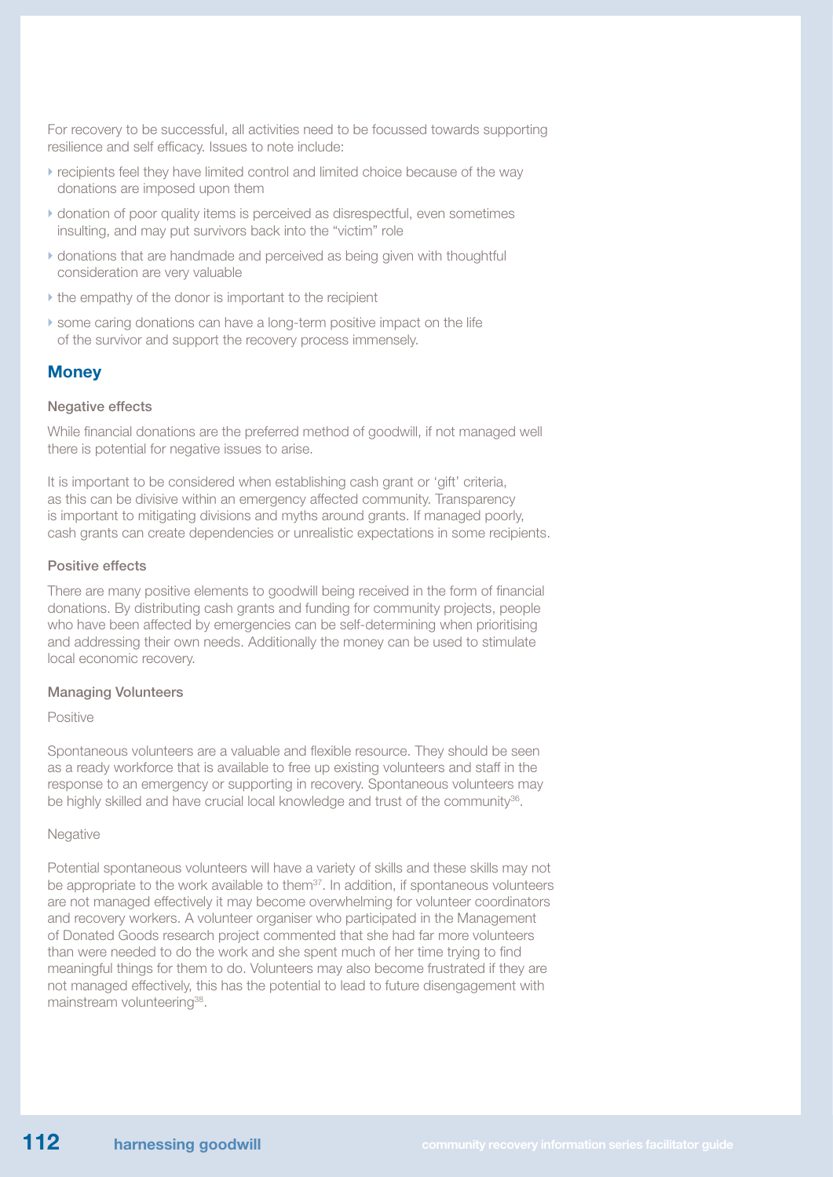For recovery to be successful, all activities need to be focussed towards supporting resilience and self efficacy. Issues to note include:

- recipients feel they have limited control and limited choice because of the way donations are imposed upon them
- donation of poor quality items is perceived as disrespectful, even sometimes insulting, and may put survivors back into the "victim" role
- donations that are handmade and perceived as being given with thoughtful consideration are very valuable
- the empathy of the donor is important to the recipient
- some caring donations can have a long-term positive impact on the life of the survivor and support the recovery process immensely.

## Money

#### Negative effects

While financial donations are the preferred method of goodwill, if not managed well there is potential for negative issues to arise.

It is important to be considered when establishing cash grant or 'gift' criteria, as this can be divisive within an emergency affected community. Transparency is important to mitigating divisions and myths around grants. If managed poorly, cash grants can create dependencies or unrealistic expectations in some recipients.

#### Positive effects

There are many positive elements to goodwill being received in the form of financial donations. By distributing cash grants and funding for community projects, people who have been affected by emergencies can be self-determining when prioritising and addressing their own needs. Additionally the money can be used to stimulate local economic recovery.

#### Managing Volunteers

Positive

Spontaneous volunteers are a valuable and flexible resource. They should be seen as a ready workforce that is available to free up existing volunteers and staff in the response to an emergency or supporting in recovery. Spontaneous volunteers may be highly skilled and have crucial local knowledge and trust of the community[36].

Negative

Potential spontaneous volunteers will have a variety of skills and these skills may not be appropriate to the work available to them[37]. In addition, if spontaneous volunteers are not managed effectively it may become overwhelming for volunteer coordinators and recovery workers. A volunteer organiser who participated in the Management of Donated Goods research project commented that she had far more volunteers than were needed to do the work and she spent much of her time trying to find meaningful things for them to do. Volunteers may also become frustrated if they are not managed effectively, this has the potential to lead to future disengagement with mainstream volunteering[38].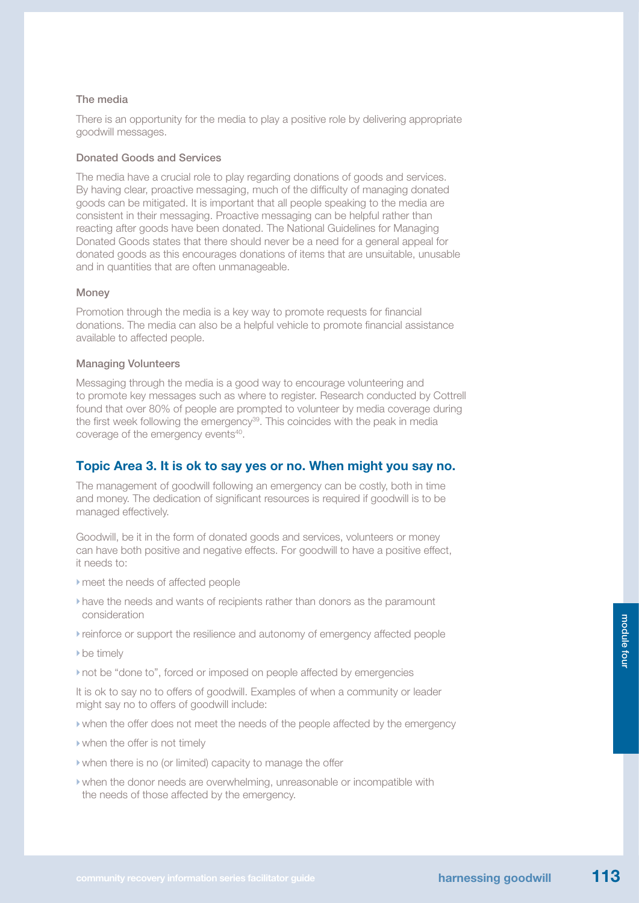### The media

There is an opportunity for the media to play a positive role by delivering appropriate goodwill messages.

#### Donated Goods and Services

The media have a crucial role to play regarding donations of goods and services. By having clear, proactive messaging, much of the difficulty of managing donated goods can be mitigated. It is important that all people speaking to the media are consistent in their messaging. Proactive messaging can be helpful rather than reacting after goods have been donated. The National Guidelines for Managing Donated Goods states that there should never be a need for a general appeal for donated goods as this encourages donations of items that are unsuitable, unusable and in quantities that are often unmanageable.

#### Money

Promotion through the media is a key way to promote requests for financial donations. The media can also be a helpful vehicle to promote financial assistance available to affected people.

#### Managing Volunteers

Messaging through the media is a good way to encourage volunteering and to promote key messages such as where to register. Research conducted by Cottrell found that over 80% of people are prompted to volunteer by media coverage during the first week following the emergency[39]. This coincides with the peak in media coverage of the emergency events[40].

## Topic Area 3. It is ok to say yes or no. When might you say no.

The management of goodwill following an emergency can be costly, both in time and money. The dedication of significant resources is required if goodwill is to be managed effectively.

Goodwill, be it in the form of donated goods and services, volunteers or money can have both positive and negative effects. For goodwill to have a positive effect, it needs to:

- meet the needs of affected people
- have the needs and wants of recipients rather than donors as the paramount consideration
- reinforce or support the resilience and autonomy of emergency affected people
- be timely
- not be "done to", forced or imposed on people affected by emergencies

It is ok to say no to offers of goodwill. Examples of when a community or leader might say no to offers of goodwill include:

- when the offer does not meet the needs of the people affected by the emergency
- when the offer is not timely
- when there is no (or limited) capacity to manage the offer
- when the donor needs are overwhelming, unreasonable or incompatible with the needs of those affected by the emergency.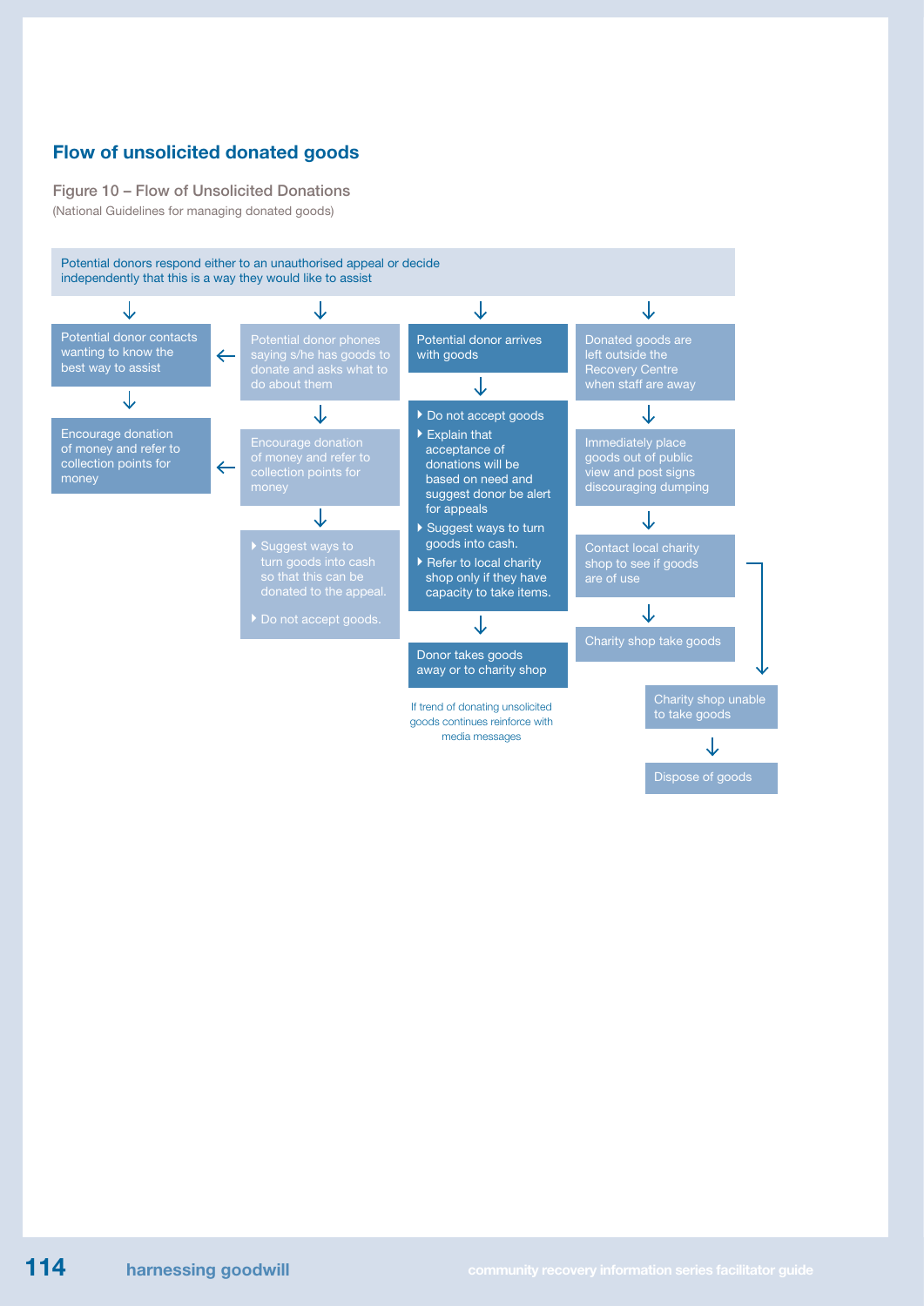## Flow of unsolicited donated goods

Figure 10 – Flow of Unsolicited Donations
(National Guidelines for managing donated goods)

Potential donors respond either to an unauthorised appeal or decide independently that this is a way they would like to assist

**Path 1**

- Potential donor contacts wanting to know the best way to assist
- ↓
- Encourage donation of money and refer to collection points for money

**Path 2**

- Potential donor phones saying s/he has goods to donate and asks what to do about them (→ Potential donor contacts wanting to know the best way to assist)
- ↓
- Encourage donation of money and refer to collection points for money (→ Encourage donation of money and refer to collection points for money)
- ↓
- Suggest ways to turn goods into cash so that this can be donated to the appeal.
- Do not accept goods.

**Path 3**

- Potential donor arrives with goods
- ↓
- Do not accept goods
- Explain that acceptance of donations will be based on need and suggest donor be alert for appeals
- Suggest ways to turn goods into cash.
- Refer to local charity shop only if they have capacity to take items.
- ↓
- Donor takes goods away or to charity shop

If trend of donating unsolicited goods continues reinforce with media messages

**Path 4**

- Donated goods are left outside the Recovery Centre when staff are away
- ↓
- Immediately place goods out of public view and post signs discouraging dumping
- ↓
- Contact local charity shop to see if goods are of use
- ↓
- Charity shop take goods
- Charity shop unable to take goods
- ↓
- Dispose of goods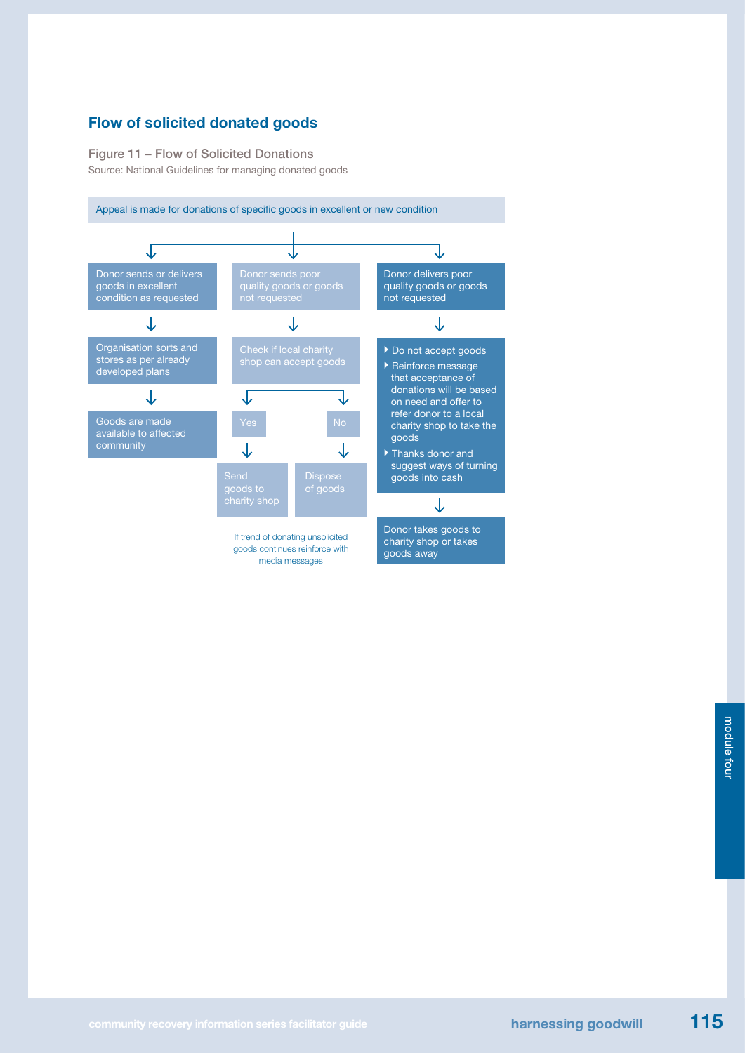## Flow of solicited donated goods

Figure 11 – Flow of Solicited Donations

Source: National Guidelines for managing donated goods

Appeal is made for donations of specific goods in excellent or new condition

**Donor sends or delivers goods in excellent condition as requested**

- Organisation sorts and stores as per already developed plans
- Goods are made available to affected community

**Donor sends poor quality goods or goods not requested**

- Check if local charity shop can accept goods
  - Yes → Send goods to charity shop
  - No → Dispose of goods

If trend of donating unsolicited goods continues reinforce with media messages

**Donor delivers poor quality goods or goods not requested**

- Do not accept goods
- Reinforce message that acceptance of donations will be based on need and offer to refer donor to a local charity shop to take the goods
- Thanks donor and suggest ways of turning goods into cash

Donor takes goods to charity shop or takes goods away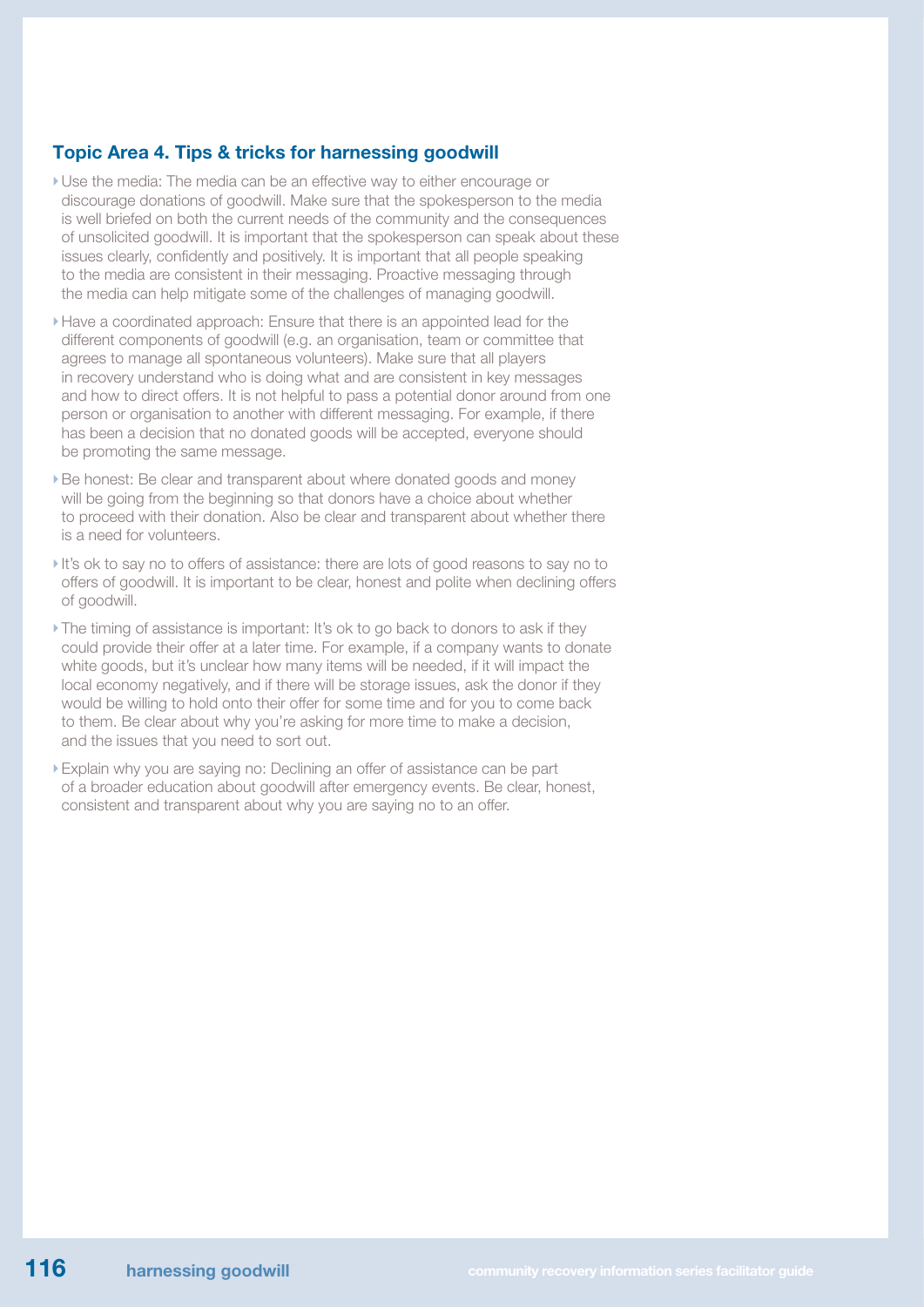## Topic Area 4. Tips & tricks for harnessing goodwill

- Use the media: The media can be an effective way to either encourage or discourage donations of goodwill. Make sure that the spokesperson to the media is well briefed on both the current needs of the community and the consequences of unsolicited goodwill. It is important that the spokesperson can speak about these issues clearly, confidently and positively. It is important that all people speaking to the media are consistent in their messaging. Proactive messaging through the media can help mitigate some of the challenges of managing goodwill.
- Have a coordinated approach: Ensure that there is an appointed lead for the different components of goodwill (e.g. an organisation, team or committee that agrees to manage all spontaneous volunteers). Make sure that all players in recovery understand who is doing what and are consistent in key messages and how to direct offers. It is not helpful to pass a potential donor around from one person or organisation to another with different messaging. For example, if there has been a decision that no donated goods will be accepted, everyone should be promoting the same message.
- Be honest: Be clear and transparent about where donated goods and money will be going from the beginning so that donors have a choice about whether to proceed with their donation. Also be clear and transparent about whether there is a need for volunteers.
- It's ok to say no to offers of assistance: there are lots of good reasons to say no to offers of goodwill. It is important to be clear, honest and polite when declining offers of goodwill.
- The timing of assistance is important: It's ok to go back to donors to ask if they could provide their offer at a later time. For example, if a company wants to donate white goods, but it's unclear how many items will be needed, if it will impact the local economy negatively, and if there will be storage issues, ask the donor if they would be willing to hold onto their offer for some time and for you to come back to them. Be clear about why you're asking for more time to make a decision, and the issues that you need to sort out.
- Explain why you are saying no: Declining an offer of assistance can be part of a broader education about goodwill after emergency events. Be clear, honest, consistent and transparent about why you are saying no to an offer.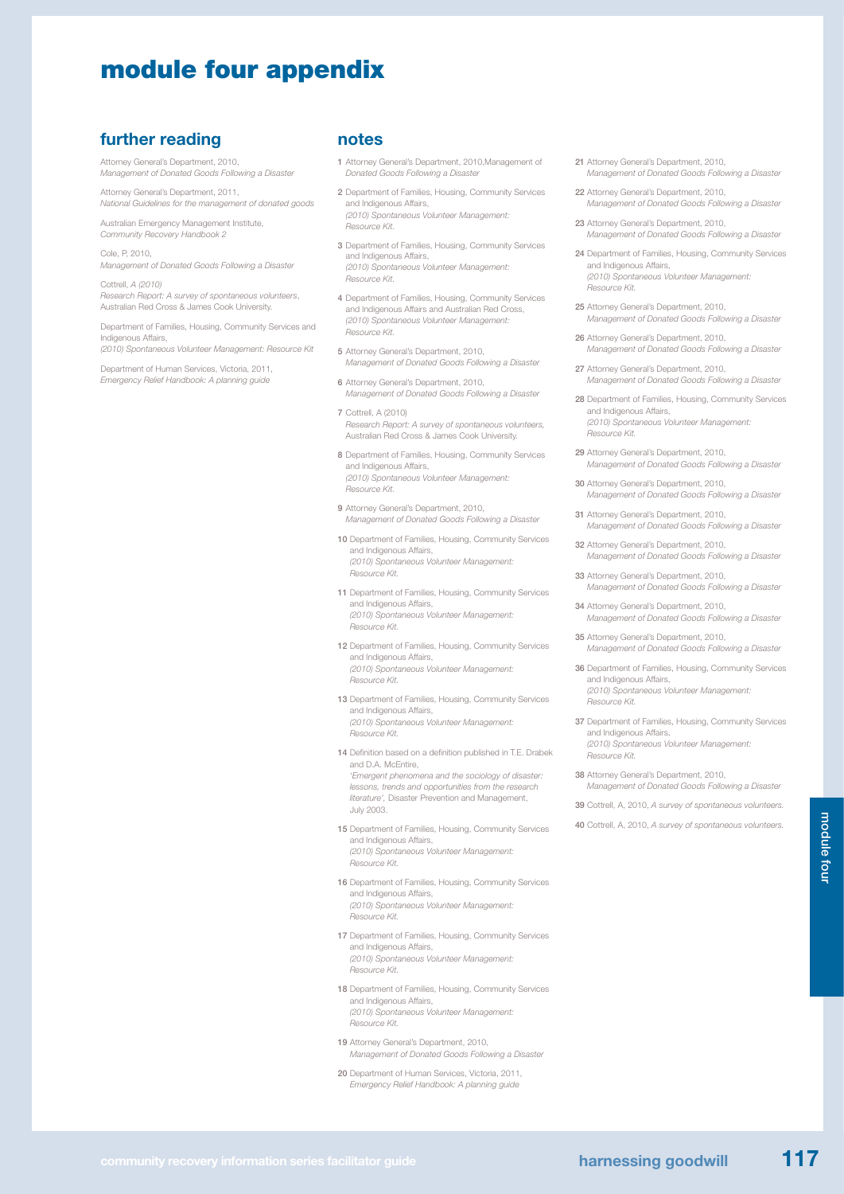# module four appendix

## further reading

Attorney General's Department, 2010,
*Management of Donated Goods Following a Disaster*

Attorney General's Department, 2011,
*National Guidelines for the management of donated goods*

Australian Emergency Management Institute,
*Community Recovery Handbook 2*

Cole, P, 2010,
*Management of Donated Goods Following a Disaster*

Cottrell, *A (2010)*
*Research Report: A survey of spontaneous volunteers*,
Australian Red Cross & James Cook University.

Department of Families, Housing, Community Services and Indigenous Affairs,
*(2010) Spontaneous Volunteer Management: Resource Kit*

Department of Human Services, Victoria, 2011,
*Emergency Relief Handbook: A planning guide*

## notes

**1** Attorney General's Department, 2010,Management of *Donated Goods Following a Disaster*

**2** Department of Families, Housing, Community Services and Indigenous Affairs, *(2010) Spontaneous Volunteer Management: Resource Kit.*

**3** Department of Families, Housing, Community Services and Indigenous Affairs, *(2010) Spontaneous Volunteer Management: Resource Kit.*

**4** Department of Families, Housing, Community Services and Indigenous Affairs and Australian Red Cross, *(2010) Spontaneous Volunteer Management: Resource Kit.*

**5** Attorney General's Department, 2010, *Management of Donated Goods Following a Disaster*

**6** Attorney General's Department, 2010, *Management of Donated Goods Following a Disaster*

**7** Cottrell, A (2010) *Research Report: A survey of spontaneous volunteers,* Australian Red Cross & James Cook University.

**8** Department of Families, Housing, Community Services and Indigenous Affairs, *(2010) Spontaneous Volunteer Management: Resource Kit.*

**9** Attorney General's Department, 2010, *Management of Donated Goods Following a Disaster*

**10** Department of Families, Housing, Community Services and Indigenous Affairs, *(2010) Spontaneous Volunteer Management: Resource Kit.*

**11** Department of Families, Housing, Community Services and Indigenous Affairs, *(2010) Spontaneous Volunteer Management: Resource Kit.*

**12** Department of Families, Housing, Community Services and Indigenous Affairs, *(2010) Spontaneous Volunteer Management: Resource Kit.*

**13** Department of Families, Housing, Community Services and Indigenous Affairs, *(2010) Spontaneous Volunteer Management: Resource Kit.*

**14** Definition based on a definition published in T.E. Drabek and D.A. McEntire, *'Emergent phenomena and the sociology of disaster: lessons, trends and opportunities from the research literature'*, Disaster Prevention and Management, July 2003.

**15** Department of Families, Housing, Community Services and Indigenous Affairs, *(2010) Spontaneous Volunteer Management: Resource Kit.*

**16** Department of Families, Housing, Community Services and Indigenous Affairs, *(2010) Spontaneous Volunteer Management: Resource Kit.*

**17** Department of Families, Housing, Community Services and Indigenous Affairs, *(2010) Spontaneous Volunteer Management: Resource Kit.*

**18** Department of Families, Housing, Community Services and Indigenous Affairs, *(2010) Spontaneous Volunteer Management: Resource Kit.*

**19** Attorney General's Department, 2010, *Management of Donated Goods Following a Disaster*

**20** Department of Human Services, Victoria, 2011, *Emergency Relief Handbook: A planning guide*

**21** Attorney General's Department, 2010, *Management of Donated Goods Following a Disaster*

**22** Attorney General's Department, 2010, *Management of Donated Goods Following a Disaster*

**23** Attorney General's Department, 2010, *Management of Donated Goods Following a Disaster*

**24** Department of Families, Housing, Community Services and Indigenous Affairs, *(2010) Spontaneous Volunteer Management: Resource Kit.*

**25** Attorney General's Department, 2010, *Management of Donated Goods Following a Disaster*

**26** Attorney General's Department, 2010, *Management of Donated Goods Following a Disaster*

**27** Attorney General's Department, 2010, *Management of Donated Goods Following a Disaster*

**28** Department of Families, Housing, Community Services and Indigenous Affairs, *(2010) Spontaneous Volunteer Management: Resource Kit.*

**29** Attorney General's Department, 2010, *Management of Donated Goods Following a Disaster*

**30** Attorney General's Department, 2010, *Management of Donated Goods Following a Disaster*

**31** Attorney General's Department, 2010, *Management of Donated Goods Following a Disaster*

**32** Attorney General's Department, 2010, *Management of Donated Goods Following a Disaster*

**33** Attorney General's Department, 2010, *Management of Donated Goods Following a Disaster*

**34** Attorney General's Department, 2010, *Management of Donated Goods Following a Disaster*

**35** Attorney General's Department, 2010, *Management of Donated Goods Following a Disaster*

**36** Department of Families, Housing, Community Services and Indigenous Affairs, *(2010) Spontaneous Volunteer Management: Resource Kit.*

**37** Department of Families, Housing, Community Services and Indigenous Affairs, *(2010) Spontaneous Volunteer Management: Resource Kit.*

**38** Attorney General's Department, 2010, *Management of Donated Goods Following a Disaster*

**39** Cottrell, A, 2010, *A survey of spontaneous volunteers.*

**40** Cottrell, A, 2010, *A survey of spontaneous volunteers.*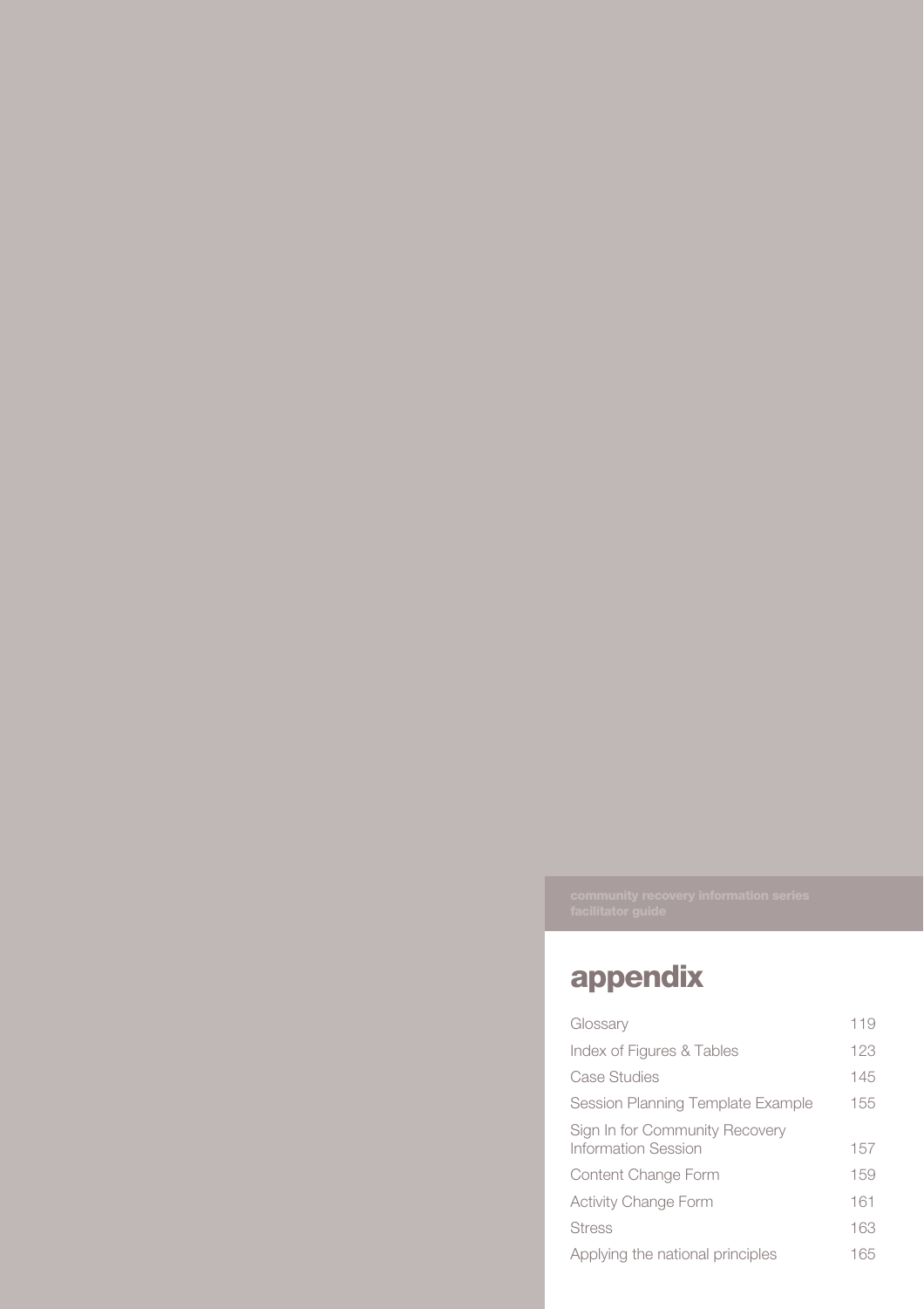community recovery information series
facilitator guide

# appendix

| | |
|---|---|
| Glossary | 119 |
| Index of Figures & Tables | 123 |
| Case Studies | 145 |
| Session Planning Template Example | 155 |
| Sign In for Community Recovery Information Session | 157 |
| Content Change Form | 159 |
| Activity Change Form | 161 |
| Stress | 163 |
| Applying the national principles | 165 |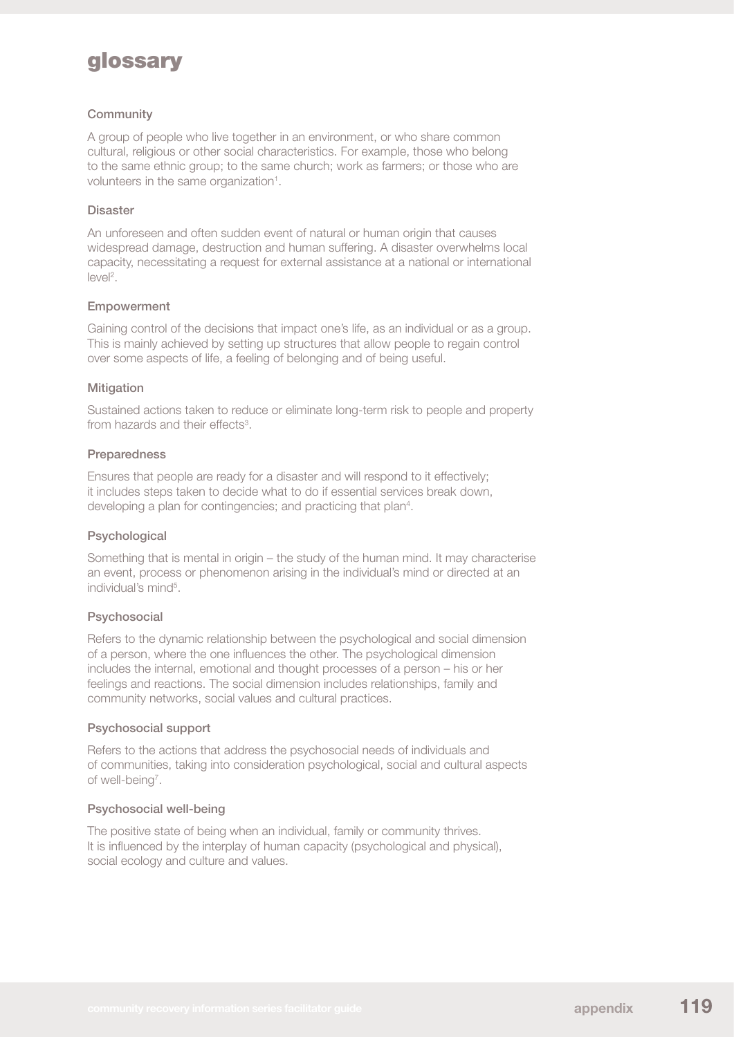# glossary

### Community

A group of people who live together in an environment, or who share common cultural, religious or other social characteristics. For example, those who belong to the same ethnic group; to the same church; work as farmers; or those who are volunteers in the same organization[1].

### Disaster

An unforeseen and often sudden event of natural or human origin that causes widespread damage, destruction and human suffering. A disaster overwhelms local capacity, necessitating a request for external assistance at a national or international level[2].

### Empowerment

Gaining control of the decisions that impact one's life, as an individual or as a group. This is mainly achieved by setting up structures that allow people to regain control over some aspects of life, a feeling of belonging and of being useful.

### Mitigation

Sustained actions taken to reduce or eliminate long-term risk to people and property from hazards and their effects[3].

### Preparedness

Ensures that people are ready for a disaster and will respond to it effectively; it includes steps taken to decide what to do if essential services break down, developing a plan for contingencies; and practicing that plan[4].

### Psychological

Something that is mental in origin – the study of the human mind. It may characterise an event, process or phenomenon arising in the individual's mind or directed at an individual's mind[5].

### Psychosocial

Refers to the dynamic relationship between the psychological and social dimension of a person, where the one influences the other. The psychological dimension includes the internal, emotional and thought processes of a person – his or her feelings and reactions. The social dimension includes relationships, family and community networks, social values and cultural practices.

### Psychosocial support

Refers to the actions that address the psychosocial needs of individuals and of communities, taking into consideration psychological, social and cultural aspects of well-being[7].

### Psychosocial well-being

The positive state of being when an individual, family or community thrives. It is influenced by the interplay of human capacity (psychological and physical), social ecology and culture and values.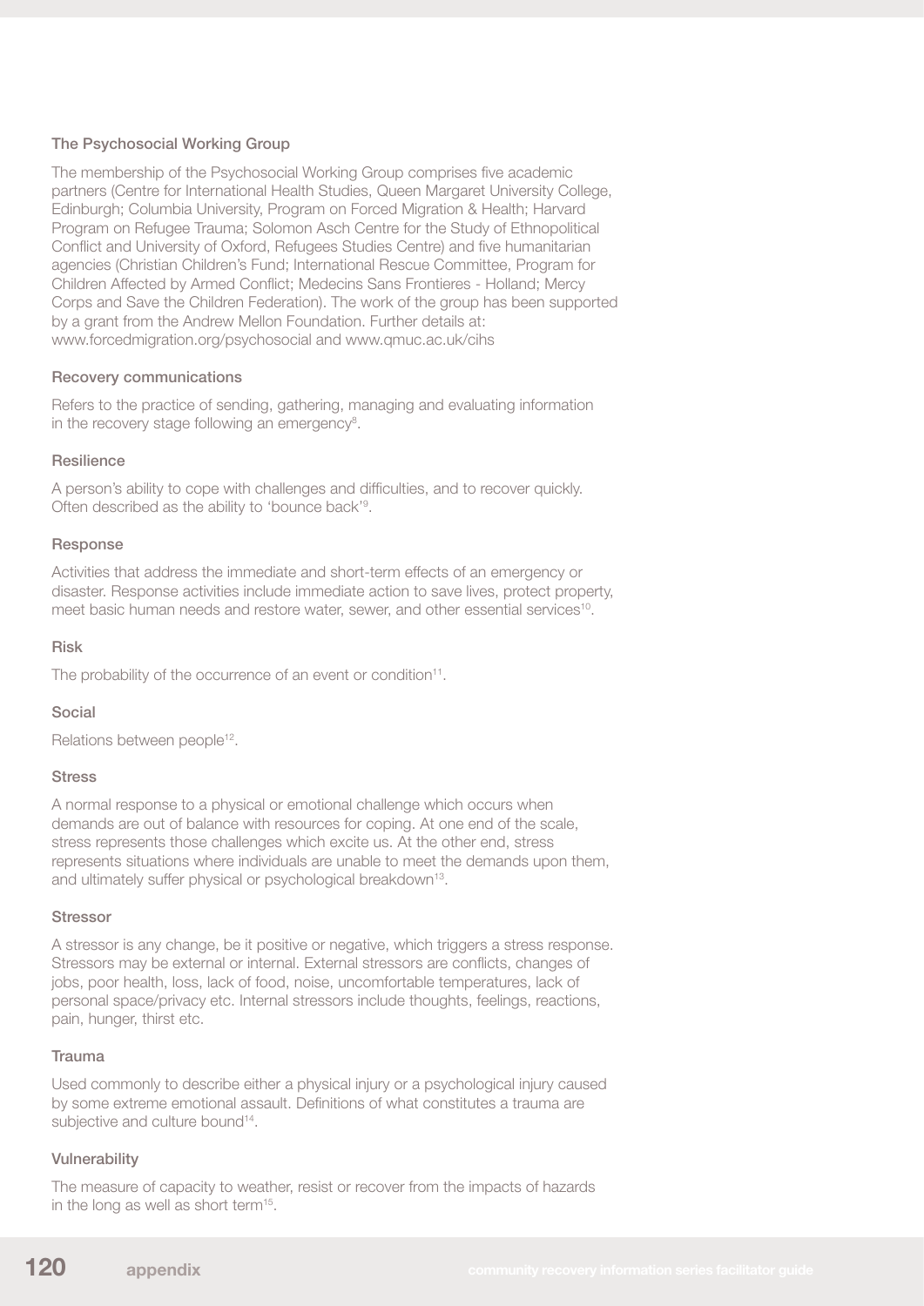### The Psychosocial Working Group

The membership of the Psychosocial Working Group comprises five academic partners (Centre for International Health Studies, Queen Margaret University College, Edinburgh; Columbia University, Program on Forced Migration & Health; Harvard Program on Refugee Trauma; Solomon Asch Centre for the Study of Ethnopolitical Conflict and University of Oxford, Refugees Studies Centre) and five humanitarian agencies (Christian Children's Fund; International Rescue Committee, Program for Children Affected by Armed Conflict; Medecins Sans Frontieres - Holland; Mercy Corps and Save the Children Federation). The work of the group has been supported by a grant from the Andrew Mellon Foundation. Further details at: www.forcedmigration.org/psychosocial and www.qmuc.ac.uk/cihs

### Recovery communications

Refers to the practice of sending, gathering, managing and evaluating information in the recovery stage following an emergency[8].

### Resilience

A person's ability to cope with challenges and difficulties, and to recover quickly. Often described as the ability to 'bounce back'[9].

### Response

Activities that address the immediate and short-term effects of an emergency or disaster. Response activities include immediate action to save lives, protect property, meet basic human needs and restore water, sewer, and other essential services[10].

### Risk

The probability of the occurrence of an event or condition[11].

### Social

Relations between people[12].

### Stress

A normal response to a physical or emotional challenge which occurs when demands are out of balance with resources for coping. At one end of the scale, stress represents those challenges which excite us. At the other end, stress represents situations where individuals are unable to meet the demands upon them, and ultimately suffer physical or psychological breakdown[13].

### Stressor

A stressor is any change, be it positive or negative, which triggers a stress response. Stressors may be external or internal. External stressors are conflicts, changes of jobs, poor health, loss, lack of food, noise, uncomfortable temperatures, lack of personal space/privacy etc. Internal stressors include thoughts, feelings, reactions, pain, hunger, thirst etc.

### Trauma

Used commonly to describe either a physical injury or a psychological injury caused by some extreme emotional assault. Definitions of what constitutes a trauma are subjective and culture bound[14].

### Vulnerability

The measure of capacity to weather, resist or recover from the impacts of hazards in the long as well as short term[15].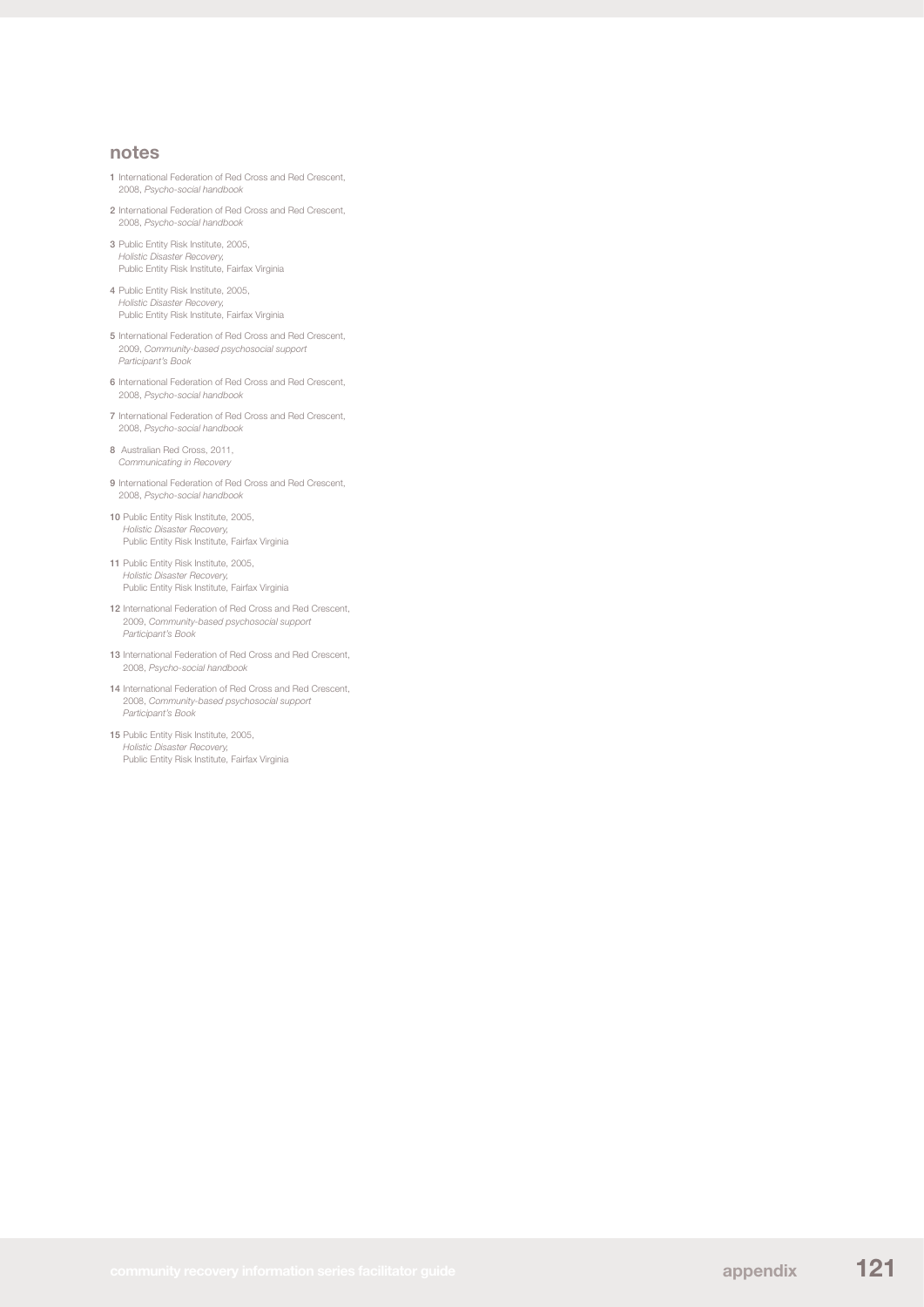## notes

1 International Federation of Red Cross and Red Crescent, 2008, *Psycho-social handbook*

2 International Federation of Red Cross and Red Crescent, 2008, *Psycho-social handbook*

3 Public Entity Risk Institute, 2005, *Holistic Disaster Recovery,* Public Entity Risk Institute, Fairfax Virginia

4 Public Entity Risk Institute, 2005, *Holistic Disaster Recovery,* Public Entity Risk Institute, Fairfax Virginia

5 International Federation of Red Cross and Red Crescent, 2009, *Community-based psychosocial support Participant's Book*

6 International Federation of Red Cross and Red Crescent, 2008, *Psycho-social handbook*

7 International Federation of Red Cross and Red Crescent, 2008, *Psycho-social handbook*

8 Australian Red Cross, 2011, *Communicating in Recovery*

9 International Federation of Red Cross and Red Crescent, 2008, *Psycho-social handbook*

10 Public Entity Risk Institute, 2005, *Holistic Disaster Recovery,* Public Entity Risk Institute, Fairfax Virginia

11 Public Entity Risk Institute, 2005, *Holistic Disaster Recovery,* Public Entity Risk Institute, Fairfax Virginia

12 International Federation of Red Cross and Red Crescent, 2009, *Community-based psychosocial support Participant's Book*

13 International Federation of Red Cross and Red Crescent, 2008, *Psycho-social handbook*

14 International Federation of Red Cross and Red Crescent, 2008, *Community-based psychosocial support Participant's Book*

15 Public Entity Risk Institute, 2005, *Holistic Disaster Recovery,* Public Entity Risk Institute, Fairfax Virginia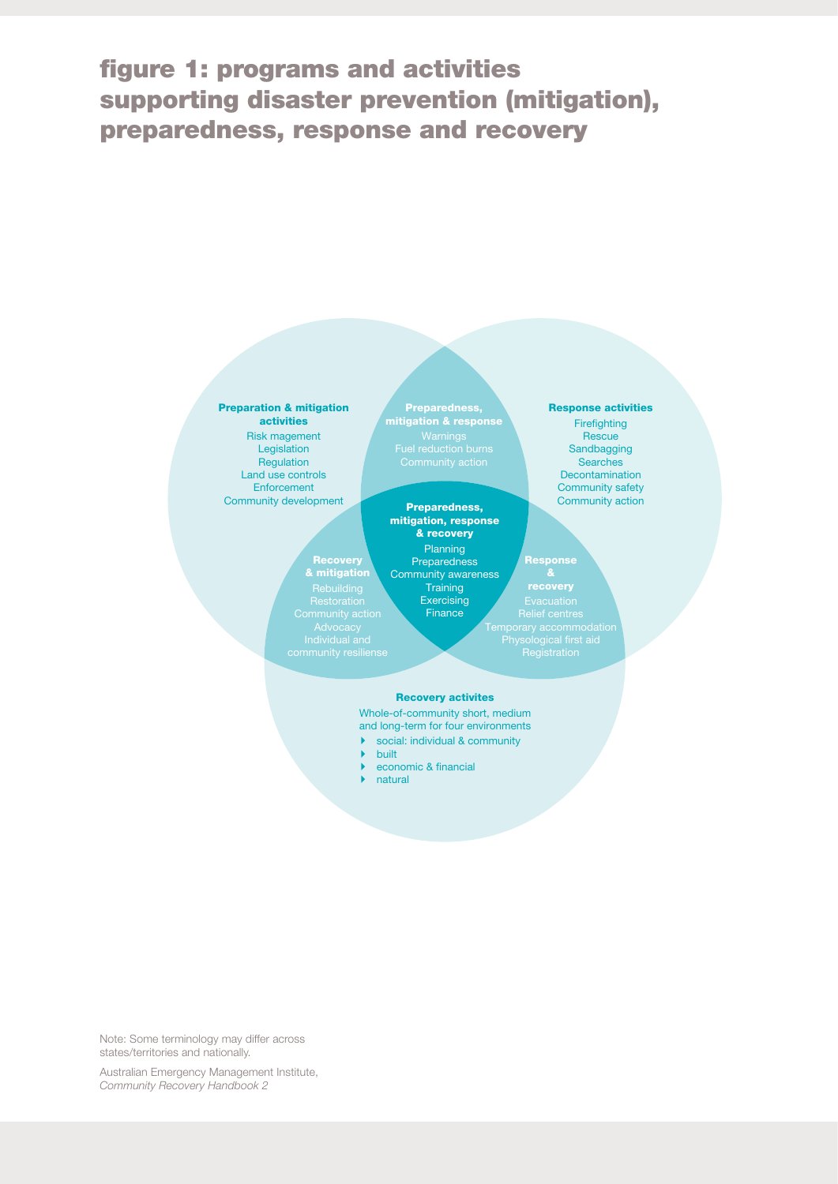# figure 1: programs and activities supporting disaster prevention (mitigation), preparedness, response and recovery

**Preparation & mitigation activities**

Risk magement
Legislation
Regulation
Land use controls
Enforcement
Community development

**Preparedness, mitigation & response**

Warnings
Fuel reduction burns
Community action

**Response activities**

Firefighting
Rescue
Sandbagging
Searches
Decontamination
Community safety
Community action

**Preparedness, mitigation, response & recovery**

Planning
Preparedness
Community awareness
Training
Exercising
Finance

**Recovery & mitigation**

Rebuilding
Restoration
Community action
Advocacy
Individual and community resiliense

**Response & recovery**

Evacuation
Relief centres
Temporary accommodation
Physological first aid
Registration

**Recovery activites**

Whole-of-community short, medium and long-term for four environments

- social: individual & community
- built
- economic & financial
- natural

Note: Some terminology may differ across states/territories and nationally.

Australian Emergency Management Institute, *Community Recovery Handbook 2*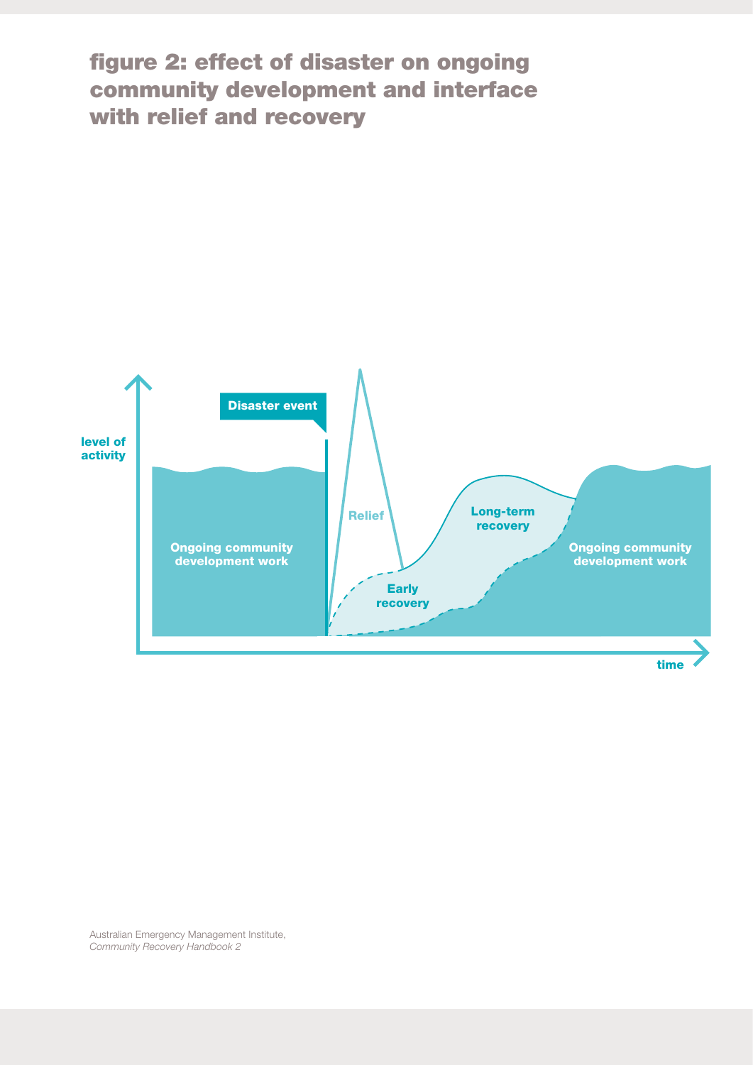## figure 2: effect of disaster on ongoing community development and interface with relief and recovery

Disaster event

level of activity

Relief

Long-term recovery

Ongoing community development work

Early recovery

Ongoing community development work

time

Australian Emergency Management Institute, *Community Recovery Handbook 2*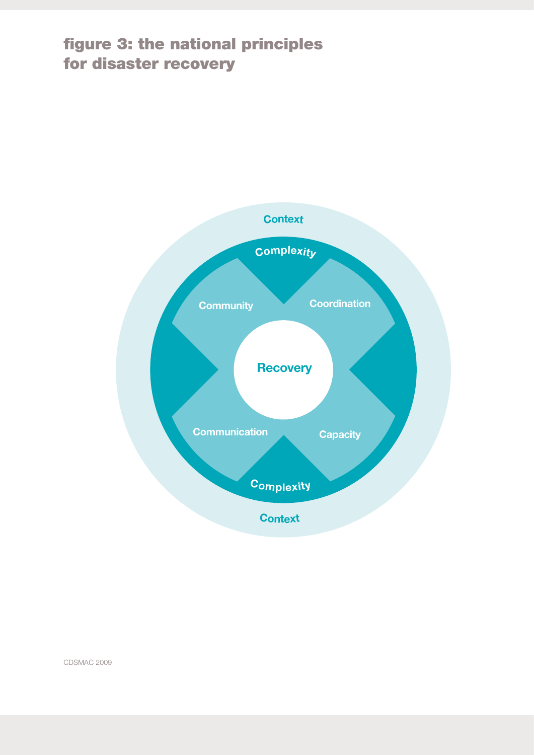# figure 3: the national principles for disaster recovery

Context

Complexity

Community

Coordination

Recovery

Communication

Capacity

Complexity

Context

CDSMAC 2009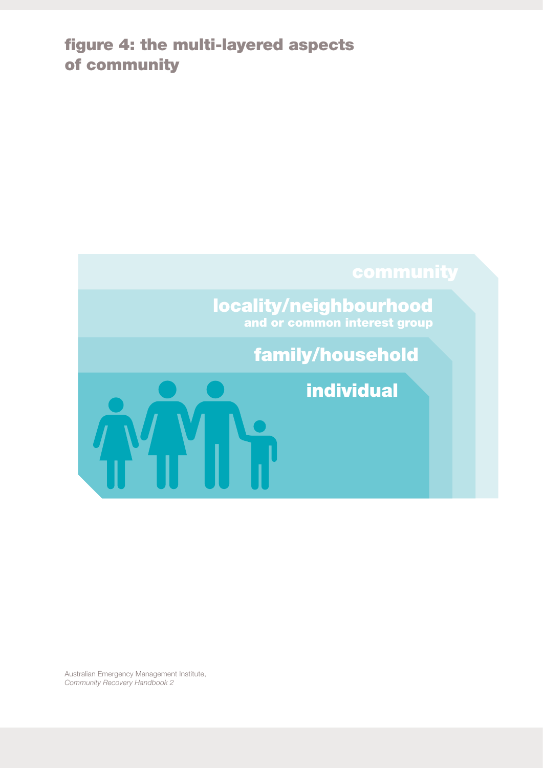## figure 4: the multi-layered aspects of community

community

locality/neighbourhood
and or common interest group

family/household

individual

Australian Emergency Management Institute,
*Community Recovery Handbook 2*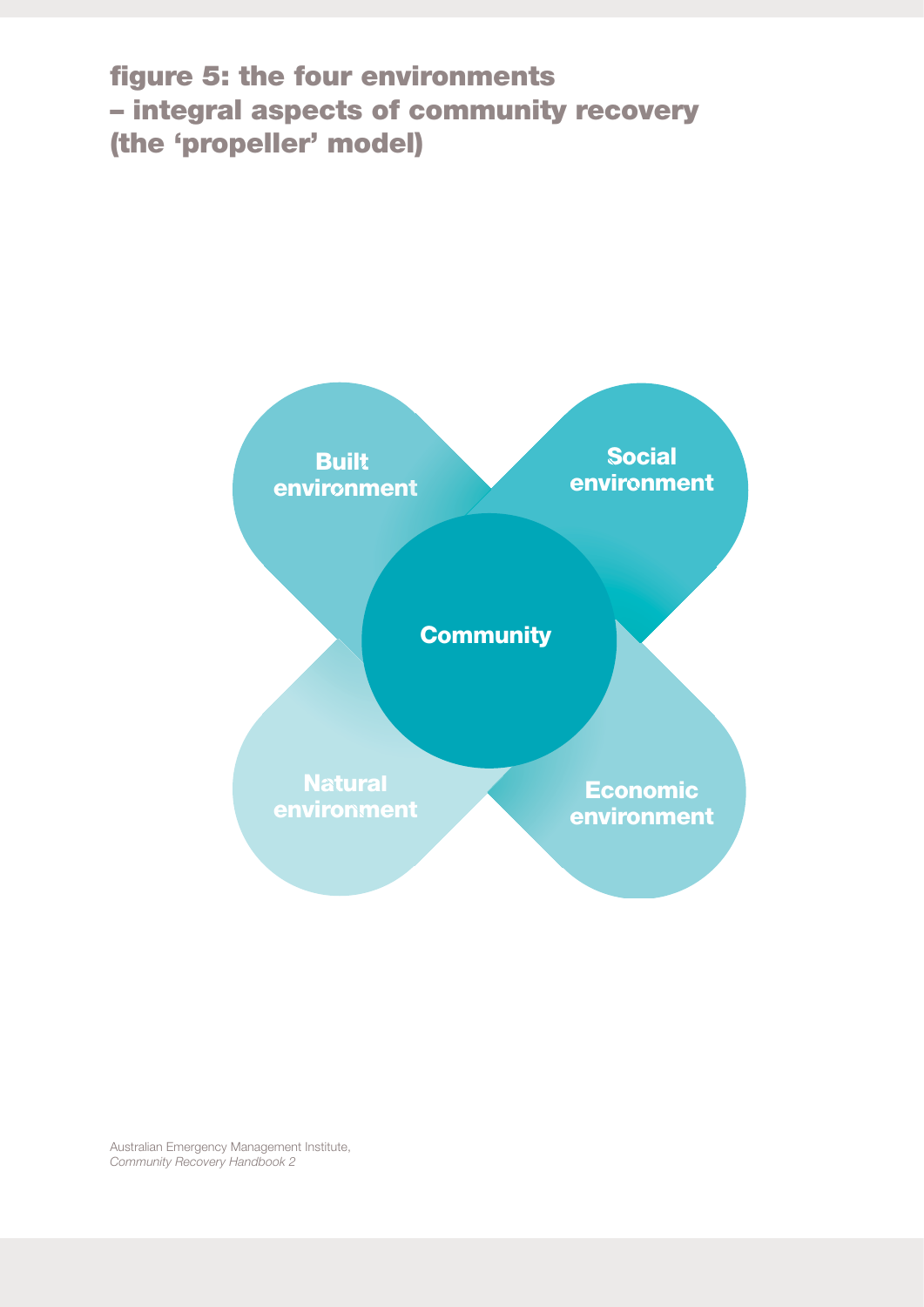## figure 5: the four environments – integral aspects of community recovery (the 'propeller' model)

Built environment

Social environment

Community

Natural environment

Economic environment

Australian Emergency Management Institute, *Community Recovery Handbook 2*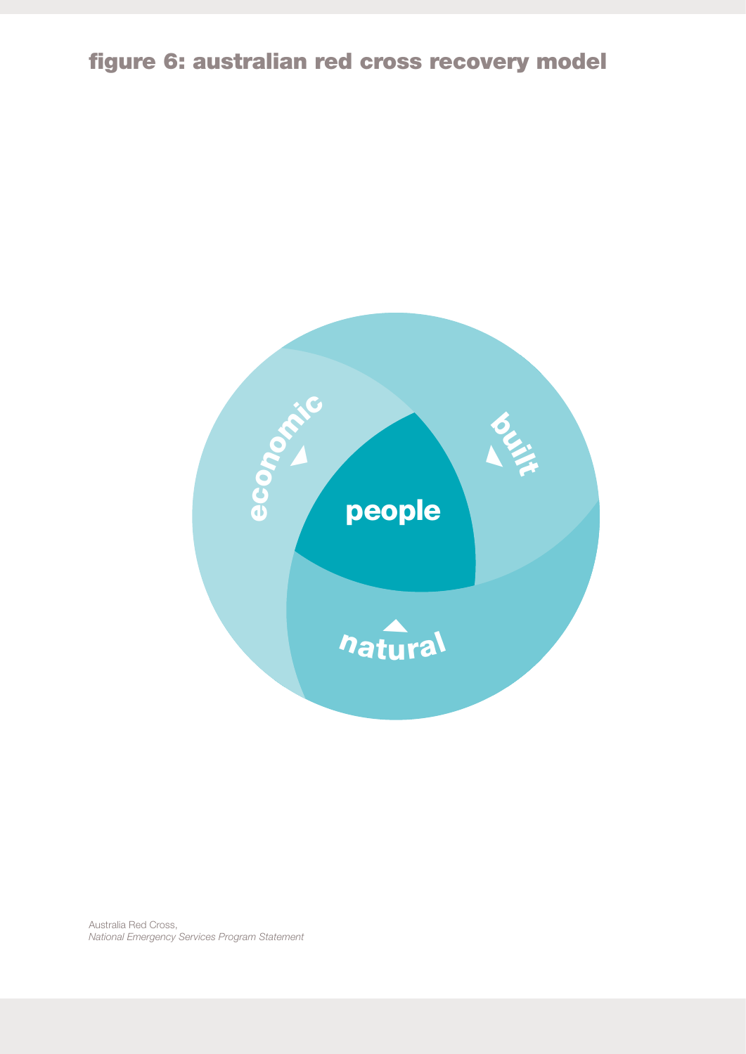## figure 6: australian red cross recovery model

economic

built

people

natural

Australia Red Cross,
*National Emergency Services Program Statement*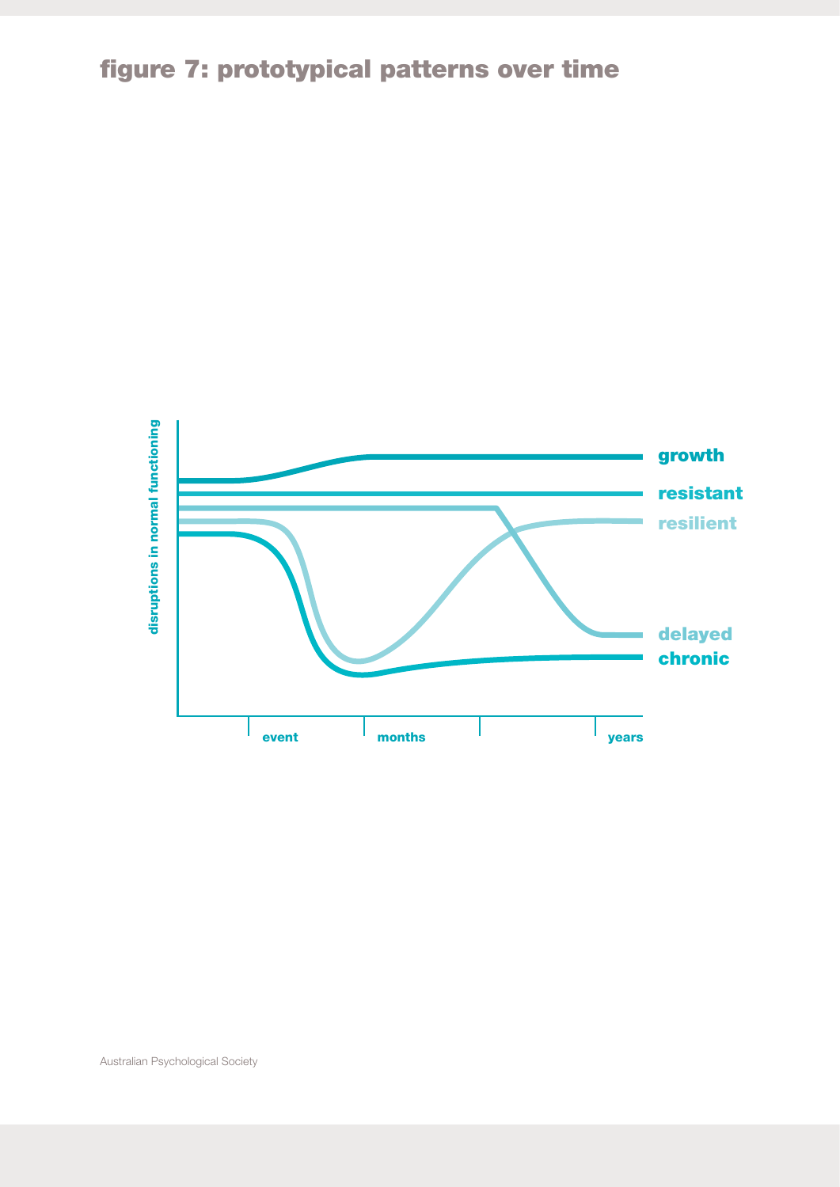## figure 7: prototypical patterns over time

disruptions in normal functioning

growth

resistant

resilient

delayed

chronic

event

months

years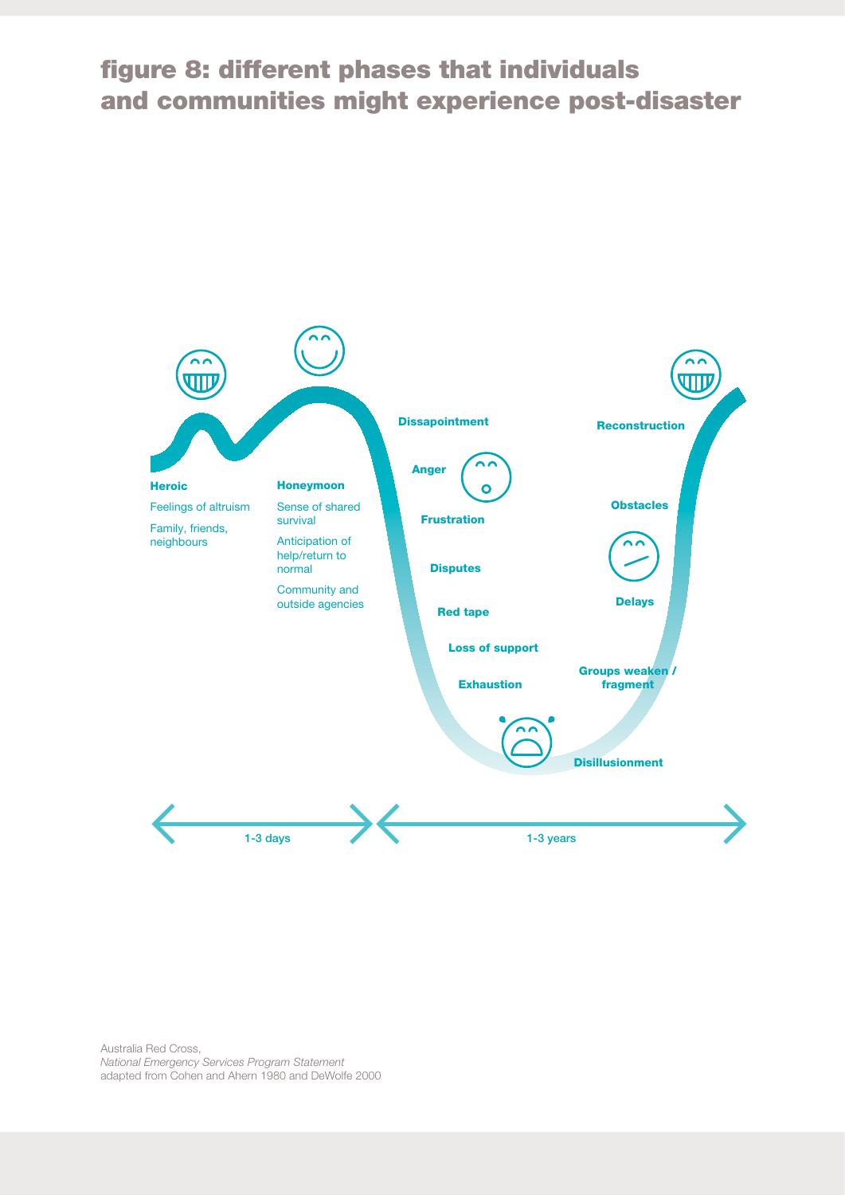## figure 8: different phases that individuals and communities might experience post-disaster

**Heroic**

Feelings of altruism

Family, friends, neighbours

**Honeymoon**

Sense of shared survival

Anticipation of help/return to normal

Community and outside agencies

**Dissapointment**

**Anger**

**Frustration**

**Disputes**

**Red tape**

**Loss of support**

**Exhaustion**

**Disillusionment**

**Groups weaken / fragment**

**Delays**

**Obstacles**

**Reconstruction**

1-3 days

1-3 years

Australia Red Cross,
*National Emergency Services Program Statement*
adapted from Cohen and Ahern 1980 and DeWolfe 2000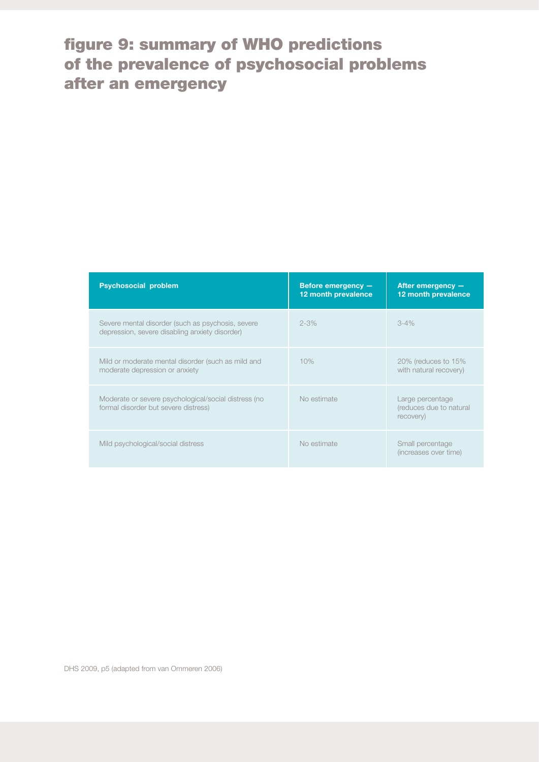# figure 9: summary of WHO predictions of the prevalence of psychosocial problems after an emergency

| Psychosocial problem | Before emergency — 12 month prevalence | After emergency — 12 month prevalence |
|---|---|---|
| Severe mental disorder (such as psychosis, severe depression, severe disabling anxiety disorder) | 2-3% | 3-4% |
| Mild or moderate mental disorder (such as mild and moderate depression or anxiety | 10% | 20% (reduces to 15% with natural recovery) |
| Moderate or severe psychological/social distress (no formal disorder but severe distress) | No estimate | Large percentage (reduces due to natural recovery) |
| Mild psychological/social distress | No estimate | Small percentage (increases over time) |

DHS 2009, p5 (adapted from van Ommeren 2006)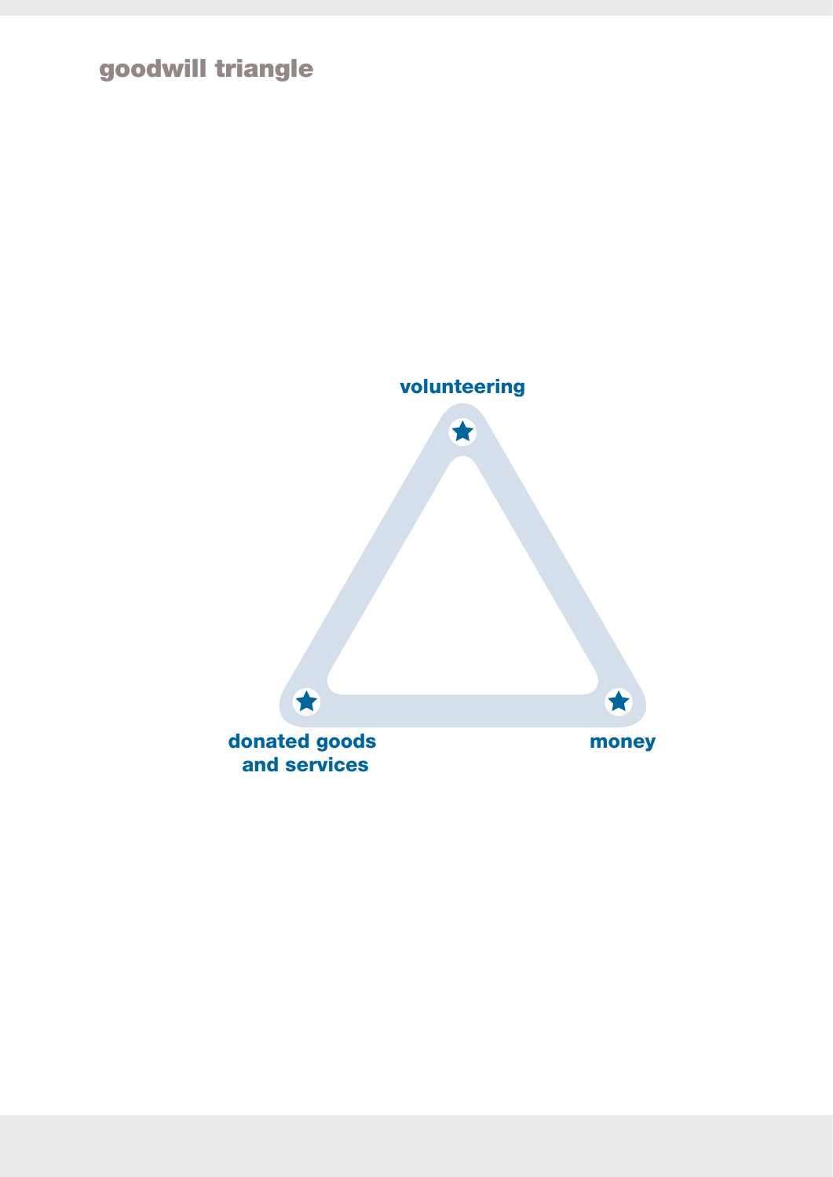## goodwill triangle

volunteering

donated goods and services

money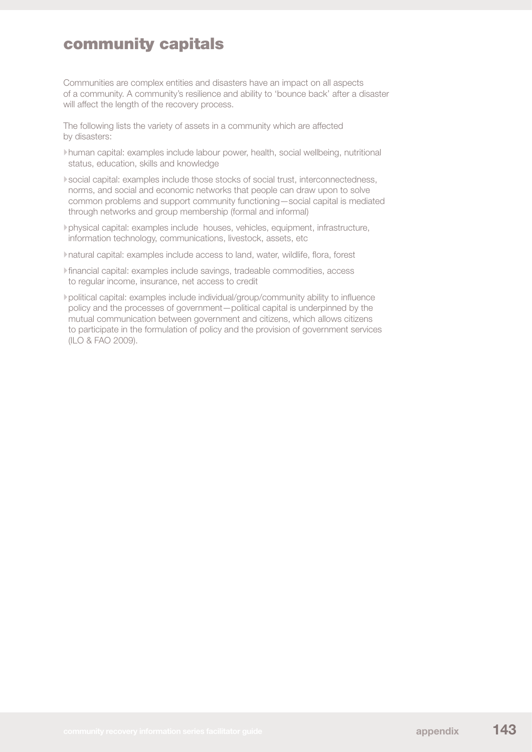# community capitals

Communities are complex entities and disasters have an impact on all aspects of a community. A community's resilience and ability to 'bounce back' after a disaster will affect the length of the recovery process.

The following lists the variety of assets in a community which are affected by disasters:

- human capital: examples include labour power, health, social wellbeing, nutritional status, education, skills and knowledge
- social capital: examples include those stocks of social trust, interconnectedness, norms, and social and economic networks that people can draw upon to solve common problems and support community functioning—social capital is mediated through networks and group membership (formal and informal)
- physical capital: examples include houses, vehicles, equipment, infrastructure, information technology, communications, livestock, assets, etc
- natural capital: examples include access to land, water, wildlife, flora, forest
- financial capital: examples include savings, tradeable commodities, access to regular income, insurance, net access to credit
- political capital: examples include individual/group/community ability to influence policy and the processes of government—political capital is underpinned by the mutual communication between government and citizens, which allows citizens to participate in the formulation of policy and the provision of government services (ILO & FAO 2009).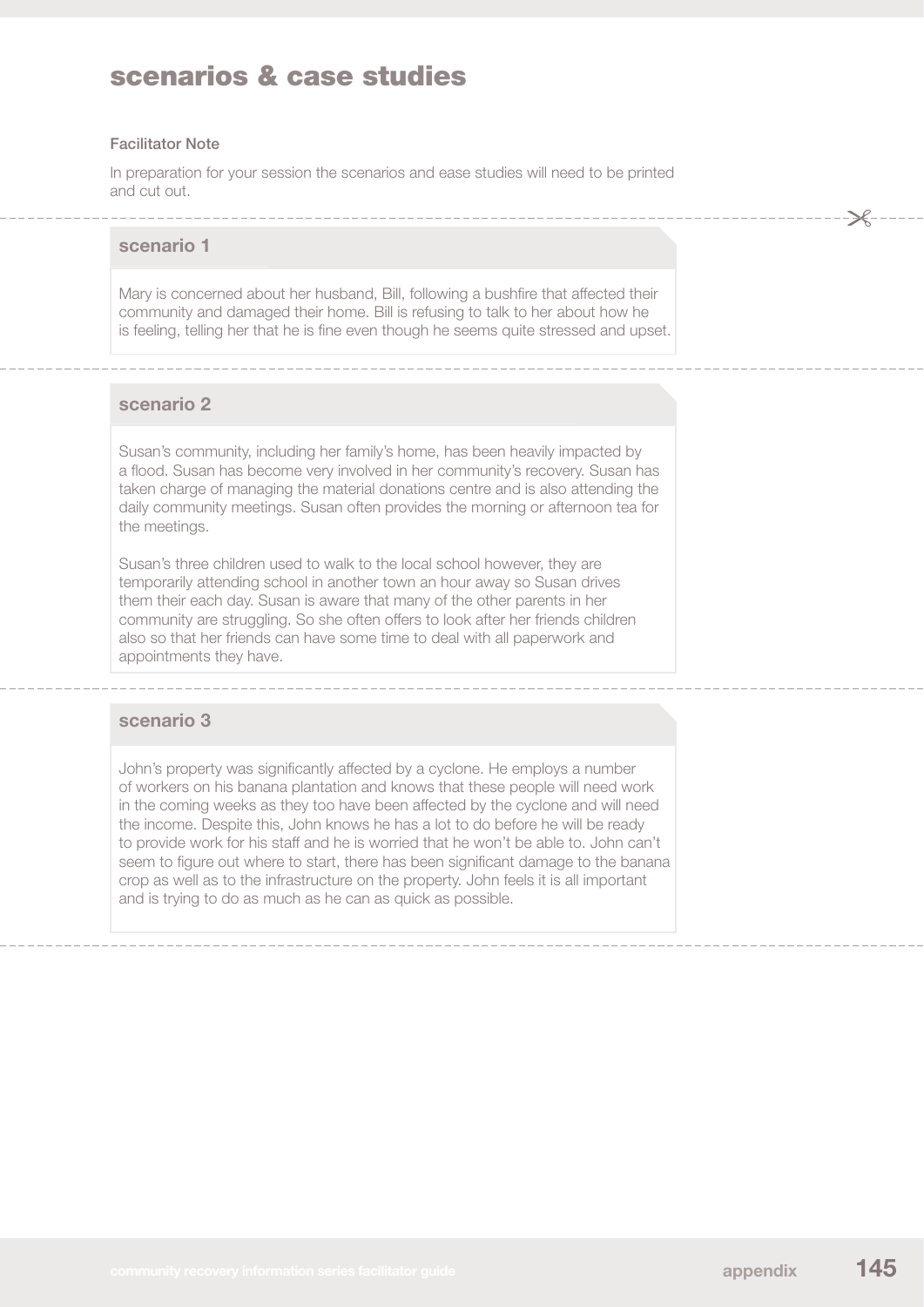# scenarios & case studies

**Facilitator Note**

In preparation for your session the scenarios and ease studies will need to be printed and cut out.

## scenario 1

Mary is concerned about her husband, Bill, following a bushfire that affected their community and damaged their home. Bill is refusing to talk to her about how he is feeling, telling her that he is fine even though he seems quite stressed and upset.

## scenario 2

Susan's community, including her family's home, has been heavily impacted by a flood. Susan has become very involved in her community's recovery. Susan has taken charge of managing the material donations centre and is also attending the daily community meetings. Susan often provides the morning or afternoon tea for the meetings.

Susan's three children used to walk to the local school however, they are temporarily attending school in another town an hour away so Susan drives them their each day. Susan is aware that many of the other parents in her community are struggling. So she often offers to look after her friends children also so that her friends can have some time to deal with all paperwork and appointments they have.

## scenario 3

John's property was significantly affected by a cyclone. He employs a number of workers on his banana plantation and knows that these people will need work in the coming weeks as they too have been affected by the cyclone and will need the income. Despite this, John knows he has a lot to do before he will be ready to provide work for his staff and he is worried that he won't be able to. John can't seem to figure out where to start, there has been significant damage to the banana crop as well as to the infrastructure on the property. John feels it is all important and is trying to do as much as he can as quick as possible.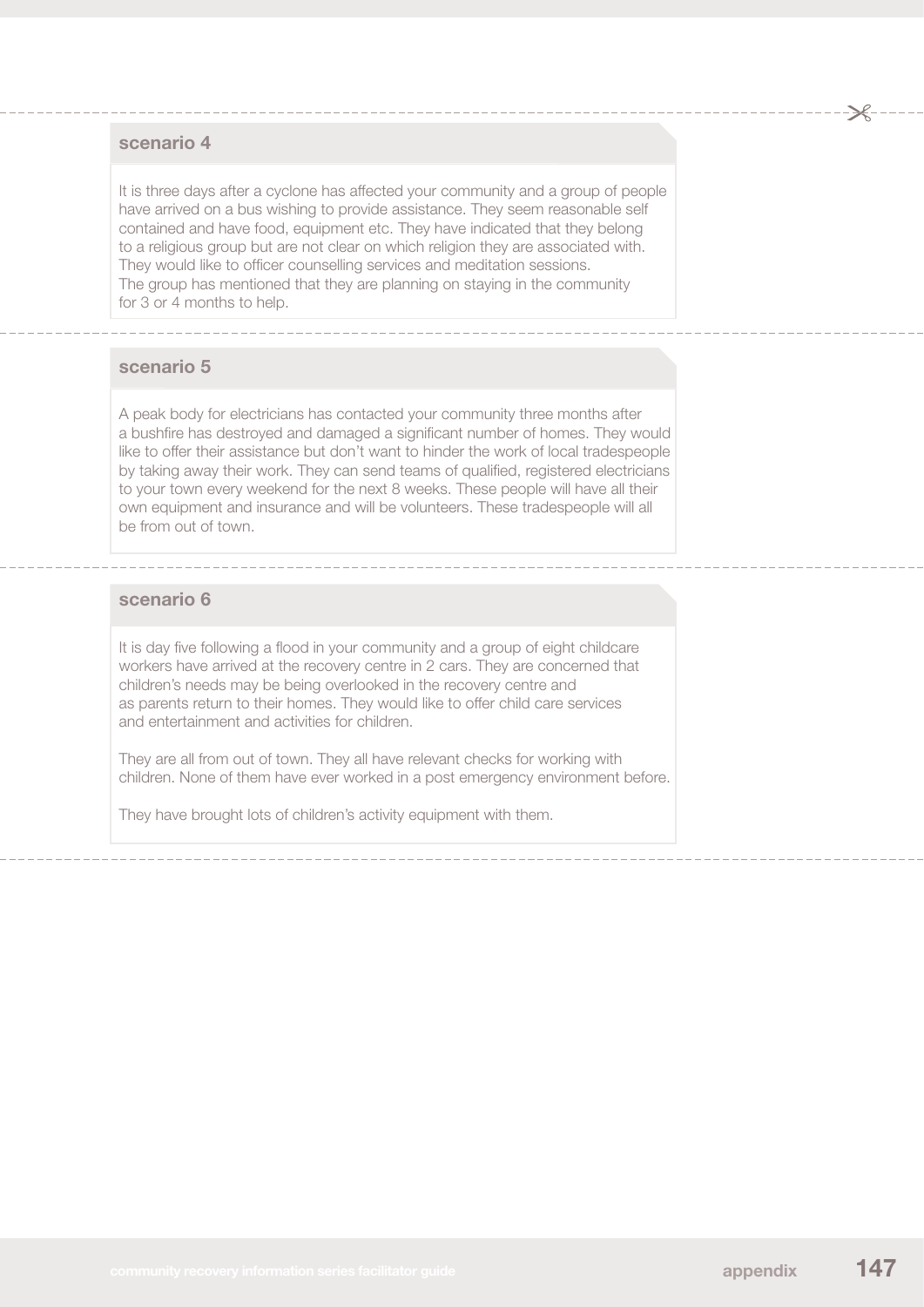## scenario 4

It is three days after a cyclone has affected your community and a group of people have arrived on a bus wishing to provide assistance. They seem reasonable self contained and have food, equipment etc. They have indicated that they belong to a religious group but are not clear on which religion they are associated with. They would like to officer counselling services and meditation sessions. The group has mentioned that they are planning on staying in the community for 3 or 4 months to help.

## scenario 5

A peak body for electricians has contacted your community three months after a bushfire has destroyed and damaged a significant number of homes. They would like to offer their assistance but don't want to hinder the work of local tradespeople by taking away their work. They can send teams of qualified, registered electricians to your town every weekend for the next 8 weeks. These people will have all their own equipment and insurance and will be volunteers. These tradespeople will all be from out of town.

## scenario 6

It is day five following a flood in your community and a group of eight childcare workers have arrived at the recovery centre in 2 cars. They are concerned that children's needs may be being overlooked in the recovery centre and as parents return to their homes. They would like to offer child care services and entertainment and activities for children.

They are all from out of town. They all have relevant checks for working with children. None of them have ever worked in a post emergency environment before.

They have brought lots of children's activity equipment with them.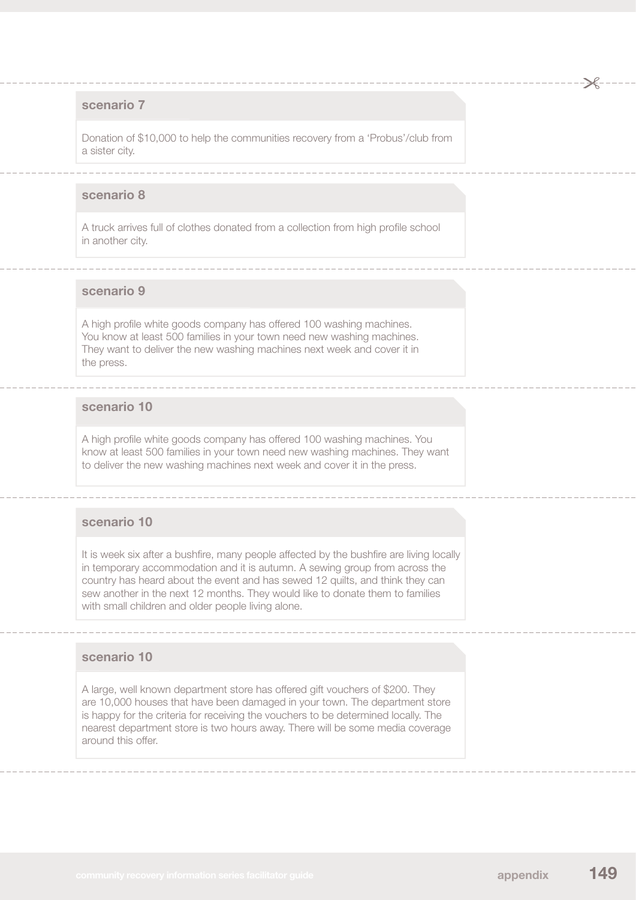## scenario 7

Donation of $10,000 to help the communities recovery from a 'Probus'/club from a sister city.

## scenario 8

A truck arrives full of clothes donated from a collection from high profile school in another city.

## scenario 9

A high profile white goods company has offered 100 washing machines. You know at least 500 families in your town need new washing machines. They want to deliver the new washing machines next week and cover it in the press.

## scenario 10

A high profile white goods company has offered 100 washing machines. You know at least 500 families in your town need new washing machines. They want to deliver the new washing machines next week and cover it in the press.

## scenario 10

It is week six after a bushfire, many people affected by the bushfire are living locally in temporary accommodation and it is autumn. A sewing group from across the country has heard about the event and has sewed 12 quilts, and think they can sew another in the next 12 months. They would like to donate them to families with small children and older people living alone.

## scenario 10

A large, well known department store has offered gift vouchers of $200. They are 10,000 houses that have been damaged in your town. The department store is happy for the criteria for receiving the vouchers to be determined locally. The nearest department store is two hours away. There will be some media coverage around this offer.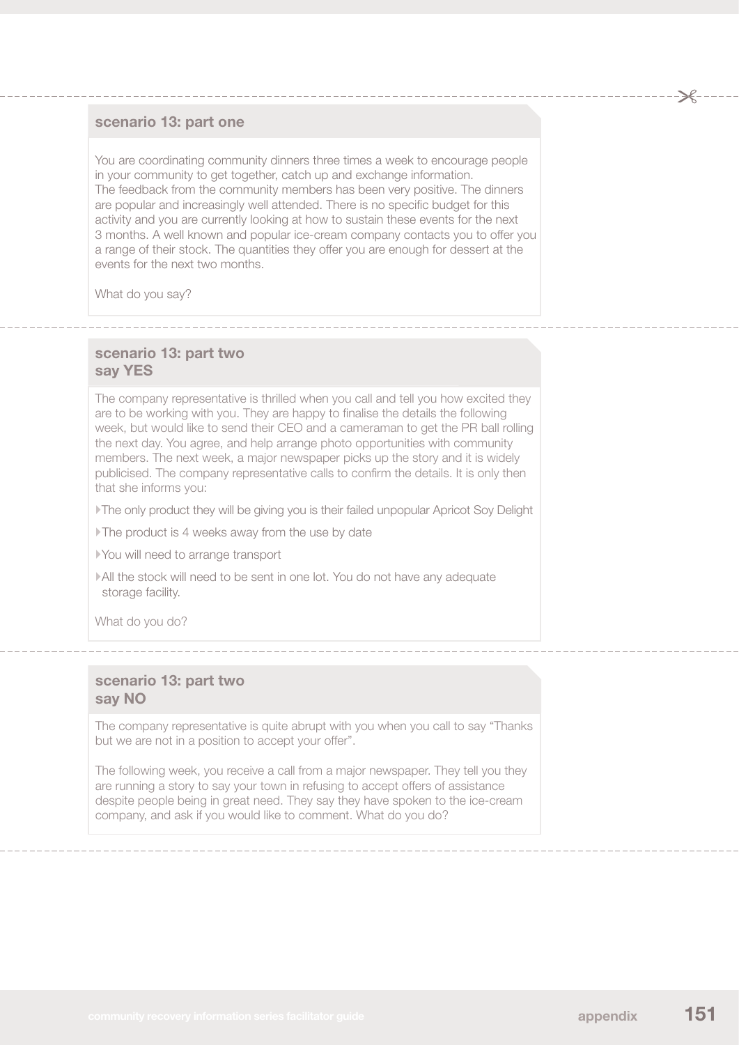## scenario 13: part one

You are coordinating community dinners three times a week to encourage people in your community to get together, catch up and exchange information. The feedback from the community members has been very positive. The dinners are popular and increasingly well attended. There is no specific budget for this activity and you are currently looking at how to sustain these events for the next 3 months. A well known and popular ice-cream company contacts you to offer you a range of their stock. The quantities they offer you are enough for dessert at the events for the next two months.

What do you say?

## scenario 13: part two say YES

The company representative is thrilled when you call and tell you how excited they are to be working with you. They are happy to finalise the details the following week, but would like to send their CEO and a cameraman to get the PR ball rolling the next day. You agree, and help arrange photo opportunities with community members. The next week, a major newspaper picks up the story and it is widely publicised. The company representative calls to confirm the details. It is only then that she informs you:

- The only product they will be giving you is their failed unpopular Apricot Soy Delight
- The product is 4 weeks away from the use by date
- You will need to arrange transport
- All the stock will need to be sent in one lot. You do not have any adequate storage facility.

What do you do?

## scenario 13: part two say NO

The company representative is quite abrupt with you when you call to say "Thanks but we are not in a position to accept your offer".

The following week, you receive a call from a major newspaper. They tell you they are running a story to say your town in refusing to accept offers of assistance despite people being in great need. They say they have spoken to the ice-cream company, and ask if you would like to comment. What do you do?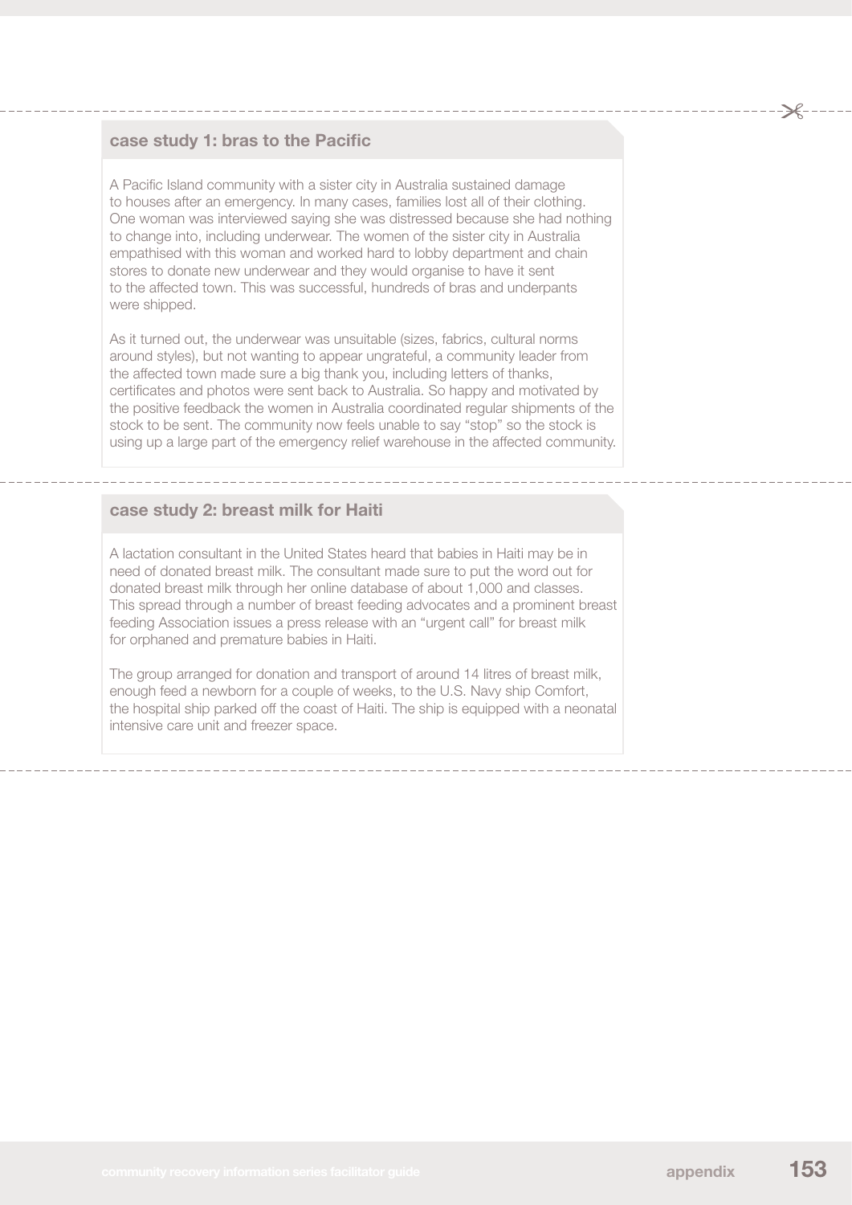## case study 1: bras to the Pacific

A Pacific Island community with a sister city in Australia sustained damage to houses after an emergency. In many cases, families lost all of their clothing. One woman was interviewed saying she was distressed because she had nothing to change into, including underwear. The women of the sister city in Australia empathised with this woman and worked hard to lobby department and chain stores to donate new underwear and they would organise to have it sent to the affected town. This was successful, hundreds of bras and underpants were shipped.

As it turned out, the underwear was unsuitable (sizes, fabrics, cultural norms around styles), but not wanting to appear ungrateful, a community leader from the affected town made sure a big thank you, including letters of thanks, certificates and photos were sent back to Australia. So happy and motivated by the positive feedback the women in Australia coordinated regular shipments of the stock to be sent. The community now feels unable to say "stop" so the stock is using up a large part of the emergency relief warehouse in the affected community.

## case study 2: breast milk for Haiti

A lactation consultant in the United States heard that babies in Haiti may be in need of donated breast milk. The consultant made sure to put the word out for donated breast milk through her online database of about 1,000 and classes. This spread through a number of breast feeding advocates and a prominent breast feeding Association issues a press release with an "urgent call" for breast milk for orphaned and premature babies in Haiti.

The group arranged for donation and transport of around 14 litres of breast milk, enough feed a newborn for a couple of weeks, to the U.S. Navy ship Comfort, the hospital ship parked off the coast of Haiti. The ship is equipped with a neonatal intensive care unit and freezer space.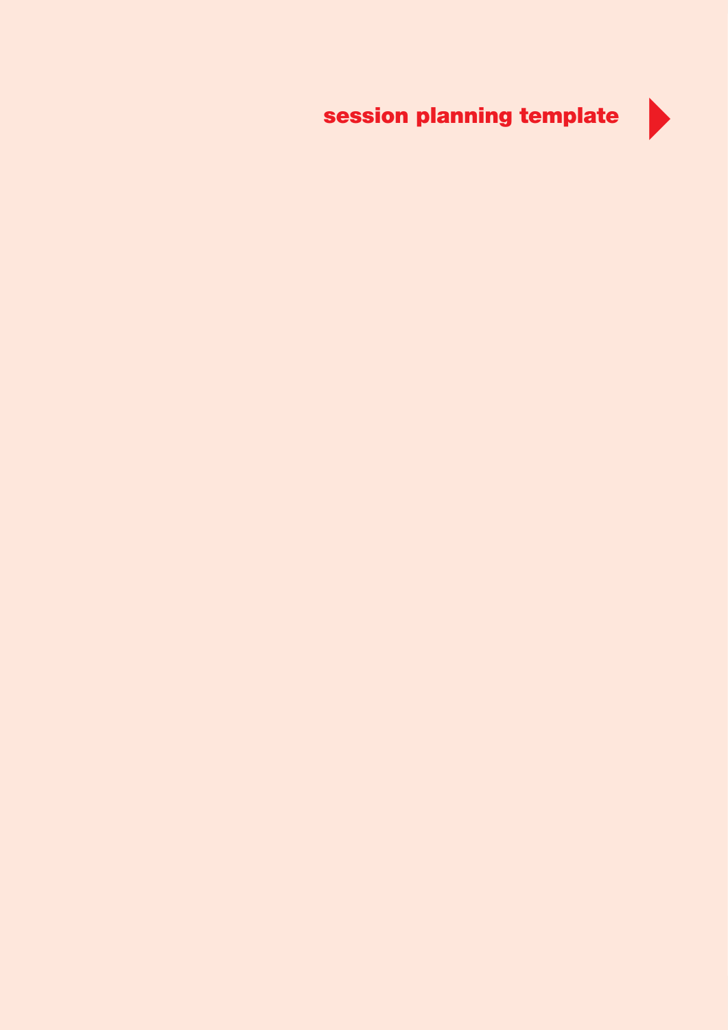# session planning template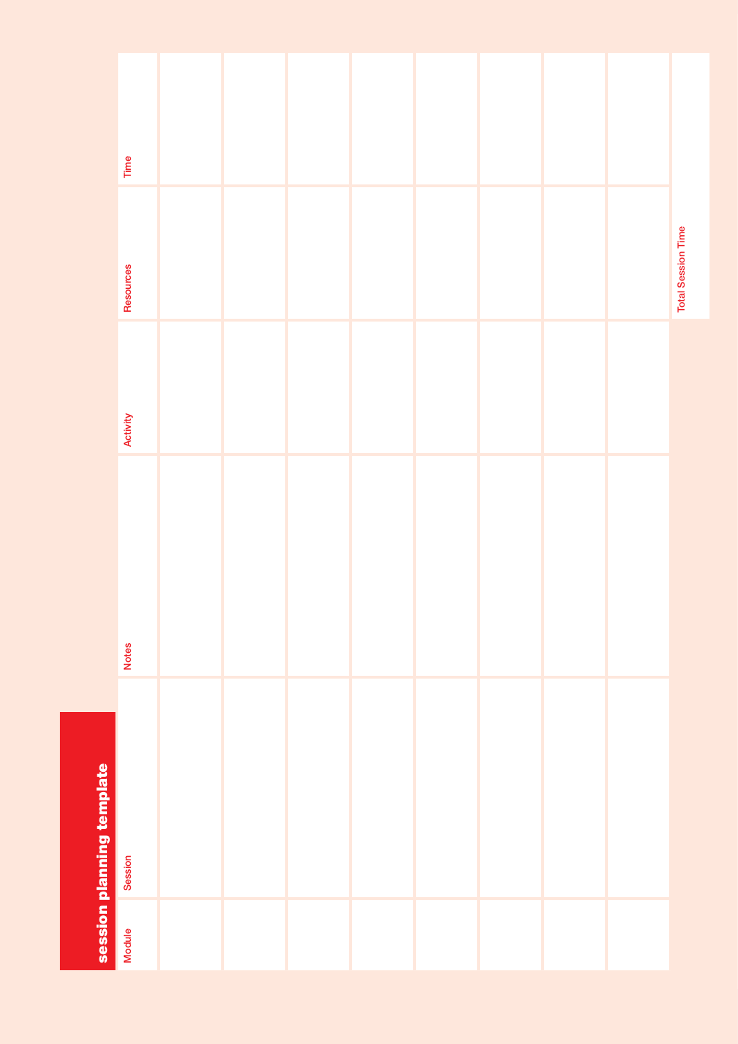## session planning template

| Module | Session | Notes | Activity | Resources | Time |
| --- | --- | --- | --- | --- | --- |
| | | | | | |
| | | | | | |
| | | | | | |
| | | | | | |
| | | | | | |
| | | | | | |
| | | | | | |
| | | | | | |
| | | | | Total Session Time | |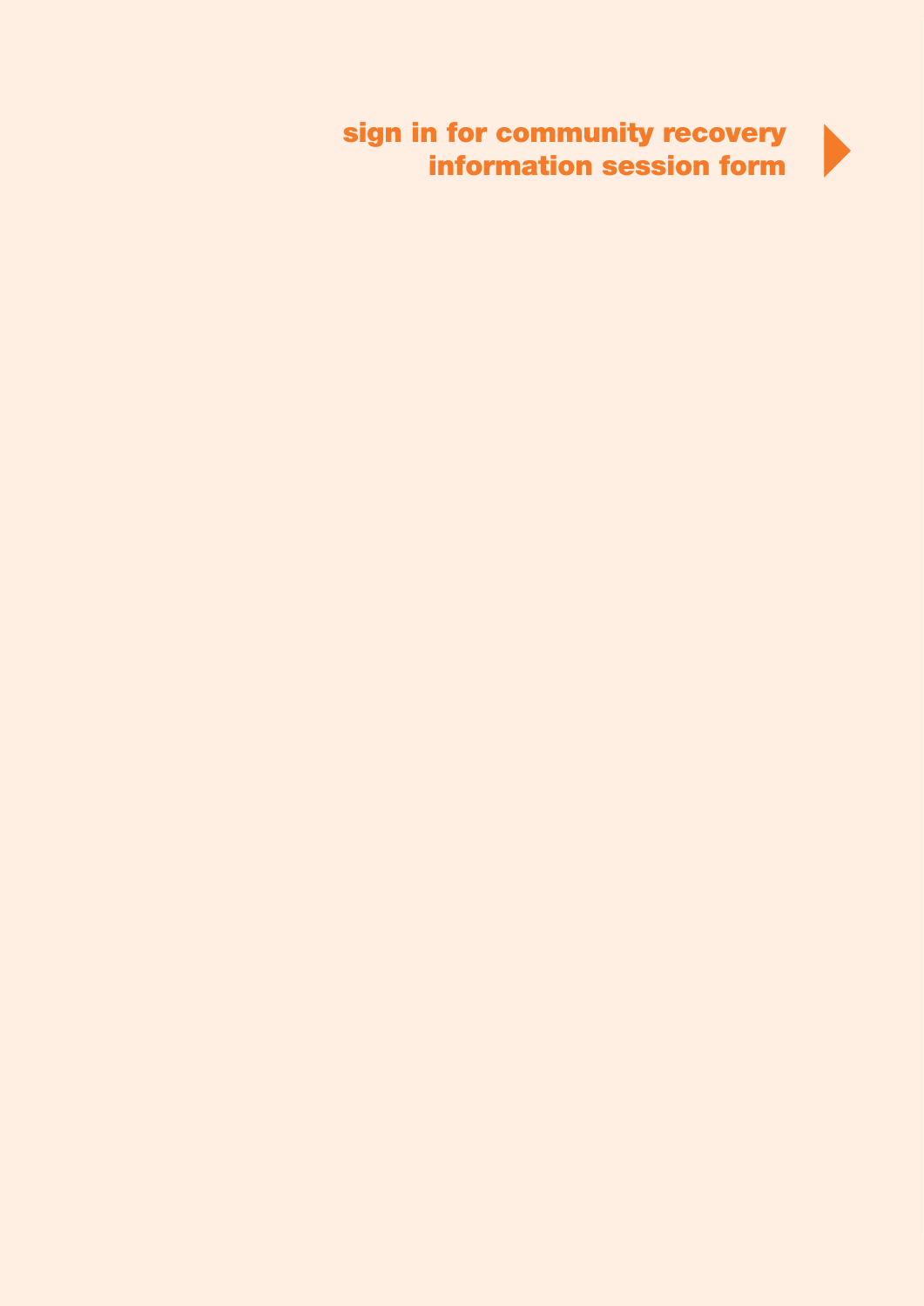# sign in for community recovery information session form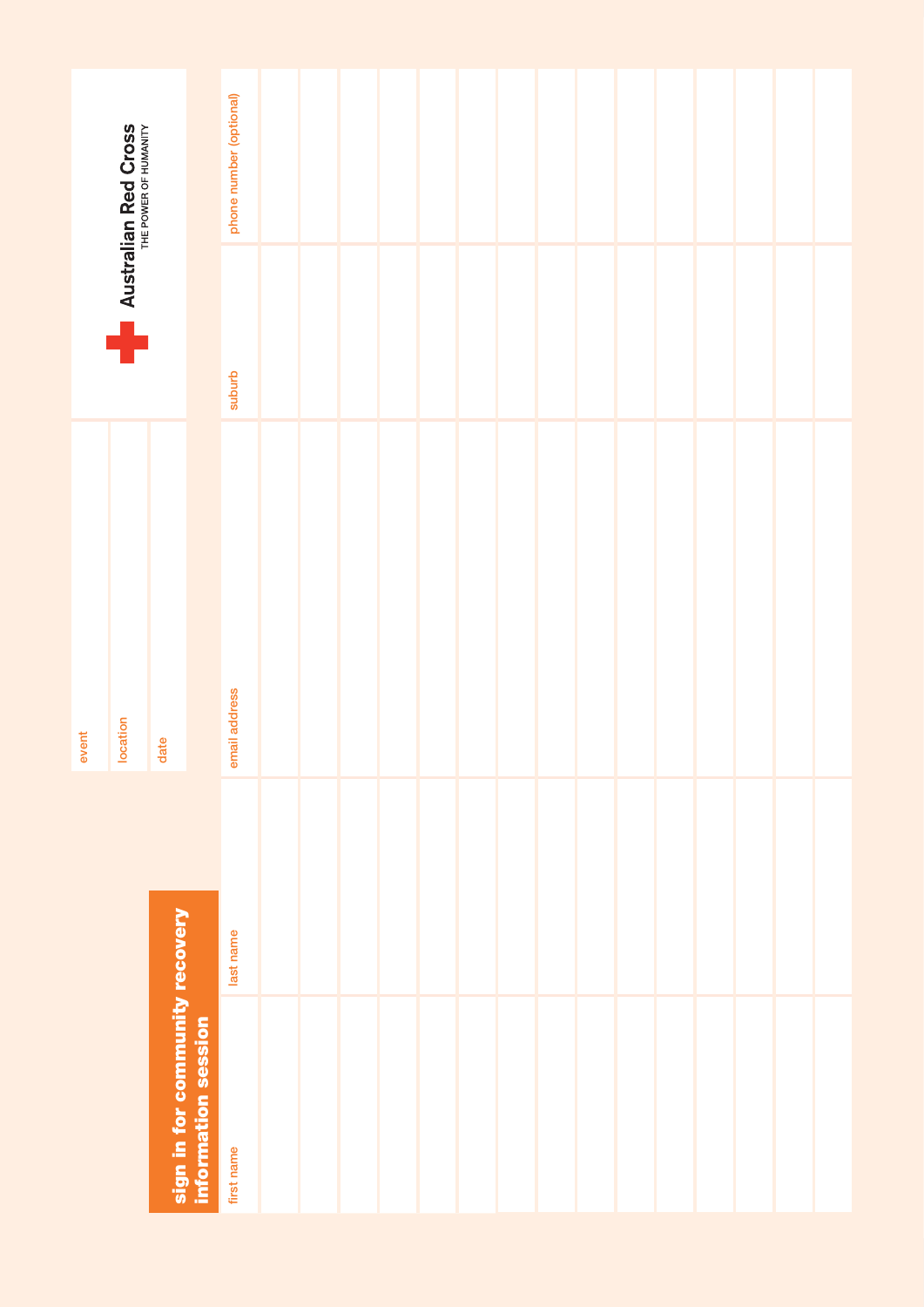# sign in for community recovery information session

Australian Red Cross
THE POWER OF HUMANITY

event

location

date

| first name | last name | email address | suburb | phone number (optional) |
| --- | --- | --- | --- | --- |
| | | | | |
| | | | | |
| | | | | |
| | | | | |
| | | | | |
| | | | | |
| | | | | |
| | | | | |
| | | | | |
| | | | | |
| | | | | |
| | | | | |
| | | | | |
| | | | | |
| | | | | |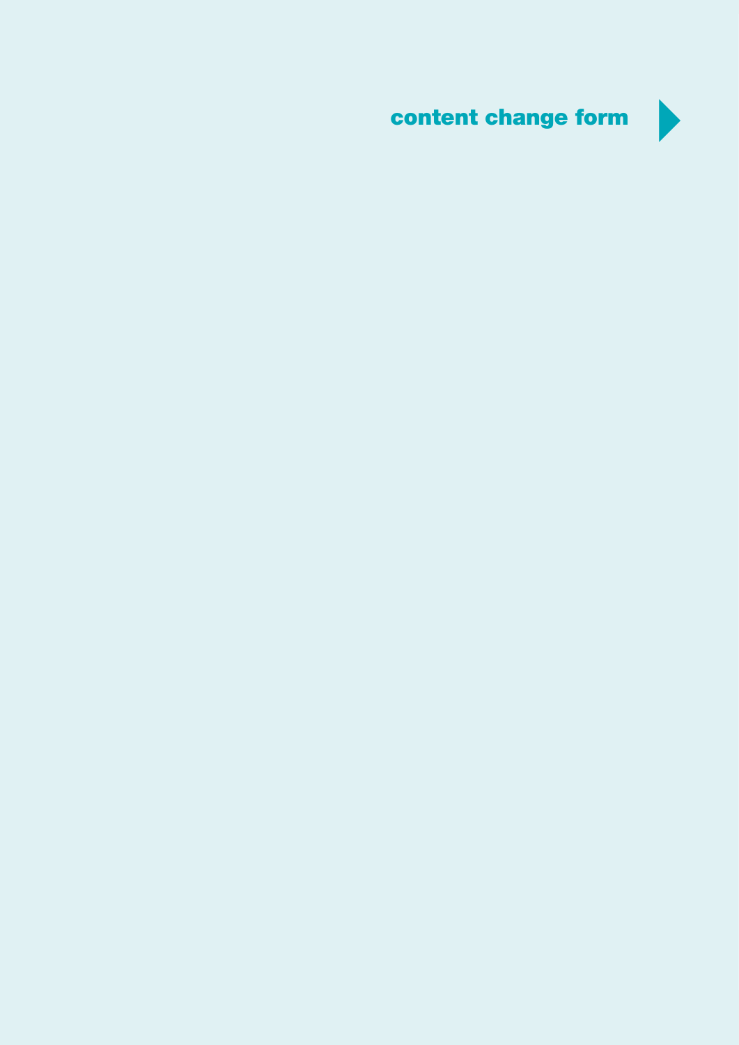# content change form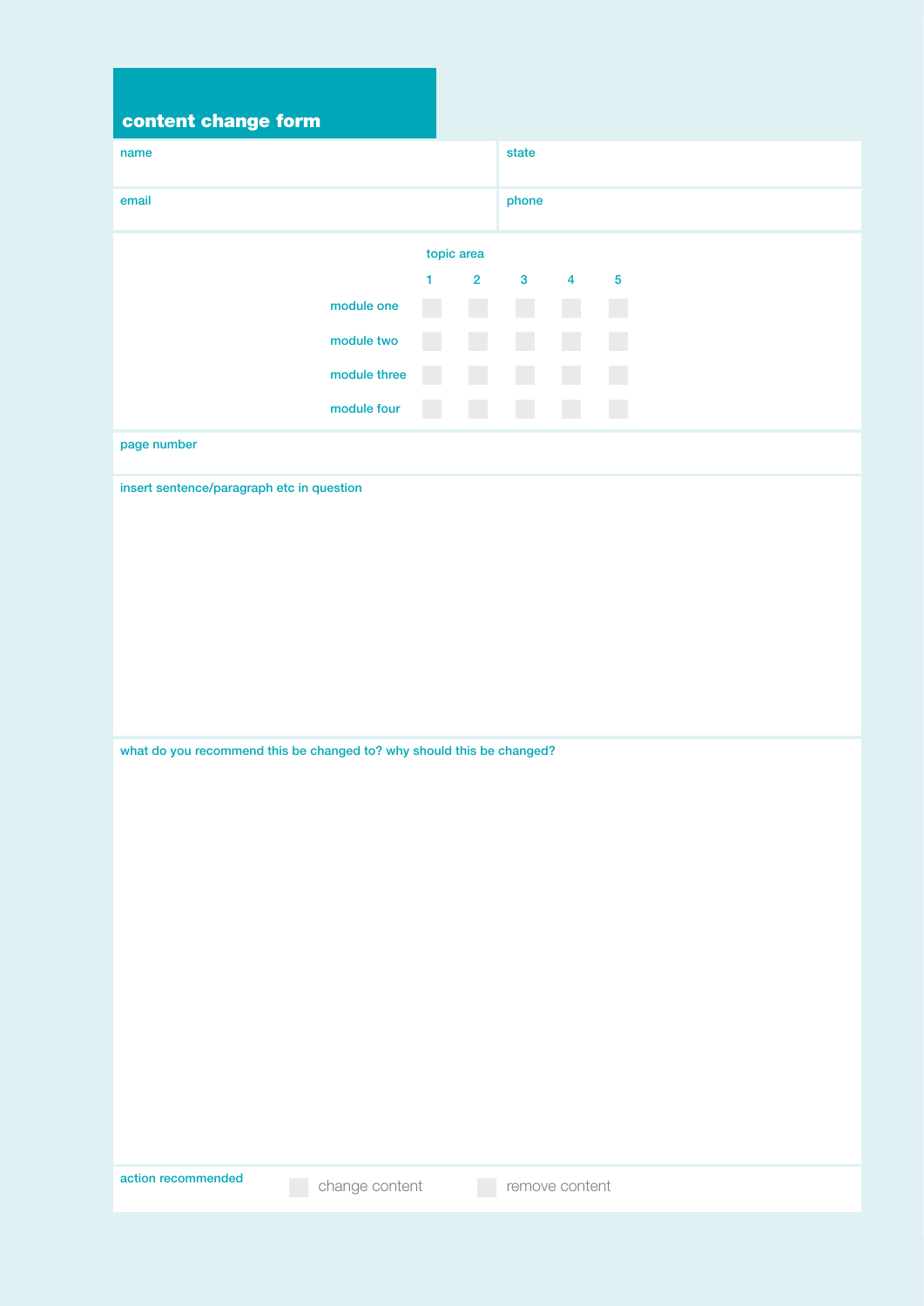# content change form

name

state

email

phone

| | topic area | | | | |
|---|---|---|---|---|---|
| | 1 | 2 | 3 | 4 | 5 |
| module one | ☐ | ☐ | ☐ | ☐ | ☐ |
| module two | ☐ | ☐ | ☐ | ☐ | ☐ |
| module three | ☐ | ☐ | ☐ | ☐ | ☐ |
| module four | ☐ | ☐ | ☐ | ☐ | ☐ |

page number

insert sentence/paragraph etc in question

what do you recommend this be changed to? why should this be changed?

action recommended ☐ change content ☐ remove content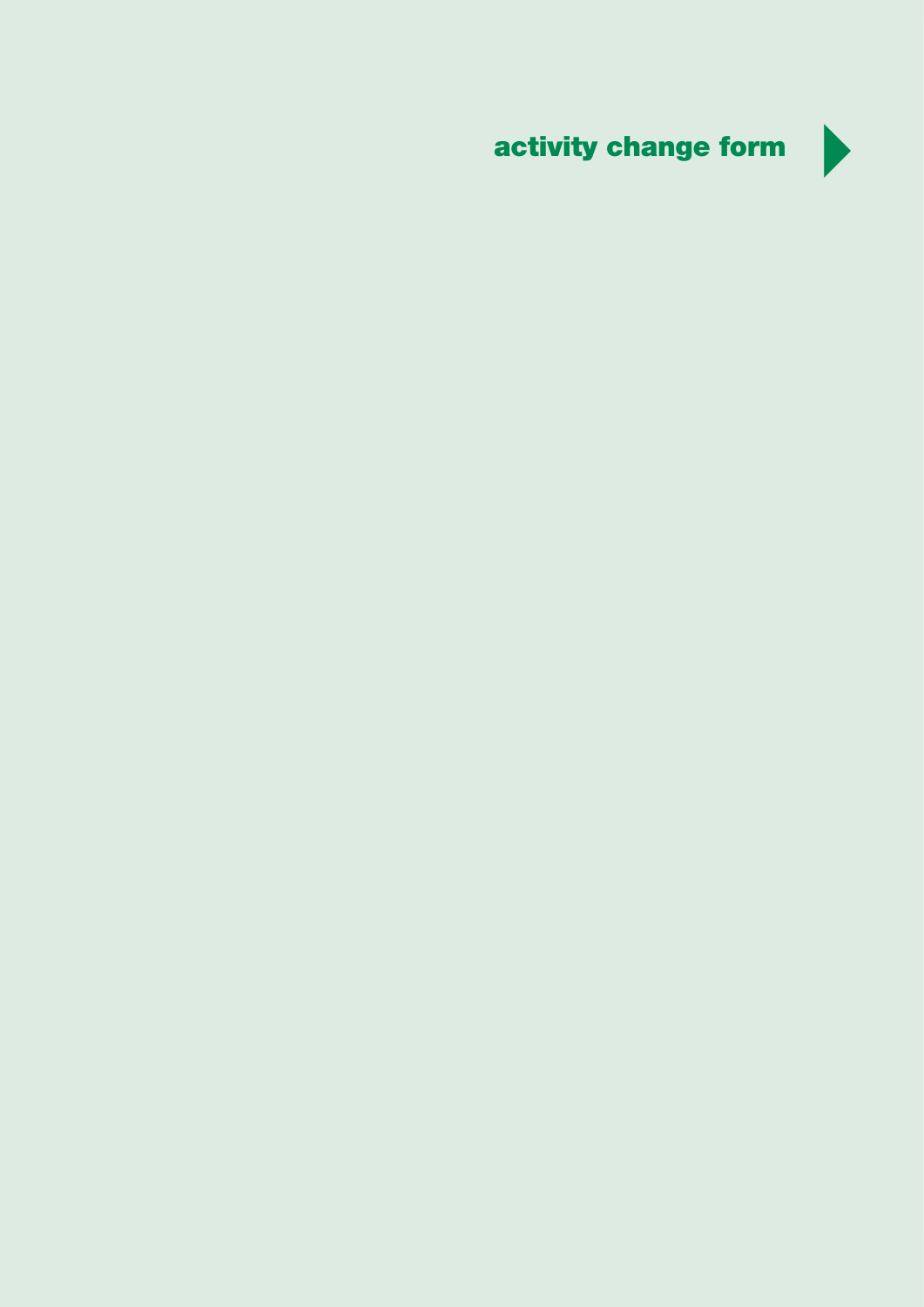# activity change form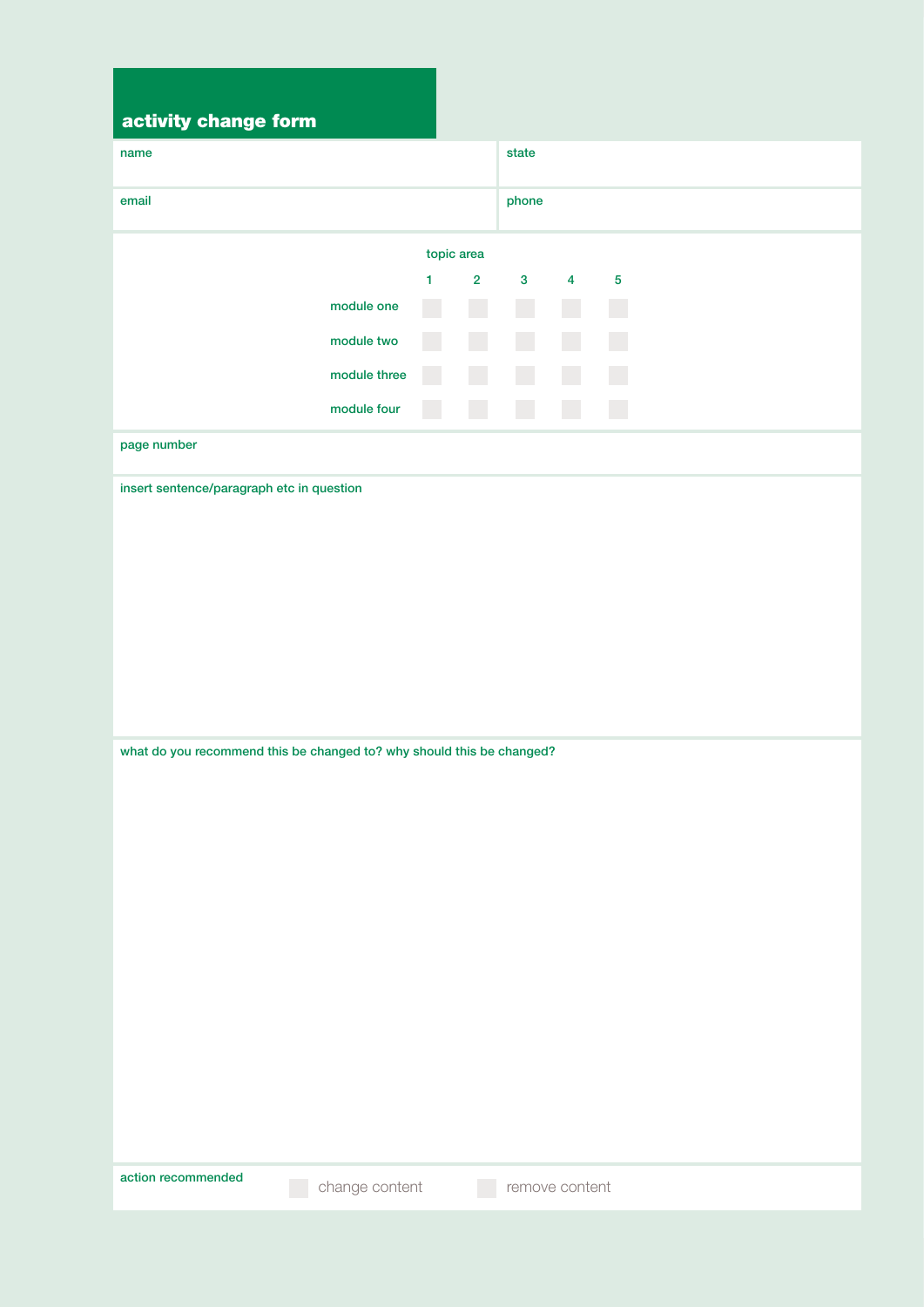# activity change form

| name | state |
| --- | --- |
| email | phone |

topic area

| | 1 | 2 | 3 | 4 | 5 |
| --- | --- | --- | --- | --- | --- |
| module one | ☐ | ☐ | ☐ | ☐ | ☐ |
| module two | ☐ | ☐ | ☐ | ☐ | ☐ |
| module three | ☐ | ☐ | ☐ | ☐ | ☐ |
| module four | ☐ | ☐ | ☐ | ☐ | ☐ |

page number

insert sentence/paragraph etc in question

what do you recommend this be changed to? why should this be changed?

action recommended ☐ change content ☐ remove content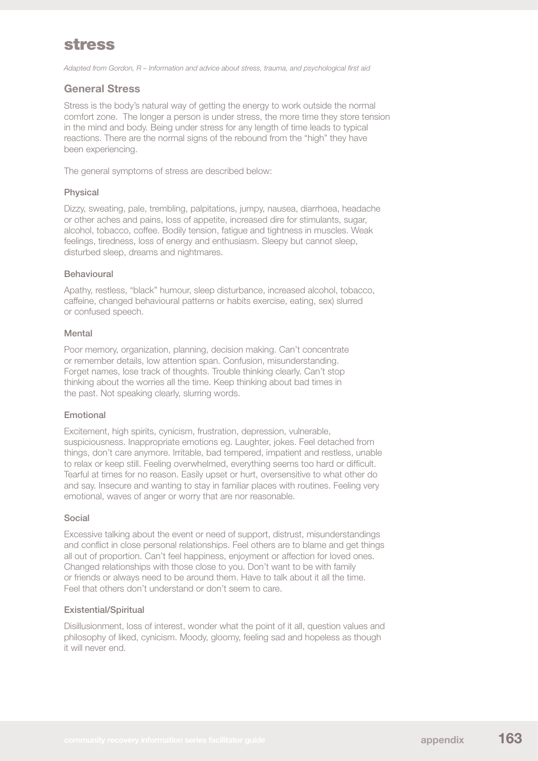# stress

*Adapted from Gordon, R – Information and advice about stress, trauma, and psychological first aid*

## General Stress

Stress is the body's natural way of getting the energy to work outside the normal comfort zone. The longer a person is under stress, the more time they store tension in the mind and body. Being under stress for any length of time leads to typical reactions. There are the normal signs of the rebound from the "high" they have been experiencing.

The general symptoms of stress are described below:

### Physical

Dizzy, sweating, pale, trembling, palpitations, jumpy, nausea, diarrhoea, headache or other aches and pains, loss of appetite, increased dire for stimulants, sugar, alcohol, tobacco, coffee. Bodily tension, fatigue and tightness in muscles. Weak feelings, tiredness, loss of energy and enthusiasm. Sleepy but cannot sleep, disturbed sleep, dreams and nightmares.

### Behavioural

Apathy, restless, "black" humour, sleep disturbance, increased alcohol, tobacco, caffeine, changed behavioural patterns or habits exercise, eating, sex) slurred or confused speech.

### Mental

Poor memory, organization, planning, decision making. Can't concentrate or remember details, low attention span. Confusion, misunderstanding. Forget names, lose track of thoughts. Trouble thinking clearly. Can't stop thinking about the worries all the time. Keep thinking about bad times in the past. Not speaking clearly, slurring words.

### Emotional

Excitement, high spirits, cynicism, frustration, depression, vulnerable, suspiciousness. Inappropriate emotions eg. Laughter, jokes. Feel detached from things, don't care anymore. Irritable, bad tempered, impatient and restless, unable to relax or keep still. Feeling overwhelmed, everything seems too hard or difficult. Tearful at times for no reason. Easily upset or hurt, oversensitive to what other do and say. Insecure and wanting to stay in familiar places with routines. Feeling very emotional, waves of anger or worry that are nor reasonable.

### Social

Excessive talking about the event or need of support, distrust, misunderstandings and conflict in close personal relationships. Feel others are to blame and get things all out of proportion. Can't feel happiness, enjoyment or affection for loved ones. Changed relationships with those close to you. Don't want to be with family or friends or always need to be around them. Have to talk about it all the time. Feel that others don't understand or don't seem to care.

### Existential/Spiritual

Disillusionment, loss of interest, wonder what the point of it all, question values and philosophy of liked, cynicism. Moody, gloomy, feeling sad and hopeless as though it will never end.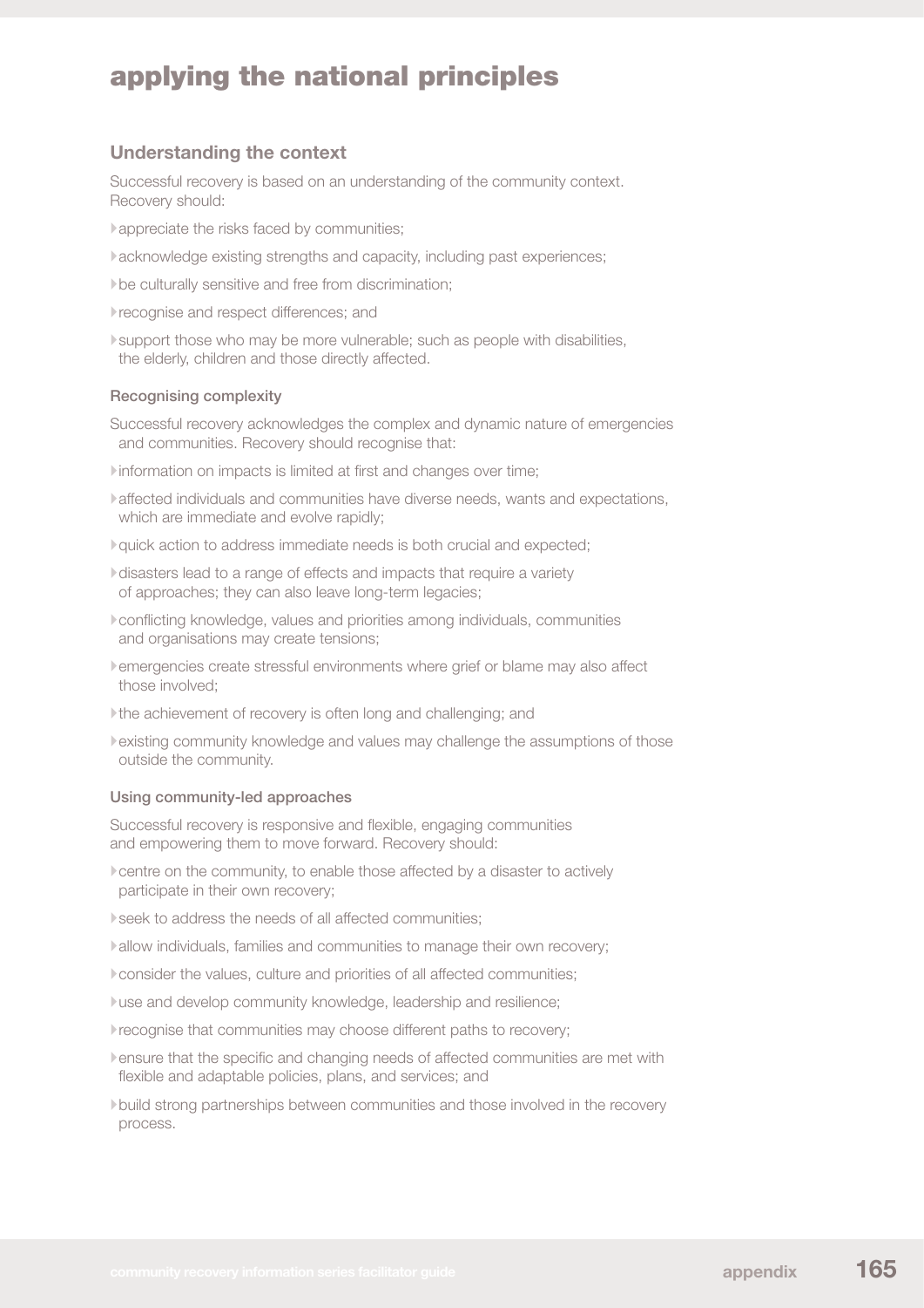# applying the national principles

## Understanding the context

Successful recovery is based on an understanding of the community context. Recovery should:

- appreciate the risks faced by communities;
- acknowledge existing strengths and capacity, including past experiences;
- be culturally sensitive and free from discrimination;
- recognise and respect differences; and
- support those who may be more vulnerable; such as people with disabilities, the elderly, children and those directly affected.

### Recognising complexity

Successful recovery acknowledges the complex and dynamic nature of emergencies and communities. Recovery should recognise that:

- information on impacts is limited at first and changes over time;
- affected individuals and communities have diverse needs, wants and expectations, which are immediate and evolve rapidly;
- quick action to address immediate needs is both crucial and expected;
- disasters lead to a range of effects and impacts that require a variety of approaches; they can also leave long-term legacies;
- conflicting knowledge, values and priorities among individuals, communities and organisations may create tensions;
- emergencies create stressful environments where grief or blame may also affect those involved;
- the achievement of recovery is often long and challenging; and
- existing community knowledge and values may challenge the assumptions of those outside the community.

### Using community-led approaches

Successful recovery is responsive and flexible, engaging communities and empowering them to move forward. Recovery should:

- centre on the community, to enable those affected by a disaster to actively participate in their own recovery;
- seek to address the needs of all affected communities;
- allow individuals, families and communities to manage their own recovery;
- consider the values, culture and priorities of all affected communities;
- use and develop community knowledge, leadership and resilience;
- recognise that communities may choose different paths to recovery;
- ensure that the specific and changing needs of affected communities are met with flexible and adaptable policies, plans, and services; and
- build strong partnerships between communities and those involved in the recovery process.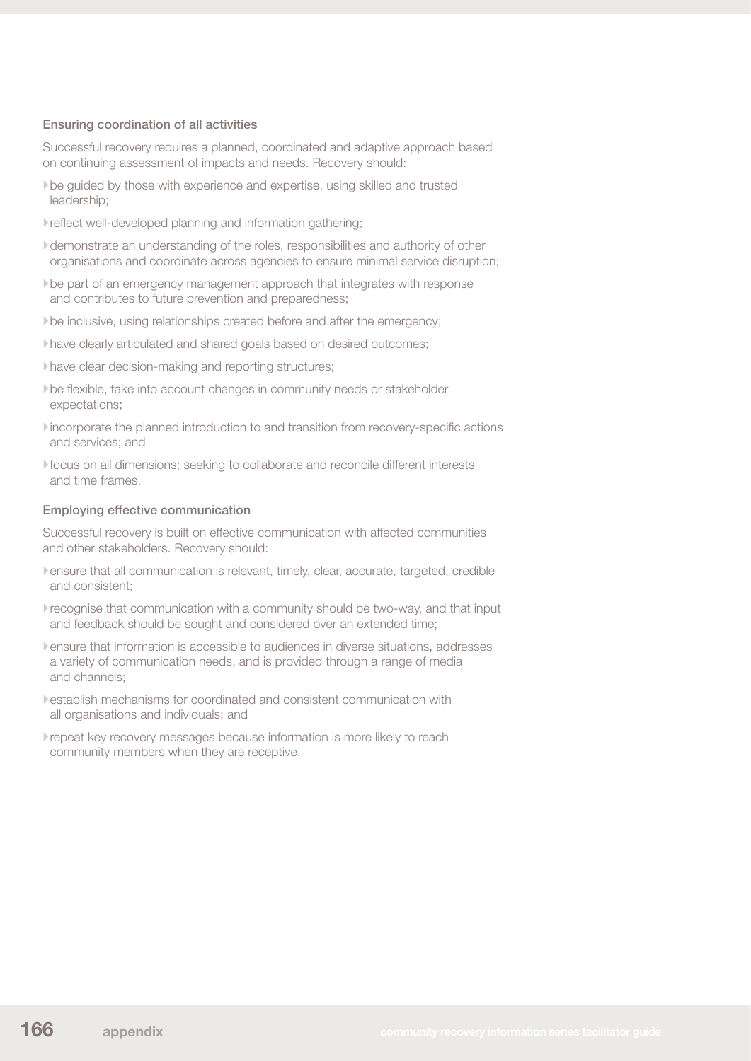### Ensuring coordination of all activities

Successful recovery requires a planned, coordinated and adaptive approach based on continuing assessment of impacts and needs. Recovery should:

- be guided by those with experience and expertise, using skilled and trusted leadership;
- reflect well-developed planning and information gathering;
- demonstrate an understanding of the roles, responsibilities and authority of other organisations and coordinate across agencies to ensure minimal service disruption;
- be part of an emergency management approach that integrates with response and contributes to future prevention and preparedness;
- be inclusive, using relationships created before and after the emergency;
- have clearly articulated and shared goals based on desired outcomes;
- have clear decision-making and reporting structures;
- be flexible, take into account changes in community needs or stakeholder expectations;
- incorporate the planned introduction to and transition from recovery-specific actions and services; and
- focus on all dimensions; seeking to collaborate and reconcile different interests and time frames.

### Employing effective communication

Successful recovery is built on effective communication with affected communities and other stakeholders. Recovery should:

- ensure that all communication is relevant, timely, clear, accurate, targeted, credible and consistent;
- recognise that communication with a community should be two-way, and that input and feedback should be sought and considered over an extended time;
- ensure that information is accessible to audiences in diverse situations, addresses a variety of communication needs, and is provided through a range of media and channels;
- establish mechanisms for coordinated and consistent communication with all organisations and individuals; and
- repeat key recovery messages because information is more likely to reach community members when they are receptive.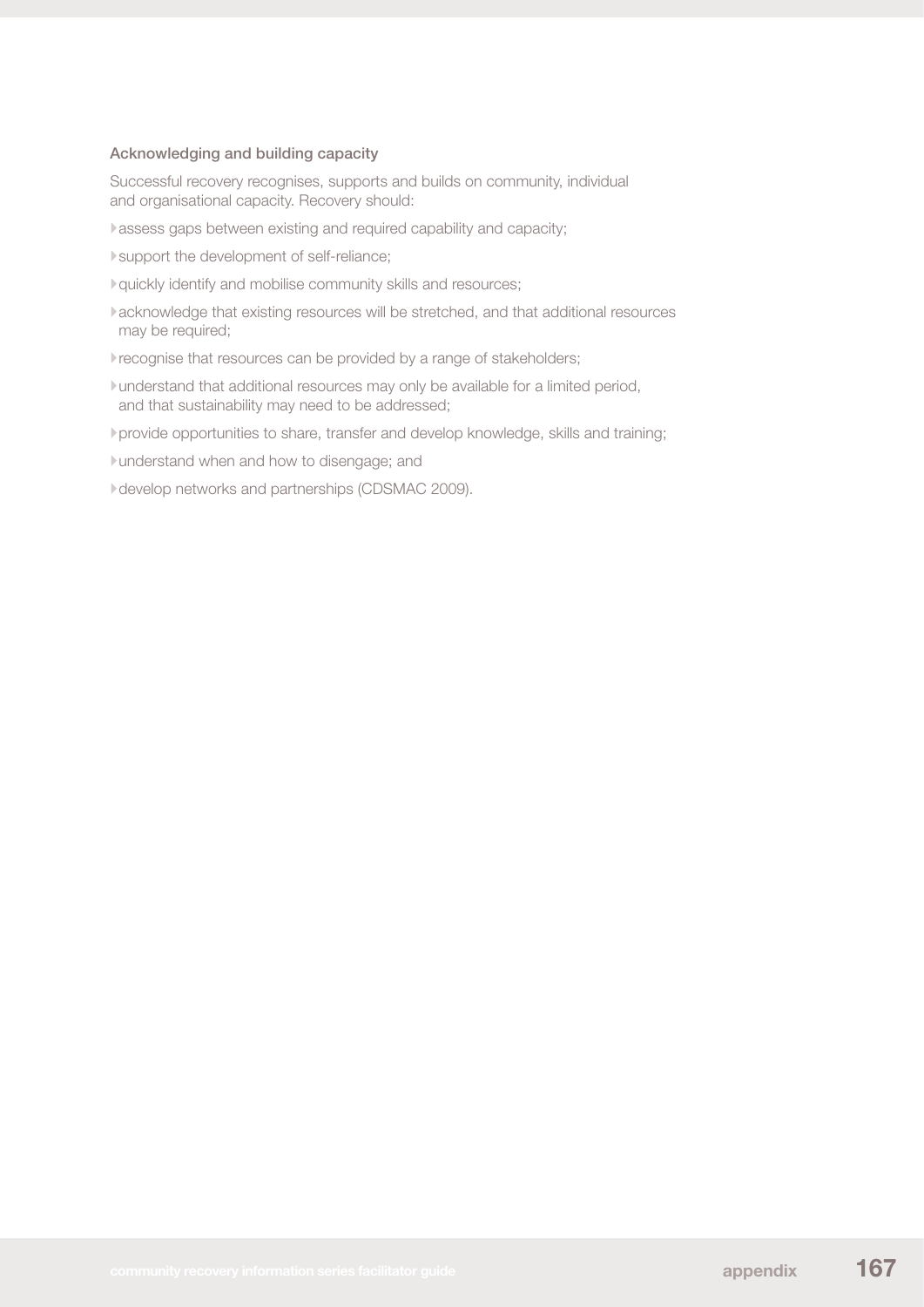### Acknowledging and building capacity

Successful recovery recognises, supports and builds on community, individual and organisational capacity. Recovery should:

- assess gaps between existing and required capability and capacity;
- support the development of self-reliance;
- quickly identify and mobilise community skills and resources;
- acknowledge that existing resources will be stretched, and that additional resources may be required;
- recognise that resources can be provided by a range of stakeholders;
- understand that additional resources may only be available for a limited period, and that sustainability may need to be addressed;
- provide opportunities to share, transfer and develop knowledge, skills and training;
- understand when and how to disengage; and
- develop networks and partnerships (CDSMAC 2009).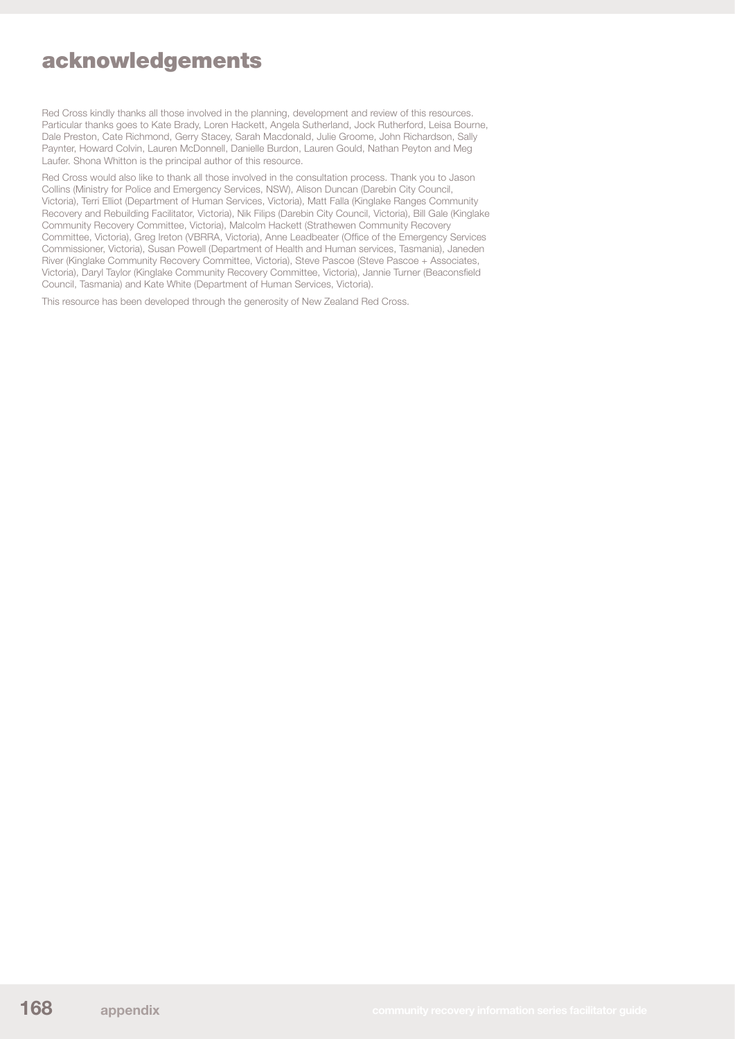# acknowledgements

Red Cross kindly thanks all those involved in the planning, development and review of this resources. Particular thanks goes to Kate Brady, Loren Hackett, Angela Sutherland, Jock Rutherford, Leisa Bourne, Dale Preston, Cate Richmond, Gerry Stacey, Sarah Macdonald, Julie Groome, John Richardson, Sally Paynter, Howard Colvin, Lauren McDonnell, Danielle Burdon, Lauren Gould, Nathan Peyton and Meg Laufer. Shona Whitton is the principal author of this resource.

Red Cross would also like to thank all those involved in the consultation process. Thank you to Jason Collins (Ministry for Police and Emergency Services, NSW), Alison Duncan (Darebin City Council, Victoria), Terri Elliot (Department of Human Services, Victoria), Matt Falla (Kinglake Ranges Community Recovery and Rebuilding Facilitator, Victoria), Nik Filips (Darebin City Council, Victoria), Bill Gale (Kinglake Community Recovery Committee, Victoria), Malcolm Hackett (Strathewen Community Recovery Committee, Victoria), Greg Ireton (VBRRA, Victoria), Anne Leadbeater (Office of the Emergency Services Commissioner, Victoria), Susan Powell (Department of Health and Human services, Tasmania), Janeden River (Kinglake Community Recovery Committee, Victoria), Steve Pascoe (Steve Pascoe + Associates, Victoria), Daryl Taylor (Kinglake Community Recovery Committee, Victoria), Jannie Turner (Beaconsfield Council, Tasmania) and Kate White (Department of Human Services, Victoria).

This resource has been developed through the generosity of New Zealand Red Cross.